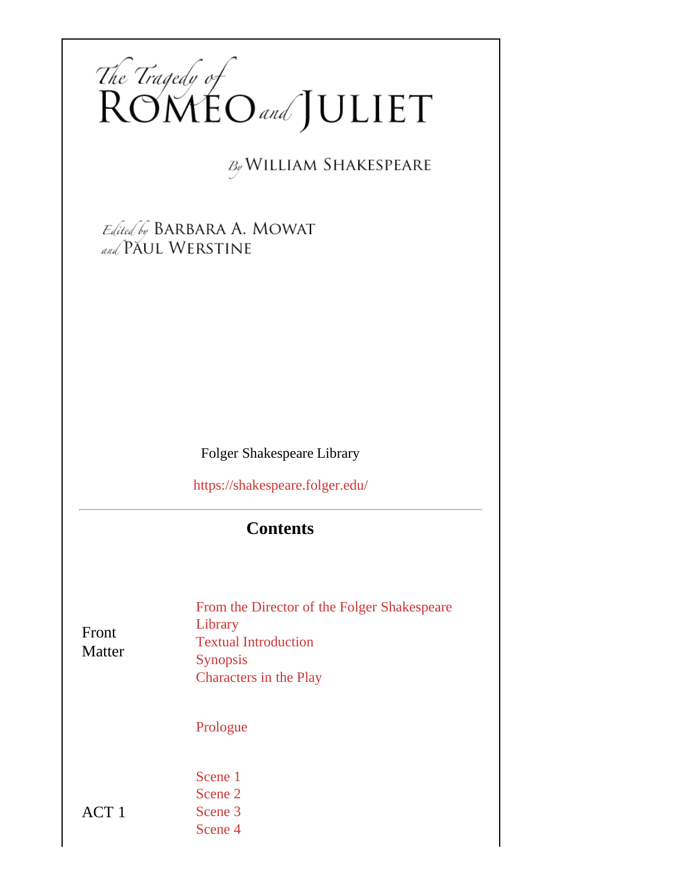# The Tragedy of ROMEO and JULIET

By WILLIAM SHAKESPEARE

Edited by BARBARA A. MOWAT and PAUL WERSTINE

Folger Shakespeare Library

https://shakespeare.folger.edu/

---

## Contents

| | |
|---|---|
| Front Matter | From the Director of the Folger Shakespeare Library<br>Textual Introduction<br>Synopsis<br>Characters in the Play |
| | Prologue |
| ACT 1 | Scene 1<br>Scene 2<br>Scene 3<br>Scene 4 |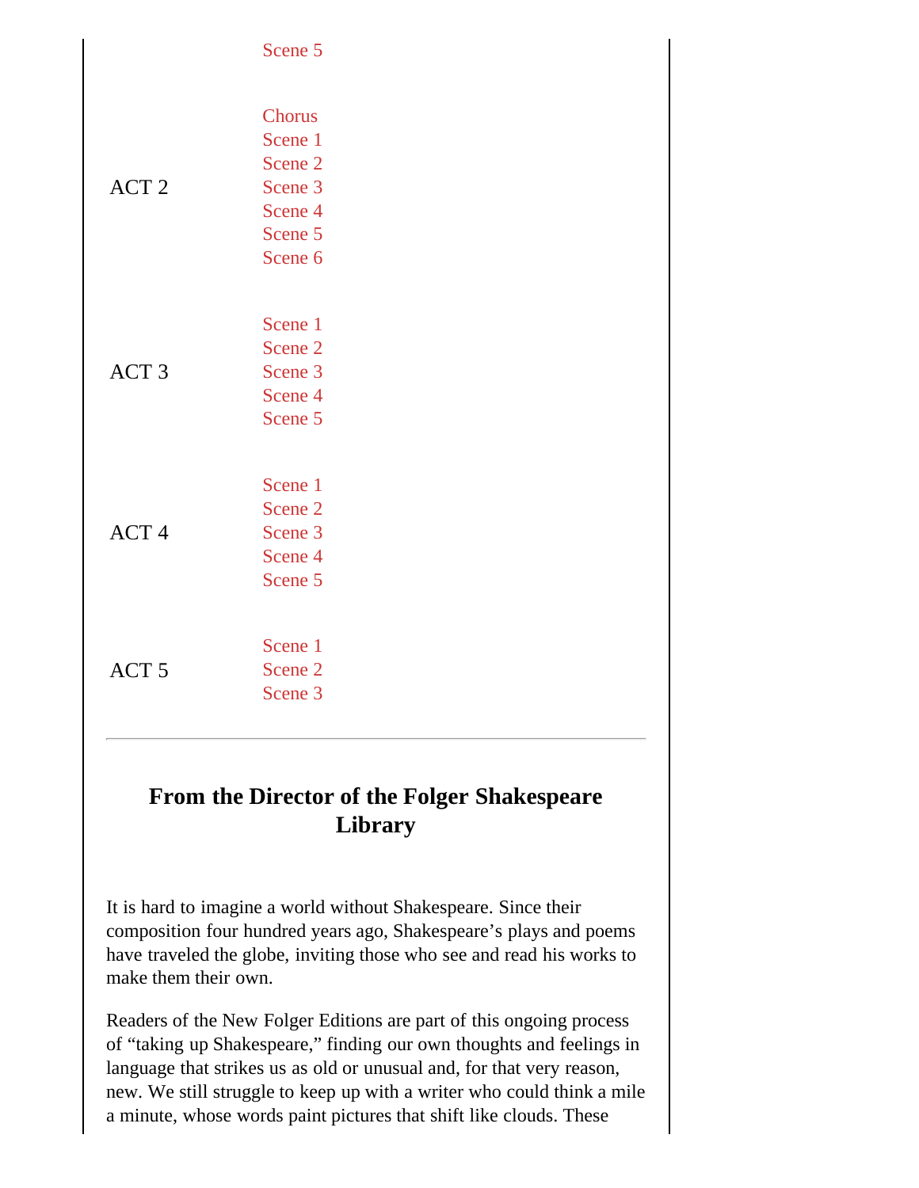| | |
|---|---|
| | Scene 5 |
| ACT 2 | Chorus<br>Scene 1<br>Scene 2<br>Scene 3<br>Scene 4<br>Scene 5<br>Scene 6 |
| ACT 3 | Scene 1<br>Scene 2<br>Scene 3<br>Scene 4<br>Scene 5 |
| ACT 4 | Scene 1<br>Scene 2<br>Scene 3<br>Scene 4<br>Scene 5 |
| ACT 5 | Scene 1<br>Scene 2<br>Scene 3 |

---

## From the Director of the Folger Shakespeare Library

It is hard to imagine a world without Shakespeare. Since their composition four hundred years ago, Shakespeare's plays and poems have traveled the globe, inviting those who see and read his works to make them their own.

Readers of the New Folger Editions are part of this ongoing process of "taking up Shakespeare," finding our own thoughts and feelings in language that strikes us as old or unusual and, for that very reason, new. We still struggle to keep up with a writer who could think a mile a minute, whose words paint pictures that shift like clouds. These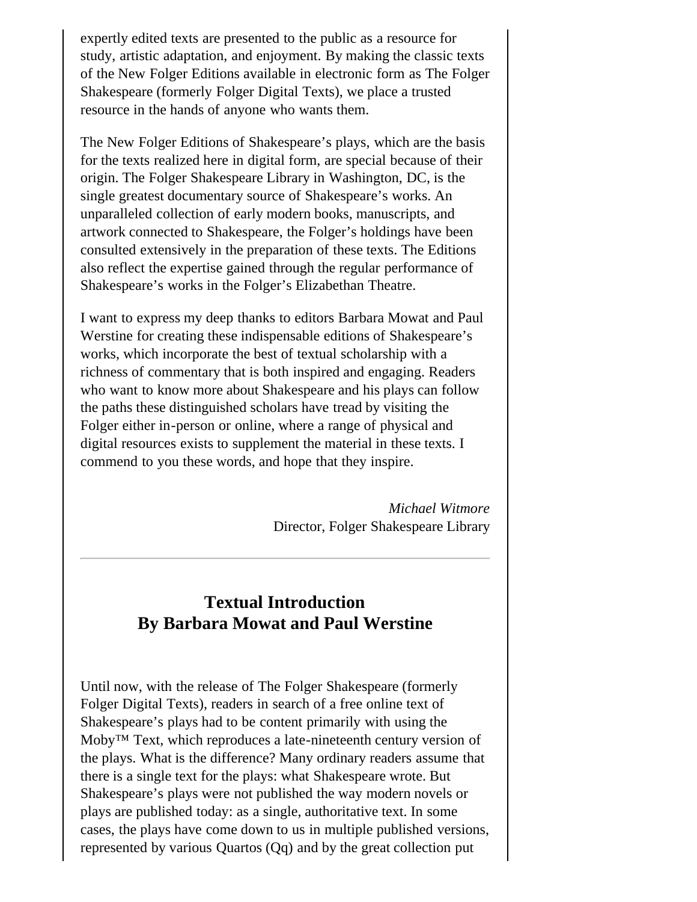expertly edited texts are presented to the public as a resource for study, artistic adaptation, and enjoyment. By making the classic texts of the New Folger Editions available in electronic form as The Folger Shakespeare (formerly Folger Digital Texts), we place a trusted resource in the hands of anyone who wants them.

The New Folger Editions of Shakespeare's plays, which are the basis for the texts realized here in digital form, are special because of their origin. The Folger Shakespeare Library in Washington, DC, is the single greatest documentary source of Shakespeare's works. An unparalleled collection of early modern books, manuscripts, and artwork connected to Shakespeare, the Folger's holdings have been consulted extensively in the preparation of these texts. The Editions also reflect the expertise gained through the regular performance of Shakespeare's works in the Folger's Elizabethan Theatre.

I want to express my deep thanks to editors Barbara Mowat and Paul Werstine for creating these indispensable editions of Shakespeare's works, which incorporate the best of textual scholarship with a richness of commentary that is both inspired and engaging. Readers who want to know more about Shakespeare and his plays can follow the paths these distinguished scholars have tread by visiting the Folger either in-person or online, where a range of physical and digital resources exists to supplement the material in these texts. I commend to you these words, and hope that they inspire.

*Michael Witmore*
Director, Folger Shakespeare Library

---

## Textual Introduction
## By Barbara Mowat and Paul Werstine

Until now, with the release of The Folger Shakespeare (formerly Folger Digital Texts), readers in search of a free online text of Shakespeare's plays had to be content primarily with using the Moby™ Text, which reproduces a late-nineteenth century version of the plays. What is the difference? Many ordinary readers assume that there is a single text for the plays: what Shakespeare wrote. But Shakespeare's plays were not published the way modern novels or plays are published today: as a single, authoritative text. In some cases, the plays have come down to us in multiple published versions, represented by various Quartos (Qq) and by the great collection put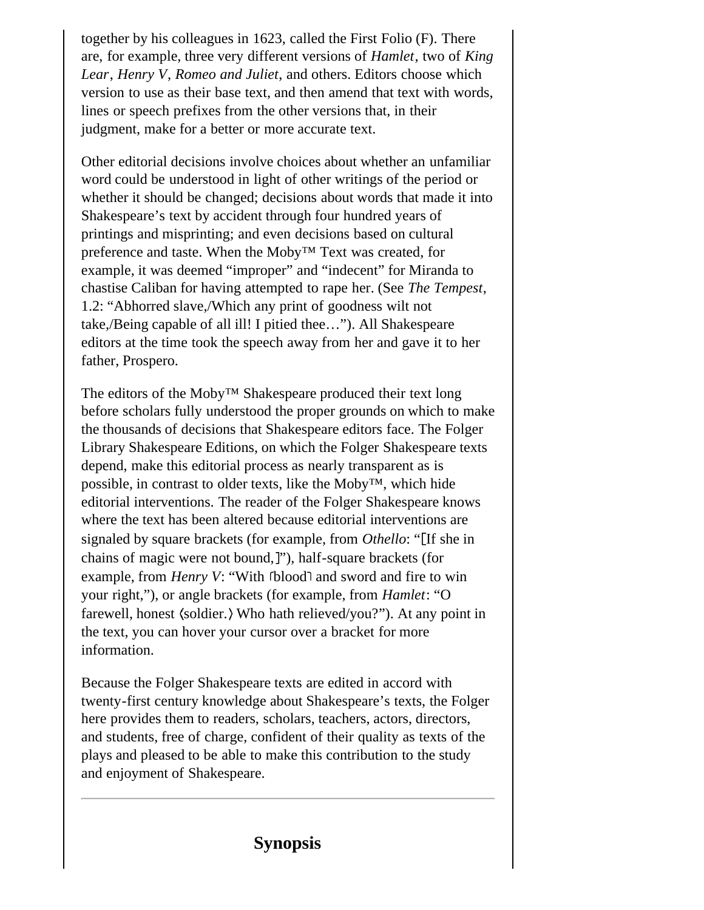together by his colleagues in 1623, called the First Folio (F). There are, for example, three very different versions of *Hamlet*, two of *King Lear*, *Henry V*, *Romeo and Juliet*, and others. Editors choose which version to use as their base text, and then amend that text with words, lines or speech prefixes from the other versions that, in their judgment, make for a better or more accurate text.

Other editorial decisions involve choices about whether an unfamiliar word could be understood in light of other writings of the period or whether it should be changed; decisions about words that made it into Shakespeare's text by accident through four hundred years of printings and misprinting; and even decisions based on cultural preference and taste. When the Moby™ Text was created, for example, it was deemed "improper" and "indecent" for Miranda to chastise Caliban for having attempted to rape her. (See *The Tempest*, 1.2: "Abhorred slave,/Which any print of goodness wilt not take,/Being capable of all ill! I pitied thee…"). All Shakespeare editors at the time took the speech away from her and gave it to her father, Prospero.

The editors of the Moby™ Shakespeare produced their text long before scholars fully understood the proper grounds on which to make the thousands of decisions that Shakespeare editors face. The Folger Library Shakespeare Editions, on which the Folger Shakespeare texts depend, make this editorial process as nearly transparent as is possible, in contrast to older texts, like the Moby™, which hide editorial interventions. The reader of the Folger Shakespeare knows where the text has been altered because editorial interventions are signaled by square brackets (for example, from *Othello*: "[If she in chains of magic were not bound,]"), half-square brackets (for example, from *Henry V*: "With ⌜blood⌝ and sword and fire to win your right,"), or angle brackets (for example, from *Hamlet*: "O farewell, honest ⟨soldier.⟩ Who hath relieved/you?"). At any point in the text, you can hover your cursor over a bracket for more information.

Because the Folger Shakespeare texts are edited in accord with twenty-first century knowledge about Shakespeare's texts, the Folger here provides them to readers, scholars, teachers, actors, directors, and students, free of charge, confident of their quality as texts of the plays and pleased to be able to make this contribution to the study and enjoyment of Shakespeare.

---

## Synopsis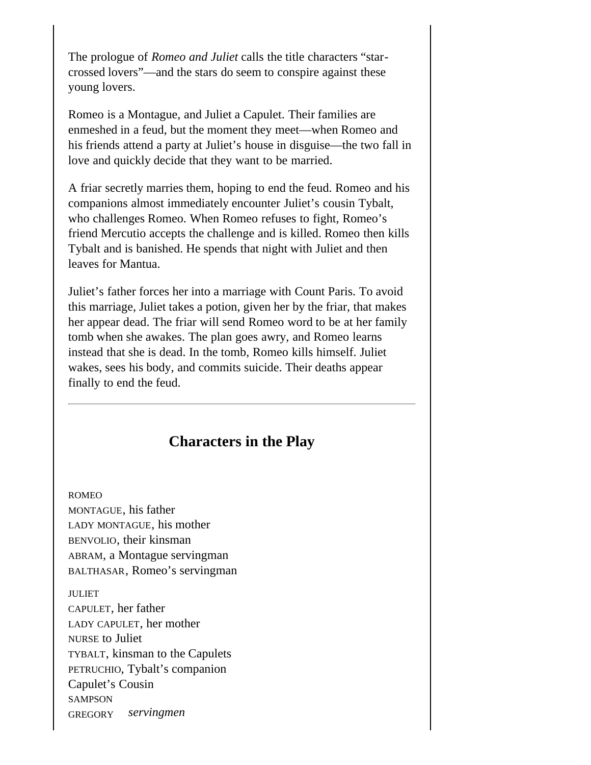The prologue of *Romeo and Juliet* calls the title characters "star-crossed lovers"—and the stars do seem to conspire against these young lovers.

Romeo is a Montague, and Juliet a Capulet. Their families are enmeshed in a feud, but the moment they meet—when Romeo and his friends attend a party at Juliet's house in disguise—the two fall in love and quickly decide that they want to be married.

A friar secretly marries them, hoping to end the feud. Romeo and his companions almost immediately encounter Juliet's cousin Tybalt, who challenges Romeo. When Romeo refuses to fight, Romeo's friend Mercutio accepts the challenge and is killed. Romeo then kills Tybalt and is banished. He spends that night with Juliet and then leaves for Mantua.

Juliet's father forces her into a marriage with Count Paris. To avoid this marriage, Juliet takes a potion, given her by the friar, that makes her appear dead. The friar will send Romeo word to be at her family tomb when she awakes. The plan goes awry, and Romeo learns instead that she is dead. In the tomb, Romeo kills himself. Juliet wakes, sees his body, and commits suicide. Their deaths appear finally to end the feud.

---

## Characters in the Play

ROMEO
MONTAGUE, his father
LADY MONTAGUE, his mother
BENVOLIO, their kinsman
ABRAM, a Montague servingman
BALTHASAR, Romeo's servingman

JULIET
CAPULET, her father
LADY CAPULET, her mother
NURSE to Juliet
TYBALT, kinsman to the Capulets
PETRUCHIO, Tybalt's companion
Capulet's Cousin
SAMPSON
GREGORY *servingmen*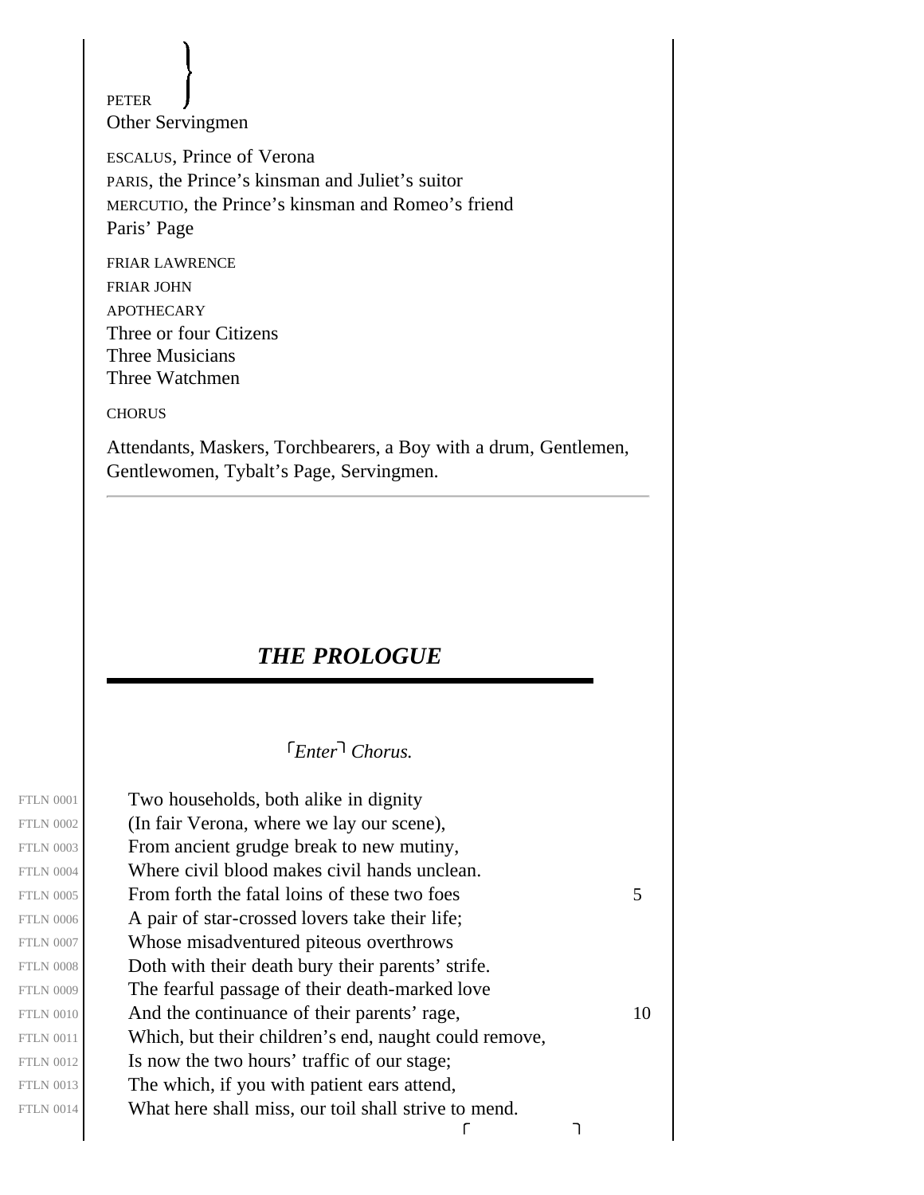PETER
Other Servingmen

ESCALUS, Prince of Verona
PARIS, the Prince's kinsman and Juliet's suitor
MERCUTIO, the Prince's kinsman and Romeo's friend
Paris' Page

FRIAR LAWRENCE
FRIAR JOHN
APOTHECARY
Three or four Citizens
Three Musicians
Three Watchmen

CHORUS

Attendants, Maskers, Torchbearers, a Boy with a drum, Gentlemen, Gentlewomen, Tybalt's Page, Servingmen.

---

## *THE PROLOGUE*

⌜*Enter*⌝ *Chorus.*

FTLN 0001 Two households, both alike in dignity
FTLN 0002 (In fair Verona, where we lay our scene),
FTLN 0003 From ancient grudge break to new mutiny,
FTLN 0004 Where civil blood makes civil hands unclean.
FTLN 0005 From forth the fatal loins of these two foes 5
FTLN 0006 A pair of star-crossed lovers take their life;
FTLN 0007 Whose misadventured piteous overthrows
FTLN 0008 Doth with their death bury their parents' strife.
FTLN 0009 The fearful passage of their death-marked love
FTLN 0010 And the continuance of their parents' rage, 10
FTLN 0011 Which, but their children's end, naught could remove,
FTLN 0012 Is now the two hours' traffic of our stage;
FTLN 0013 The which, if you with patient ears attend,
FTLN 0014 What here shall miss, our toil shall strive to mend.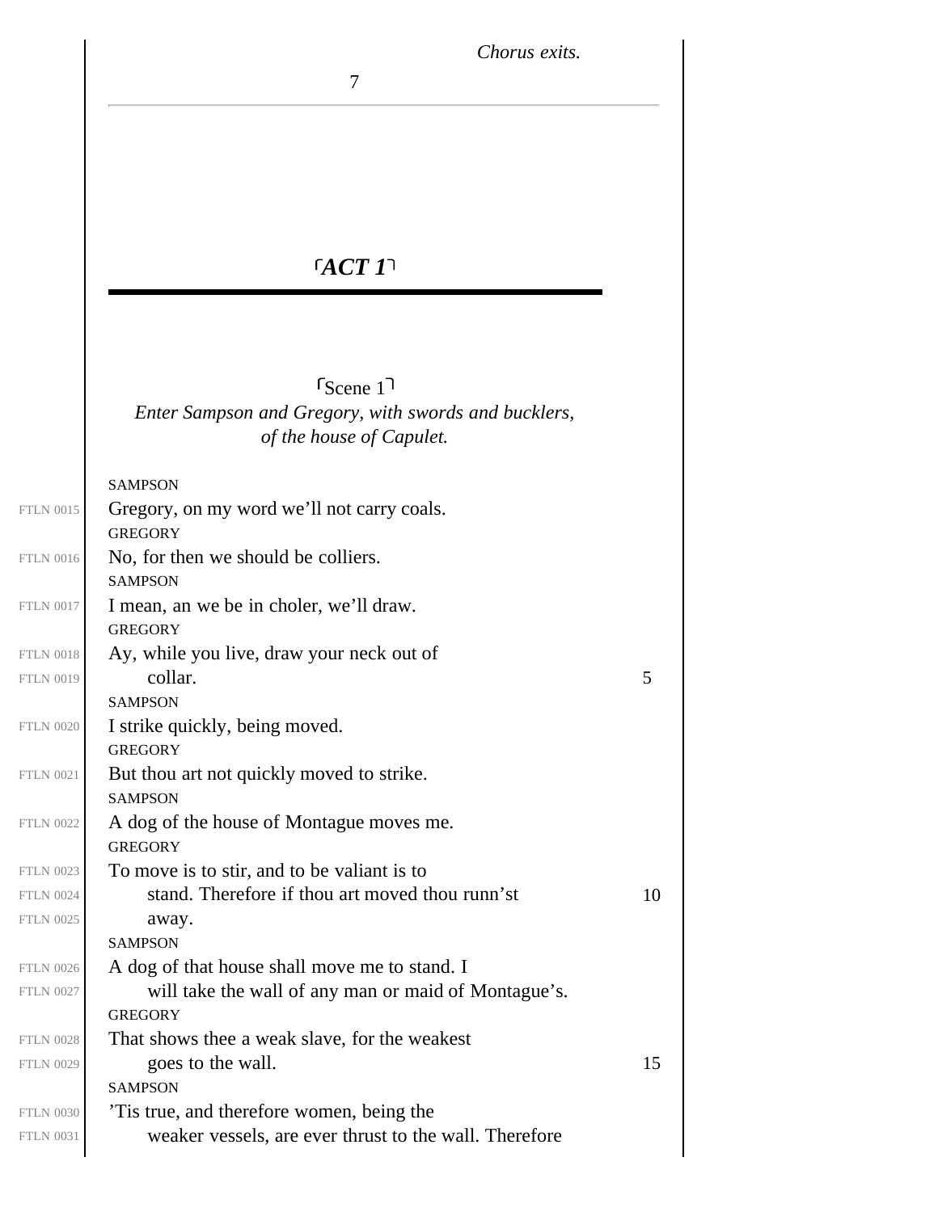*Chorus exits.*

# ⌜*ACT 1*⌝

## ⌜Scene 1⌝

*Enter Sampson and Gregory, with swords and bucklers, of the house of Capulet.*

SAMPSON

FTLN 0015 Gregory, on my word we'll not carry coals.

GREGORY

FTLN 0016 No, for then we should be colliers.

SAMPSON

FTLN 0017 I mean, an we be in choler, we'll draw.

GREGORY

FTLN 0018 Ay, while you live, draw your neck out of
FTLN 0019 collar. 5

SAMPSON

FTLN 0020 I strike quickly, being moved.

GREGORY

FTLN 0021 But thou art not quickly moved to strike.

SAMPSON

FTLN 0022 A dog of the house of Montague moves me.

GREGORY

FTLN 0023 To move is to stir, and to be valiant is to
FTLN 0024 stand. Therefore if thou art moved thou runn'st 10
FTLN 0025 away.

SAMPSON

FTLN 0026 A dog of that house shall move me to stand. I
FTLN 0027 will take the wall of any man or maid of Montague's.

GREGORY

FTLN 0028 That shows thee a weak slave, for the weakest
FTLN 0029 goes to the wall. 15

SAMPSON

FTLN 0030 'Tis true, and therefore women, being the
FTLN 0031 weaker vessels, are ever thrust to the wall. Therefore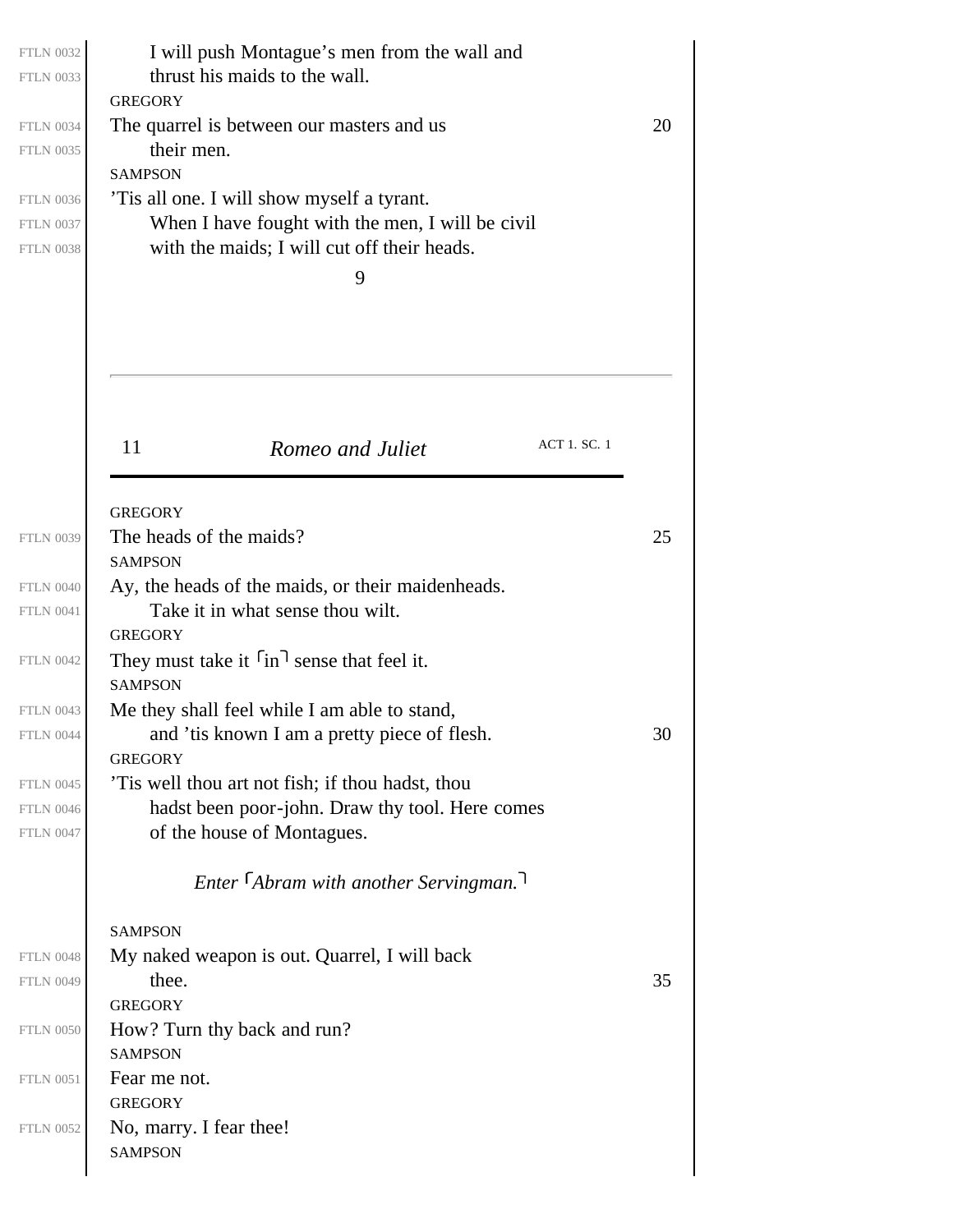I will push Montague's men from the wall and thrust his maids to the wall.

GREGORY

The quarrel is between our masters and us their men.

SAMPSON

'Tis all one. I will show myself a tyrant. When I have fought with the men, I will be civil with the maids; I will cut off their heads.

GREGORY

The heads of the maids?

SAMPSON

Ay, the heads of the maids, or their maidenheads. Take it in what sense thou wilt.

GREGORY

They must take it ⌜in⌝ sense that feel it.

SAMPSON

Me they shall feel while I am able to stand, and 'tis known I am a pretty piece of flesh.

GREGORY

'Tis well thou art not fish; if thou hadst, thou hadst been poor-john. Draw thy tool. Here comes of the house of Montagues.

*Enter ⌜Abram with another Servingman.⌝*

SAMPSON

My naked weapon is out. Quarrel, I will back thee.

GREGORY

How? Turn thy back and run?

SAMPSON

Fear me not.

GREGORY

No, marry. I fear thee!

SAMPSON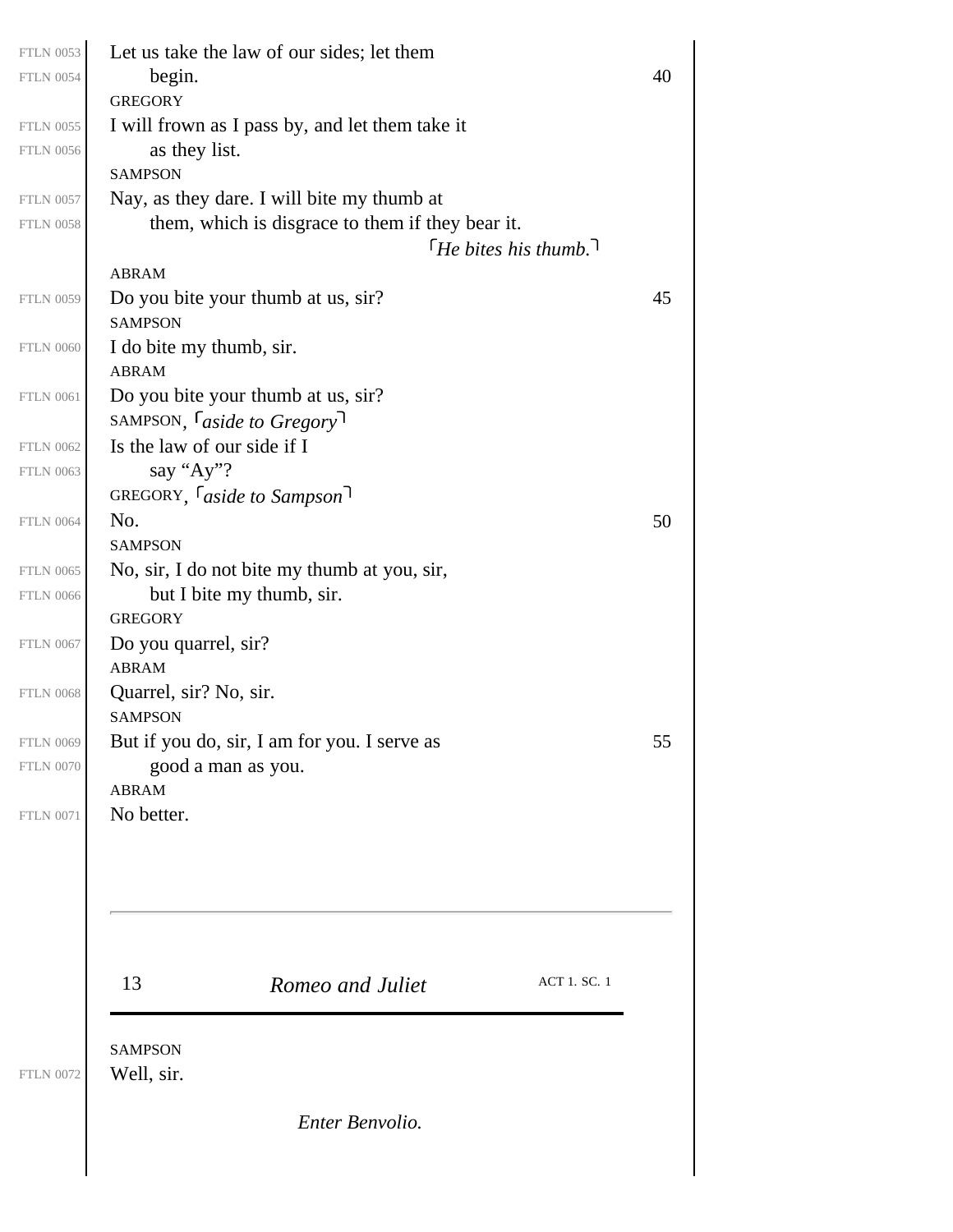Let us take the law of our sides; let them
begin.

GREGORY
I will frown as I pass by, and let them take it
as they list.

SAMPSON
Nay, as they dare. I will bite my thumb at
them, which is disgrace to them if they bear it.

⌜*He bites his thumb.*⌝

ABRAM
Do you bite your thumb at us, sir?

SAMPSON
I do bite my thumb, sir.

ABRAM
Do you bite your thumb at us, sir?

SAMPSON, ⌜*aside to Gregory*⌝
Is the law of our side if I
say "Ay"?

GREGORY, ⌜*aside to Sampson*⌝
No.

SAMPSON
No, sir, I do not bite my thumb at you, sir,
but I bite my thumb, sir.

GREGORY
Do you quarrel, sir?

ABRAM
Quarrel, sir? No, sir.

SAMPSON
But if you do, sir, I am for you. I serve as
good a man as you.

ABRAM
No better.

SAMPSON
Well, sir.

*Enter Benvolio.*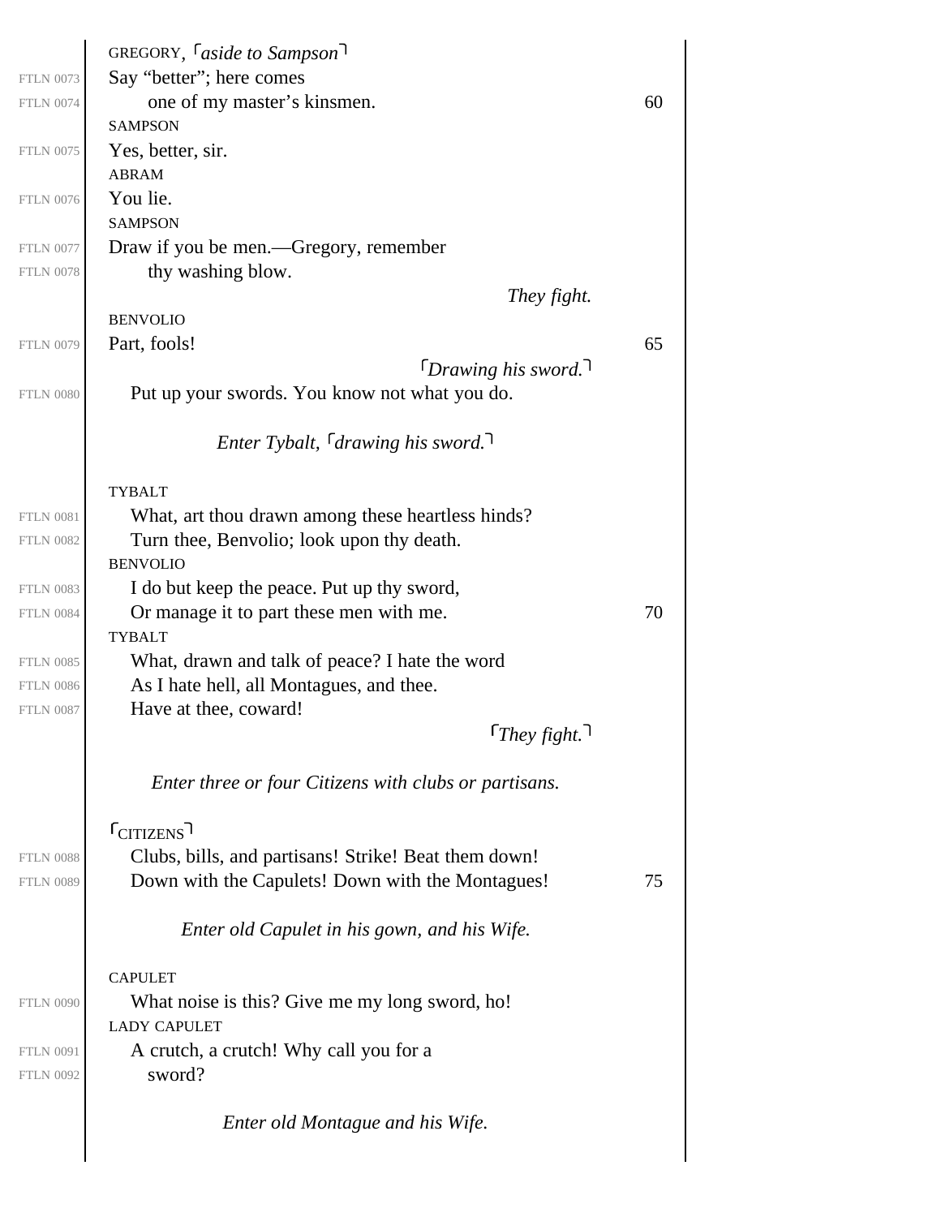GREGORY, ⌜*aside to Sampson*⌝

FTLN 0073 Say "better"; here comes
FTLN 0074 one of my master's kinsmen. 60

SAMPSON

FTLN 0075 Yes, better, sir.

ABRAM

FTLN 0076 You lie.

SAMPSON

FTLN 0077 Draw if you be men.—Gregory, remember
FTLN 0078 thy washing blow.

*They fight.*

BENVOLIO

FTLN 0079 Part, fools! 65

⌜*Drawing his sword.*⌝

FTLN 0080 Put up your swords. You know not what you do.

*Enter Tybalt, ⌜drawing his sword.⌝*

TYBALT

FTLN 0081 What, art thou drawn among these heartless hinds?
FTLN 0082 Turn thee, Benvolio; look upon thy death.

BENVOLIO

FTLN 0083 I do but keep the peace. Put up thy sword,
FTLN 0084 Or manage it to part these men with me. 70

TYBALT

FTLN 0085 What, drawn and talk of peace? I hate the word
FTLN 0086 As I hate hell, all Montagues, and thee.
FTLN 0087 Have at thee, coward!

⌜*They fight.*⌝

*Enter three or four Citizens with clubs or partisans.*

⌜CITIZENS⌝

FTLN 0088 Clubs, bills, and partisans! Strike! Beat them down!
FTLN 0089 Down with the Capulets! Down with the Montagues! 75

*Enter old Capulet in his gown, and his Wife.*

CAPULET

FTLN 0090 What noise is this? Give me my long sword, ho!

LADY CAPULET

FTLN 0091 A crutch, a crutch! Why call you for a
FTLN 0092 sword?

*Enter old Montague and his Wife.*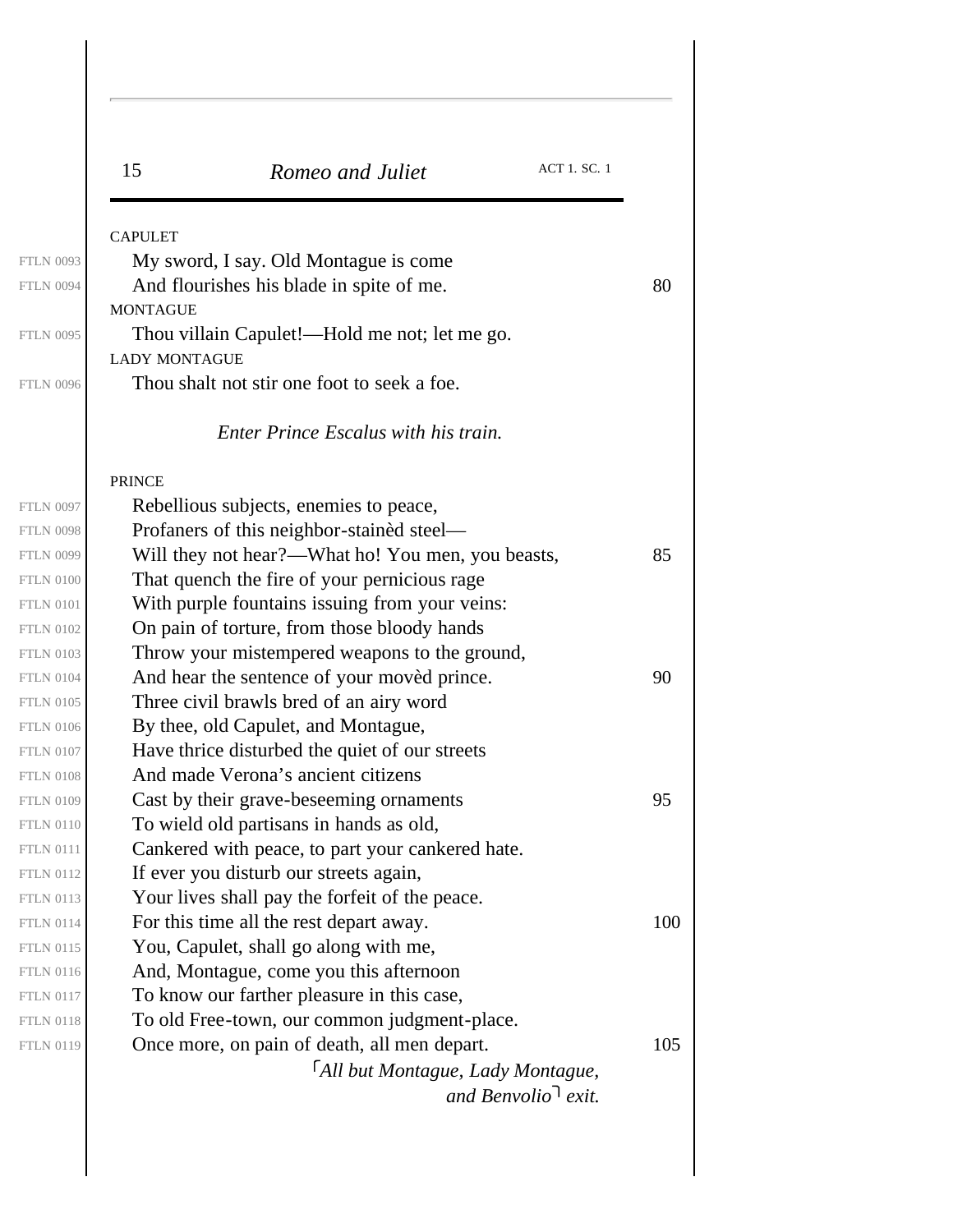CAPULET

My sword, I say. Old Montague is come
And flourishes his blade in spite of me.

MONTAGUE

Thou villain Capulet!—Hold me not; let me go.

LADY MONTAGUE

Thou shalt not stir one foot to seek a foe.

*Enter Prince Escalus with his train.*

PRINCE

Rebellious subjects, enemies to peace,
Profaners of this neighbor-stainèd steel—
Will they not hear?—What ho! You men, you beasts,
That quench the fire of your pernicious rage
With purple fountains issuing from your veins:
On pain of torture, from those bloody hands
Throw your mistempered weapons to the ground,
And hear the sentence of your movèd prince.
Three civil brawls bred of an airy word
By thee, old Capulet, and Montague,
Have thrice disturbed the quiet of our streets
And made Verona's ancient citizens
Cast by their grave-beseeming ornaments
To wield old partisans in hands as old,
Cankered with peace, to part your cankered hate.
If ever you disturb our streets again,
Your lives shall pay the forfeit of the peace.
For this time all the rest depart away.
You, Capulet, shall go along with me,
And, Montague, come you this afternoon
To know our farther pleasure in this case,
To old Free-town, our common judgment-place.
Once more, on pain of death, all men depart.

⌜*All but Montague, Lady Montague, and Benvolio*⌝ *exit.*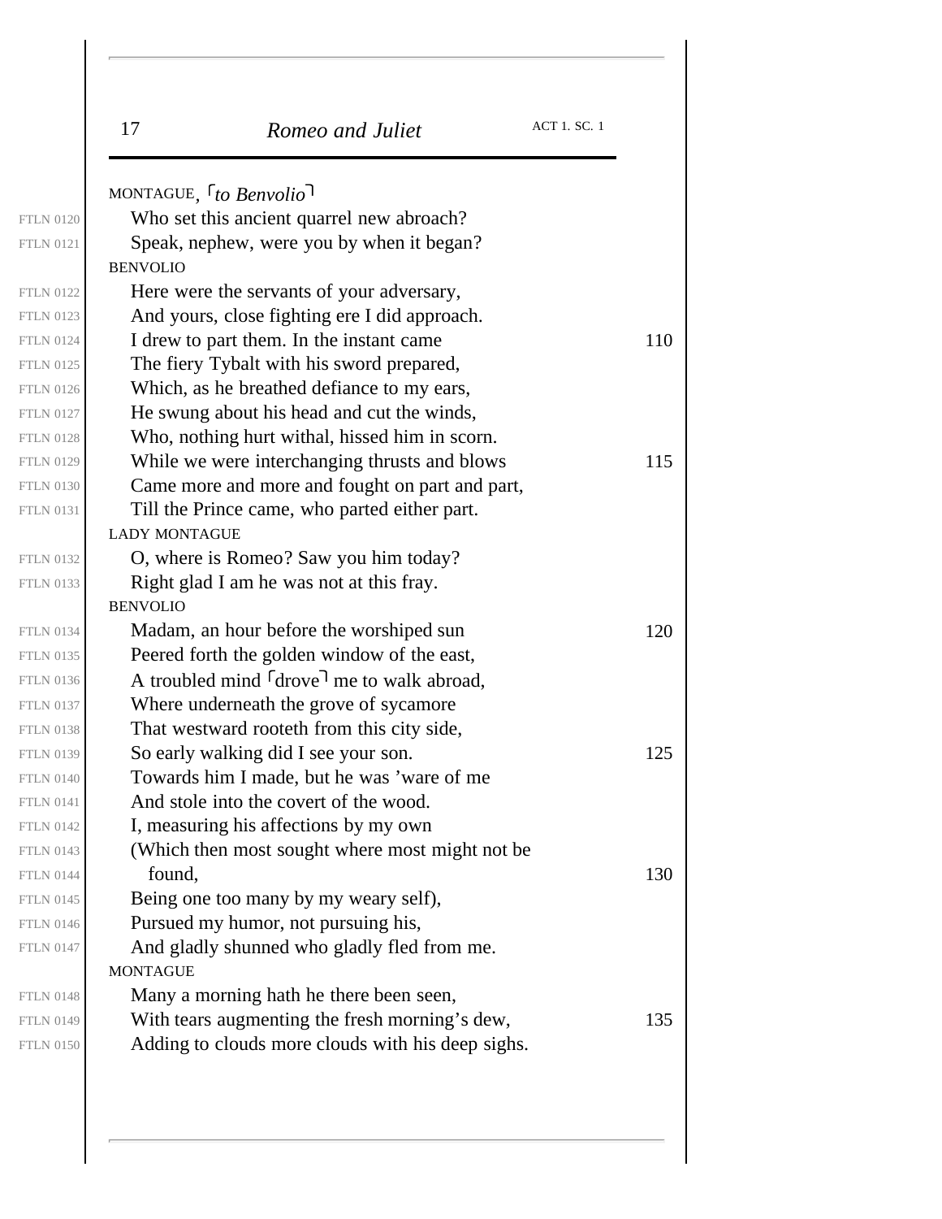MONTAGUE, ⌜*to Benvolio*⌝

Who set this ancient quarrel new abroach?
Speak, nephew, were you by when it began?

BENVOLIO

Here were the servants of your adversary,
And yours, close fighting ere I did approach.
I drew to part them. In the instant came
The fiery Tybalt with his sword prepared,
Which, as he breathed defiance to my ears,
He swung about his head and cut the winds,
Who, nothing hurt withal, hissed him in scorn.
While we were interchanging thrusts and blows
Came more and more and fought on part and part,
Till the Prince came, who parted either part.

LADY MONTAGUE

O, where is Romeo? Saw you him today?
Right glad I am he was not at this fray.

BENVOLIO

Madam, an hour before the worshiped sun
Peered forth the golden window of the east,
A troubled mind ⌜drove⌝ me to walk abroad,
Where underneath the grove of sycamore
That westward rooteth from this city side,
So early walking did I see your son.
Towards him I made, but he was 'ware of me
And stole into the covert of the wood.
I, measuring his affections by my own
(Which then most sought where most might not be
found,
Being one too many by my weary self),
Pursued my humor, not pursuing his,
And gladly shunned who gladly fled from me.

MONTAGUE

Many a morning hath he there been seen,
With tears augmenting the fresh morning's dew,
Adding to clouds more clouds with his deep sighs.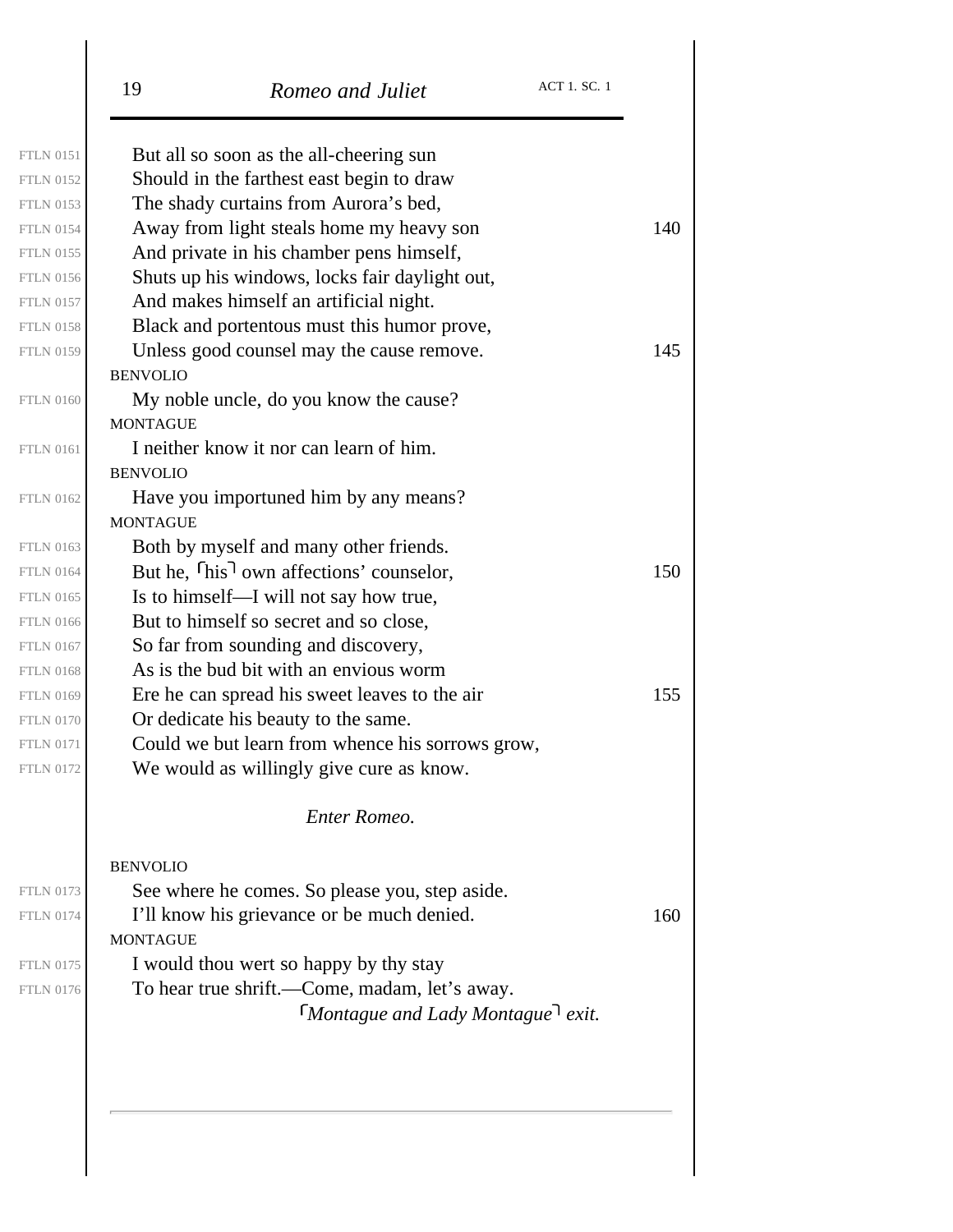But all so soon as the all-cheering sun
Should in the farthest east begin to draw
The shady curtains from Aurora's bed,
Away from light steals home my heavy son
And private in his chamber pens himself,
Shuts up his windows, locks fair daylight out,
And makes himself an artificial night.
Black and portentous must this humor prove,
Unless good counsel may the cause remove.

BENVOLIO

My noble uncle, do you know the cause?

MONTAGUE

I neither know it nor can learn of him.

BENVOLIO

Have you importuned him by any means?

MONTAGUE

Both by myself and many other friends.
But he, ⌜his⌝ own affections' counselor,
Is to himself—I will not say how true,
But to himself so secret and so close,
So far from sounding and discovery,
As is the bud bit with an envious worm
Ere he can spread his sweet leaves to the air
Or dedicate his beauty to the same.
Could we but learn from whence his sorrows grow,
We would as willingly give cure as know.

*Enter Romeo.*

BENVOLIO

See where he comes. So please you, step aside.
I'll know his grievance or be much denied.

MONTAGUE

I would thou wert so happy by thy stay
To hear true shrift.—Come, madam, let's away.

⌜*Montague and Lady Montague*⌝ *exit.*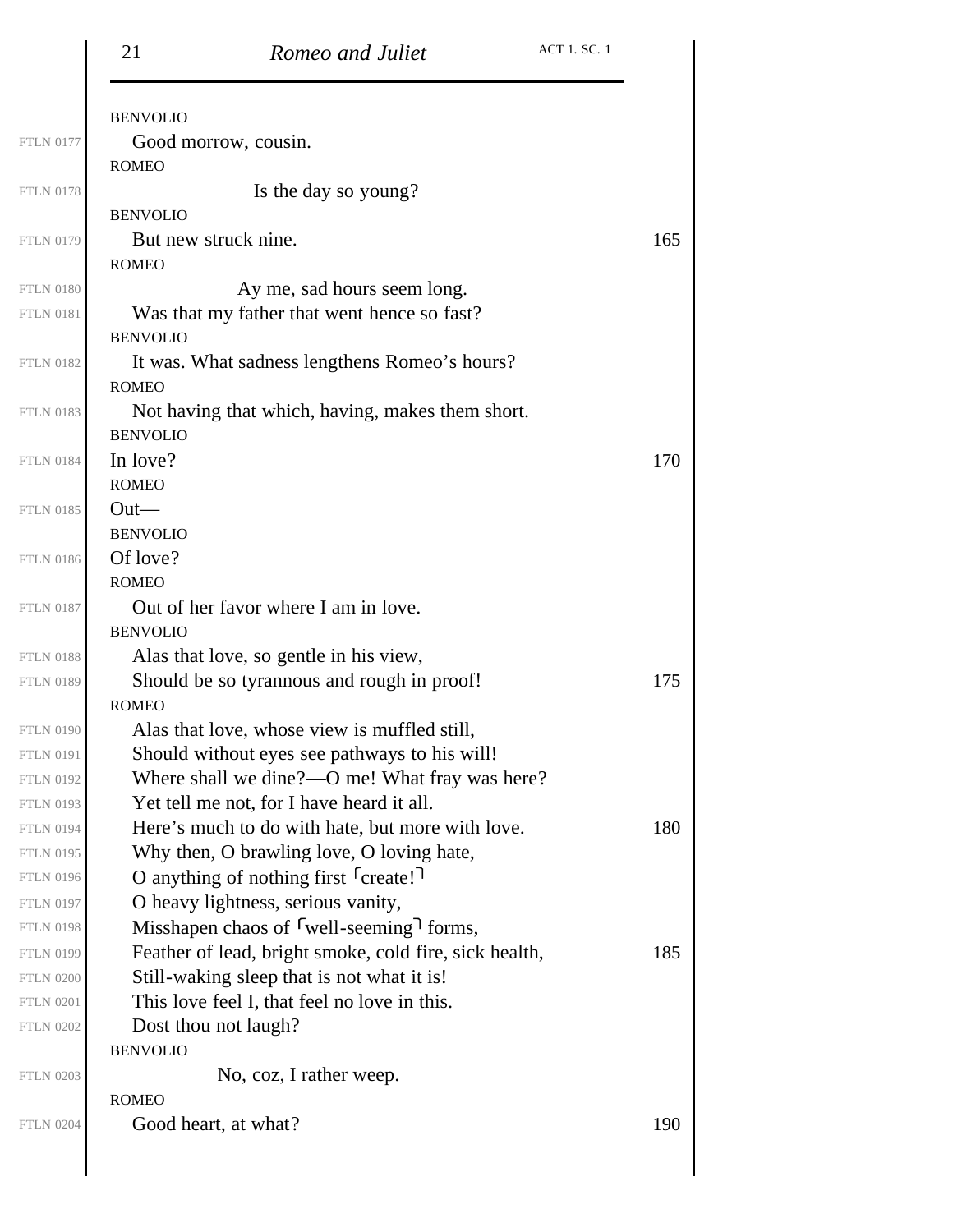BENVOLIO

Good morrow, cousin.

ROMEO

Is the day so young?

BENVOLIO

But new struck nine.

ROMEO

Ay me, sad hours seem long.
Was that my father that went hence so fast?

BENVOLIO

It was. What sadness lengthens Romeo's hours?

ROMEO

Not having that which, having, makes them short.

BENVOLIO

In love?

ROMEO

Out—

BENVOLIO

Of love?

ROMEO

Out of her favor where I am in love.

BENVOLIO

Alas that love, so gentle in his view,
Should be so tyrannous and rough in proof!

ROMEO

Alas that love, whose view is muffled still,
Should without eyes see pathways to his will!
Where shall we dine?—O me! What fray was here?
Yet tell me not, for I have heard it all.
Here's much to do with hate, but more with love.
Why then, O brawling love, O loving hate,
O anything of nothing first ⌜create!⌝
O heavy lightness, serious vanity,
Misshapen chaos of ⌜well-seeming⌝ forms,
Feather of lead, bright smoke, cold fire, sick health,
Still-waking sleep that is not what it is!
This love feel I, that feel no love in this.
Dost thou not laugh?

BENVOLIO

No, coz, I rather weep.

ROMEO

Good heart, at what?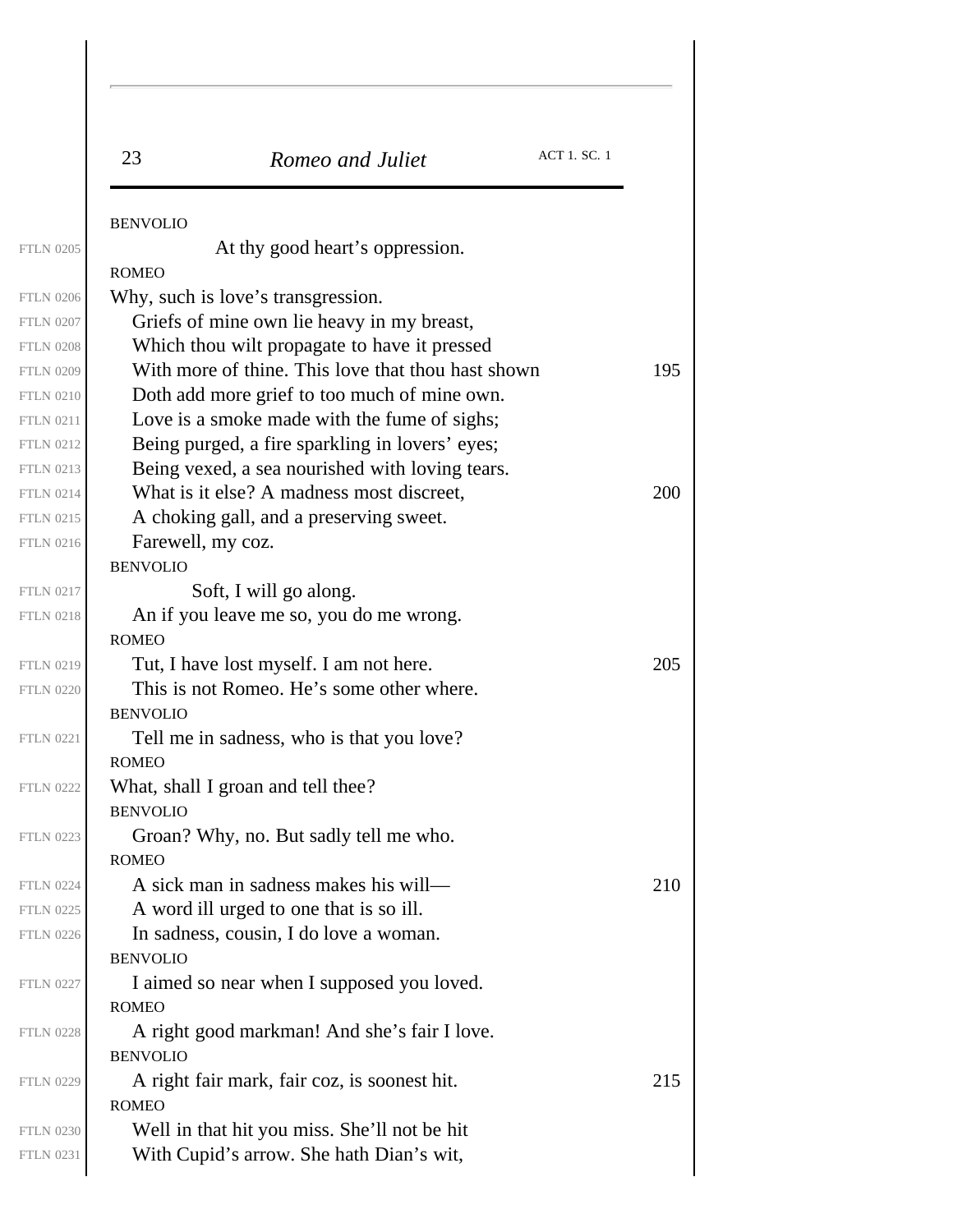BENVOLIO

At thy good heart's oppression.

ROMEO

Why, such is love's transgression.
Griefs of mine own lie heavy in my breast,
Which thou wilt propagate to have it pressed
With more of thine. This love that thou hast shown
Doth add more grief to too much of mine own.
Love is a smoke made with the fume of sighs;
Being purged, a fire sparkling in lovers' eyes;
Being vexed, a sea nourished with loving tears.
What is it else? A madness most discreet,
A choking gall, and a preserving sweet.
Farewell, my coz.

BENVOLIO

Soft, I will go along.
An if you leave me so, you do me wrong.

ROMEO

Tut, I have lost myself. I am not here.
This is not Romeo. He's some other where.

BENVOLIO

Tell me in sadness, who is that you love?

ROMEO

What, shall I groan and tell thee?

BENVOLIO

Groan? Why, no. But sadly tell me who.

ROMEO

A sick man in sadness makes his will—
A word ill urged to one that is so ill.
In sadness, cousin, I do love a woman.

BENVOLIO

I aimed so near when I supposed you loved.

ROMEO

A right good markman! And she's fair I love.

BENVOLIO

A right fair mark, fair coz, is soonest hit.

ROMEO

Well in that hit you miss. She'll not be hit
With Cupid's arrow. She hath Dian's wit,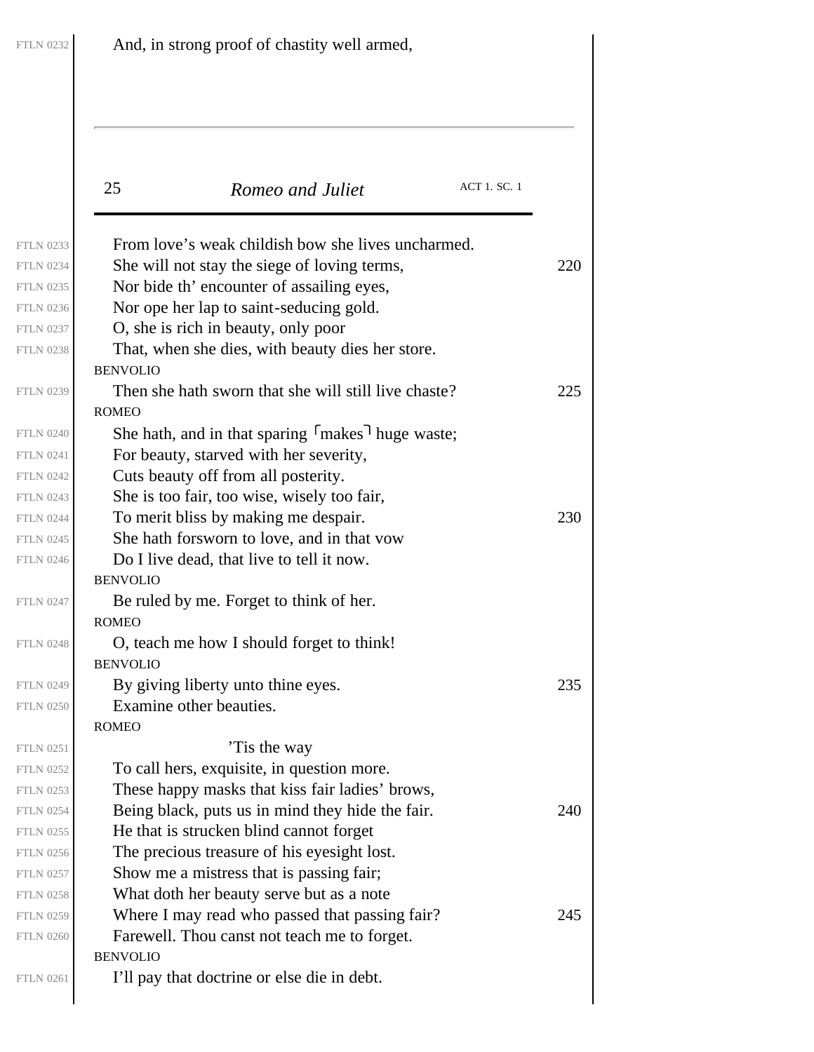And, in strong proof of chastity well armed,

From love's weak childish bow she lives uncharmed.
She will not stay the siege of loving terms,
Nor bide th' encounter of assailing eyes,
Nor ope her lap to saint-seducing gold.
O, she is rich in beauty, only poor
That, when she dies, with beauty dies her store.

BENVOLIO

Then she hath sworn that she will still live chaste?

ROMEO

She hath, and in that sparing ⌜makes⌝ huge waste;
For beauty, starved with her severity,
Cuts beauty off from all posterity.
She is too fair, too wise, wisely too fair,
To merit bliss by making me despair.
She hath forsworn to love, and in that vow
Do I live dead, that live to tell it now.

BENVOLIO

Be ruled by me. Forget to think of her.

ROMEO

O, teach me how I should forget to think!

BENVOLIO

By giving liberty unto thine eyes.
Examine other beauties.

ROMEO

'Tis the way
To call hers, exquisite, in question more.
These happy masks that kiss fair ladies' brows,
Being black, puts us in mind they hide the fair.
He that is strucken blind cannot forget
The precious treasure of his eyesight lost.
Show me a mistress that is passing fair;
What doth her beauty serve but as a note
Where I may read who passed that passing fair?
Farewell. Thou canst not teach me to forget.

BENVOLIO

I'll pay that doctrine or else die in debt.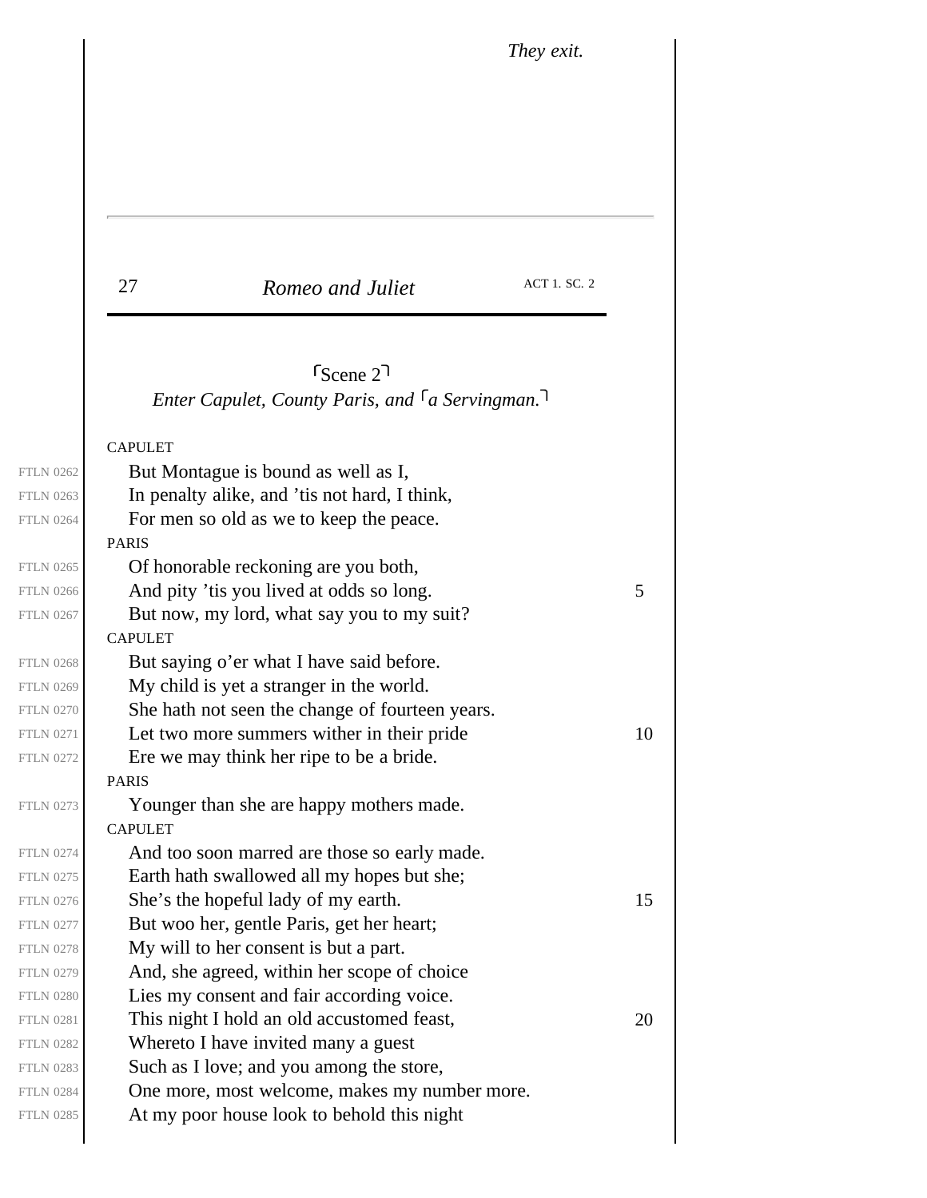*They exit.*

---

## ⌜Scene 2⌝

*Enter Capulet, County Paris, and ⌜a Servingman.⌝*

CAPULET

But Montague is bound as well as I,
In penalty alike, and 'tis not hard, I think,
For men so old as we to keep the peace.

PARIS

Of honorable reckoning are you both,
And pity 'tis you lived at odds so long.
But now, my lord, what say you to my suit?

CAPULET

But saying o'er what I have said before.
My child is yet a stranger in the world.
She hath not seen the change of fourteen years.
Let two more summers wither in their pride
Ere we may think her ripe to be a bride.

PARIS

Younger than she are happy mothers made.

CAPULET

And too soon marred are those so early made.
Earth hath swallowed all my hopes but she;
She's the hopeful lady of my earth.
But woo her, gentle Paris, get her heart;
My will to her consent is but a part.
And, she agreed, within her scope of choice
Lies my consent and fair according voice.
This night I hold an old accustomed feast,
Whereto I have invited many a guest
Such as I love; and you among the store,
One more, most welcome, makes my number more.
At my poor house look to behold this night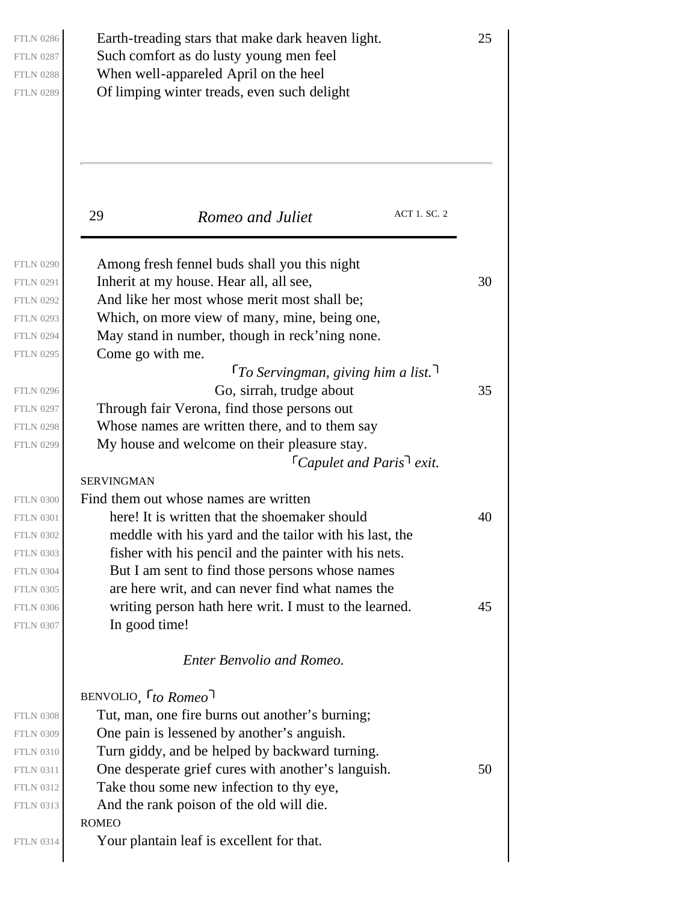Earth-treading stars that make dark heaven light.
Such comfort as do lusty young men feel
When well-appareled April on the heel
Of limping winter treads, even such delight

Among fresh fennel buds shall you this night
Inherit at my house. Hear all, all see,
And like her most whose merit most shall be;
Which, on more view of many, mine, being one,
May stand in number, though in reck'ning none.
Come go with me.

⌜*To Servingman, giving him a list.*⌝

Go, sirrah, trudge about
Through fair Verona, find those persons out
Whose names are written there, and to them say
My house and welcome on their pleasure stay.

⌜*Capulet and Paris*⌝ *exit.*

SERVINGMAN

Find them out whose names are written here! It is written that the shoemaker should meddle with his yard and the tailor with his last, the fisher with his pencil and the painter with his nets. But I am sent to find those persons whose names are here writ, and can never find what names the writing person hath here writ. I must to the learned. In good time!

*Enter Benvolio and Romeo.*

BENVOLIO, ⌜*to Romeo*⌝

Tut, man, one fire burns out another's burning;
One pain is lessened by another's anguish.
Turn giddy, and be helped by backward turning.
One desperate grief cures with another's languish.
Take thou some new infection to thy eye,
And the rank poison of the old will die.

ROMEO

Your plantain leaf is excellent for that.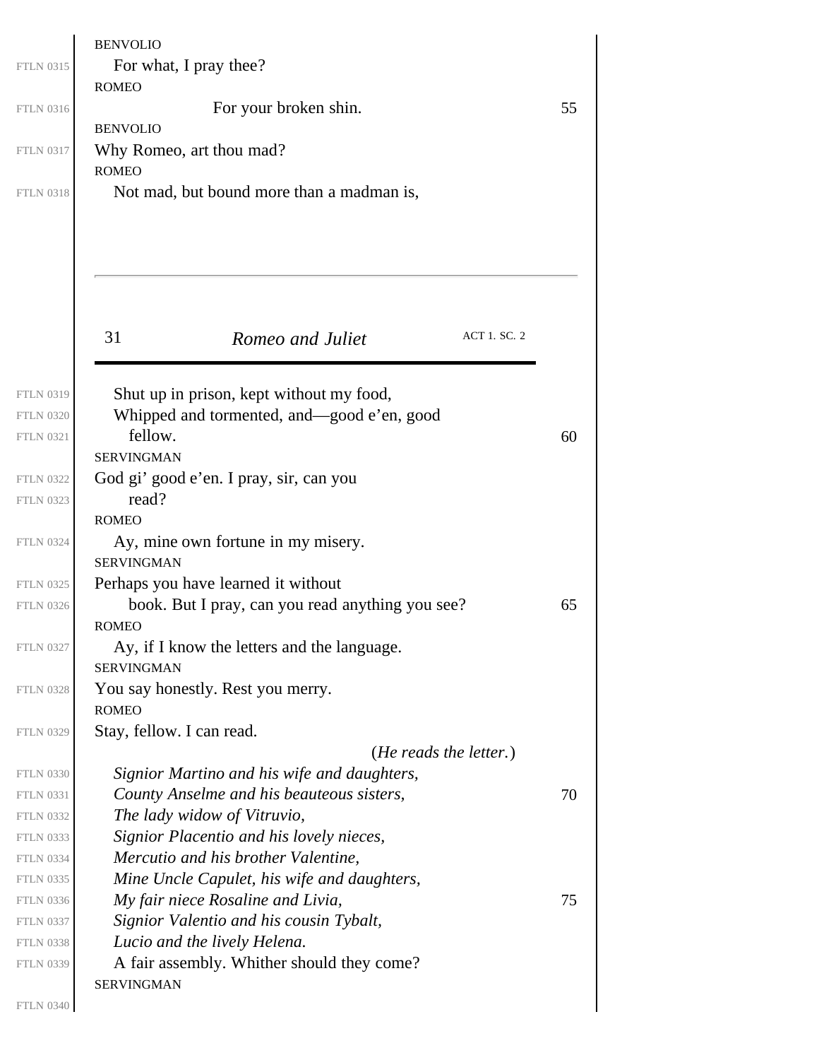BENVOLIO

For what, I pray thee?

ROMEO

For your broken shin.

BENVOLIO

Why Romeo, art thou mad?

ROMEO

Not mad, but bound more than a madman is,

Shut up in prison, kept without my food,
Whipped and tormented, and—good e'en, good
fellow.

SERVINGMAN

God gi' good e'en. I pray, sir, can you
read?

ROMEO

Ay, mine own fortune in my misery.

SERVINGMAN

Perhaps you have learned it without
book. But I pray, can you read anything you see?

ROMEO

Ay, if I know the letters and the language.

SERVINGMAN

You say honestly. Rest you merry.

ROMEO

Stay, fellow. I can read.

(*He reads the letter.*)

*Signior Martino and his wife and daughters,*
*County Anselme and his beauteous sisters,*
*The lady widow of Vitruvio,*
*Signior Placentio and his lovely nieces,*
*Mercutio and his brother Valentine,*
*Mine Uncle Capulet, his wife and daughters,*
*My fair niece Rosaline and Livia,*
*Signior Valentio and his cousin Tybalt,*
*Lucio and the lively Helena.*
A fair assembly. Whither should they come?

SERVINGMAN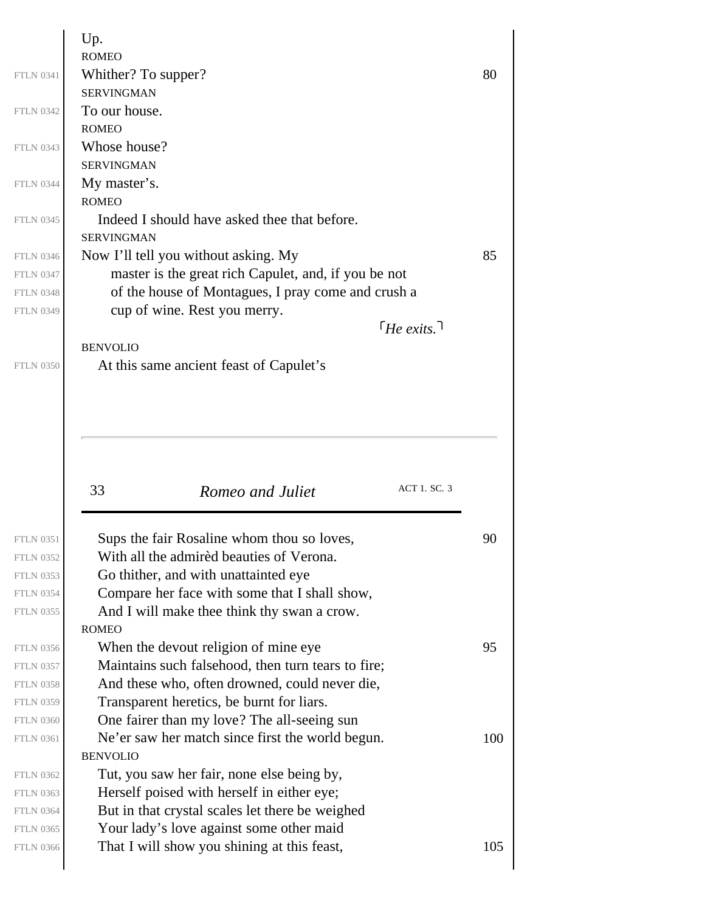Up.

ROMEO

Whither? To supper?

SERVINGMAN

To our house.

ROMEO

Whose house?

SERVINGMAN

My master's.

ROMEO

Indeed I should have asked thee that before.

SERVINGMAN

Now I'll tell you without asking. My master is the great rich Capulet, and, if you be not of the house of Montagues, I pray come and crush a cup of wine. Rest you merry.

⌜*He exits.*⌝

BENVOLIO

At this same ancient feast of Capulet's
Sups the fair Rosaline whom thou so loves,
With all the admirèd beauties of Verona.
Go thither, and with unattainted eye
Compare her face with some that I shall show,
And I will make thee think thy swan a crow.

ROMEO

When the devout religion of mine eye
Maintains such falsehood, then turn tears to fire;
And these who, often drowned, could never die,
Transparent heretics, be burnt for liars.
One fairer than my love? The all-seeing sun
Ne'er saw her match since first the world begun.

BENVOLIO

Tut, you saw her fair, none else being by,
Herself poised with herself in either eye;
But in that crystal scales let there be weighed
Your lady's love against some other maid
That I will show you shining at this feast,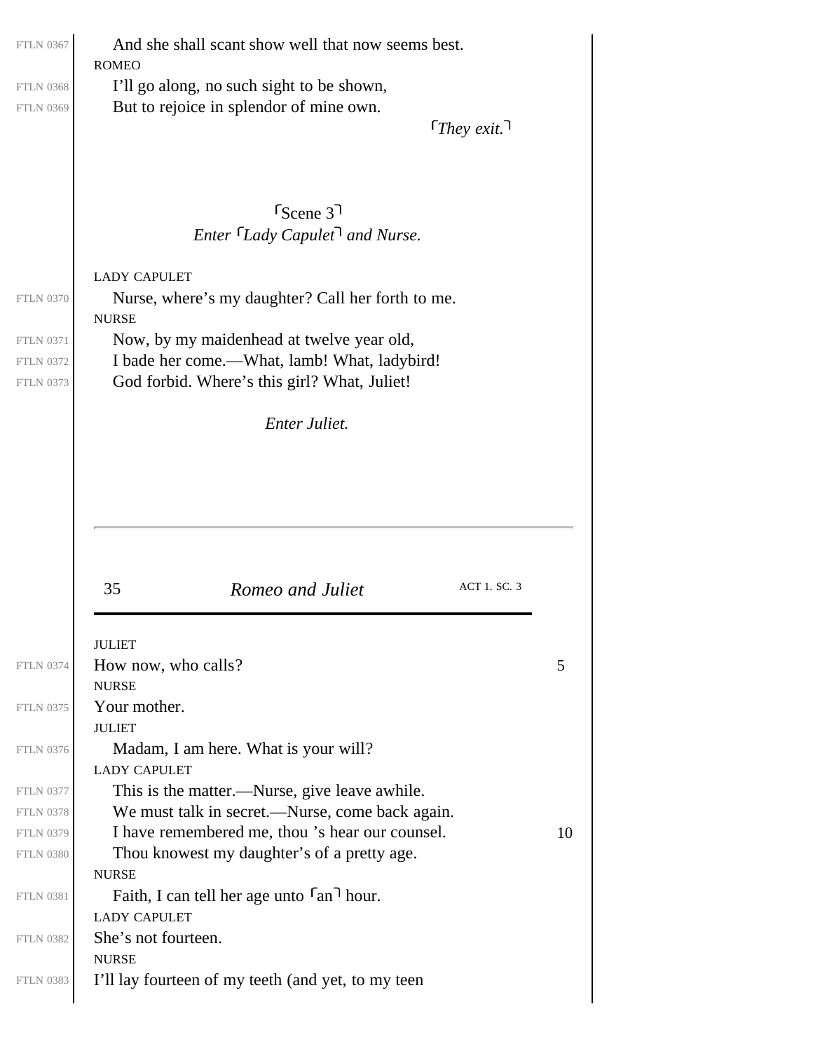FTLN 0367 And she shall scant show well that now seems best.

ROMEO

FTLN 0368 I'll go along, no such sight to be shown,

FTLN 0369 But to rejoice in splendor of mine own.

⌜*They exit.*⌝

## ⌜Scene 3⌝

*Enter ⌜Lady Capulet⌝ and Nurse.*

LADY CAPULET

FTLN 0370 Nurse, where's my daughter? Call her forth to me.

NURSE

FTLN 0371 Now, by my maidenhead at twelve year old,

FTLN 0372 I bade her come.—What, lamb! What, ladybird!

FTLN 0373 God forbid. Where's this girl? What, Juliet!

*Enter Juliet.*

JULIET

FTLN 0374 How now, who calls? 5

NURSE

FTLN 0375 Your mother.

JULIET

FTLN 0376 Madam, I am here. What is your will?

LADY CAPULET

FTLN 0377 This is the matter.—Nurse, give leave awhile.

FTLN 0378 We must talk in secret.—Nurse, come back again.

FTLN 0379 I have remembered me, thou 's hear our counsel. 10

FTLN 0380 Thou knowest my daughter's of a pretty age.

NURSE

FTLN 0381 Faith, I can tell her age unto ⌜an⌝ hour.

LADY CAPULET

FTLN 0382 She's not fourteen.

NURSE

FTLN 0383 I'll lay fourteen of my teeth (and yet, to my teen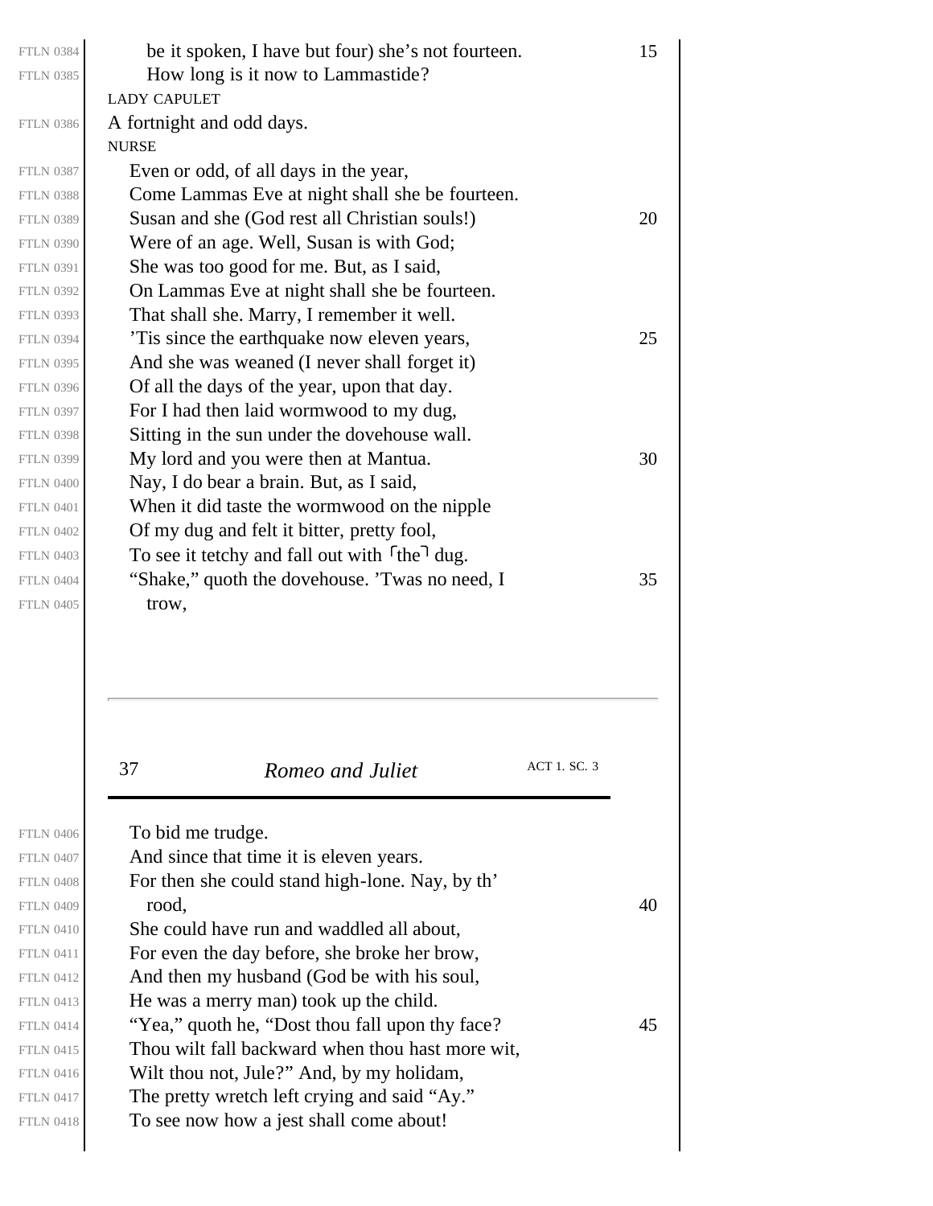be it spoken, I have but four) she's not fourteen.
How long is it now to Lammastide?

LADY CAPULET

A fortnight and odd days.

NURSE

Even or odd, of all days in the year,
Come Lammas Eve at night shall she be fourteen.
Susan and she (God rest all Christian souls!)
Were of an age. Well, Susan is with God;
She was too good for me. But, as I said,
On Lammas Eve at night shall she be fourteen.
That shall she. Marry, I remember it well.
'Tis since the earthquake now eleven years,
And she was weaned (I never shall forget it)
Of all the days of the year, upon that day.
For I had then laid wormwood to my dug,
Sitting in the sun under the dovehouse wall.
My lord and you were then at Mantua.
Nay, I do bear a brain. But, as I said,
When it did taste the wormwood on the nipple
Of my dug and felt it bitter, pretty fool,
To see it tetchy and fall out with ⌜the⌝ dug.
"Shake," quoth the dovehouse. 'Twas no need, I trow,
To bid me trudge.
And since that time it is eleven years.
For then she could stand high-lone. Nay, by th' rood,
She could have run and waddled all about,
For even the day before, she broke her brow,
And then my husband (God be with his soul,
He was a merry man) took up the child.
"Yea," quoth he, "Dost thou fall upon thy face?
Thou wilt fall backward when thou hast more wit,
Wilt thou not, Jule?" And, by my holidam,
The pretty wretch left crying and said "Ay."
To see now how a jest shall come about!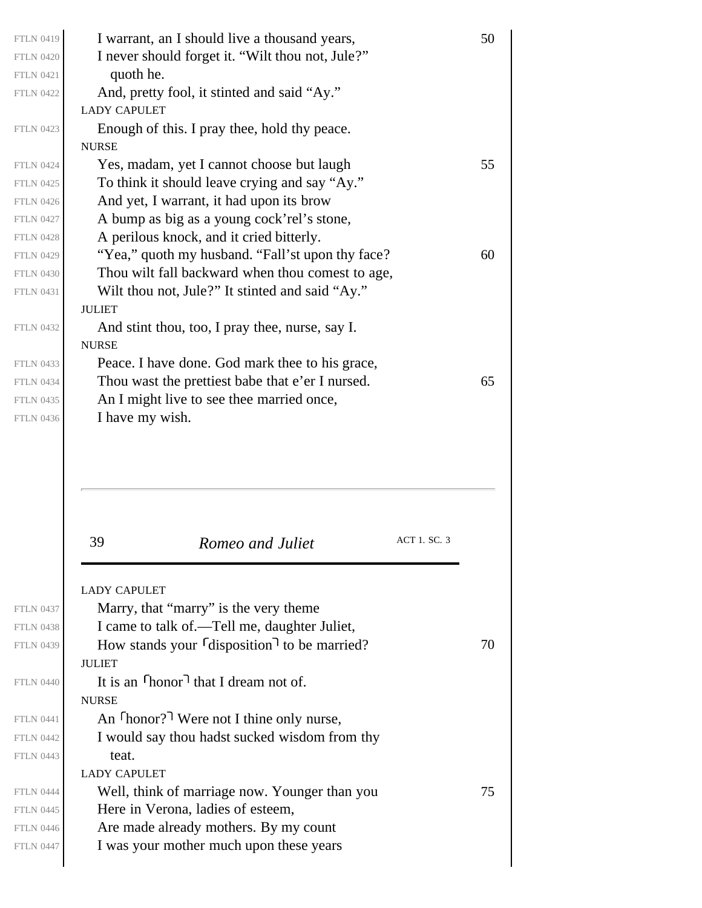I warrant, an I should live a thousand years,
I never should forget it. "Wilt thou not, Jule?"
quoth he.
And, pretty fool, it stinted and said "Ay."

LADY CAPULET

Enough of this. I pray thee, hold thy peace.

NURSE

Yes, madam, yet I cannot choose but laugh
To think it should leave crying and say "Ay."
And yet, I warrant, it had upon its brow
A bump as big as a young cock'rel's stone,
A perilous knock, and it cried bitterly.
"Yea," quoth my husband. "Fall'st upon thy face?
Thou wilt fall backward when thou comest to age,
Wilt thou not, Jule?" It stinted and said "Ay."

JULIET

And stint thou, too, I pray thee, nurse, say I.

NURSE

Peace. I have done. God mark thee to his grace,
Thou wast the prettiest babe that e'er I nursed.
An I might live to see thee married once,
I have my wish.

LADY CAPULET

Marry, that "marry" is the very theme
I came to talk of.—Tell me, daughter Juliet,
How stands your ⌜disposition⌝ to be married?

JULIET

It is an ⌜honor⌝ that I dream not of.

NURSE

An ⌜honor?⌝ Were not I thine only nurse,
I would say thou hadst sucked wisdom from thy
teat.

LADY CAPULET

Well, think of marriage now. Younger than you
Here in Verona, ladies of esteem,
Are made already mothers. By my count
I was your mother much upon these years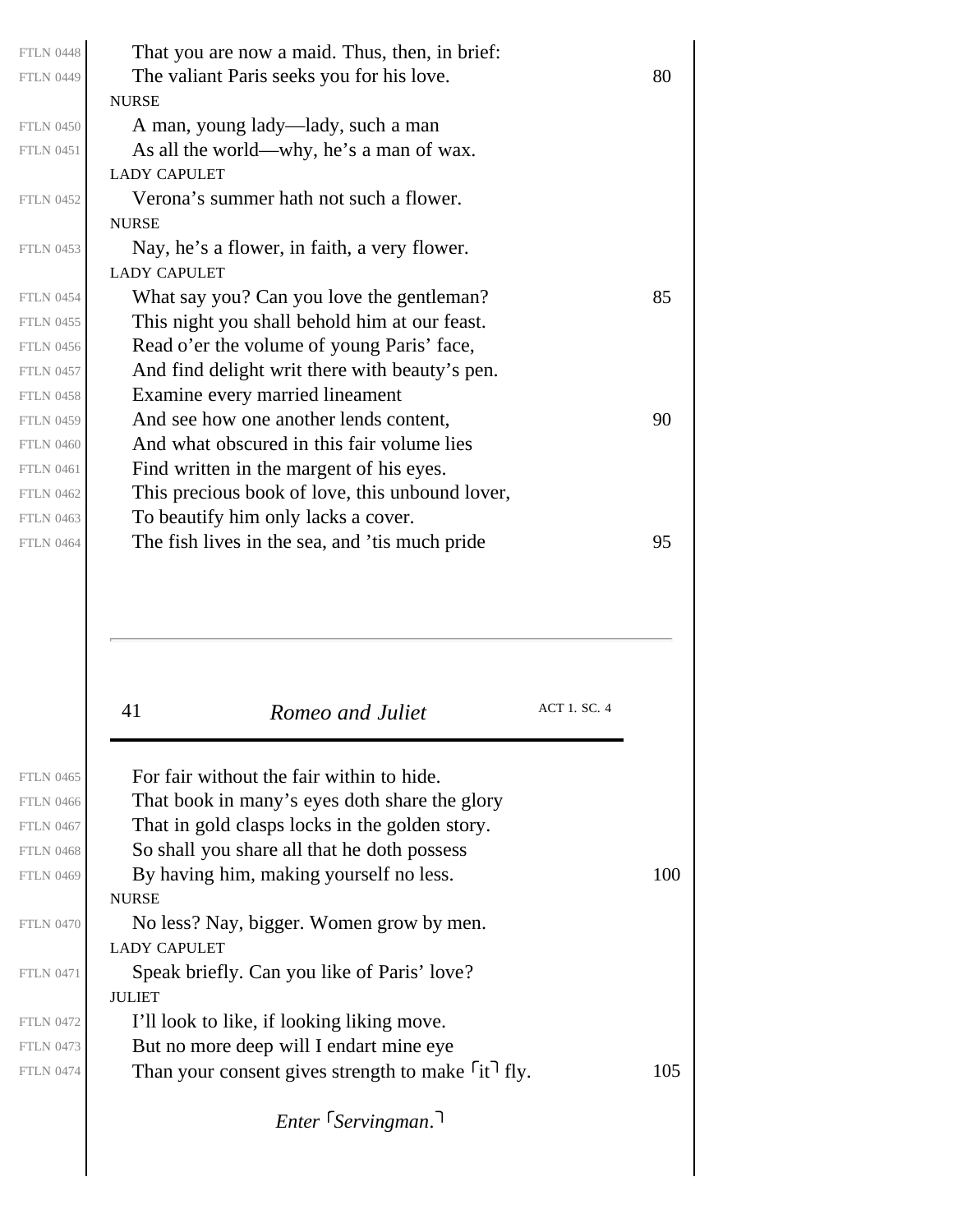That you are now a maid. Thus, then, in brief:
The valiant Paris seeks you for his love.

NURSE

A man, young lady—lady, such a man
As all the world—why, he's a man of wax.

LADY CAPULET

Verona's summer hath not such a flower.

NURSE

Nay, he's a flower, in faith, a very flower.

LADY CAPULET

What say you? Can you love the gentleman?
This night you shall behold him at our feast.
Read o'er the volume of young Paris' face,
And find delight writ there with beauty's pen.
Examine every married lineament
And see how one another lends content,
And what obscured in this fair volume lies
Find written in the margent of his eyes.
This precious book of love, this unbound lover,
To beautify him only lacks a cover.
The fish lives in the sea, and 'tis much pride
For fair without the fair within to hide.
That book in many's eyes doth share the glory
That in gold clasps locks in the golden story.
So shall you share all that he doth possess
By having him, making yourself no less.

NURSE

No less? Nay, bigger. Women grow by men.

LADY CAPULET

Speak briefly. Can you like of Paris' love?

JULIET

I'll look to like, if looking liking move.
But no more deep will I endart mine eye
Than your consent gives strength to make ⌜it⌝ fly.

*Enter ⌜Servingman.⌝*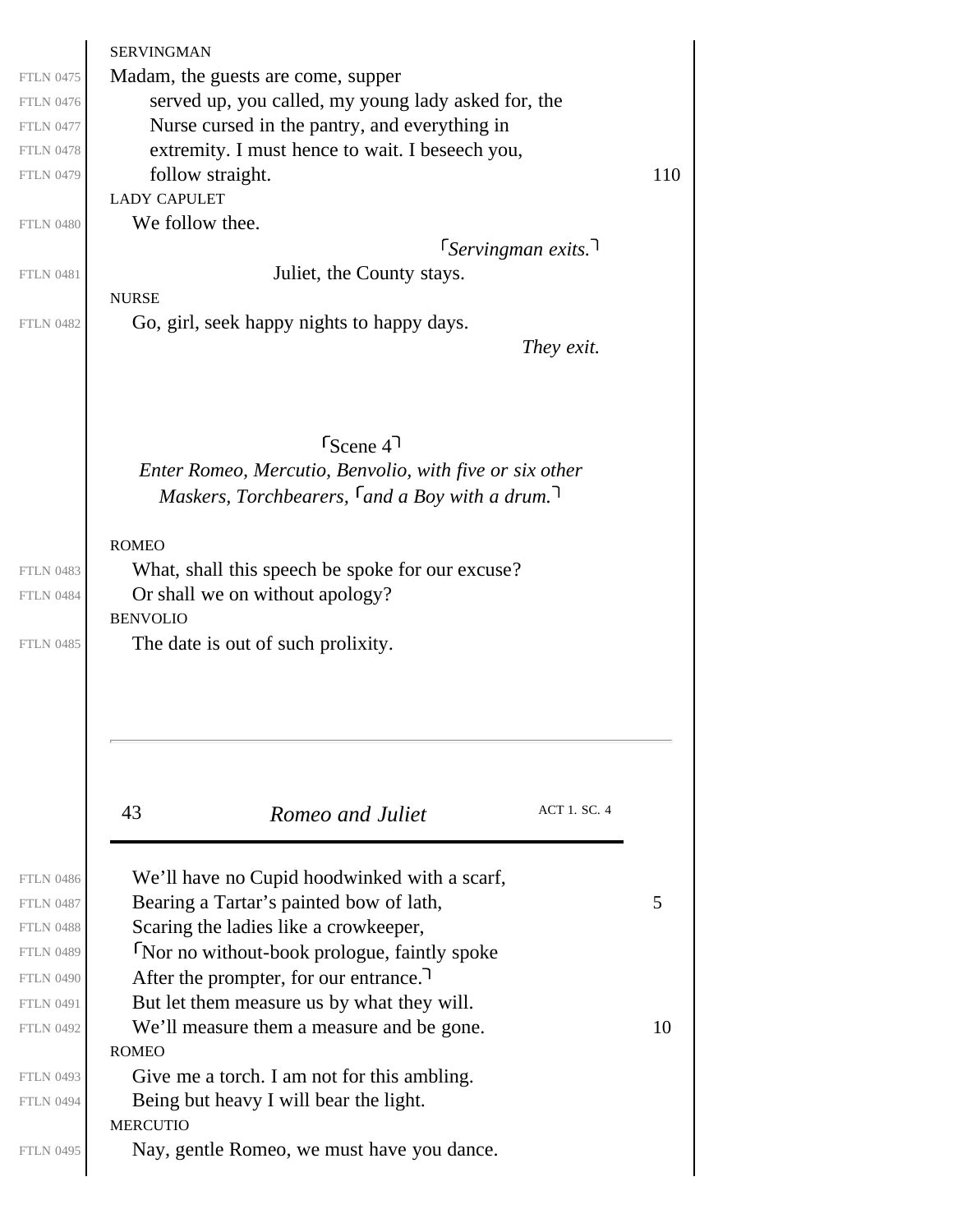SERVINGMAN

Madam, the guests are come, supper
served up, you called, my young lady asked for, the
Nurse cursed in the pantry, and everything in
extremity. I must hence to wait. I beseech you,
follow straight.

LADY CAPULET

We follow thee.

⌈*Servingman exits.*⌉

Juliet, the County stays.

NURSE

Go, girl, seek happy nights to happy days.

*They exit.*

## ⌈Scene 4⌉

*Enter Romeo, Mercutio, Benvolio, with five or six other Maskers, Torchbearers,* ⌈*and a Boy with a drum.*⌉

ROMEO

What, shall this speech be spoke for our excuse?
Or shall we on without apology?

BENVOLIO

The date is out of such prolixity.
We'll have no Cupid hoodwinked with a scarf,
Bearing a Tartar's painted bow of lath,
Scaring the ladies like a crowkeeper,
⌈Nor no without-book prologue, faintly spoke
After the prompter, for our entrance.⌉
But let them measure us by what they will.
We'll measure them a measure and be gone.

ROMEO

Give me a torch. I am not for this ambling.
Being but heavy I will bear the light.

MERCUTIO

Nay, gentle Romeo, we must have you dance.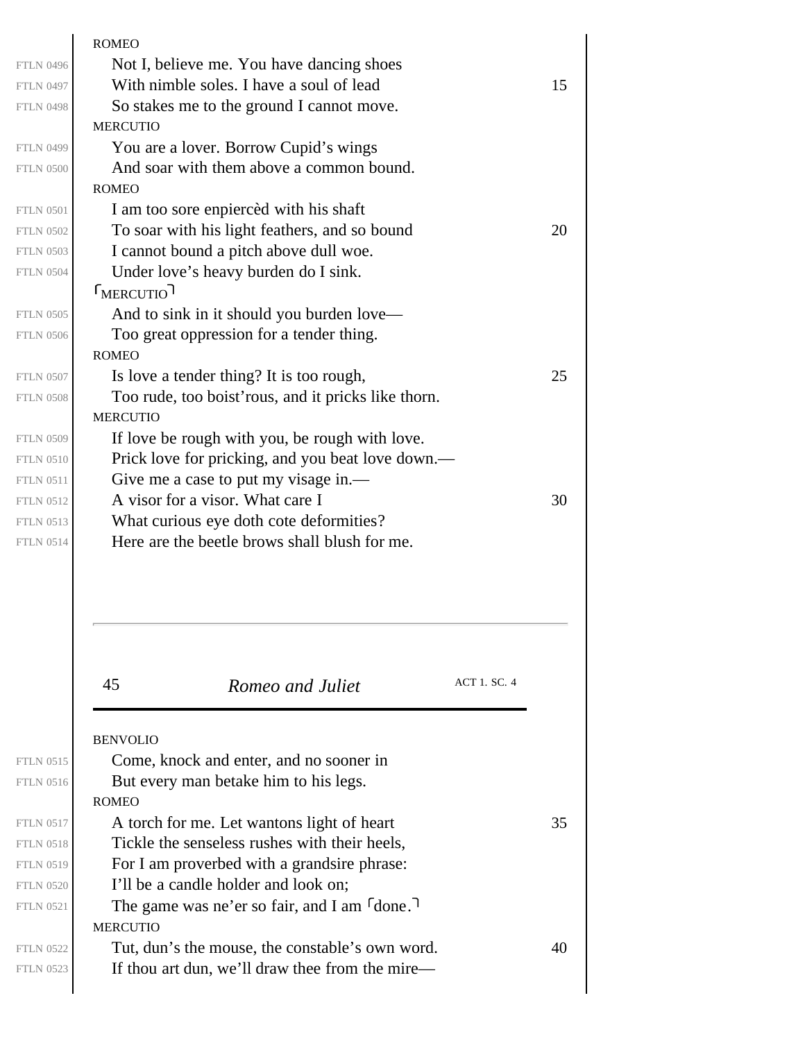ROMEO

Not I, believe me. You have dancing shoes
With nimble soles. I have a soul of lead
So stakes me to the ground I cannot move.

MERCUTIO

You are a lover. Borrow Cupid's wings
And soar with them above a common bound.

ROMEO

I am too sore enpiercèd with his shaft
To soar with his light feathers, and so bound
I cannot bound a pitch above dull woe.
Under love's heavy burden do I sink.

⌜MERCUTIO⌝

And to sink in it should you burden love—
Too great oppression for a tender thing.

ROMEO

Is love a tender thing? It is too rough,
Too rude, too boist'rous, and it pricks like thorn.

MERCUTIO

If love be rough with you, be rough with love.
Prick love for pricking, and you beat love down.—
Give me a case to put my visage in.—
A visor for a visor. What care I
What curious eye doth cote deformities?
Here are the beetle brows shall blush for me.

BENVOLIO

Come, knock and enter, and no sooner in
But every man betake him to his legs.

ROMEO

A torch for me. Let wantons light of heart
Tickle the senseless rushes with their heels,
For I am proverbed with a grandsire phrase:
I'll be a candle holder and look on;
The game was ne'er so fair, and I am ⌜done.⌝

MERCUTIO

Tut, dun's the mouse, the constable's own word.
If thou art dun, we'll draw thee from the mire—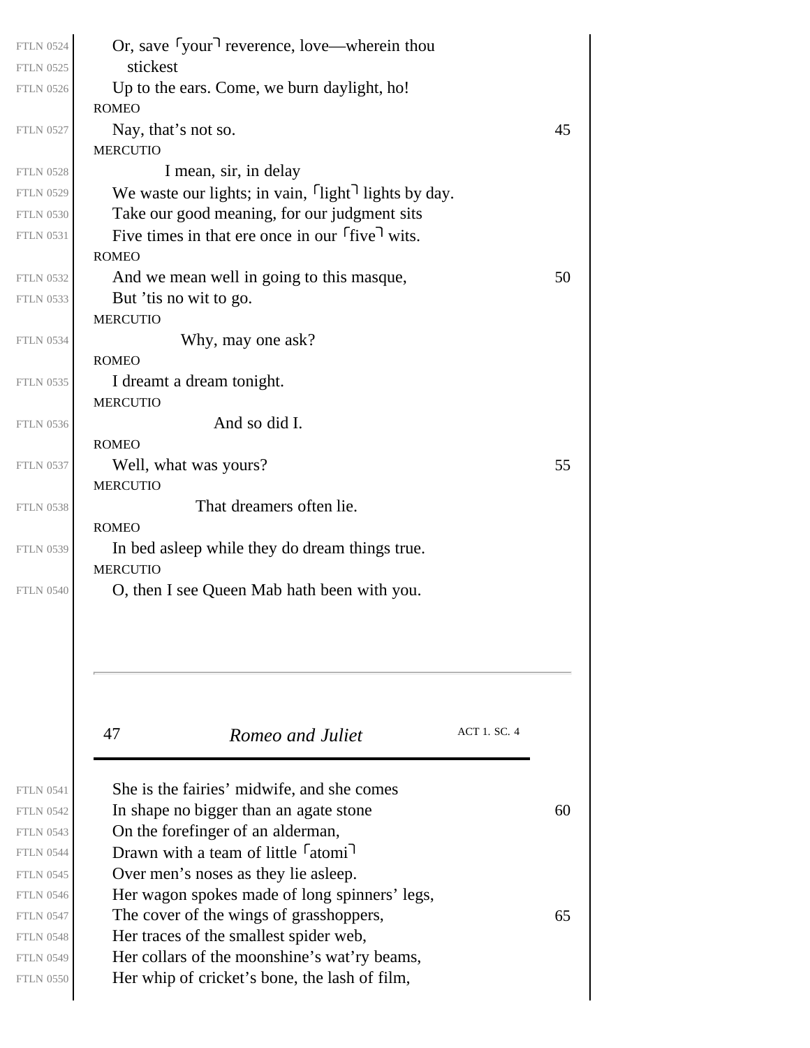FTLN 0524 Or, save ⌜your⌝ reverence, love—wherein thou
FTLN 0525 stickest
FTLN 0526 Up to the ears. Come, we burn daylight, ho!

ROMEO

FTLN 0527 Nay, that's not so. 45

MERCUTIO

FTLN 0528 I mean, sir, in delay
FTLN 0529 We waste our lights; in vain, ⌜light⌝ lights by day.
FTLN 0530 Take our good meaning, for our judgment sits
FTLN 0531 Five times in that ere once in our ⌜five⌝ wits.

ROMEO

FTLN 0532 And we mean well in going to this masque, 50
FTLN 0533 But 'tis no wit to go.

MERCUTIO

FTLN 0534 Why, may one ask?

ROMEO

FTLN 0535 I dreamt a dream tonight.

MERCUTIO

FTLN 0536 And so did I.

ROMEO

FTLN 0537 Well, what was yours? 55

MERCUTIO

FTLN 0538 That dreamers often lie.

ROMEO

FTLN 0539 In bed asleep while they do dream things true.

MERCUTIO

FTLN 0540 O, then I see Queen Mab hath been with you.

---

FTLN 0541 She is the fairies' midwife, and she comes
FTLN 0542 In shape no bigger than an agate stone 60
FTLN 0543 On the forefinger of an alderman,
FTLN 0544 Drawn with a team of little ⌜atomi⌝
FTLN 0545 Over men's noses as they lie asleep.
FTLN 0546 Her wagon spokes made of long spinners' legs,
FTLN 0547 The cover of the wings of grasshoppers, 65
FTLN 0548 Her traces of the smallest spider web,
FTLN 0549 Her collars of the moonshine's wat'ry beams,
FTLN 0550 Her whip of cricket's bone, the lash of film,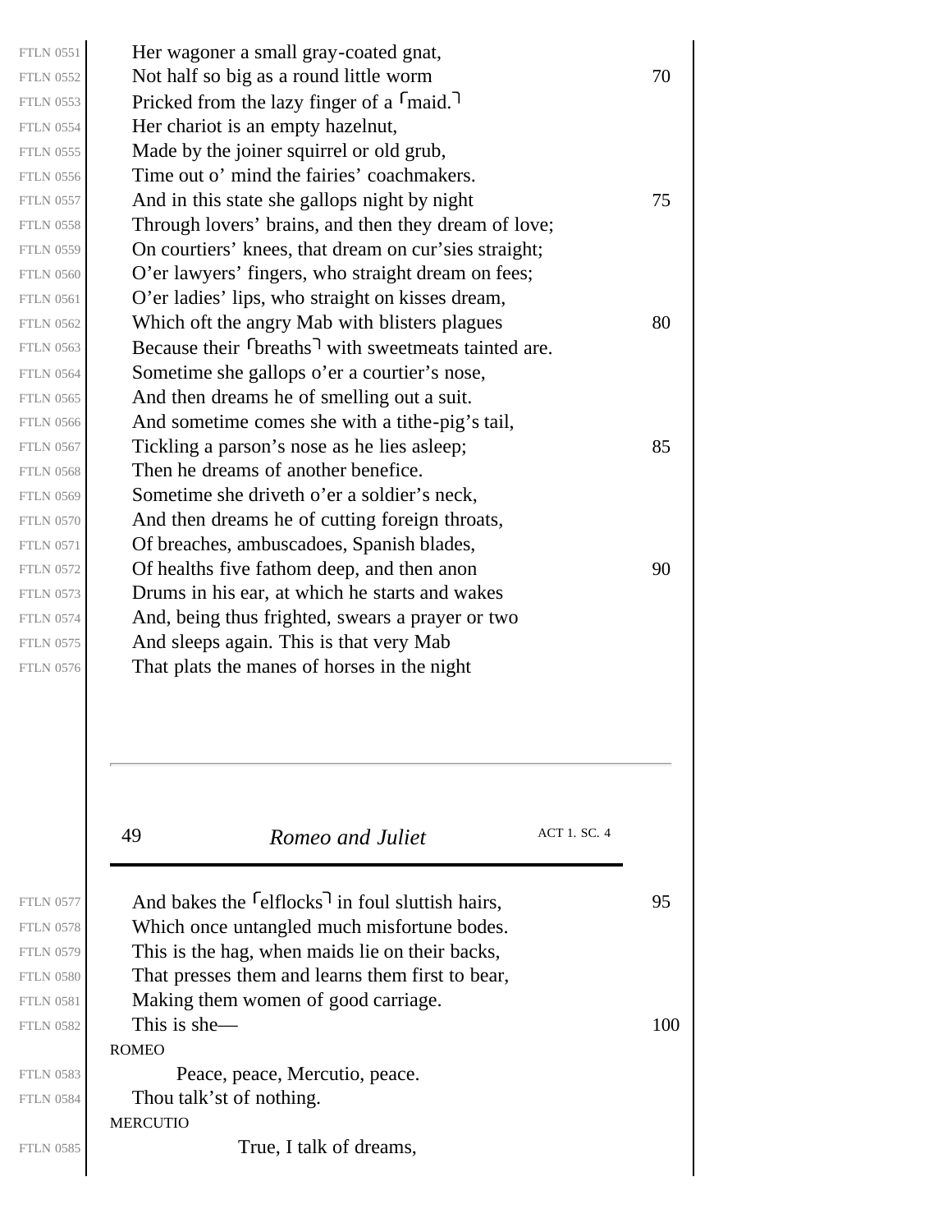FTLN 0551 Her wagoner a small gray-coated gnat,
FTLN 0552 Not half so big as a round little worm 70
FTLN 0553 Pricked from the lazy finger of a ⌜maid.⌝
FTLN 0554 Her chariot is an empty hazelnut,
FTLN 0555 Made by the joiner squirrel or old grub,
FTLN 0556 Time out o' mind the fairies' coachmakers.
FTLN 0557 And in this state she gallops night by night 75
FTLN 0558 Through lovers' brains, and then they dream of love;
FTLN 0559 On courtiers' knees, that dream on cur'sies straight;
FTLN 0560 O'er lawyers' fingers, who straight dream on fees;
FTLN 0561 O'er ladies' lips, who straight on kisses dream,
FTLN 0562 Which oft the angry Mab with blisters plagues 80
FTLN 0563 Because their ⌜breaths⌝ with sweetmeats tainted are.
FTLN 0564 Sometime she gallops o'er a courtier's nose,
FTLN 0565 And then dreams he of smelling out a suit.
FTLN 0566 And sometime comes she with a tithe-pig's tail,
FTLN 0567 Tickling a parson's nose as he lies asleep; 85
FTLN 0568 Then he dreams of another benefice.
FTLN 0569 Sometime she driveth o'er a soldier's neck,
FTLN 0570 And then dreams he of cutting foreign throats,
FTLN 0571 Of breaches, ambuscadoes, Spanish blades,
FTLN 0572 Of healths five fathom deep, and then anon 90
FTLN 0573 Drums in his ear, at which he starts and wakes
FTLN 0574 And, being thus frighted, swears a prayer or two
FTLN 0575 And sleeps again. This is that very Mab
FTLN 0576 That plats the manes of horses in the night

FTLN 0577 And bakes the ⌜elflocks⌝ in foul sluttish hairs, 95
FTLN 0578 Which once untangled much misfortune bodes.
FTLN 0579 This is the hag, when maids lie on their backs,
FTLN 0580 That presses them and learns them first to bear,
FTLN 0581 Making them women of good carriage.
FTLN 0582 This is she— 100

ROMEO

FTLN 0583 Peace, peace, Mercutio, peace.
FTLN 0584 Thou talk'st of nothing.

MERCUTIO

FTLN 0585 True, I talk of dreams,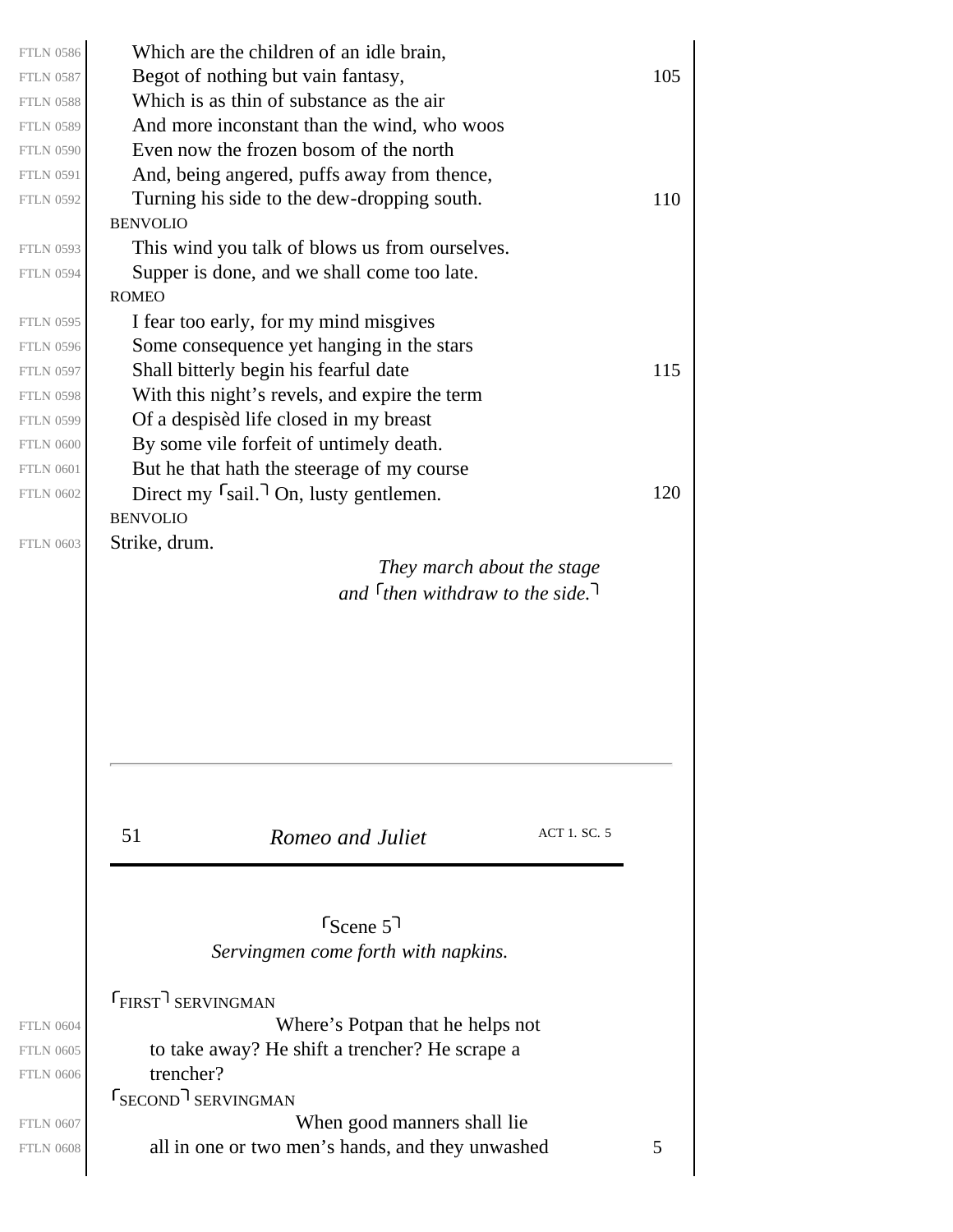Which are the children of an idle brain,
Begot of nothing but vain fantasy,
Which is as thin of substance as the air
And more inconstant than the wind, who woos
Even now the frozen bosom of the north
And, being angered, puffs away from thence,
Turning his side to the dew-dropping south.

BENVOLIO

This wind you talk of blows us from ourselves.
Supper is done, and we shall come too late.

ROMEO

I fear too early, for my mind misgives
Some consequence yet hanging in the stars
Shall bitterly begin his fearful date
With this night's revels, and expire the term
Of a despisèd life closed in my breast
By some vile forfeit of untimely death.
But he that hath the steerage of my course
Direct my ⌜sail.⌝ On, lusty gentlemen.

BENVOLIO

Strike, drum.

*They march about the stage and ⌜then withdraw to the side.⌝*

## ⌜Scene 5⌝

*Servingmen come forth with napkins.*

⌜FIRST⌝ SERVINGMAN

Where's Potpan that he helps not to take away? He shift a trencher? He scrape a trencher?

⌜SECOND⌝ SERVINGMAN

When good manners shall lie all in one or two men's hands, and they unwashed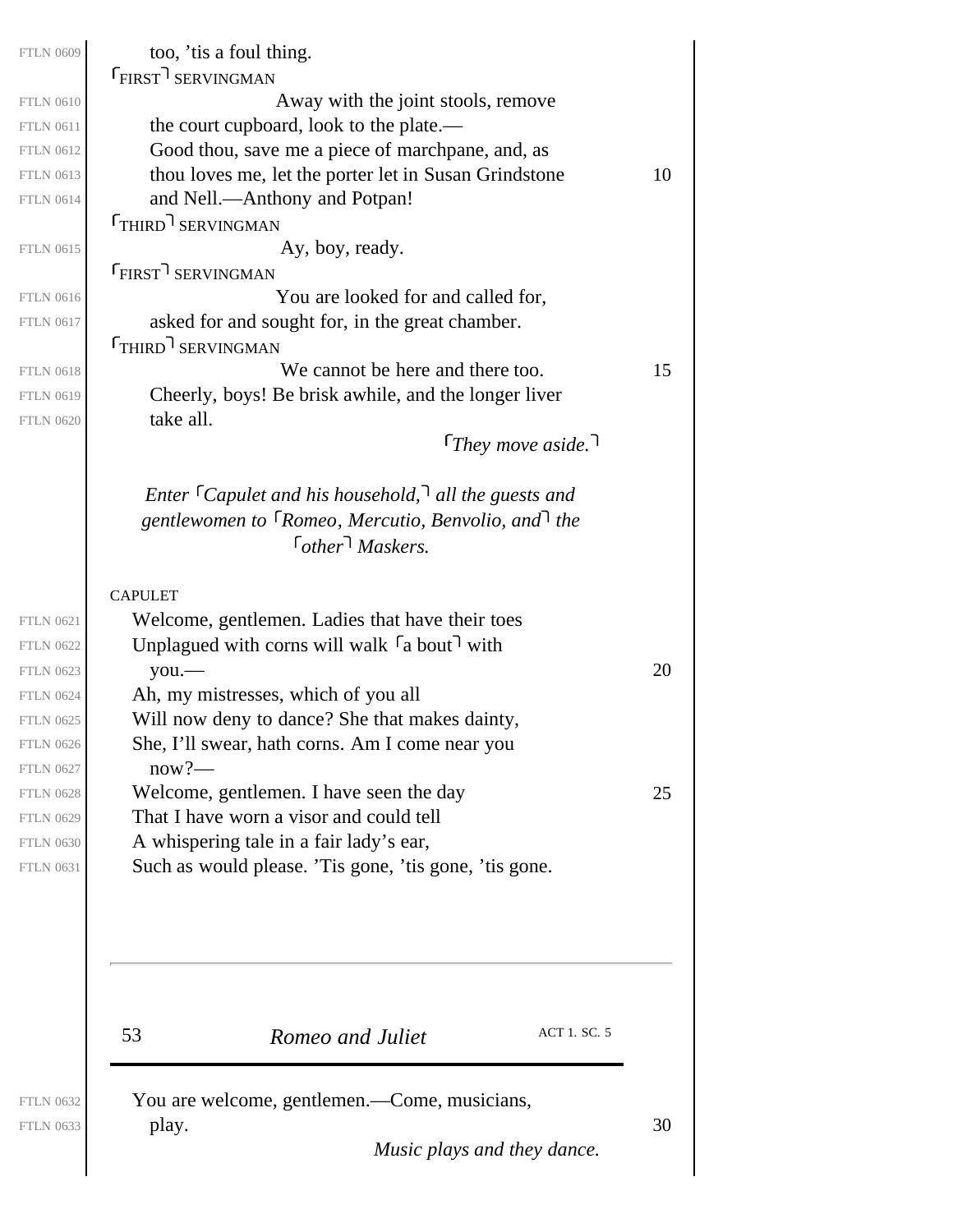too, 'tis a foul thing.

⌜FIRST⌝ SERVINGMAN

Away with the joint stools, remove the court cupboard, look to the plate.— Good thou, save me a piece of marchpane, and, as thou loves me, let the porter let in Susan Grindstone and Nell.—Anthony and Potpan!

⌜THIRD⌝ SERVINGMAN

Ay, boy, ready.

⌜FIRST⌝ SERVINGMAN

You are looked for and called for, asked for and sought for, in the great chamber.

⌜THIRD⌝ SERVINGMAN

We cannot be here and there too. Cheerly, boys! Be brisk awhile, and the longer liver take all.

*⌜They move aside.⌝*

*Enter ⌜Capulet and his household,⌝ all the guests and gentlewomen to ⌜Romeo, Mercutio, Benvolio, and⌝ the ⌜other⌝ Maskers.*

CAPULET

Welcome, gentlemen. Ladies that have their toes
Unplagued with corns will walk ⌜a bout⌝ with
you.—
Ah, my mistresses, which of you all
Will now deny to dance? She that makes dainty,
She, I'll swear, hath corns. Am I come near you
now?—
Welcome, gentlemen. I have seen the day
That I have worn a visor and could tell
A whispering tale in a fair lady's ear,
Such as would please. 'Tis gone, 'tis gone, 'tis gone.
You are welcome, gentlemen.—Come, musicians,
play.

*Music plays and they dance.*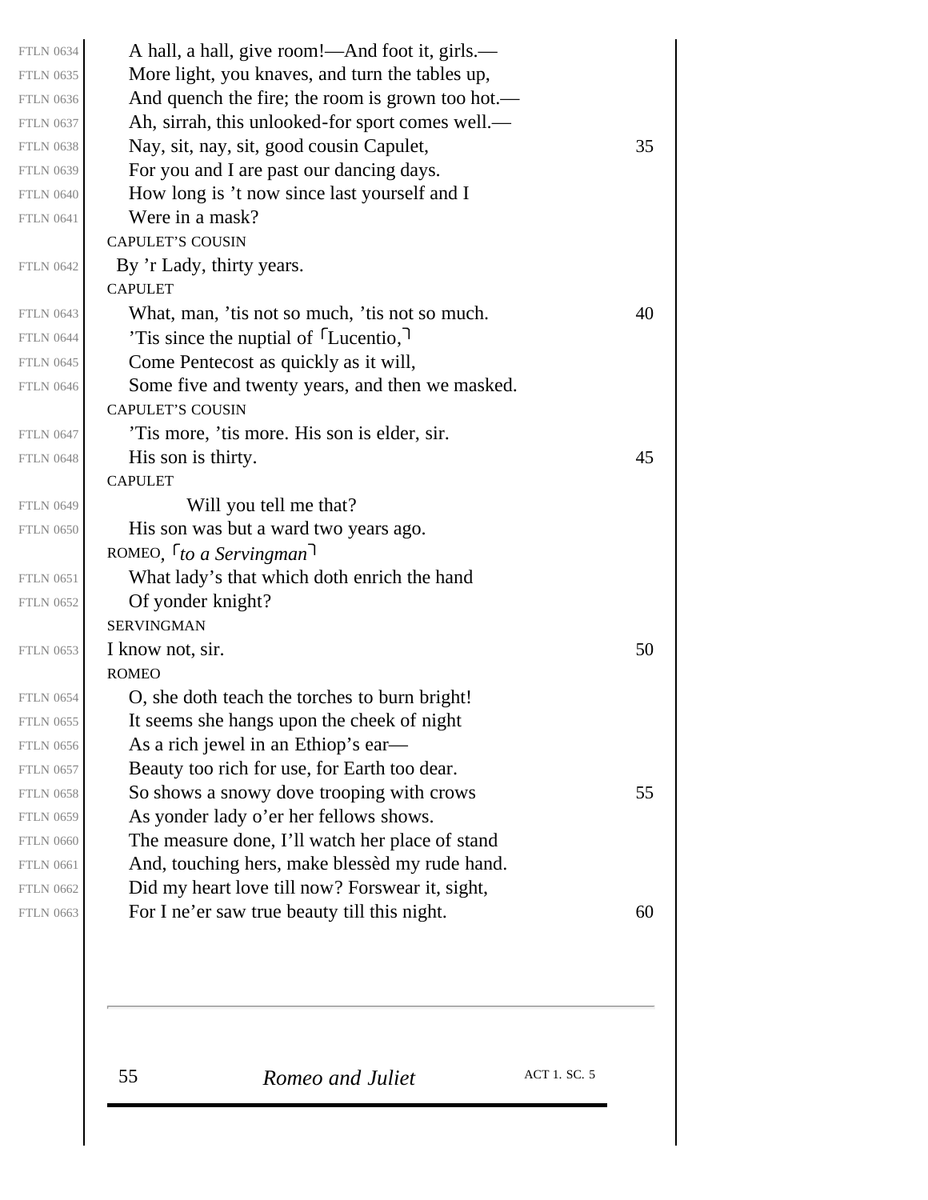A hall, a hall, give room!—And foot it, girls.—
More light, you knaves, and turn the tables up,
And quench the fire; the room is grown too hot.—
Ah, sirrah, this unlooked-for sport comes well.—
Nay, sit, nay, sit, good cousin Capulet,
For you and I are past our dancing days.
How long is ’t now since last yourself and I
Were in a mask?

CAPULET’S COUSIN

By ’r Lady, thirty years.

CAPULET

What, man, ’tis not so much, ’tis not so much.
’Tis since the nuptial of ⌜Lucentio,⌝
Come Pentecost as quickly as it will,
Some five and twenty years, and then we masked.

CAPULET’S COUSIN

’Tis more, ’tis more. His son is elder, sir.
His son is thirty.

CAPULET

Will you tell me that?
His son was but a ward two years ago.

ROMEO, ⌜*to a Servingman*⌝

What lady’s that which doth enrich the hand
Of yonder knight?

SERVINGMAN

I know not, sir.

ROMEO

O, she doth teach the torches to burn bright!
It seems she hangs upon the cheek of night
As a rich jewel in an Ethiop’s ear—
Beauty too rich for use, for Earth too dear.
So shows a snowy dove trooping with crows
As yonder lady o’er her fellows shows.
The measure done, I’ll watch her place of stand
And, touching hers, make blessèd my rude hand.
Did my heart love till now? Forswear it, sight,
For I ne’er saw true beauty till this night.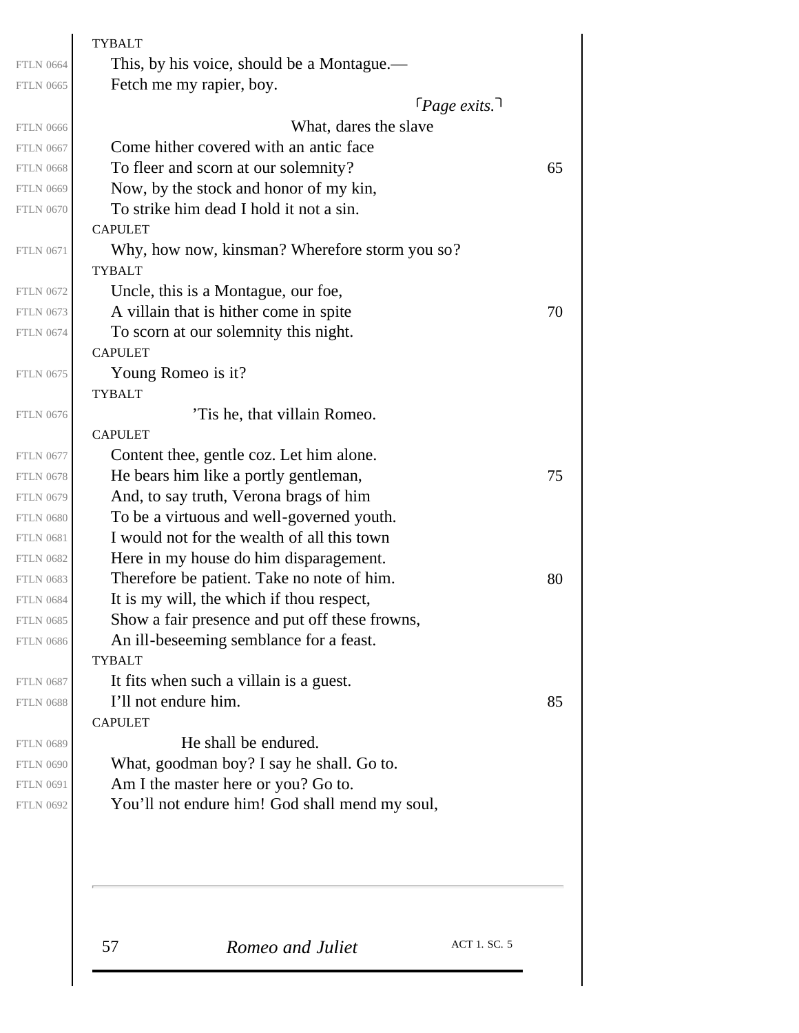TYBALT

This, by his voice, should be a Montague.—
Fetch me my rapier, boy.

⌜*Page exits.*⌝

What, dares the slave
Come hither covered with an antic face
To fleer and scorn at our solemnity?
Now, by the stock and honor of my kin,
To strike him dead I hold it not a sin.

CAPULET

Why, how now, kinsman? Wherefore storm you so?

TYBALT

Uncle, this is a Montague, our foe,
A villain that is hither come in spite
To scorn at our solemnity this night.

CAPULET

Young Romeo is it?

TYBALT

'Tis he, that villain Romeo.

CAPULET

Content thee, gentle coz. Let him alone.
He bears him like a portly gentleman,
And, to say truth, Verona brags of him
To be a virtuous and well-governed youth.
I would not for the wealth of all this town
Here in my house do him disparagement.
Therefore be patient. Take no note of him.
It is my will, the which if thou respect,
Show a fair presence and put off these frowns,
An ill-beseeming semblance for a feast.

TYBALT

It fits when such a villain is a guest.
I'll not endure him.

CAPULET

He shall be endured.
What, goodman boy? I say he shall. Go to.
Am I the master here or you? Go to.
You'll not endure him! God shall mend my soul,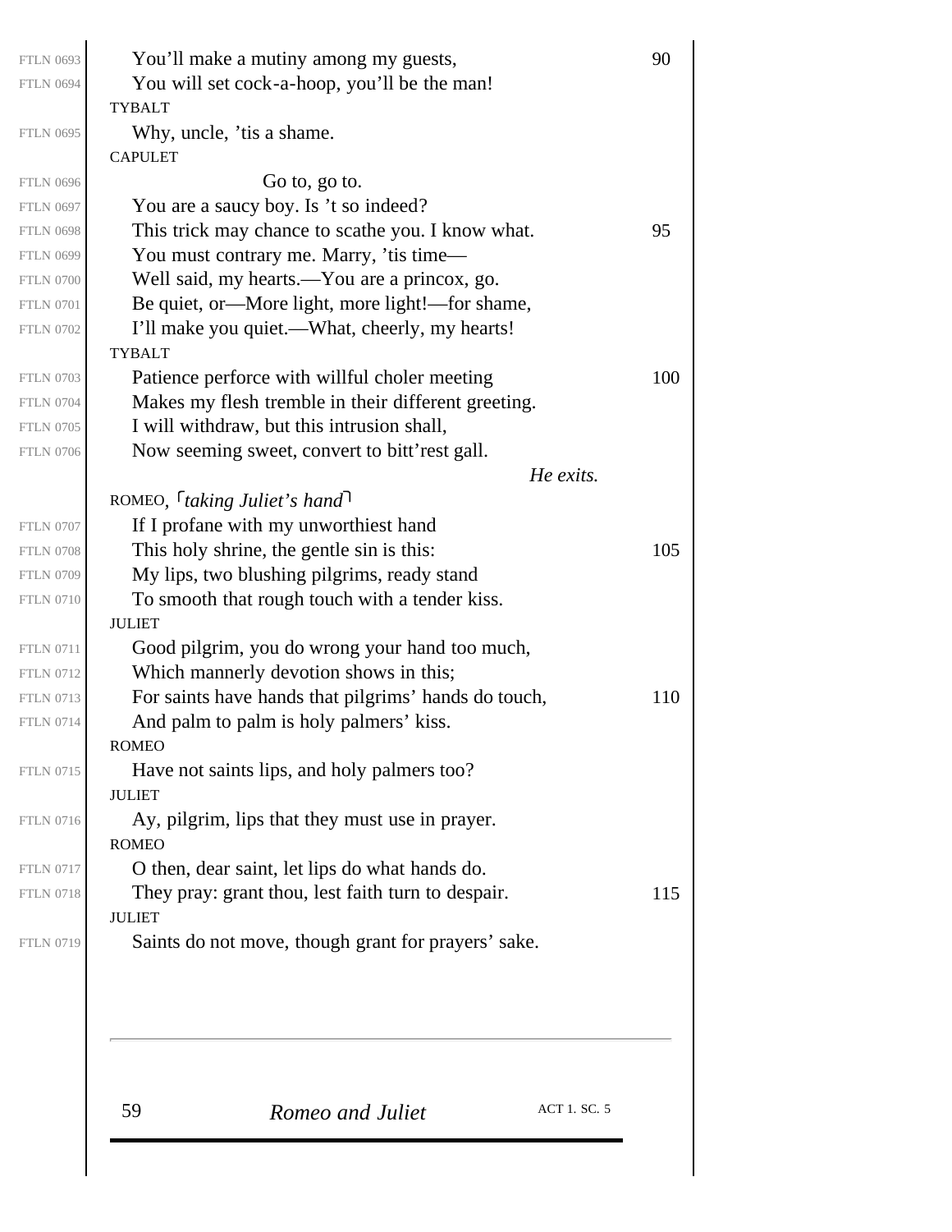You'll make a mutiny among my guests,
You will set cock-a-hoop, you'll be the man!

TYBALT

Why, uncle, 'tis a shame.

CAPULET

Go to, go to.
You are a saucy boy. Is 't so indeed?
This trick may chance to scathe you. I know what.
You must contrary me. Marry, 'tis time—
Well said, my hearts.—You are a princox, go.
Be quiet, or—More light, more light!—for shame,
I'll make you quiet.—What, cheerly, my hearts!

TYBALT

Patience perforce with willful choler meeting
Makes my flesh tremble in their different greeting.
I will withdraw, but this intrusion shall,
Now seeming sweet, convert to bitt'rest gall.

*He exits.*

ROMEO, ⌜*taking Juliet's hand*⌝

If I profane with my unworthiest hand
This holy shrine, the gentle sin is this:
My lips, two blushing pilgrims, ready stand
To smooth that rough touch with a tender kiss.

JULIET

Good pilgrim, you do wrong your hand too much,
Which mannerly devotion shows in this;
For saints have hands that pilgrims' hands do touch,
And palm to palm is holy palmers' kiss.

ROMEO

Have not saints lips, and holy palmers too?

JULIET

Ay, pilgrim, lips that they must use in prayer.

ROMEO

O then, dear saint, let lips do what hands do.
They pray: grant thou, lest faith turn to despair.

JULIET

Saints do not move, though grant for prayers' sake.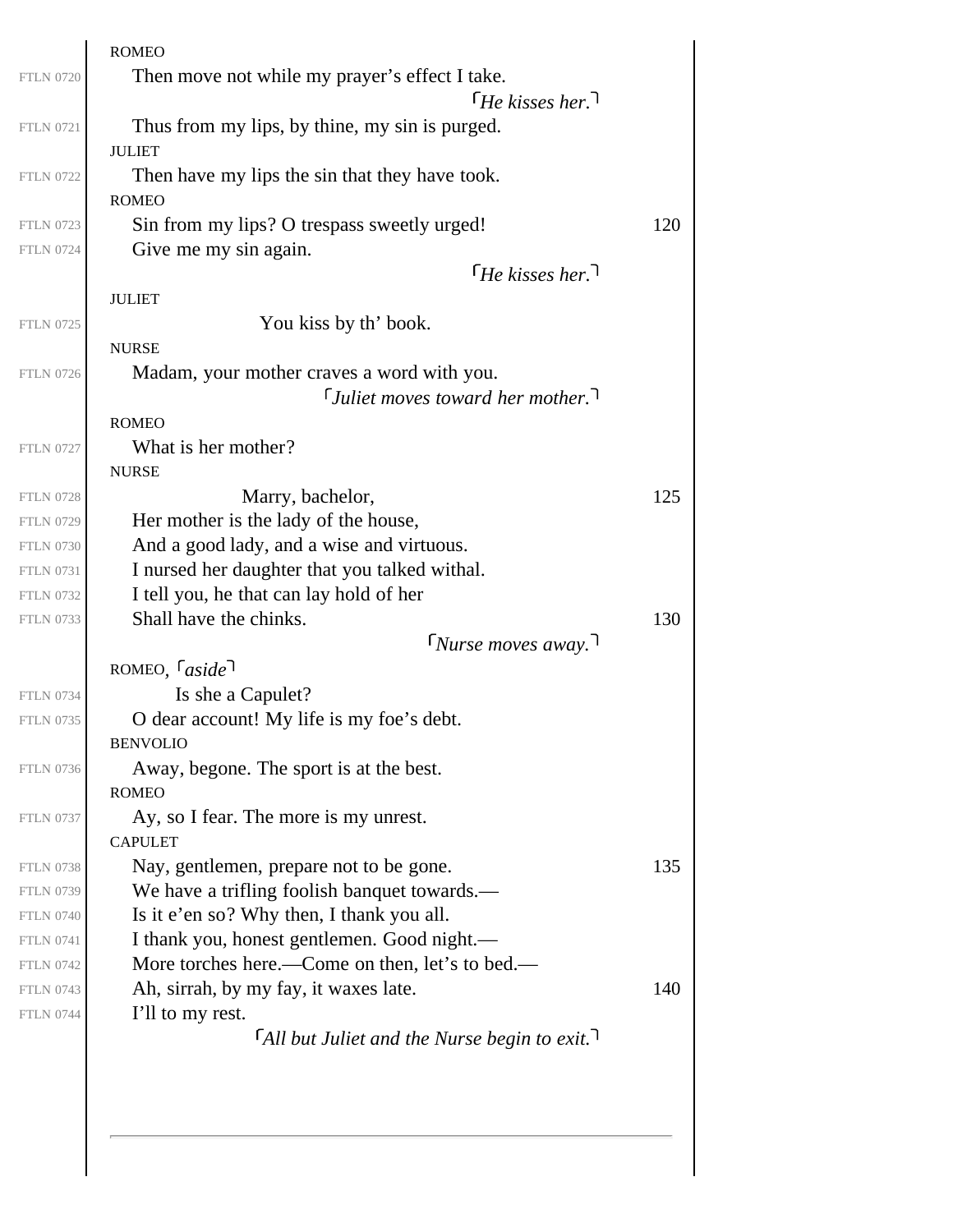ROMEO

Then move not while my prayer's effect I take.

⌜*He kisses her.*⌝

Thus from my lips, by thine, my sin is purged.

JULIET

Then have my lips the sin that they have took.

ROMEO

Sin from my lips? O trespass sweetly urged!

Give me my sin again.

⌜*He kisses her.*⌝

JULIET

You kiss by th' book.

NURSE

Madam, your mother craves a word with you.

⌜*Juliet moves toward her mother.*⌝

ROMEO

What is her mother?

NURSE

Marry, bachelor,

Her mother is the lady of the house,

And a good lady, and a wise and virtuous.

I nursed her daughter that you talked withal.

I tell you, he that can lay hold of her

Shall have the chinks.

⌜*Nurse moves away.*⌝

ROMEO, ⌜*aside*⌝

Is she a Capulet?

O dear account! My life is my foe's debt.

BENVOLIO

Away, begone. The sport is at the best.

ROMEO

Ay, so I fear. The more is my unrest.

CAPULET

Nay, gentlemen, prepare not to be gone.

We have a trifling foolish banquet towards.—

Is it e'en so? Why then, I thank you all.

I thank you, honest gentlemen. Good night.—

More torches here.—Come on then, let's to bed.—

Ah, sirrah, by my fay, it waxes late.

I'll to my rest.

⌜*All but Juliet and the Nurse begin to exit.*⌝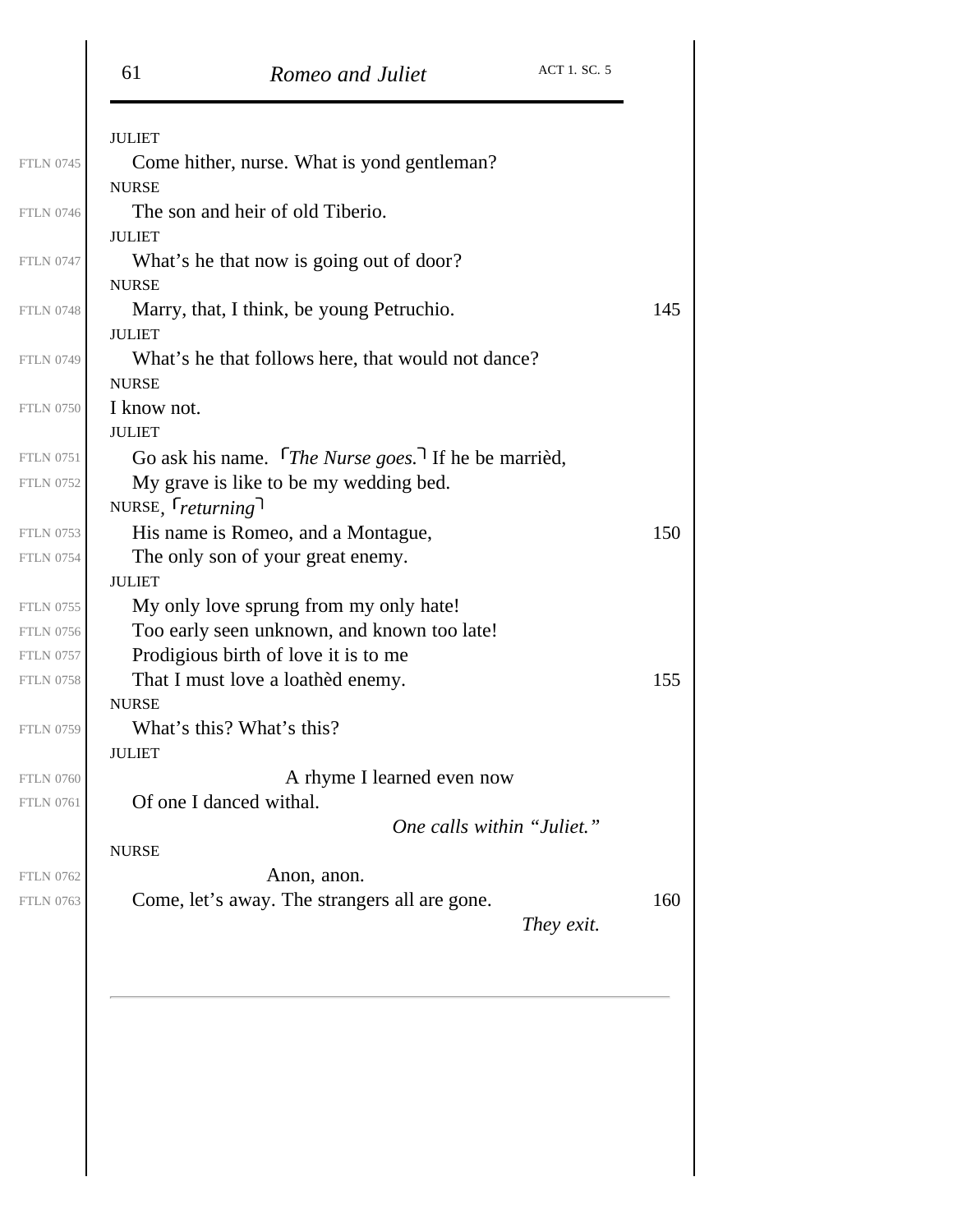JULIET

Come hither, nurse. What is yond gentleman?

NURSE

The son and heir of old Tiberio.

JULIET

What's he that now is going out of door?

NURSE

Marry, that, I think, be young Petruchio.

JULIET

What's he that follows here, that would not dance?

NURSE

I know not.

JULIET

Go ask his name. ⌜*The Nurse goes.*⌝ If he be marrièd,
My grave is like to be my wedding bed.

NURSE, ⌜*returning*⌝

His name is Romeo, and a Montague,
The only son of your great enemy.

JULIET

My only love sprung from my only hate!
Too early seen unknown, and known too late!
Prodigious birth of love it is to me
That I must love a loathèd enemy.

NURSE

What's this? What's this?

JULIET

A rhyme I learned even now
Of one I danced withal.

*One calls within "Juliet."*

NURSE

Anon, anon.
Come, let's away. The strangers all are gone.

*They exit.*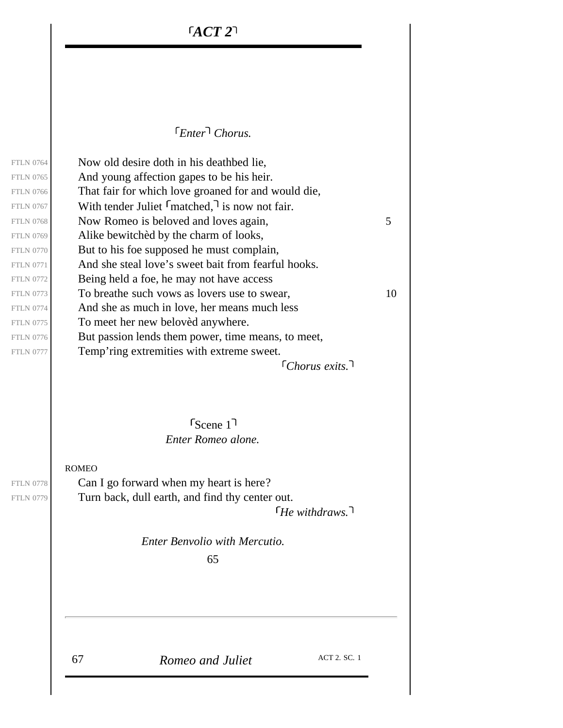# ⌜ACT 2⌝

⌜Enter⌝ *Chorus.*

FTLN 0764 Now old desire doth in his deathbed lie,
FTLN 0765 And young affection gapes to be his heir.
FTLN 0766 That fair for which love groaned for and would die,
FTLN 0767 With tender Juliet ⌜matched,⌝ is now not fair.
FTLN 0768 Now Romeo is beloved and loves again, 5
FTLN 0769 Alike bewitchèd by the charm of looks,
FTLN 0770 But to his foe supposed he must complain,
FTLN 0771 And she steal love's sweet bait from fearful hooks.
FTLN 0772 Being held a foe, he may not have access
FTLN 0773 To breathe such vows as lovers use to swear, 10
FTLN 0774 And she as much in love, her means much less
FTLN 0775 To meet her new belovèd anywhere.
FTLN 0776 But passion lends them power, time means, to meet,
FTLN 0777 Temp'ring extremities with extreme sweet.

⌜*Chorus exits.*⌝

## ⌜Scene 1⌝

*Enter Romeo alone.*

ROMEO

FTLN 0778 Can I go forward when my heart is here?
FTLN 0779 Turn back, dull earth, and find thy center out.

⌜*He withdraws.*⌝

*Enter Benvolio with Mercutio.*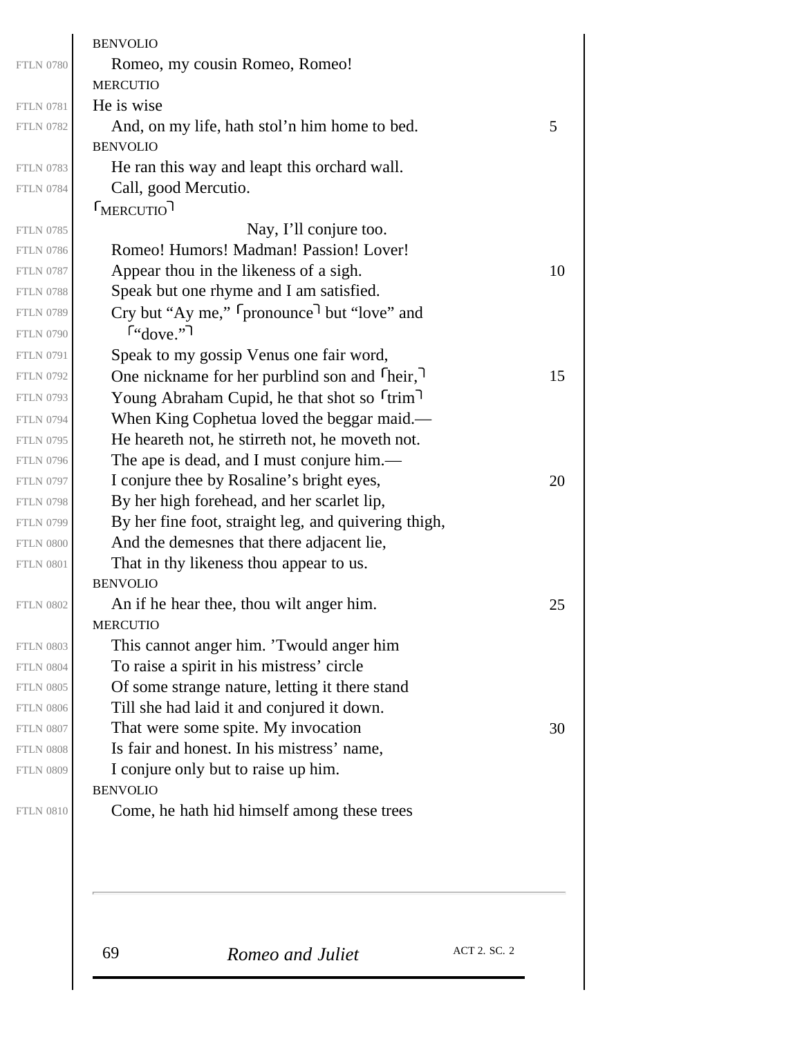BENVOLIO

Romeo, my cousin Romeo, Romeo!

MERCUTIO

He is wise

And, on my life, hath stol'n him home to bed.

BENVOLIO

He ran this way and leapt this orchard wall.

Call, good Mercutio.

⌜MERCUTIO⌝

Nay, I'll conjure too.

Romeo! Humors! Madman! Passion! Lover!

Appear thou in the likeness of a sigh.

Speak but one rhyme and I am satisfied.

Cry but "Ay me," ⌜pronounce⌝ but "love" and ⌜"dove."⌝

Speak to my gossip Venus one fair word,

One nickname for her purblind son and ⌜heir,⌝

Young Abraham Cupid, he that shot so ⌜trim⌝

When King Cophetua loved the beggar maid.—

He heareth not, he stirreth not, he moveth not.

The ape is dead, and I must conjure him.—

I conjure thee by Rosaline's bright eyes,

By her high forehead, and her scarlet lip,

By her fine foot, straight leg, and quivering thigh,

And the demesnes that there adjacent lie,

That in thy likeness thou appear to us.

BENVOLIO

An if he hear thee, thou wilt anger him.

MERCUTIO

This cannot anger him. 'Twould anger him

To raise a spirit in his mistress' circle

Of some strange nature, letting it there stand

Till she had laid it and conjured it down.

That were some spite. My invocation

Is fair and honest. In his mistress' name,

I conjure only but to raise up him.

BENVOLIO

Come, he hath hid himself among these trees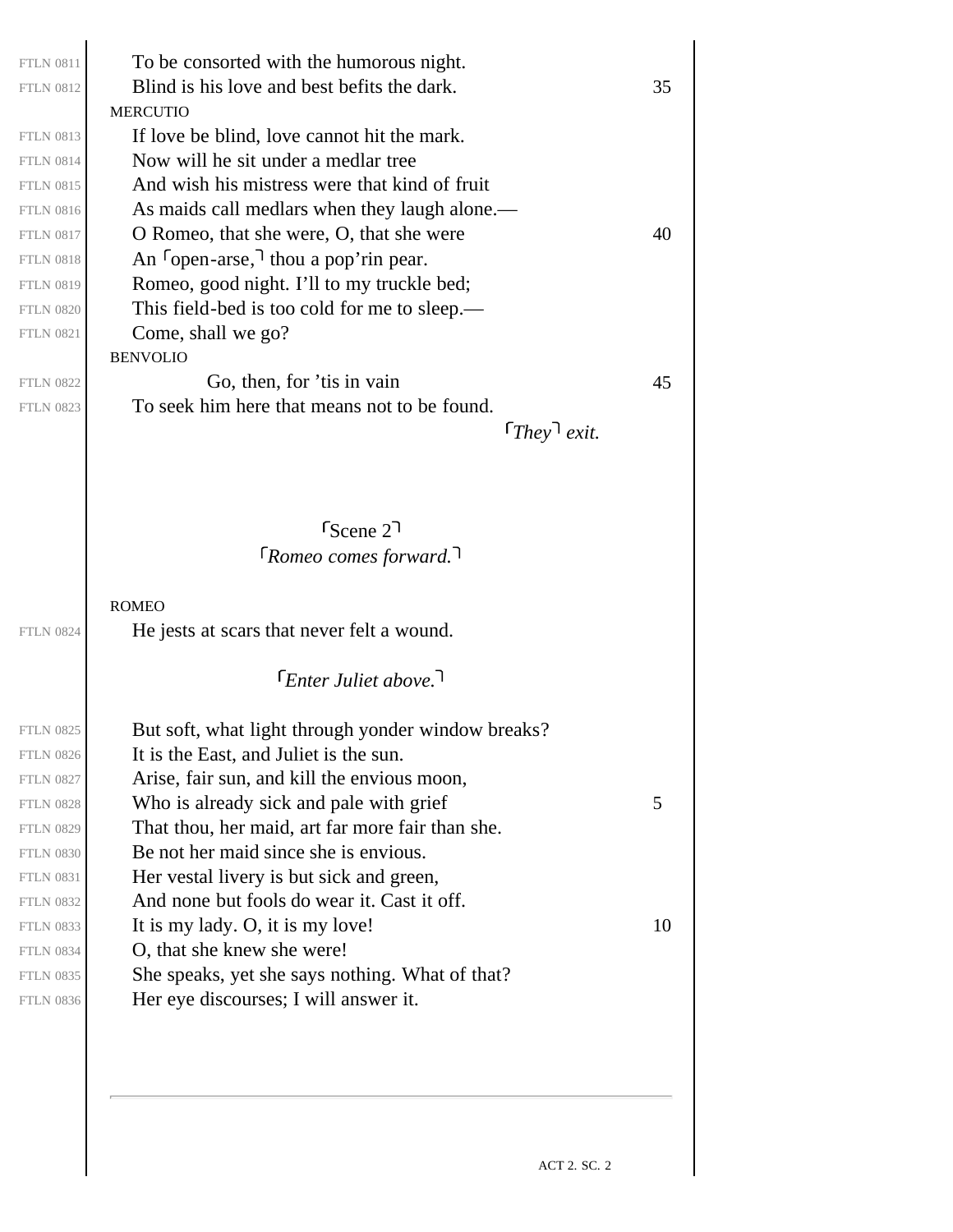To be consorted with the humorous night.
Blind is his love and best befits the dark.

MERCUTIO

If love be blind, love cannot hit the mark.
Now will he sit under a medlar tree
And wish his mistress were that kind of fruit
As maids call medlars when they laugh alone.—
O Romeo, that she were, O, that she were
An ⌜open-arse,⌝ thou a pop'rin pear.
Romeo, good night. I'll to my truckle bed;
This field-bed is too cold for me to sleep.—
Come, shall we go?

BENVOLIO

Go, then, for 'tis in vain
To seek him here that means not to be found.

⌜*They*⌝ *exit.*

## ⌜Scene 2⌝

⌜*Romeo comes forward.*⌝

ROMEO

He jests at scars that never felt a wound.

⌜*Enter Juliet above.*⌝

But soft, what light through yonder window breaks?
It is the East, and Juliet is the sun.
Arise, fair sun, and kill the envious moon,
Who is already sick and pale with grief
That thou, her maid, art far more fair than she.
Be not her maid since she is envious.
Her vestal livery is but sick and green,
And none but fools do wear it. Cast it off.
It is my lady. O, it is my love!
O, that she knew she were!
She speaks, yet she says nothing. What of that?
Her eye discourses; I will answer it.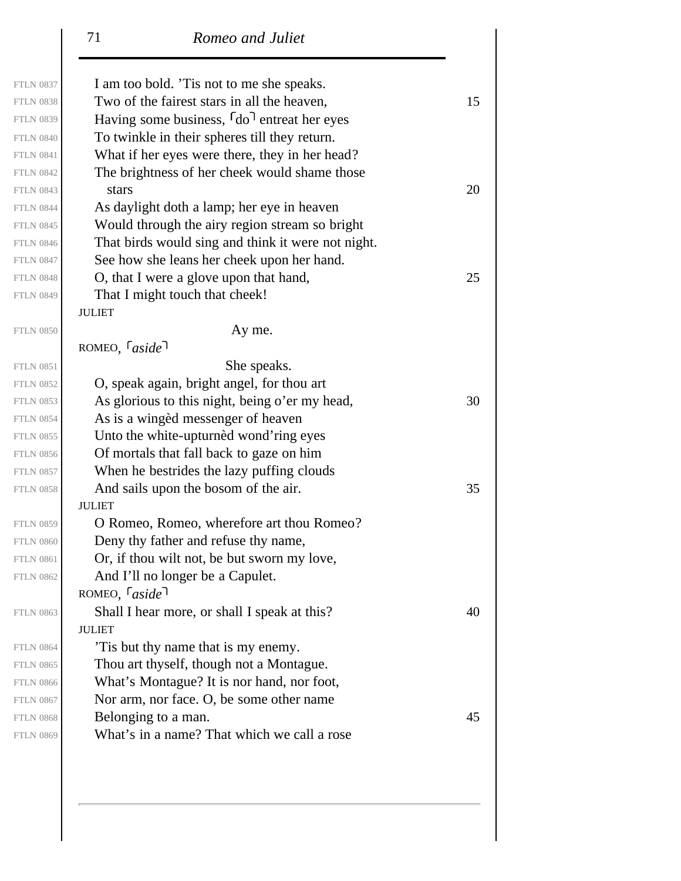I am too bold. 'Tis not to me she speaks.
Two of the fairest stars in all the heaven, 15
Having some business, ⌜do⌝ entreat her eyes
To twinkle in their spheres till they return.
What if her eyes were there, they in her head?
The brightness of her cheek would shame those
stars 20
As daylight doth a lamp; her eye in heaven
Would through the airy region stream so bright
That birds would sing and think it were not night.
See how she leans her cheek upon her hand.
O, that I were a glove upon that hand, 25
That I might touch that cheek!

JULIET

Ay me.

ROMEO, ⌜*aside*⌝

She speaks.
O, speak again, bright angel, for thou art
As glorious to this night, being o'er my head, 30
As is a wingèd messenger of heaven
Unto the white-upturnèd wond'ring eyes
Of mortals that fall back to gaze on him
When he bestrides the lazy puffing clouds
And sails upon the bosom of the air. 35

JULIET

O Romeo, Romeo, wherefore art thou Romeo?
Deny thy father and refuse thy name,
Or, if thou wilt not, be but sworn my love,
And I'll no longer be a Capulet.

ROMEO, ⌜*aside*⌝

Shall I hear more, or shall I speak at this? 40

JULIET

'Tis but thy name that is my enemy.
Thou art thyself, though not a Montague.
What's Montague? It is nor hand, nor foot,
Nor arm, nor face. O, be some other name
Belonging to a man. 45
What's in a name? That which we call a rose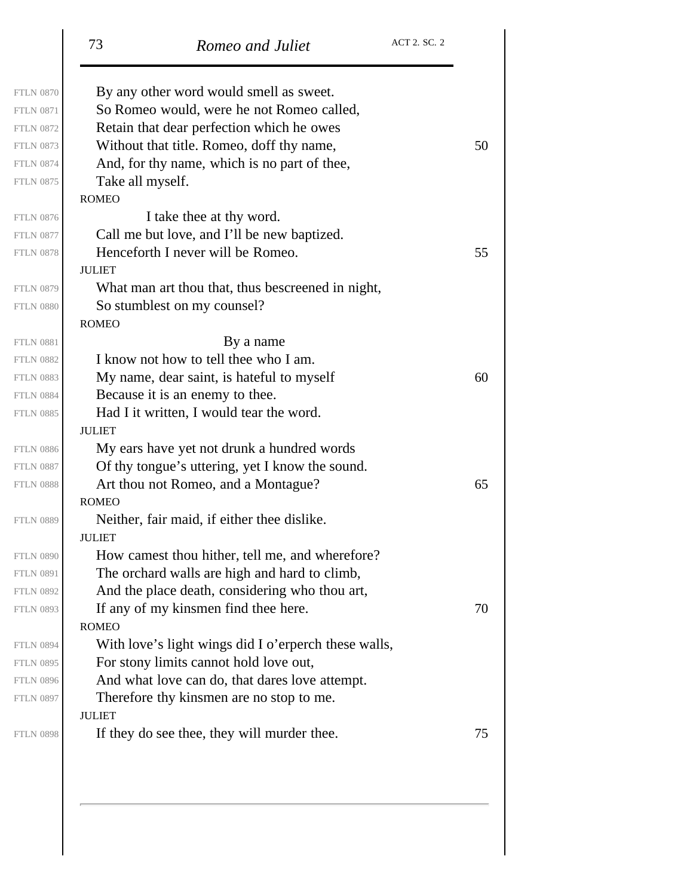By any other word would smell as sweet.
So Romeo would, were he not Romeo called,
Retain that dear perfection which he owes
Without that title. Romeo, doff thy name,
And, for thy name, which is no part of thee,
Take all myself.

ROMEO

I take thee at thy word.
Call me but love, and I'll be new baptized.
Henceforth I never will be Romeo.

JULIET

What man art thou that, thus bescreened in night,
So stumblest on my counsel?

ROMEO

By a name
I know not how to tell thee who I am.
My name, dear saint, is hateful to myself
Because it is an enemy to thee.
Had I it written, I would tear the word.

JULIET

My ears have yet not drunk a hundred words
Of thy tongue's uttering, yet I know the sound.
Art thou not Romeo, and a Montague?

ROMEO

Neither, fair maid, if either thee dislike.

JULIET

How camest thou hither, tell me, and wherefore?
The orchard walls are high and hard to climb,
And the place death, considering who thou art,
If any of my kinsmen find thee here.

ROMEO

With love's light wings did I o'erperch these walls,
For stony limits cannot hold love out,
And what love can do, that dares love attempt.
Therefore thy kinsmen are no stop to me.

JULIET

If they do see thee, they will murder thee.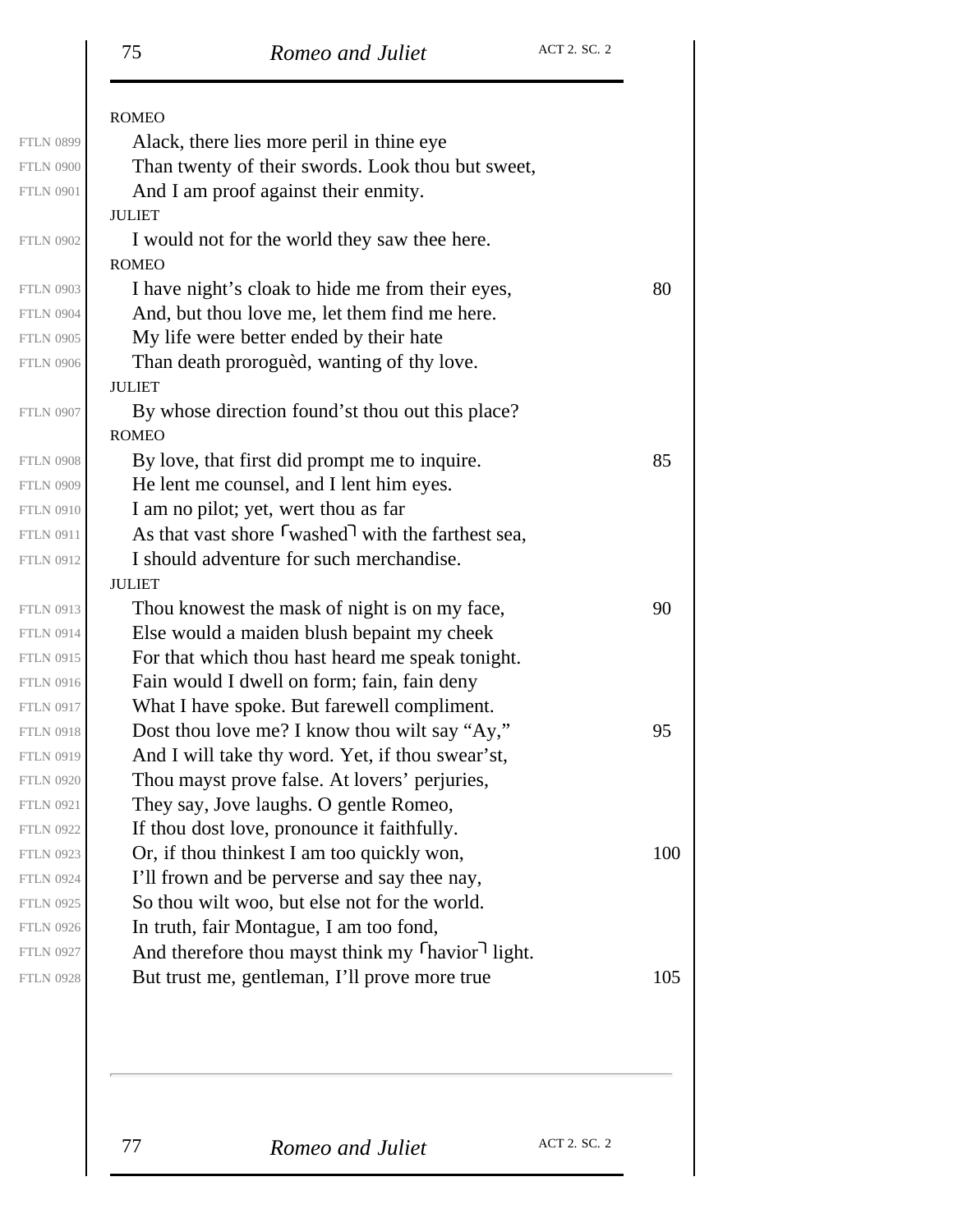ROMEO

Alack, there lies more peril in thine eye
Than twenty of their swords. Look thou but sweet,
And I am proof against their enmity.

JULIET

I would not for the world they saw thee here.

ROMEO

I have night's cloak to hide me from their eyes, 80
And, but thou love me, let them find me here.
My life were better ended by their hate
Than death proroguèd, wanting of thy love.

JULIET

By whose direction found'st thou out this place?

ROMEO

By love, that first did prompt me to inquire. 85
He lent me counsel, and I lent him eyes.
I am no pilot; yet, wert thou as far
As that vast shore ⌜washed⌝ with the farthest sea,
I should adventure for such merchandise.

JULIET

Thou knowest the mask of night is on my face, 90
Else would a maiden blush bepaint my cheek
For that which thou hast heard me speak tonight.
Fain would I dwell on form; fain, fain deny
What I have spoke. But farewell compliment.
Dost thou love me? I know thou wilt say "Ay," 95
And I will take thy word. Yet, if thou swear'st,
Thou mayst prove false. At lovers' perjuries,
They say, Jove laughs. O gentle Romeo,
If thou dost love, pronounce it faithfully.
Or, if thou thinkest I am too quickly won, 100
I'll frown and be perverse and say thee nay,
So thou wilt woo, but else not for the world.
In truth, fair Montague, I am too fond,
And therefore thou mayst think my ⌜havior⌝ light.
But trust me, gentleman, I'll prove more true 105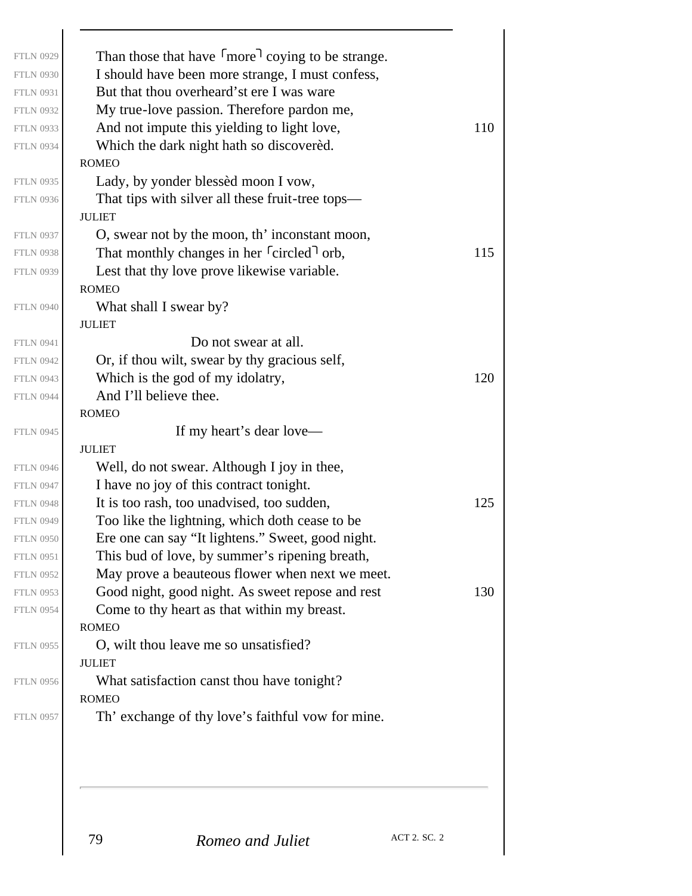Than those that have ⌜more⌝ coying to be strange.
I should have been more strange, I must confess,
But that thou overheard'st ere I was ware
My true-love passion. Therefore pardon me,
And not impute this yielding to light love,
Which the dark night hath so discoverèd.

ROMEO

Lady, by yonder blessèd moon I vow,
That tips with silver all these fruit-tree tops—

JULIET

O, swear not by the moon, th' inconstant moon,
That monthly changes in her ⌜circled⌝ orb,
Lest that thy love prove likewise variable.

ROMEO

What shall I swear by?

JULIET

Do not swear at all.
Or, if thou wilt, swear by thy gracious self,
Which is the god of my idolatry,
And I'll believe thee.

ROMEO

If my heart's dear love—

JULIET

Well, do not swear. Although I joy in thee,
I have no joy of this contract tonight.
It is too rash, too unadvised, too sudden,
Too like the lightning, which doth cease to be
Ere one can say "It lightens." Sweet, good night.
This bud of love, by summer's ripening breath,
May prove a beauteous flower when next we meet.
Good night, good night. As sweet repose and rest
Come to thy heart as that within my breast.

ROMEO

O, wilt thou leave me so unsatisfied?

JULIET

What satisfaction canst thou have tonight?

ROMEO

Th' exchange of thy love's faithful vow for mine.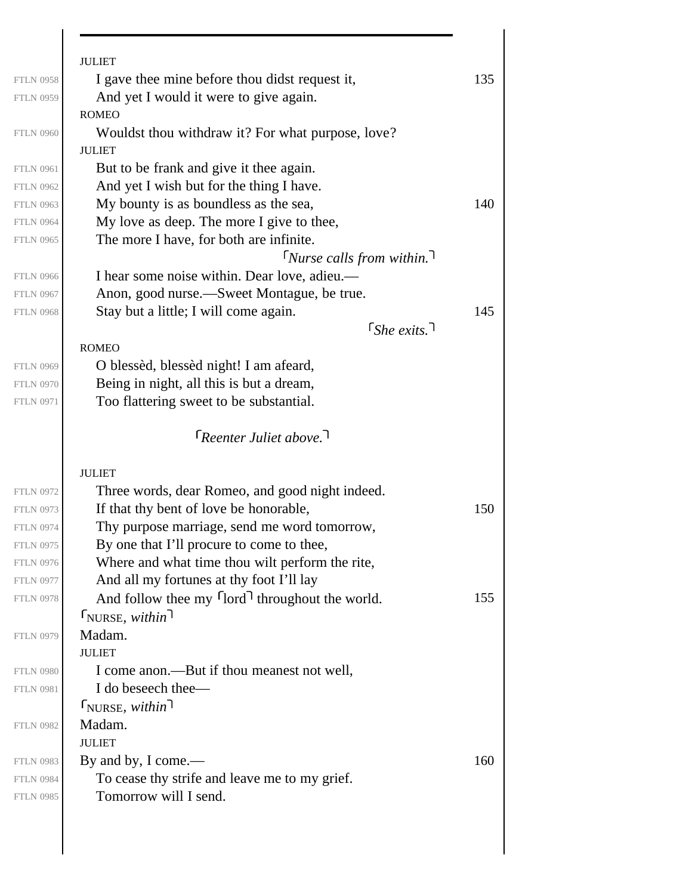JULIET

I gave thee mine before thou didst request it, 135
And yet I would it were to give again.

ROMEO

Wouldst thou withdraw it? For what purpose, love?

JULIET

But to be frank and give it thee again.
And yet I wish but for the thing I have.
My bounty is as boundless as the sea, 140
My love as deep. The more I give to thee,
The more I have, for both are infinite.

⌜*Nurse calls from within.*⌝

I hear some noise within. Dear love, adieu.—
Anon, good nurse.—Sweet Montague, be true.
Stay but a little; I will come again. 145

⌜*She exits.*⌝

ROMEO

O blessèd, blessèd night! I am afeard,
Being in night, all this is but a dream,
Too flattering sweet to be substantial.

⌜*Reenter Juliet above.*⌝

JULIET

Three words, dear Romeo, and good night indeed.
If that thy bent of love be honorable, 150
Thy purpose marriage, send me word tomorrow,
By one that I'll procure to come to thee,
Where and what time thou wilt perform the rite,
And all my fortunes at thy foot I'll lay
And follow thee my ⌜lord⌝ throughout the world. 155

⌜NURSE, *within*⌝

Madam.

JULIET

I come anon.—But if thou meanest not well,
I do beseech thee—

⌜NURSE, *within*⌝

Madam.

JULIET

By and by, I come.— 160
To cease thy strife and leave me to my grief.
Tomorrow will I send.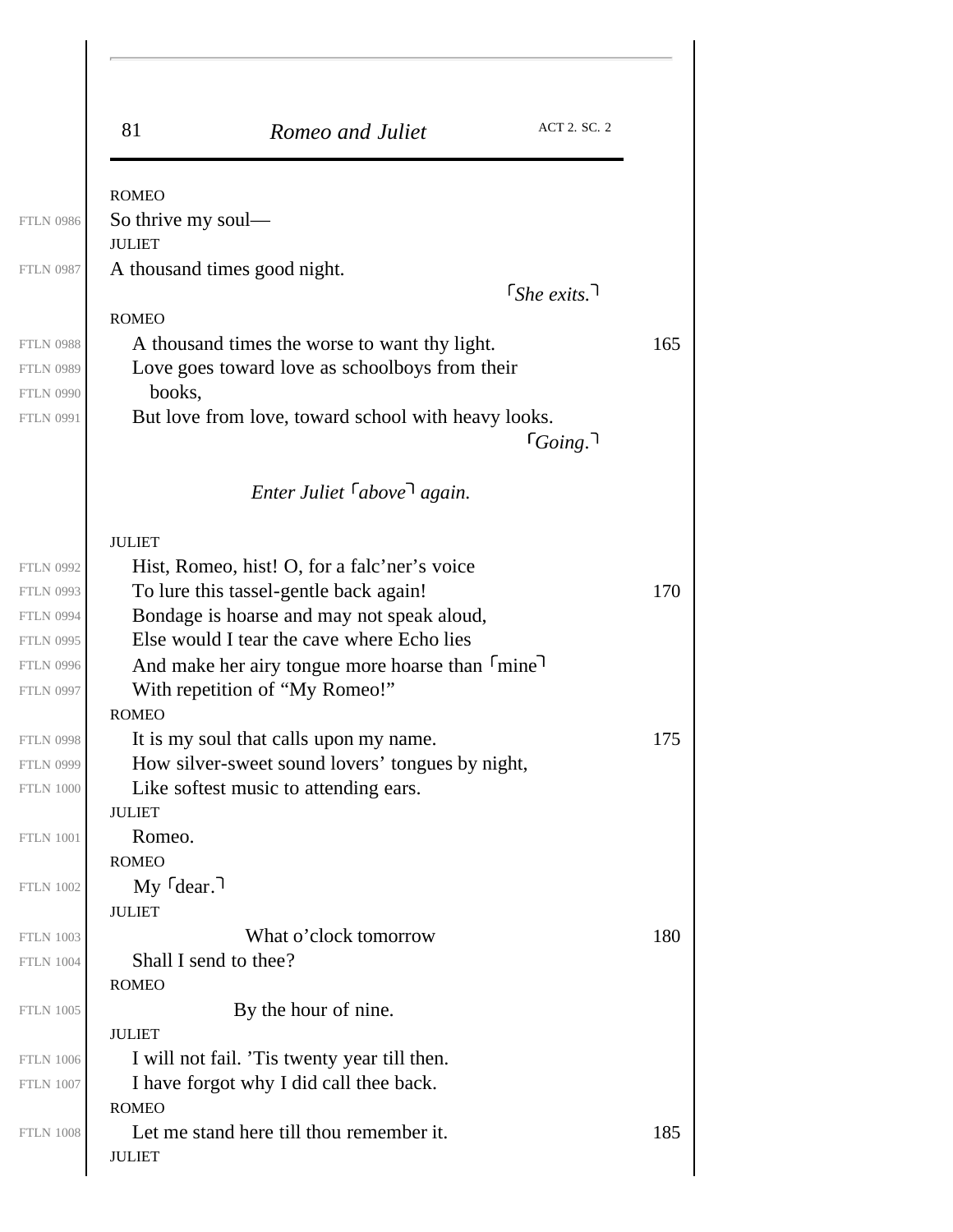ROMEO

So thrive my soul—

JULIET

A thousand times good night.

⌜*She exits.*⌝

ROMEO

A thousand times the worse to want thy light.
Love goes toward love as schoolboys from their
books,
But love from love, toward school with heavy looks.

⌜*Going.*⌝

*Enter Juliet* ⌜*above*⌝ *again.*

JULIET

Hist, Romeo, hist! O, for a falc'ner's voice
To lure this tassel-gentle back again!
Bondage is hoarse and may not speak aloud,
Else would I tear the cave where Echo lies
And make her airy tongue more hoarse than ⌜mine⌝
With repetition of "My Romeo!"

ROMEO

It is my soul that calls upon my name.
How silver-sweet sound lovers' tongues by night,
Like softest music to attending ears.

JULIET

Romeo.

ROMEO

My ⌜dear.⌝

JULIET

What o'clock tomorrow
Shall I send to thee?

ROMEO

By the hour of nine.

JULIET

I will not fail. 'Tis twenty year till then.
I have forgot why I did call thee back.

ROMEO

Let me stand here till thou remember it.

JULIET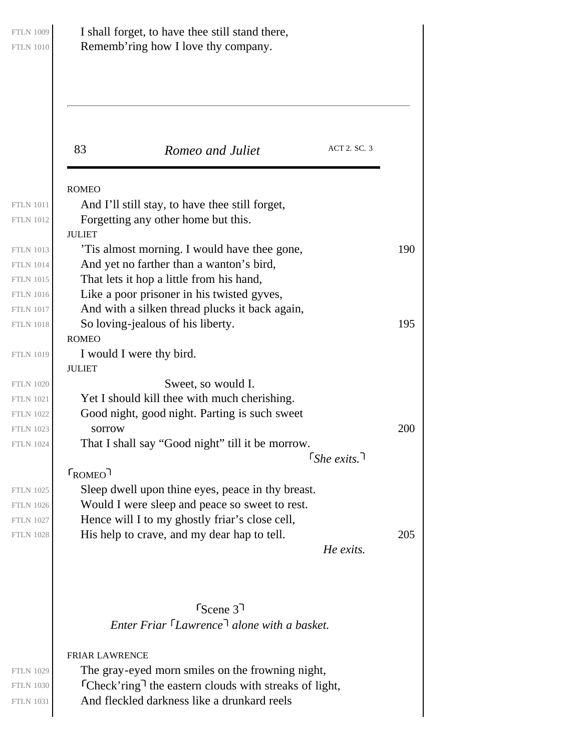I shall forget, to have thee still stand there,
Rememb'ring how I love thy company.

ROMEO

And I'll still stay, to have thee still forget,
Forgetting any other home but this.

JULIET

'Tis almost morning. I would have thee gone,
And yet no farther than a wanton's bird,
That lets it hop a little from his hand,
Like a poor prisoner in his twisted gyves,
And with a silken thread plucks it back again,
So loving-jealous of his liberty.

ROMEO

I would I were thy bird.

JULIET

Sweet, so would I.
Yet I should kill thee with much cherishing.
Good night, good night. Parting is such sweet
sorrow
That I shall say "Good night" till it be morrow.

⌜*She exits.*⌝

⌜ROMEO⌝

Sleep dwell upon thine eyes, peace in thy breast.
Would I were sleep and peace so sweet to rest.
Hence will I to my ghostly friar's close cell,
His help to crave, and my dear hap to tell.

*He exits.*

## ⌜Scene 3⌝

*Enter Friar ⌜Lawrence⌝ alone with a basket.*

FRIAR LAWRENCE

The gray-eyed morn smiles on the frowning night,
⌜Check'ring⌝ the eastern clouds with streaks of light,
And fleckled darkness like a drunkard reels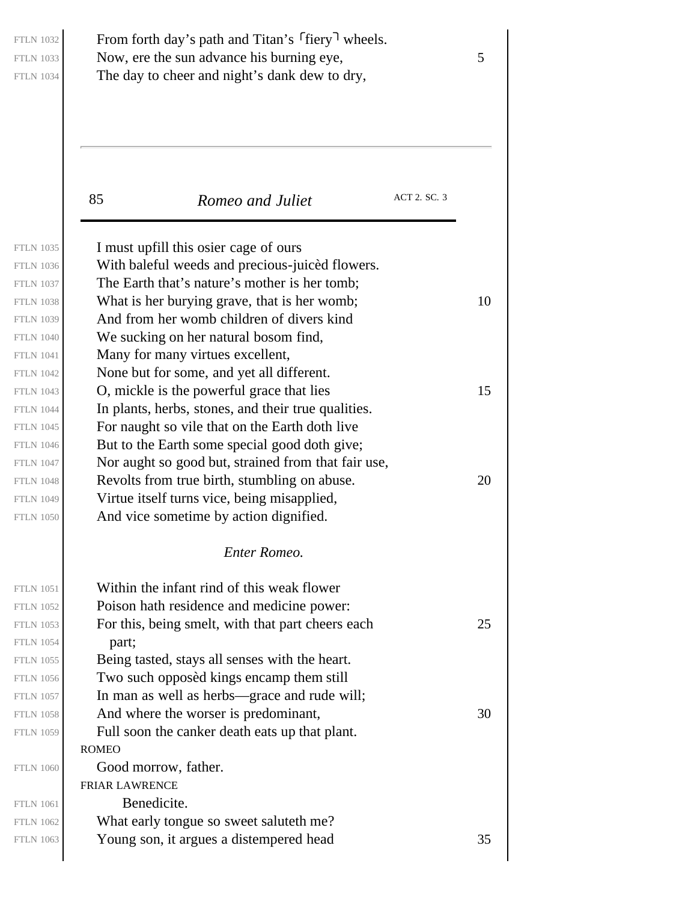From forth day's path and Titan's ⌜fiery⌝ wheels.
Now, ere the sun advance his burning eye,
The day to cheer and night's dank dew to dry,

I must upfill this osier cage of ours
With baleful weeds and precious-juicèd flowers.
The Earth that's nature's mother is her tomb;
What is her burying grave, that is her womb;
And from her womb children of divers kind
We sucking on her natural bosom find,
Many for many virtues excellent,
None but for some, and yet all different.
O, mickle is the powerful grace that lies
In plants, herbs, stones, and their true qualities.
For naught so vile that on the Earth doth live
But to the Earth some special good doth give;
Nor aught so good but, strained from that fair use,
Revolts from true birth, stumbling on abuse.
Virtue itself turns vice, being misapplied,
And vice sometime by action dignified.

*Enter Romeo.*

Within the infant rind of this weak flower
Poison hath residence and medicine power:
For this, being smelt, with that part cheers each
part;
Being tasted, stays all senses with the heart.
Two such opposèd kings encamp them still
In man as well as herbs—grace and rude will;
And where the worser is predominant,
Full soon the canker death eats up that plant.

ROMEO

Good morrow, father.

FRIAR LAWRENCE

Benedicite.
What early tongue so sweet saluteth me?
Young son, it argues a distempered head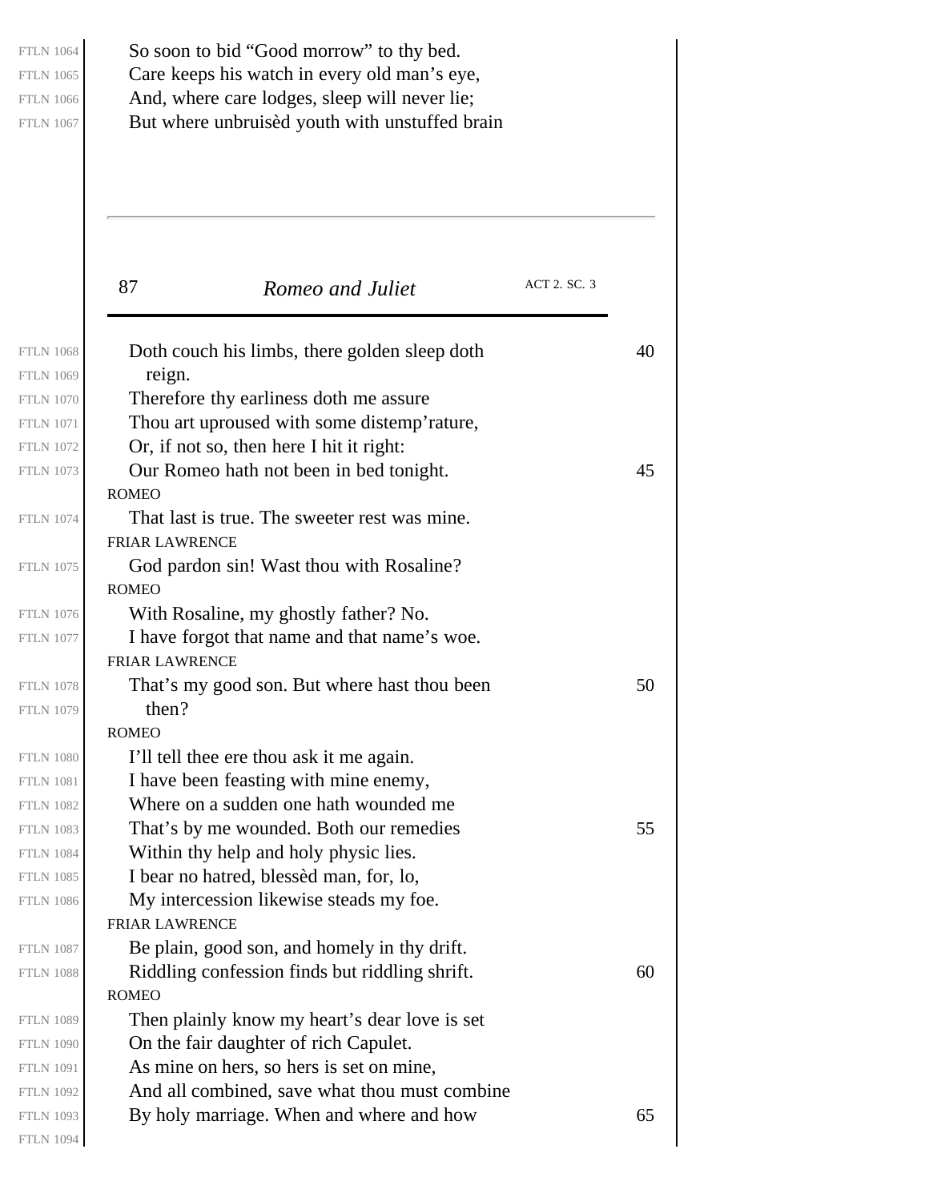So soon to bid "Good morrow" to thy bed.
Care keeps his watch in every old man's eye,
And, where care lodges, sleep will never lie;
But where unbruisèd youth with unstuffed brain
Doth couch his limbs, there golden sleep doth
reign.
Therefore thy earliness doth me assure
Thou art uproused with some distemp'rature,
Or, if not so, then here I hit it right:
Our Romeo hath not been in bed tonight.

ROMEO

That last is true. The sweeter rest was mine.

FRIAR LAWRENCE

God pardon sin! Wast thou with Rosaline?

ROMEO

With Rosaline, my ghostly father? No.
I have forgot that name and that name's woe.

FRIAR LAWRENCE

That's my good son. But where hast thou been
then?

ROMEO

I'll tell thee ere thou ask it me again.
I have been feasting with mine enemy,
Where on a sudden one hath wounded me
That's by me wounded. Both our remedies
Within thy help and holy physic lies.
I bear no hatred, blessèd man, for, lo,
My intercession likewise steads my foe.

FRIAR LAWRENCE

Be plain, good son, and homely in thy drift.
Riddling confession finds but riddling shrift.

ROMEO

Then plainly know my heart's dear love is set
On the fair daughter of rich Capulet.
As mine on hers, so hers is set on mine,
And all combined, save what thou must combine
By holy marriage. When and where and how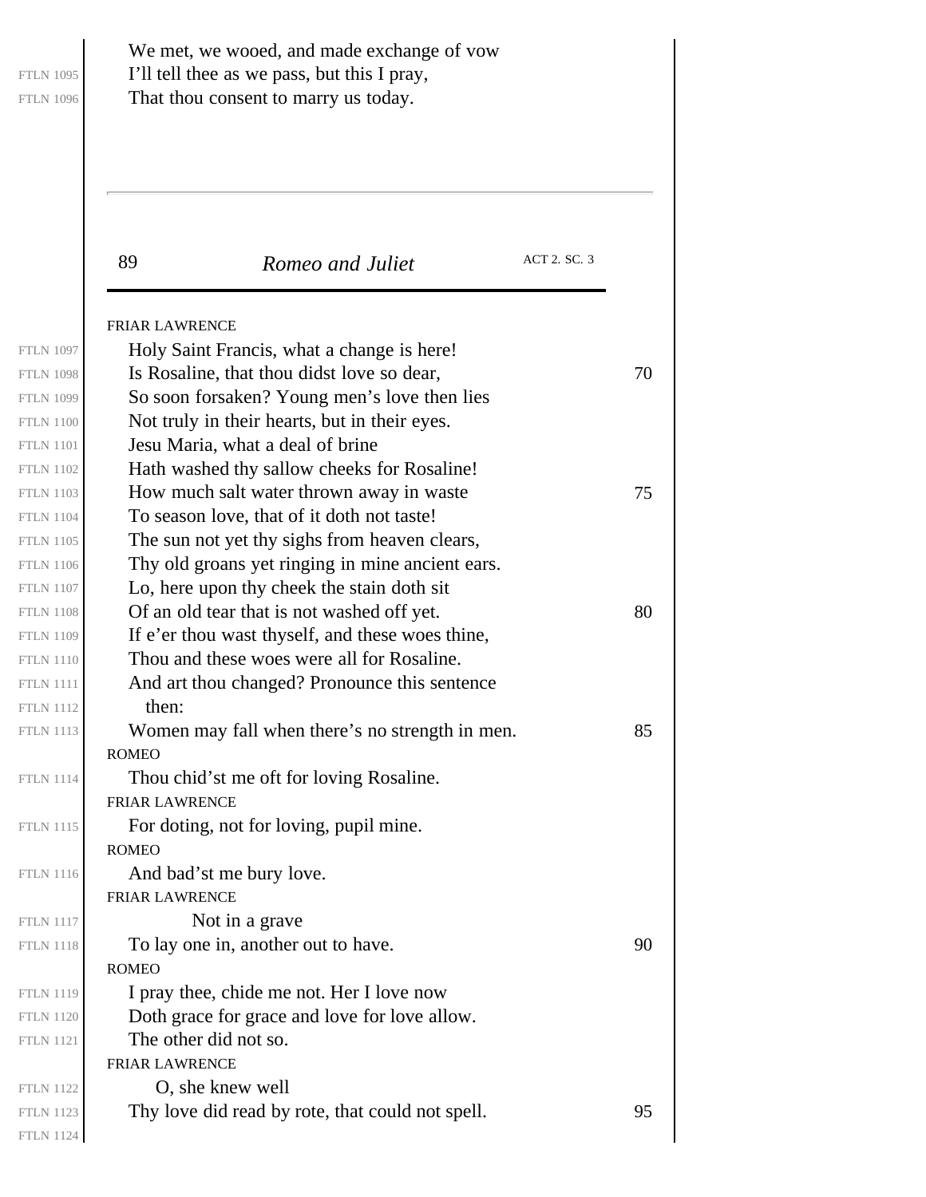We met, we wooed, and made exchange of vow
I'll tell thee as we pass, but this I pray,
That thou consent to marry us today.

FRIAR LAWRENCE

Holy Saint Francis, what a change is here!
Is Rosaline, that thou didst love so dear,
So soon forsaken? Young men's love then lies
Not truly in their hearts, but in their eyes.
Jesu Maria, what a deal of brine
Hath washed thy sallow cheeks for Rosaline!
How much salt water thrown away in waste
To season love, that of it doth not taste!
The sun not yet thy sighs from heaven clears,
Thy old groans yet ringing in mine ancient ears.
Lo, here upon thy cheek the stain doth sit
Of an old tear that is not washed off yet.
If e'er thou wast thyself, and these woes thine,
Thou and these woes were all for Rosaline.
And art thou changed? Pronounce this sentence
then:
Women may fall when there's no strength in men.

ROMEO

Thou chid'st me oft for loving Rosaline.

FRIAR LAWRENCE

For doting, not for loving, pupil mine.

ROMEO

And bad'st me bury love.

FRIAR LAWRENCE

Not in a grave
To lay one in, another out to have.

ROMEO

I pray thee, chide me not. Her I love now
Doth grace for grace and love for love allow.
The other did not so.

FRIAR LAWRENCE

O, she knew well
Thy love did read by rote, that could not spell.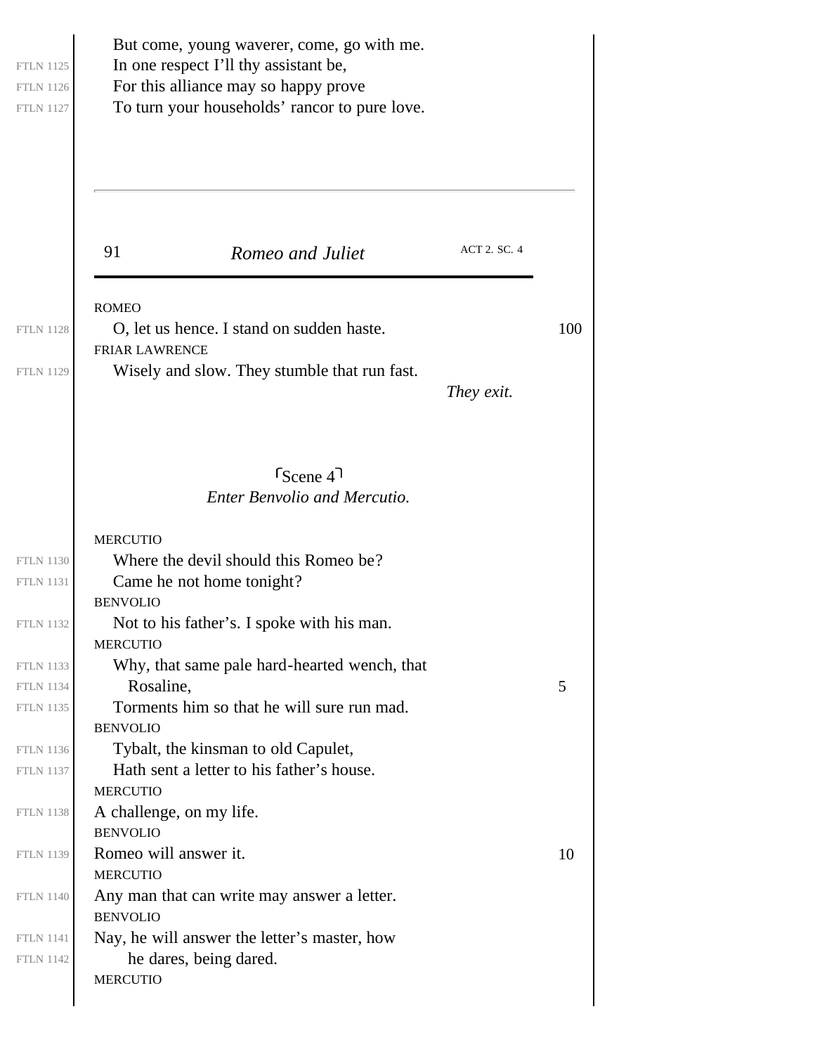But come, young waverer, come, go with me.
In one respect I'll thy assistant be,
For this alliance may so happy prove
To turn your households' rancor to pure love.

ROMEO
O, let us hence. I stand on sudden haste.

FRIAR LAWRENCE
Wisely and slow. They stumble that run fast.

*They exit.*

## ⌜Scene 4⌝

*Enter Benvolio and Mercutio.*

MERCUTIO
Where the devil should this Romeo be?
Came he not home tonight?

BENVOLIO
Not to his father's. I spoke with his man.

MERCUTIO
Why, that same pale hard-hearted wench, that
Rosaline,
Torments him so that he will sure run mad.

BENVOLIO
Tybalt, the kinsman to old Capulet,
Hath sent a letter to his father's house.

MERCUTIO
A challenge, on my life.

BENVOLIO
Romeo will answer it.

MERCUTIO
Any man that can write may answer a letter.

BENVOLIO
Nay, he will answer the letter's master, how
he dares, being dared.

MERCUTIO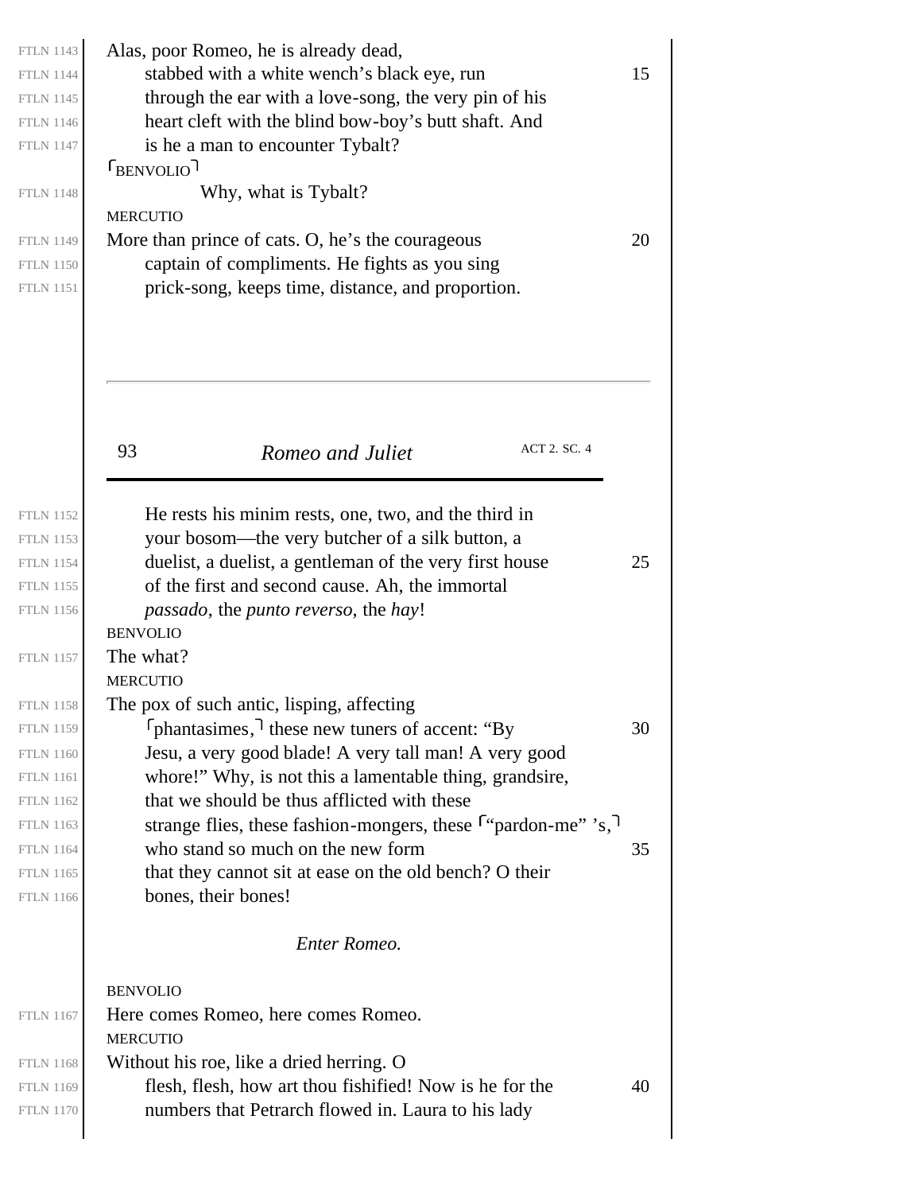Alas, poor Romeo, he is already dead,
stabbed with a white wench's black eye, run
through the ear with a love-song, the very pin of his
heart cleft with the blind bow-boy's butt shaft. And
is he a man to encounter Tybalt?

⌜BENVOLIO⌝
Why, what is Tybalt?

MERCUTIO
More than prince of cats. O, he's the courageous
captain of compliments. He fights as you sing
prick-song, keeps time, distance, and proportion.
He rests his minim rests, one, two, and the third in
your bosom—the very butcher of a silk button, a
duelist, a duelist, a gentleman of the very first house
of the first and second cause. Ah, the immortal
*passado*, the *punto reverso*, the *hay*!

BENVOLIO
The what?

MERCUTIO
The pox of such antic, lisping, affecting
⌜phantasimes,⌝ these new tuners of accent: "By
Jesu, a very good blade! A very tall man! A very good
whore!" Why, is not this a lamentable thing, grandsire,
that we should be thus afflicted with these
strange flies, these fashion-mongers, these ⌜"pardon-me" 's,⌝
who stand so much on the new form
that they cannot sit at ease on the old bench? O their
bones, their bones!

*Enter Romeo.*

BENVOLIO
Here comes Romeo, here comes Romeo.

MERCUTIO
Without his roe, like a dried herring. O
flesh, flesh, how art thou fishified! Now is he for the
numbers that Petrarch flowed in. Laura to his lady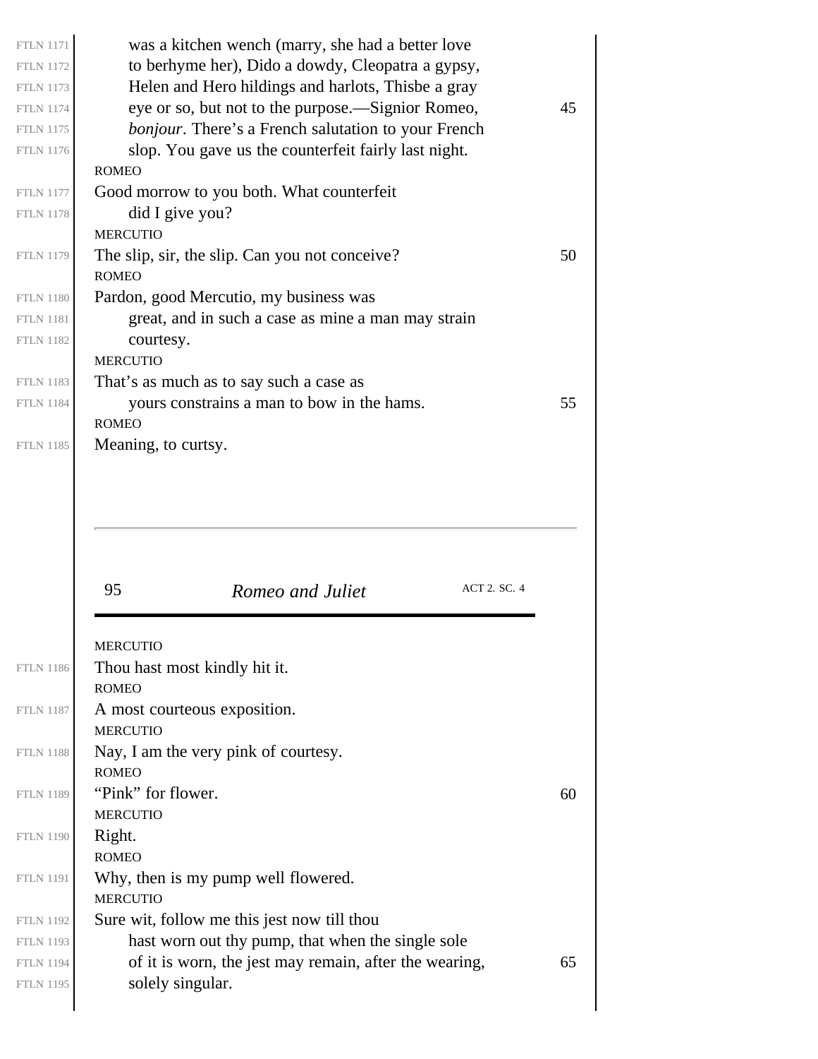was a kitchen wench (marry, she had a better love to berhyme her), Dido a dowdy, Cleopatra a gypsy, Helen and Hero hildings and harlots, Thisbe a gray eye or so, but not to the purpose.—Signior Romeo, *bonjour*. There's a French salutation to your French slop. You gave us the counterfeit fairly last night.

ROMEO

Good morrow to you both. What counterfeit did I give you?

MERCUTIO

The slip, sir, the slip. Can you not conceive?

ROMEO

Pardon, good Mercutio, my business was great, and in such a case as mine a man may strain courtesy.

MERCUTIO

That's as much as to say such a case as yours constrains a man to bow in the hams.

ROMEO

Meaning, to curtsy.

MERCUTIO

Thou hast most kindly hit it.

ROMEO

A most courteous exposition.

MERCUTIO

Nay, I am the very pink of courtesy.

ROMEO

"Pink" for flower.

MERCUTIO

Right.

ROMEO

Why, then is my pump well flowered.

MERCUTIO

Sure wit, follow me this jest now till thou hast worn out thy pump, that when the single sole of it is worn, the jest may remain, after the wearing, solely singular.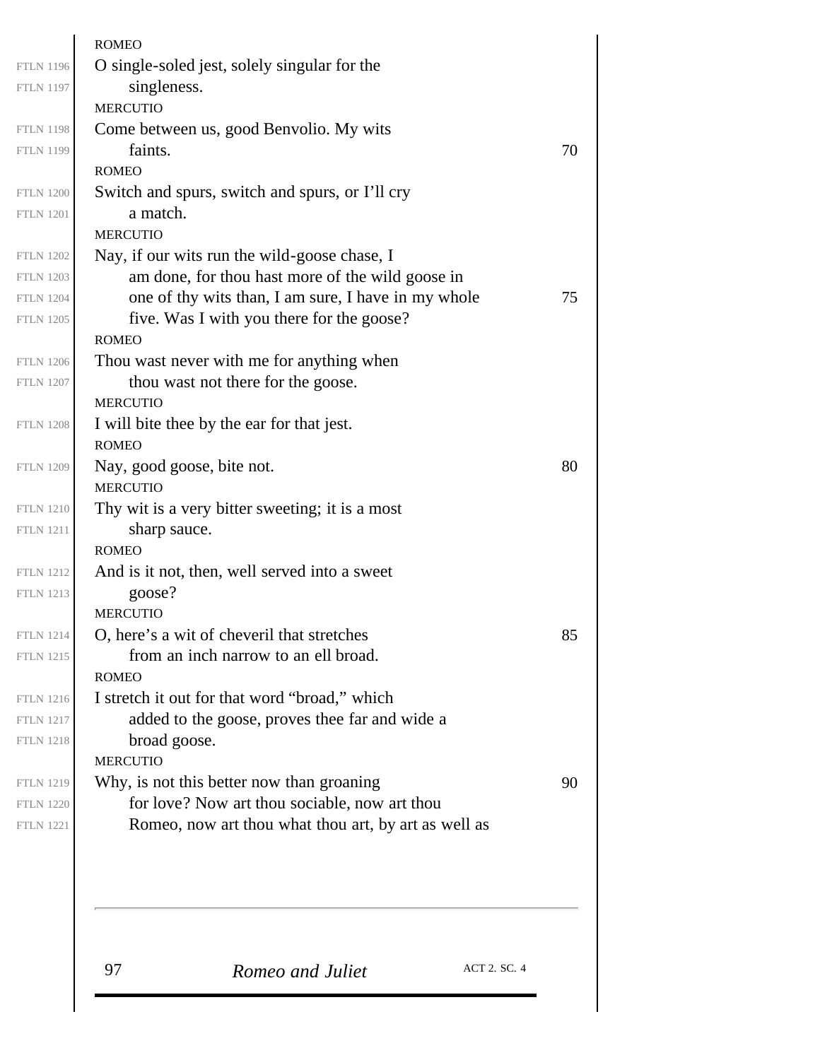ROMEO

O single-soled jest, solely singular for the
singleness.

MERCUTIO

Come between us, good Benvolio. My wits
faints.

ROMEO

Switch and spurs, switch and spurs, or I'll cry
a match.

MERCUTIO

Nay, if our wits run the wild-goose chase, I
am done, for thou hast more of the wild goose in
one of thy wits than, I am sure, I have in my whole
five. Was I with you there for the goose?

ROMEO

Thou wast never with me for anything when
thou wast not there for the goose.

MERCUTIO

I will bite thee by the ear for that jest.

ROMEO

Nay, good goose, bite not.

MERCUTIO

Thy wit is a very bitter sweeting; it is a most
sharp sauce.

ROMEO

And is it not, then, well served into a sweet
goose?

MERCUTIO

O, here's a wit of cheveril that stretches
from an inch narrow to an ell broad.

ROMEO

I stretch it out for that word "broad," which
added to the goose, proves thee far and wide a
broad goose.

MERCUTIO

Why, is not this better now than groaning
for love? Now art thou sociable, now art thou
Romeo, now art thou what thou art, by art as well as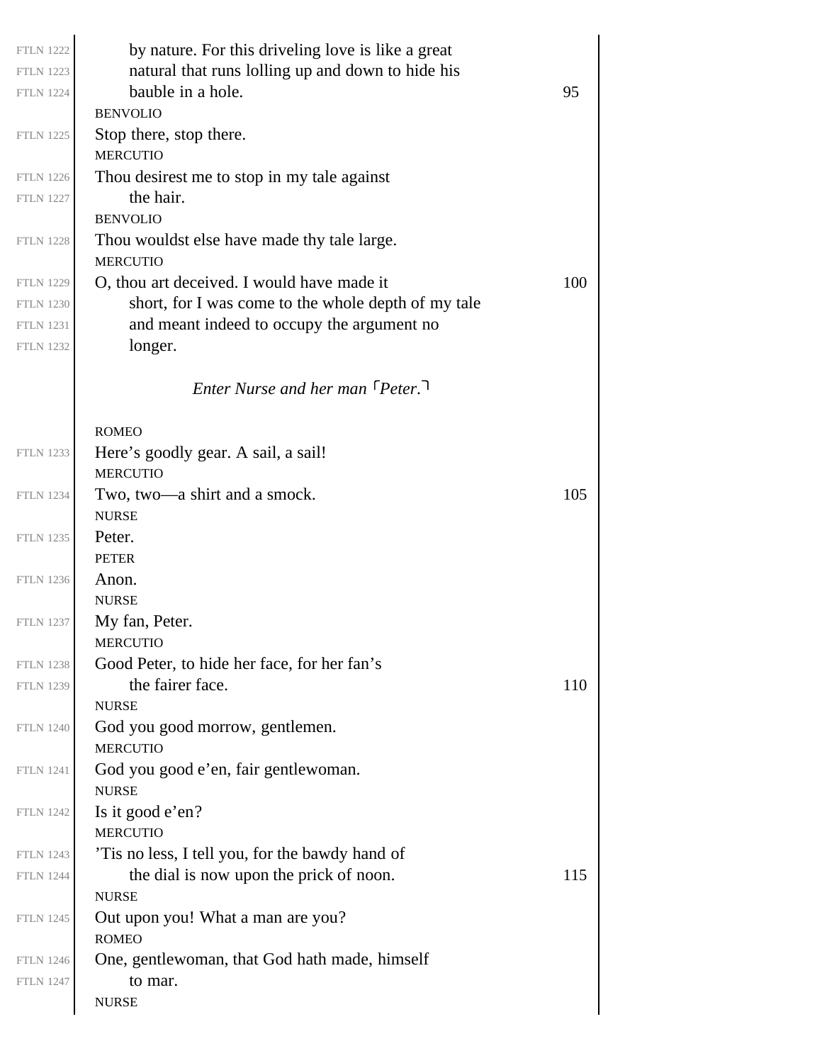by nature. For this driveling love is like a great natural that runs lolling up and down to hide his bauble in a hole.

BENVOLIO
Stop there, stop there.

MERCUTIO
Thou desirest me to stop in my tale against the hair.

BENVOLIO
Thou wouldst else have made thy tale large.

MERCUTIO
O, thou art deceived. I would have made it short, for I was come to the whole depth of my tale and meant indeed to occupy the argument no longer.

*Enter Nurse and her man* ⌜*Peter.*⌝

ROMEO
Here's goodly gear. A sail, a sail!

MERCUTIO
Two, two—a shirt and a smock.

NURSE
Peter.

PETER
Anon.

NURSE
My fan, Peter.

MERCUTIO
Good Peter, to hide her face, for her fan's the fairer face.

NURSE
God you good morrow, gentlemen.

MERCUTIO
God you good e'en, fair gentlewoman.

NURSE
Is it good e'en?

MERCUTIO
'Tis no less, I tell you, for the bawdy hand of the dial is now upon the prick of noon.

NURSE
Out upon you! What a man are you?

ROMEO
One, gentlewoman, that God hath made, himself to mar.

NURSE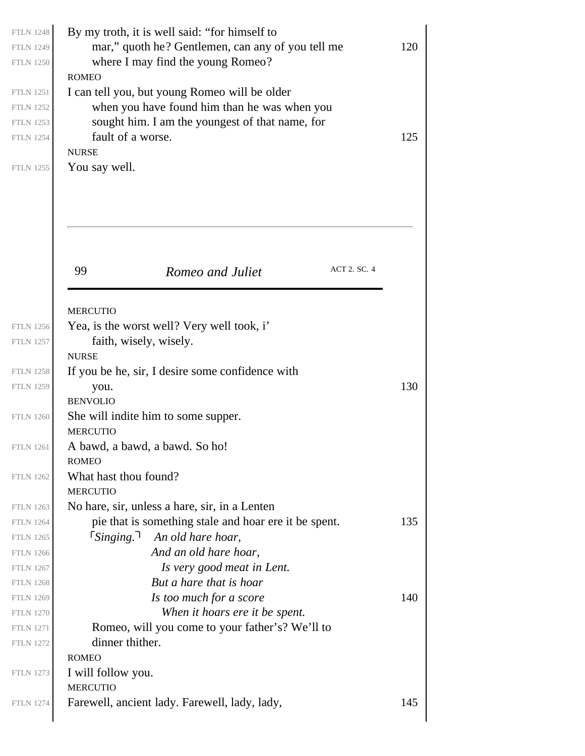By my troth, it is well said: "for himself to mar," quoth he? Gentlemen, can any of you tell me where I may find the young Romeo?

ROMEO

I can tell you, but young Romeo will be older when you have found him than he was when you sought him. I am the youngest of that name, for fault of a worse.

NURSE

You say well.

MERCUTIO

Yea, is the worst well? Very well took, i' faith, wisely, wisely.

NURSE

If you be he, sir, I desire some confidence with you.

BENVOLIO

She will indite him to some supper.

MERCUTIO

A bawd, a bawd, a bawd. So ho!

ROMEO

What hast thou found?

MERCUTIO

No hare, sir, unless a hare, sir, in a Lenten pie that is something stale and hoar ere it be spent.

⌜*Singing.*⌝ *An old hare hoar,*
*And an old hare hoar,*
*Is very good meat in Lent.*
*But a hare that is hoar*
*Is too much for a score*
*When it hoars ere it be spent.*

Romeo, will you come to your father's? We'll to dinner thither.

ROMEO

I will follow you.

MERCUTIO

Farewell, ancient lady. Farewell, lady, lady,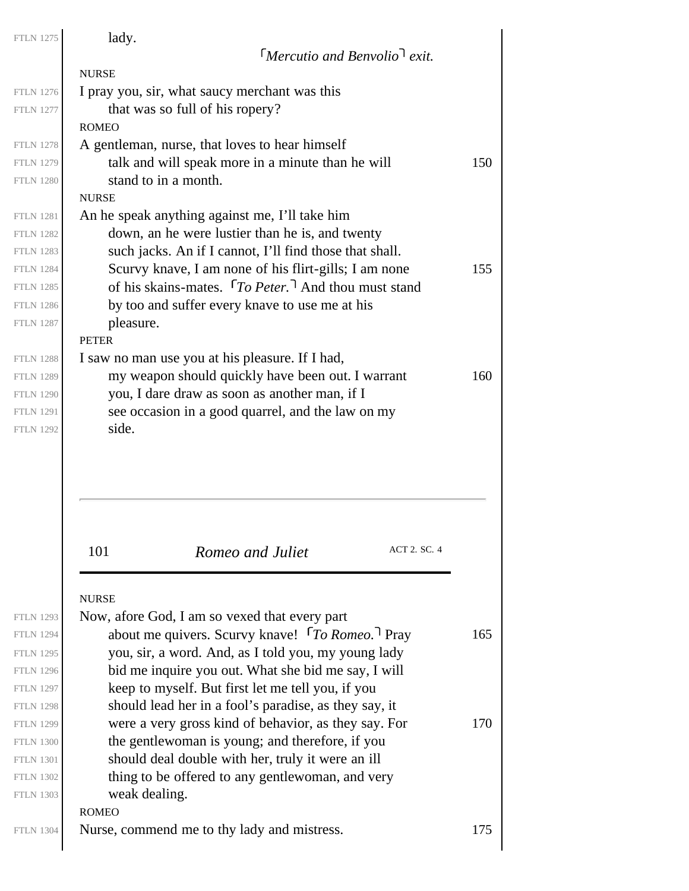lady.

⌜*Mercutio and Benvolio*⌝ *exit.*

NURSE

I pray you, sir, what saucy merchant was this
that was so full of his ropery?

ROMEO

A gentleman, nurse, that loves to hear himself
talk and will speak more in a minute than he will
stand to in a month.

NURSE

An he speak anything against me, I'll take him
down, an he were lustier than he is, and twenty
such jacks. An if I cannot, I'll find those that shall.
Scurvy knave, I am none of his flirt-gills; I am none
of his skains-mates. ⌜*To Peter.*⌝ And thou must stand
by too and suffer every knave to use me at his
pleasure.

PETER

I saw no man use you at his pleasure. If I had,
my weapon should quickly have been out. I warrant
you, I dare draw as soon as another man, if I
see occasion in a good quarrel, and the law on my
side.

NURSE

Now, afore God, I am so vexed that every part
about me quivers. Scurvy knave! ⌜*To Romeo.*⌝ Pray
you, sir, a word. And, as I told you, my young lady
bid me inquire you out. What she bid me say, I will
keep to myself. But first let me tell you, if you
should lead her in a fool's paradise, as they say, it
were a very gross kind of behavior, as they say. For
the gentlewoman is young; and therefore, if you
should deal double with her, truly it were an ill
thing to be offered to any gentlewoman, and very
weak dealing.

ROMEO

Nurse, commend me to thy lady and mistress.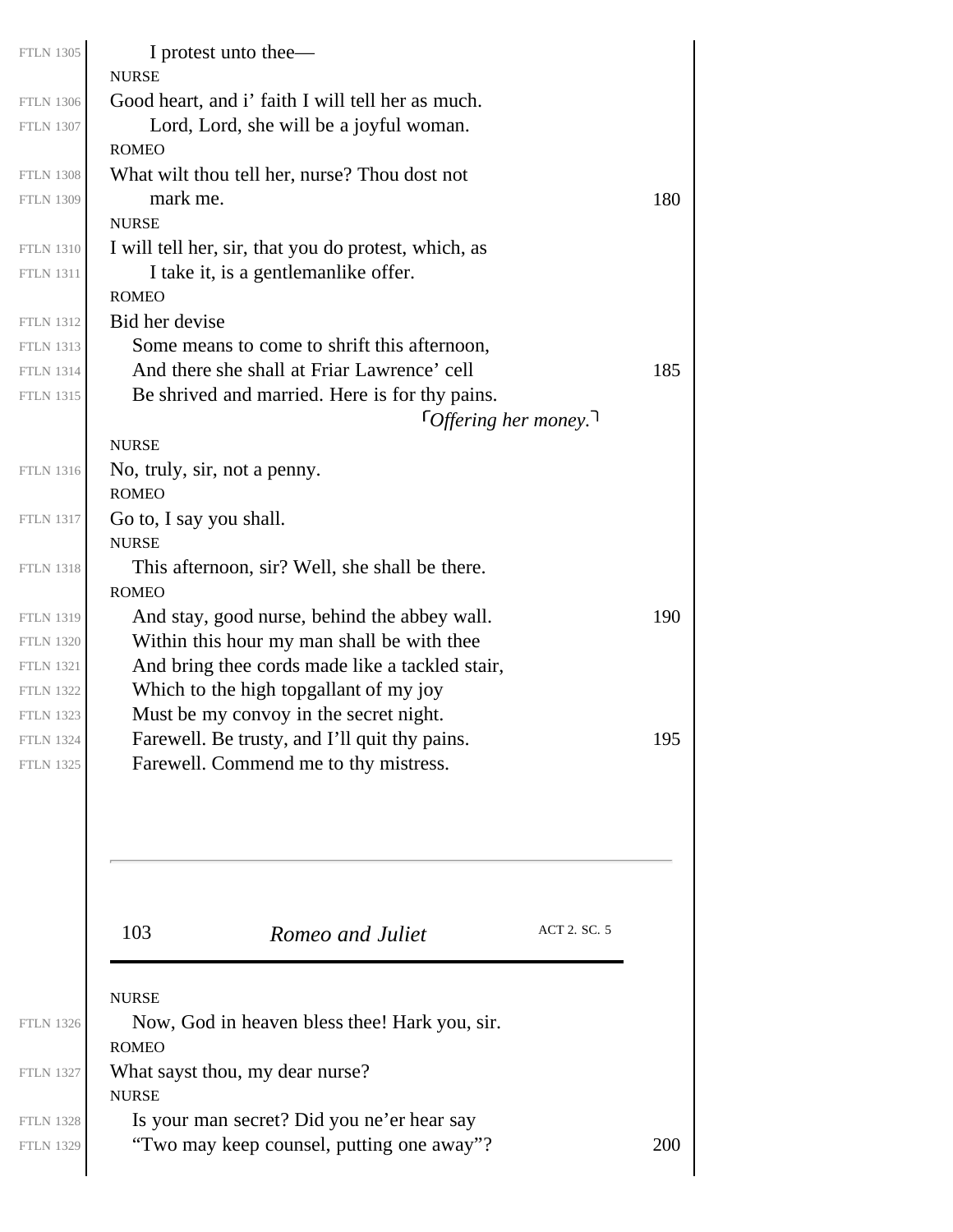I protest unto thee—

NURSE

Good heart, and i' faith I will tell her as much.
Lord, Lord, she will be a joyful woman.

ROMEO

What wilt thou tell her, nurse? Thou dost not
mark me.

NURSE

I will tell her, sir, that you do protest, which, as
I take it, is a gentlemanlike offer.

ROMEO

Bid her devise
Some means to come to shrift this afternoon,
And there she shall at Friar Lawrence' cell
Be shrived and married. Here is for thy pains.
⌜*Offering her money.*⌝

NURSE

No, truly, sir, not a penny.

ROMEO

Go to, I say you shall.

NURSE

This afternoon, sir? Well, she shall be there.

ROMEO

And stay, good nurse, behind the abbey wall.
Within this hour my man shall be with thee
And bring thee cords made like a tackled stair,
Which to the high topgallant of my joy
Must be my convoy in the secret night.
Farewell. Be trusty, and I'll quit thy pains.
Farewell. Commend me to thy mistress.

NURSE

Now, God in heaven bless thee! Hark you, sir.

ROMEO

What sayst thou, my dear nurse?

NURSE

Is your man secret? Did you ne'er hear say
"Two may keep counsel, putting one away"?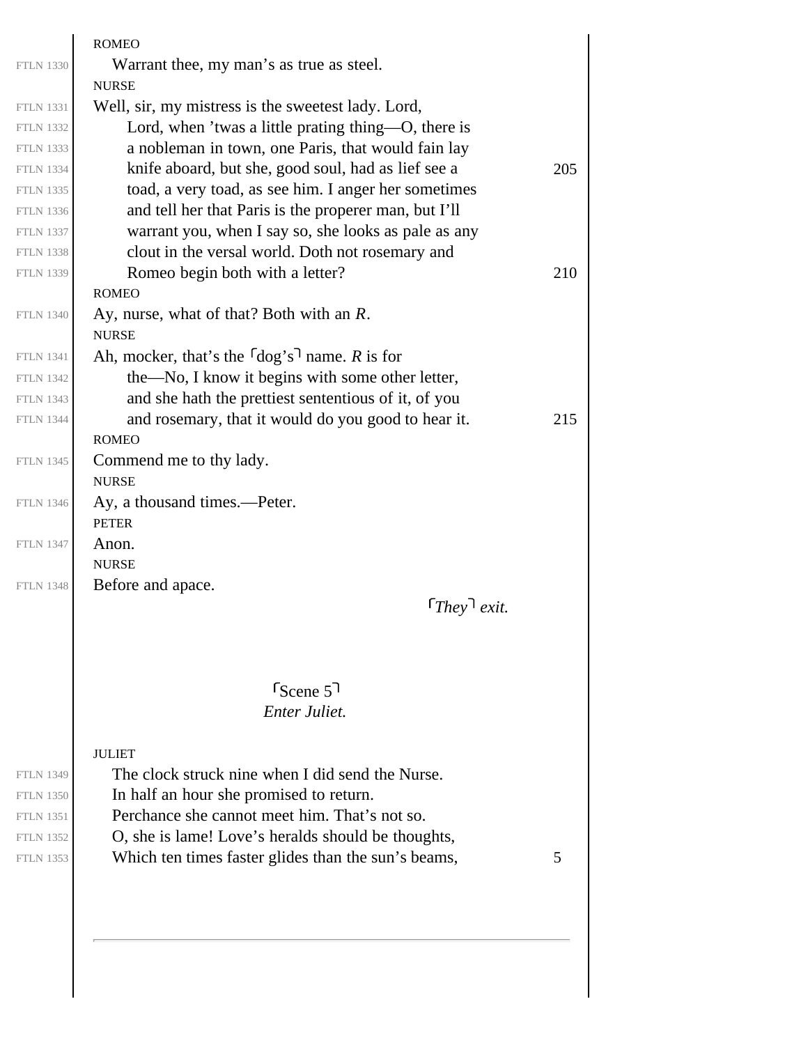ROMEO

Warrant thee, my man's as true as steel.

NURSE

Well, sir, my mistress is the sweetest lady. Lord,
Lord, when 'twas a little prating thing—O, there is
a nobleman in town, one Paris, that would fain lay
knife aboard, but she, good soul, had as lief see a
toad, a very toad, as see him. I anger her sometimes
and tell her that Paris is the properer man, but I'll
warrant you, when I say so, she looks as pale as any
clout in the versal world. Doth not rosemary and
Romeo begin both with a letter?

ROMEO

Ay, nurse, what of that? Both with an *R*.

NURSE

Ah, mocker, that's the ⌜dog's⌝ name. *R* is for
the—No, I know it begins with some other letter,
and she hath the prettiest sententious of it, of you
and rosemary, that it would do you good to hear it.

ROMEO

Commend me to thy lady.

NURSE

Ay, a thousand times.—Peter.

PETER

Anon.

NURSE

Before and apace.

⌜*They*⌝ *exit.*

## ⌜Scene 5⌝

*Enter Juliet.*

JULIET

The clock struck nine when I did send the Nurse.
In half an hour she promised to return.
Perchance she cannot meet him. That's not so.
O, she is lame! Love's heralds should be thoughts,
Which ten times faster glides than the sun's beams,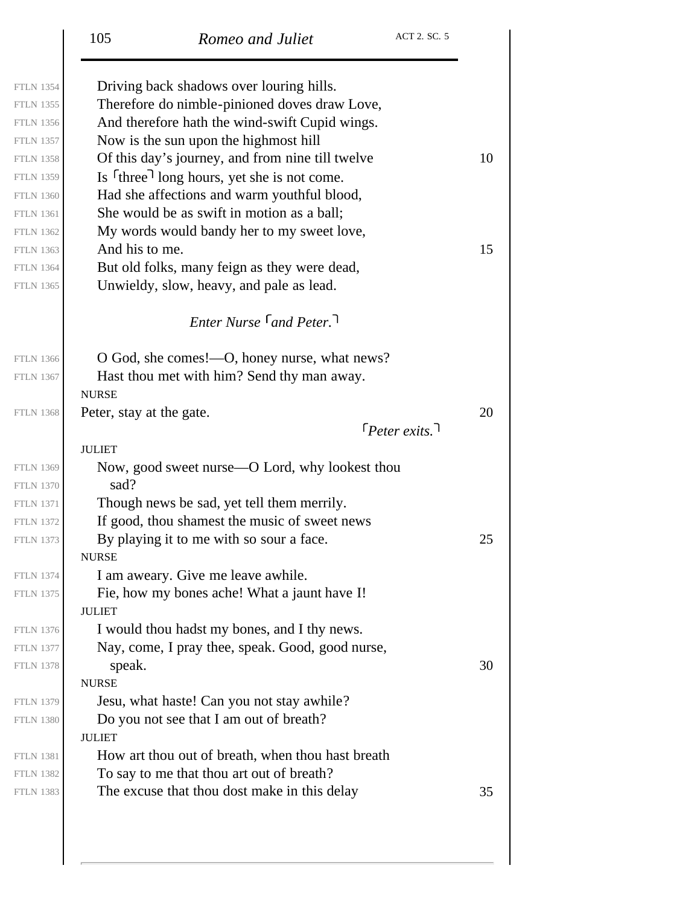Driving back shadows over louring hills.
Therefore do nimble-pinioned doves draw Love,
And therefore hath the wind-swift Cupid wings.
Now is the sun upon the highmost hill
Of this day's journey, and from nine till twelve
Is ⌜three⌝ long hours, yet she is not come.
Had she affections and warm youthful blood,
She would be as swift in motion as a ball;
My words would bandy her to my sweet love,
And his to me.
But old folks, many feign as they were dead,
Unwieldy, slow, heavy, and pale as lead.

*Enter Nurse ⌜and Peter.⌝*

O God, she comes!—O, honey nurse, what news?
Hast thou met with him? Send thy man away.

NURSE
Peter, stay at the gate.

⌜*Peter exits.*⌝

JULIET
Now, good sweet nurse—O Lord, why lookest thou sad?
Though news be sad, yet tell them merrily.
If good, thou shamest the music of sweet news
By playing it to me with so sour a face.

NURSE
I am aweary. Give me leave awhile.
Fie, how my bones ache! What a jaunt have I!

JULIET
I would thou hadst my bones, and I thy news.
Nay, come, I pray thee, speak. Good, good nurse, speak.

NURSE
Jesu, what haste! Can you not stay awhile?
Do you not see that I am out of breath?

JULIET
How art thou out of breath, when thou hast breath
To say to me that thou art out of breath?
The excuse that thou dost make in this delay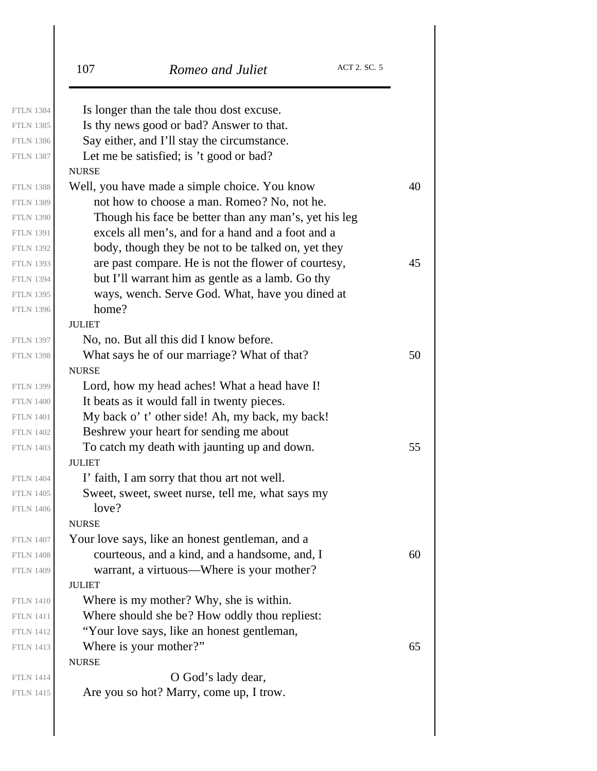Is longer than the tale thou dost excuse.
Is thy news good or bad? Answer to that.
Say either, and I'll stay the circumstance.
Let me be satisfied; is 't good or bad?

NURSE

Well, you have made a simple choice. You know not how to choose a man. Romeo? No, not he. Though his face be better than any man's, yet his leg excels all men's, and for a hand and a foot and a body, though they be not to be talked on, yet they are past compare. He is not the flower of courtesy, but I'll warrant him as gentle as a lamb. Go thy ways, wench. Serve God. What, have you dined at home?

JULIET

No, no. But all this did I know before.
What says he of our marriage? What of that?

NURSE

Lord, how my head aches! What a head have I!
It beats as it would fall in twenty pieces.
My back o' t' other side! Ah, my back, my back!
Beshrew your heart for sending me about
To catch my death with jaunting up and down.

JULIET

I' faith, I am sorry that thou art not well.
Sweet, sweet, sweet nurse, tell me, what says my love?

NURSE

Your love says, like an honest gentleman, and a courteous, and a kind, and a handsome, and, I warrant, a virtuous—Where is your mother?

JULIET

Where is my mother? Why, she is within.
Where should she be? How oddly thou repliest:
"Your love says, like an honest gentleman,
Where is your mother?"

NURSE

O God's lady dear,
Are you so hot? Marry, come up, I trow.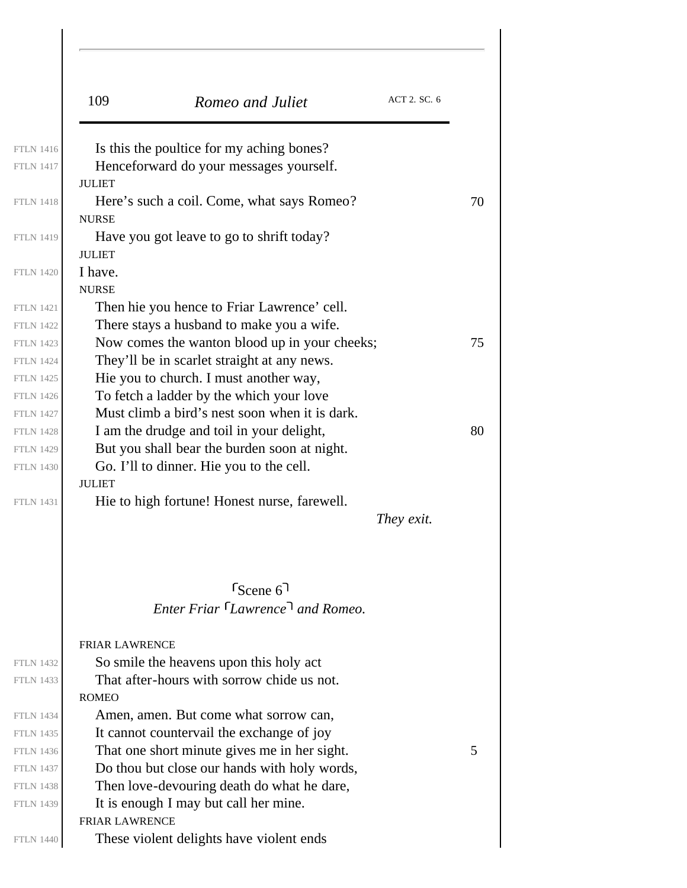Is this the poultice for my aching bones?
Henceforward do your messages yourself.

JULIET

Here's such a coil. Come, what says Romeo?

NURSE

Have you got leave to go to shrift today?

JULIET

I have.

NURSE

Then hie you hence to Friar Lawrence' cell.
There stays a husband to make you a wife.
Now comes the wanton blood up in your cheeks;
They'll be in scarlet straight at any news.
Hie you to church. I must another way,
To fetch a ladder by the which your love
Must climb a bird's nest soon when it is dark.
I am the drudge and toil in your delight,
But you shall bear the burden soon at night.
Go. I'll to dinner. Hie you to the cell.

JULIET

Hie to high fortune! Honest nurse, farewell.

*They exit.*

## ⌜Scene 6⌝

*Enter Friar ⌜Lawrence⌝ and Romeo.*

FRIAR LAWRENCE

So smile the heavens upon this holy act
That after-hours with sorrow chide us not.

ROMEO

Amen, amen. But come what sorrow can,
It cannot countervail the exchange of joy
That one short minute gives me in her sight.
Do thou but close our hands with holy words,
Then love-devouring death do what he dare,
It is enough I may but call her mine.

FRIAR LAWRENCE

These violent delights have violent ends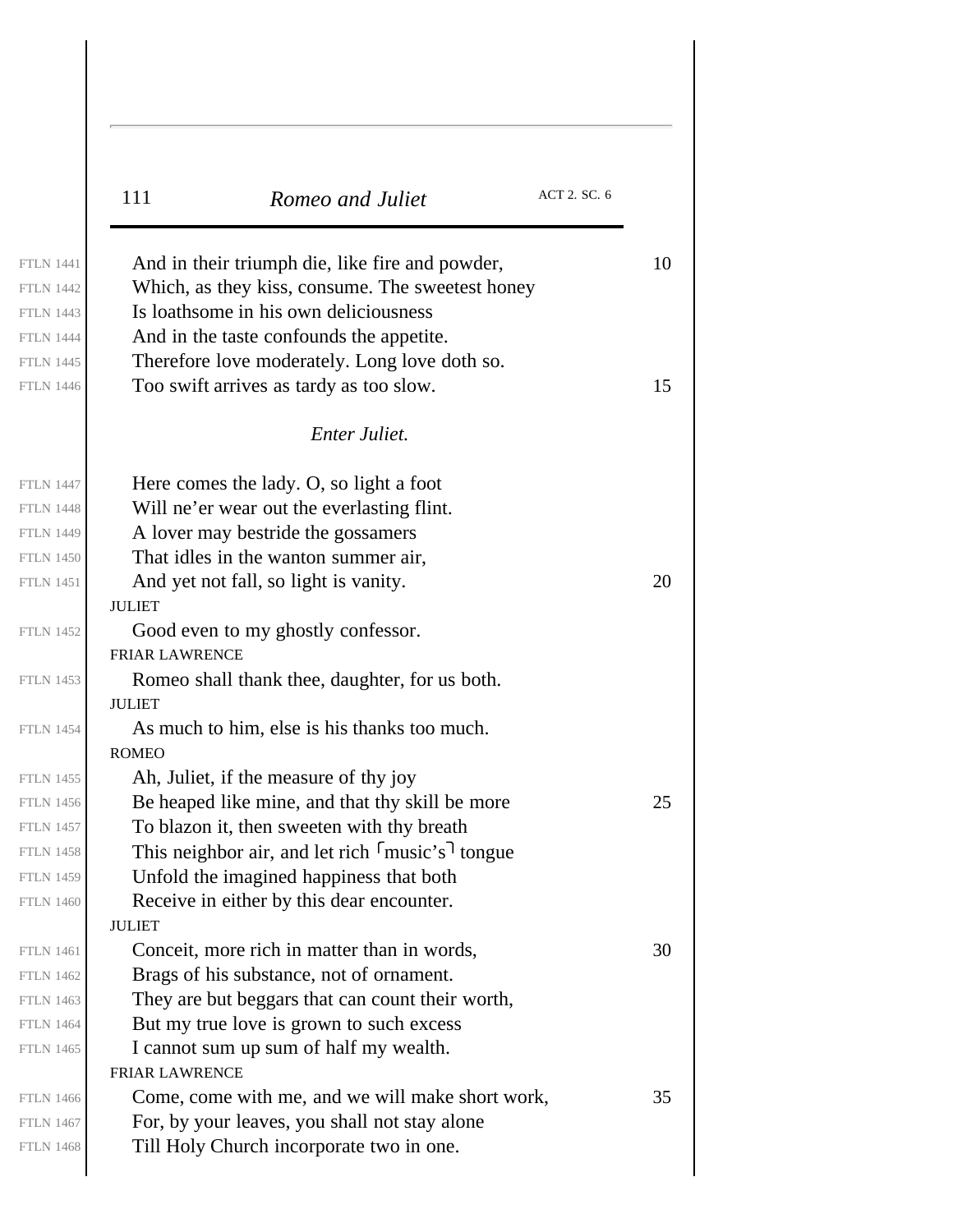And in their triumph die, like fire and powder,
Which, as they kiss, consume. The sweetest honey
Is loathsome in his own deliciousness
And in the taste confounds the appetite.
Therefore love moderately. Long love doth so.
Too swift arrives as tardy as too slow.

*Enter Juliet.*

Here comes the lady. O, so light a foot
Will ne'er wear out the everlasting flint.
A lover may bestride the gossamers
That idles in the wanton summer air,
And yet not fall, so light is vanity.

JULIET

Good even to my ghostly confessor.

FRIAR LAWRENCE

Romeo shall thank thee, daughter, for us both.

JULIET

As much to him, else is his thanks too much.

ROMEO

Ah, Juliet, if the measure of thy joy
Be heaped like mine, and that thy skill be more
To blazon it, then sweeten with thy breath
This neighbor air, and let rich ⌜music's⌝ tongue
Unfold the imagined happiness that both
Receive in either by this dear encounter.

JULIET

Conceit, more rich in matter than in words,
Brags of his substance, not of ornament.
They are but beggars that can count their worth,
But my true love is grown to such excess
I cannot sum up sum of half my wealth.

FRIAR LAWRENCE

Come, come with me, and we will make short work,
For, by your leaves, you shall not stay alone
Till Holy Church incorporate two in one.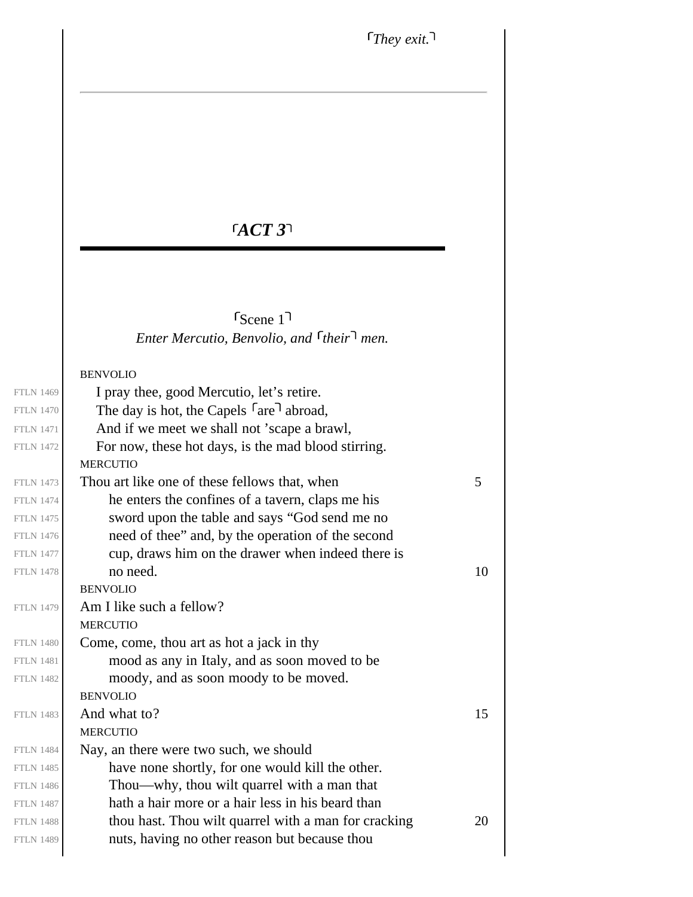⌜*They exit.*⌝

# ⌜*ACT 3*⌝

## ⌜Scene 1⌝

*Enter Mercutio, Benvolio, and ⌜their⌝ men.*

BENVOLIO

I pray thee, good Mercutio, let's retire.
The day is hot, the Capels ⌜are⌝ abroad,
And if we meet we shall not 'scape a brawl,
For now, these hot days, is the mad blood stirring.

MERCUTIO

Thou art like one of these fellows that, when he enters the confines of a tavern, claps me his sword upon the table and says "God send me no need of thee" and, by the operation of the second cup, draws him on the drawer when indeed there is no need.

BENVOLIO

Am I like such a fellow?

MERCUTIO

Come, come, thou art as hot a jack in thy mood as any in Italy, and as soon moved to be moody, and as soon moody to be moved.

BENVOLIO

And what to?

MERCUTIO

Nay, an there were two such, we should have none shortly, for one would kill the other. Thou—why, thou wilt quarrel with a man that hath a hair more or a hair less in his beard than thou hast. Thou wilt quarrel with a man for cracking nuts, having no other reason but because thou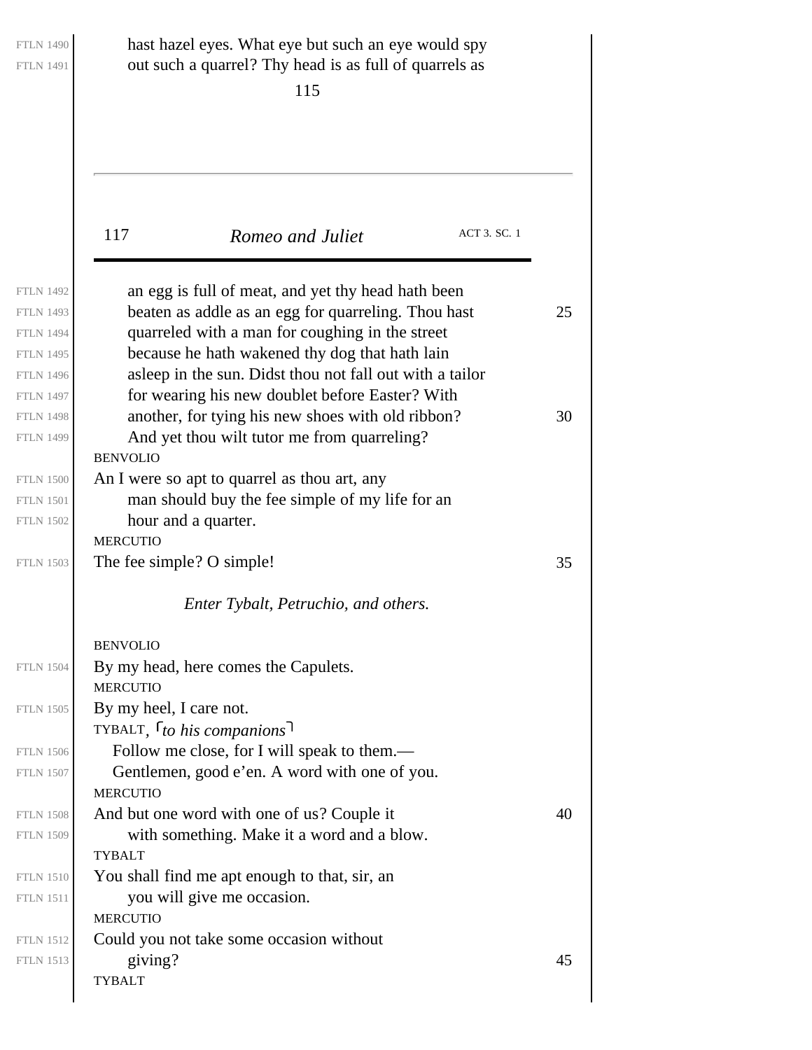hast hazel eyes. What eye but such an eye would spy
out such a quarrel? Thy head is as full of quarrels as

an egg is full of meat, and yet thy head hath been
beaten as addle as an egg for quarreling. Thou hast
quarreled with a man for coughing in the street
because he hath wakened thy dog that hath lain
asleep in the sun. Didst thou not fall out with a tailor
for wearing his new doublet before Easter? With
another, for tying his new shoes with old ribbon?
And yet thou wilt tutor me from quarreling?

BENVOLIO

An I were so apt to quarrel as thou art, any
man should buy the fee simple of my life for an
hour and a quarter.

MERCUTIO

The fee simple? O simple!

*Enter Tybalt, Petruchio, and others.*

BENVOLIO

By my head, here comes the Capulets.

MERCUTIO

By my heel, I care not.

TYBALT, ⌜*to his companions*⌝

Follow me close, for I will speak to them.—
Gentlemen, good e'en. A word with one of you.

MERCUTIO

And but one word with one of us? Couple it
with something. Make it a word and a blow.

TYBALT

You shall find me apt enough to that, sir, an
you will give me occasion.

MERCUTIO

Could you not take some occasion without
giving?

TYBALT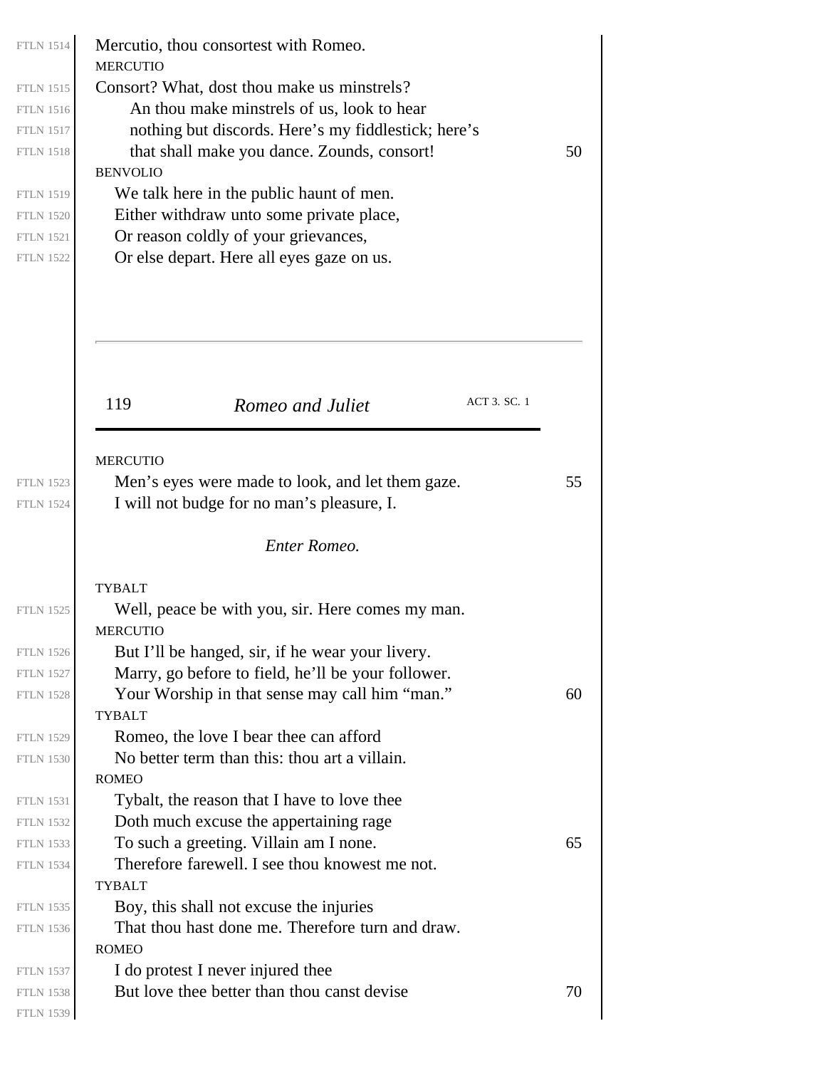Mercutio, thou consortest with Romeo.

MERCUTIO

Consort? What, dost thou make us minstrels?
An thou make minstrels of us, look to hear
nothing but discords. Here's my fiddlestick; here's
that shall make you dance. Zounds, consort!

BENVOLIO

We talk here in the public haunt of men.
Either withdraw unto some private place,
Or reason coldly of your grievances,
Or else depart. Here all eyes gaze on us.

MERCUTIO

Men's eyes were made to look, and let them gaze.
I will not budge for no man's pleasure, I.

*Enter Romeo.*

TYBALT

Well, peace be with you, sir. Here comes my man.

MERCUTIO

But I'll be hanged, sir, if he wear your livery.
Marry, go before to field, he'll be your follower.
Your Worship in that sense may call him "man."

TYBALT

Romeo, the love I bear thee can afford
No better term than this: thou art a villain.

ROMEO

Tybalt, the reason that I have to love thee
Doth much excuse the appertaining rage
To such a greeting. Villain am I none.
Therefore farewell. I see thou knowest me not.

TYBALT

Boy, this shall not excuse the injuries
That thou hast done me. Therefore turn and draw.

ROMEO

I do protest I never injured thee
But love thee better than thou canst devise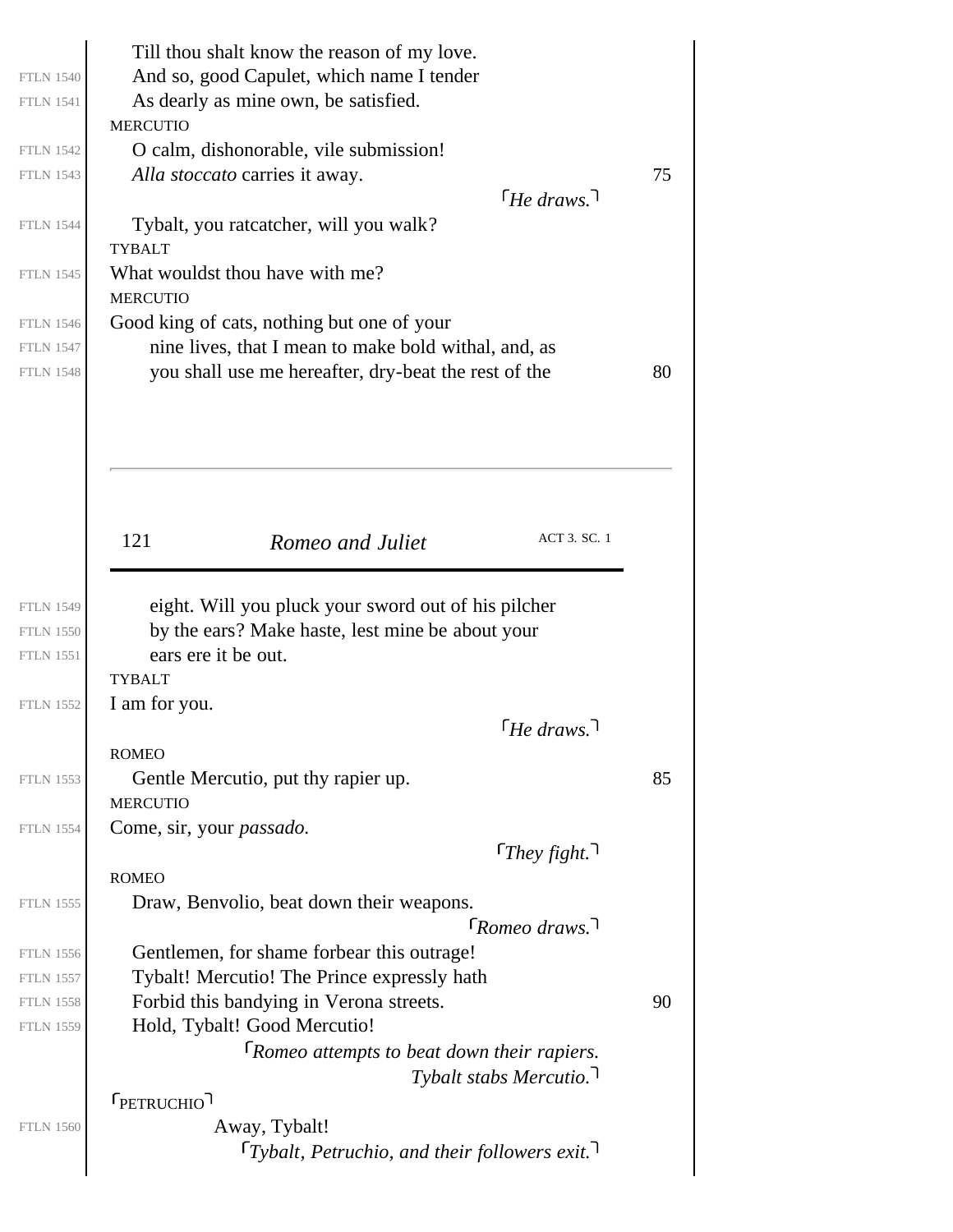Till thou shalt know the reason of my love.
And so, good Capulet, which name I tender
As dearly as mine own, be satisfied.

MERCUTIO

O calm, dishonorable, vile submission!
*Alla stoccato* carries it away.

⌜*He draws.*⌝

Tybalt, you ratcatcher, will you walk?

TYBALT

What wouldst thou have with me?

MERCUTIO

Good king of cats, nothing but one of your
nine lives, that I mean to make bold withal, and, as
you shall use me hereafter, dry-beat the rest of the
eight. Will you pluck your sword out of his pilcher
by the ears? Make haste, lest mine be about your
ears ere it be out.

TYBALT

I am for you.

⌜*He draws.*⌝

ROMEO

Gentle Mercutio, put thy rapier up.

MERCUTIO

Come, sir, your *passado.*

⌜*They fight.*⌝

ROMEO

Draw, Benvolio, beat down their weapons.

⌜*Romeo draws.*⌝

Gentlemen, for shame forbear this outrage!
Tybalt! Mercutio! The Prince expressly hath
Forbid this bandying in Verona streets.
Hold, Tybalt! Good Mercutio!

⌜*Romeo attempts to beat down their rapiers.*
*Tybalt stabs Mercutio.*⌝

⌜PETRUCHIO⌝

Away, Tybalt!

⌜*Tybalt, Petruchio, and their followers exit.*⌝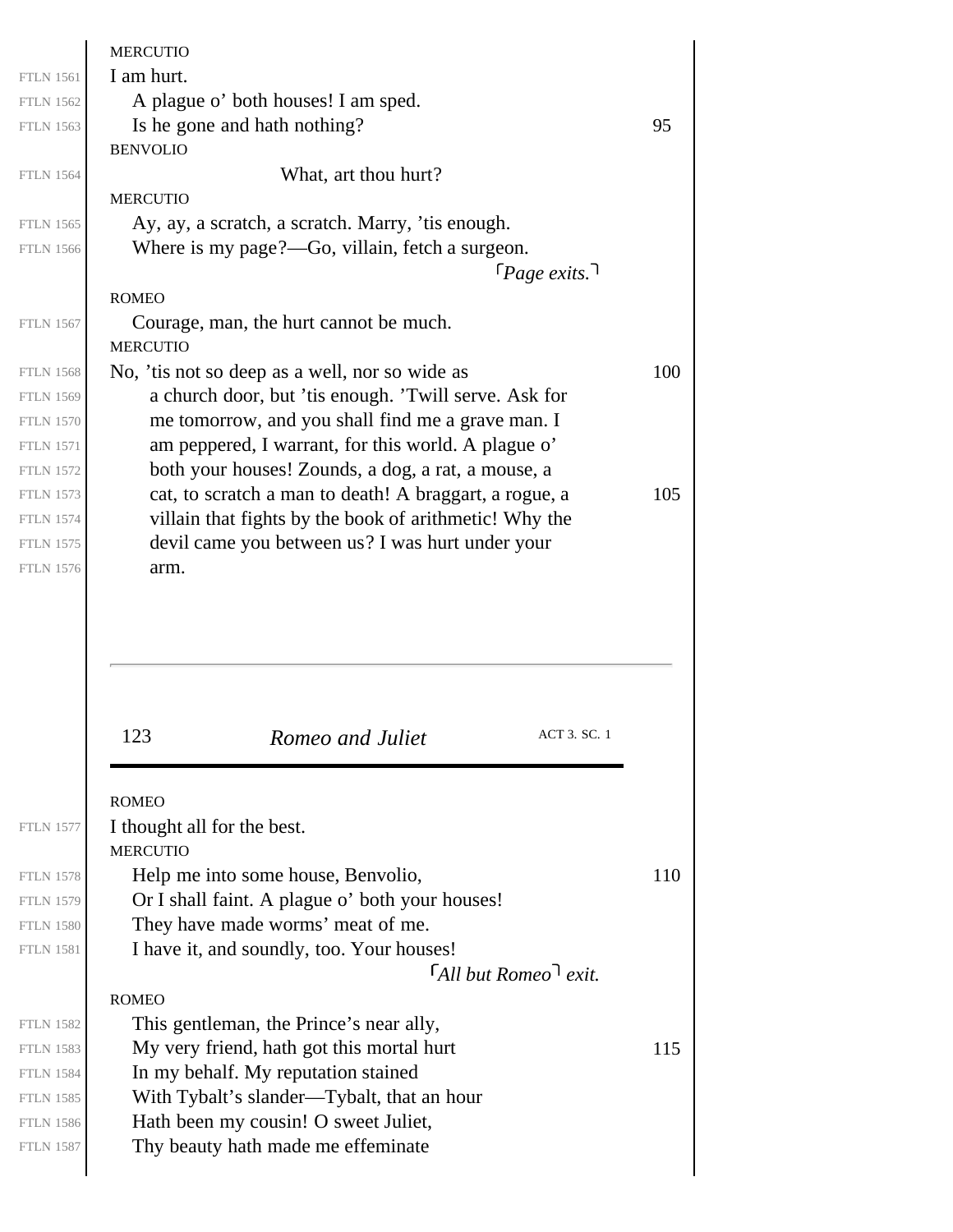MERCUTIO

I am hurt.
A plague o' both houses! I am sped.
Is he gone and hath nothing?

BENVOLIO

What, art thou hurt?

MERCUTIO

Ay, ay, a scratch, a scratch. Marry, 'tis enough.
Where is my page?—Go, villain, fetch a surgeon.

⌜*Page exits.*⌝

ROMEO

Courage, man, the hurt cannot be much.

MERCUTIO

No, 'tis not so deep as a well, nor so wide as a church door, but 'tis enough. 'Twill serve. Ask for me tomorrow, and you shall find me a grave man. I am peppered, I warrant, for this world. A plague o' both your houses! Zounds, a dog, a rat, a mouse, a cat, to scratch a man to death! A braggart, a rogue, a villain that fights by the book of arithmetic! Why the devil came you between us? I was hurt under your arm.

ROMEO

I thought all for the best.

MERCUTIO

Help me into some house, Benvolio,
Or I shall faint. A plague o' both your houses!
They have made worms' meat of me.
I have it, and soundly, too. Your houses!

⌜*All but Romeo*⌝ *exit.*

ROMEO

This gentleman, the Prince's near ally,
My very friend, hath got this mortal hurt
In my behalf. My reputation stained
With Tybalt's slander—Tybalt, that an hour
Hath been my cousin! O sweet Juliet,
Thy beauty hath made me effeminate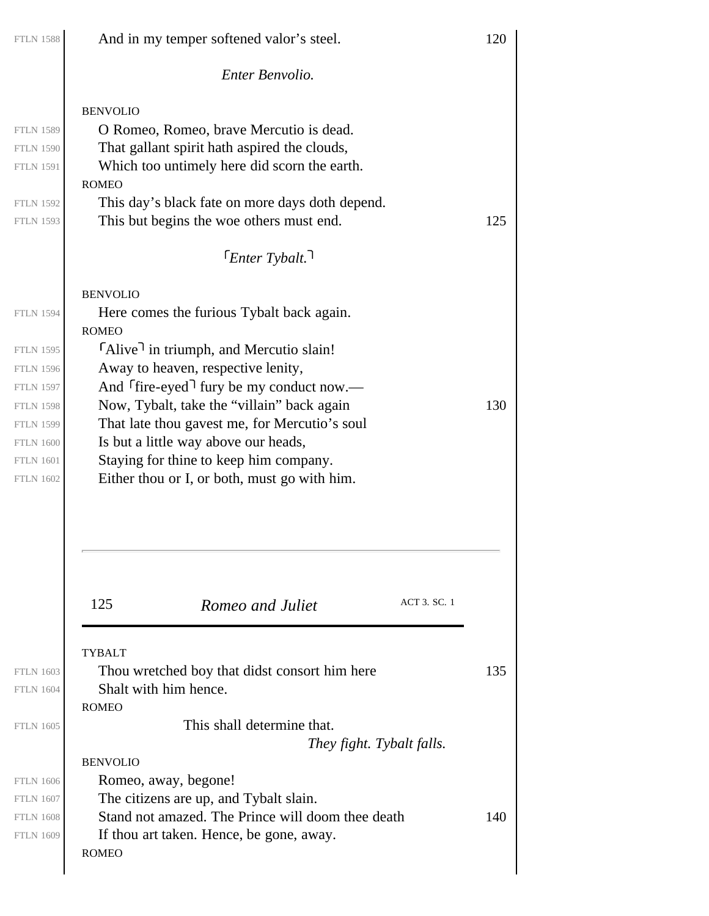And in my temper softened valor's steel.

*Enter Benvolio.*

BENVOLIO

O Romeo, Romeo, brave Mercutio is dead.
That gallant spirit hath aspired the clouds,
Which too untimely here did scorn the earth.

ROMEO

This day's black fate on more days doth depend.
This but begins the woe others must end.

⌜*Enter Tybalt.*⌝

BENVOLIO

Here comes the furious Tybalt back again.

ROMEO

⌜Alive⌝ in triumph, and Mercutio slain!
Away to heaven, respective lenity,
And ⌜fire-eyed⌝ fury be my conduct now.—
Now, Tybalt, take the "villain" back again
That late thou gavest me, for Mercutio's soul
Is but a little way above our heads,
Staying for thine to keep him company.
Either thou or I, or both, must go with him.

TYBALT

Thou wretched boy that didst consort him here
Shalt with him hence.

ROMEO

This shall determine that.

*They fight. Tybalt falls.*

BENVOLIO

Romeo, away, begone!
The citizens are up, and Tybalt slain.
Stand not amazed. The Prince will doom thee death
If thou art taken. Hence, be gone, away.

ROMEO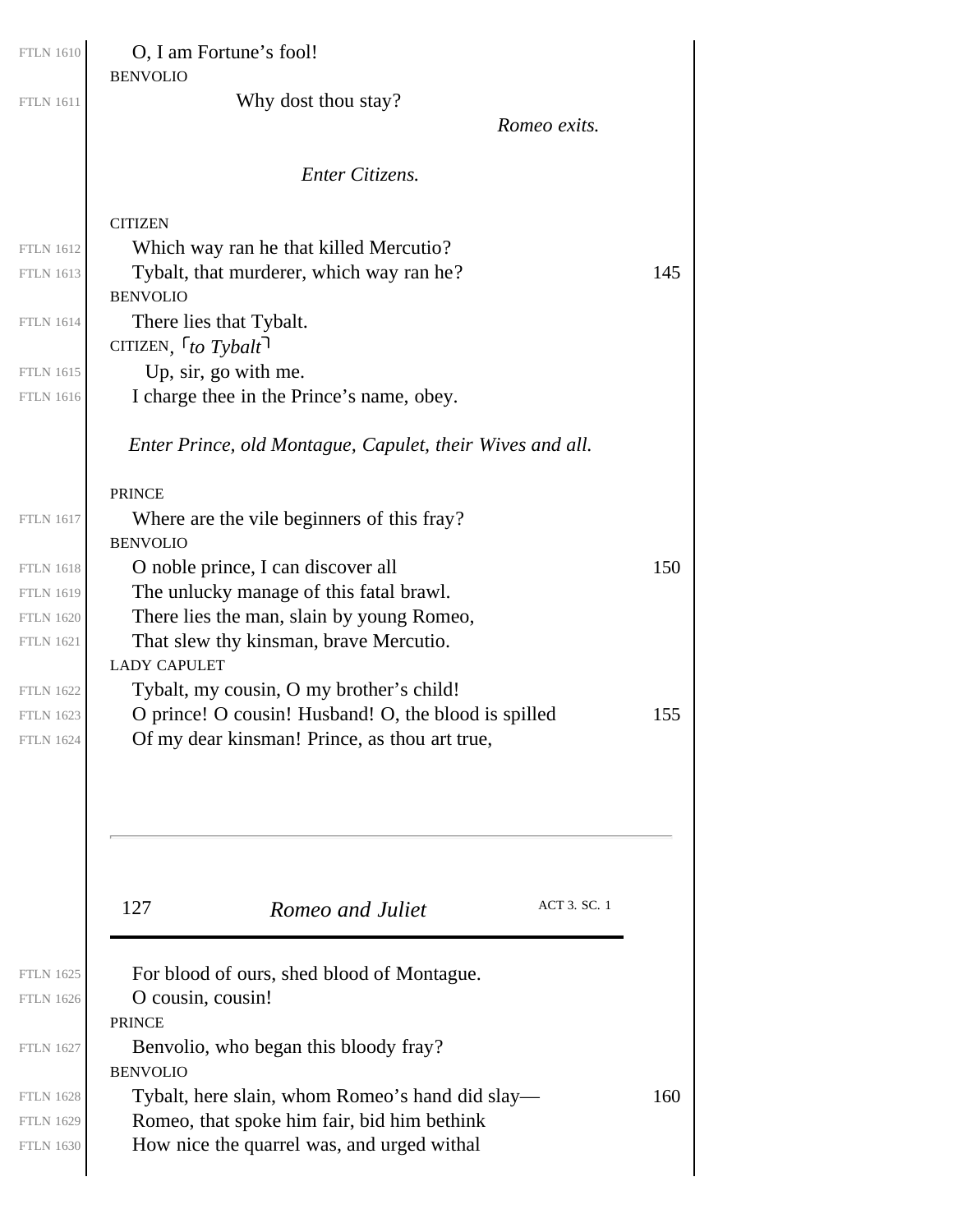O, I am Fortune's fool!

BENVOLIO

Why dost thou stay?

*Romeo exits.*

*Enter Citizens.*

CITIZEN

Which way ran he that killed Mercutio?
Tybalt, that murderer, which way ran he?

BENVOLIO

There lies that Tybalt.

CITIZEN, ⌜*to Tybalt*⌝

Up, sir, go with me.
I charge thee in the Prince's name, obey.

*Enter Prince, old Montague, Capulet, their Wives and all.*

PRINCE

Where are the vile beginners of this fray?

BENVOLIO

O noble prince, I can discover all
The unlucky manage of this fatal brawl.
There lies the man, slain by young Romeo,
That slew thy kinsman, brave Mercutio.

LADY CAPULET

Tybalt, my cousin, O my brother's child!
O prince! O cousin! Husband! O, the blood is spilled
Of my dear kinsman! Prince, as thou art true,
For blood of ours, shed blood of Montague.
O cousin, cousin!

PRINCE

Benvolio, who began this bloody fray?

BENVOLIO

Tybalt, here slain, whom Romeo's hand did slay—
Romeo, that spoke him fair, bid him bethink
How nice the quarrel was, and urged withal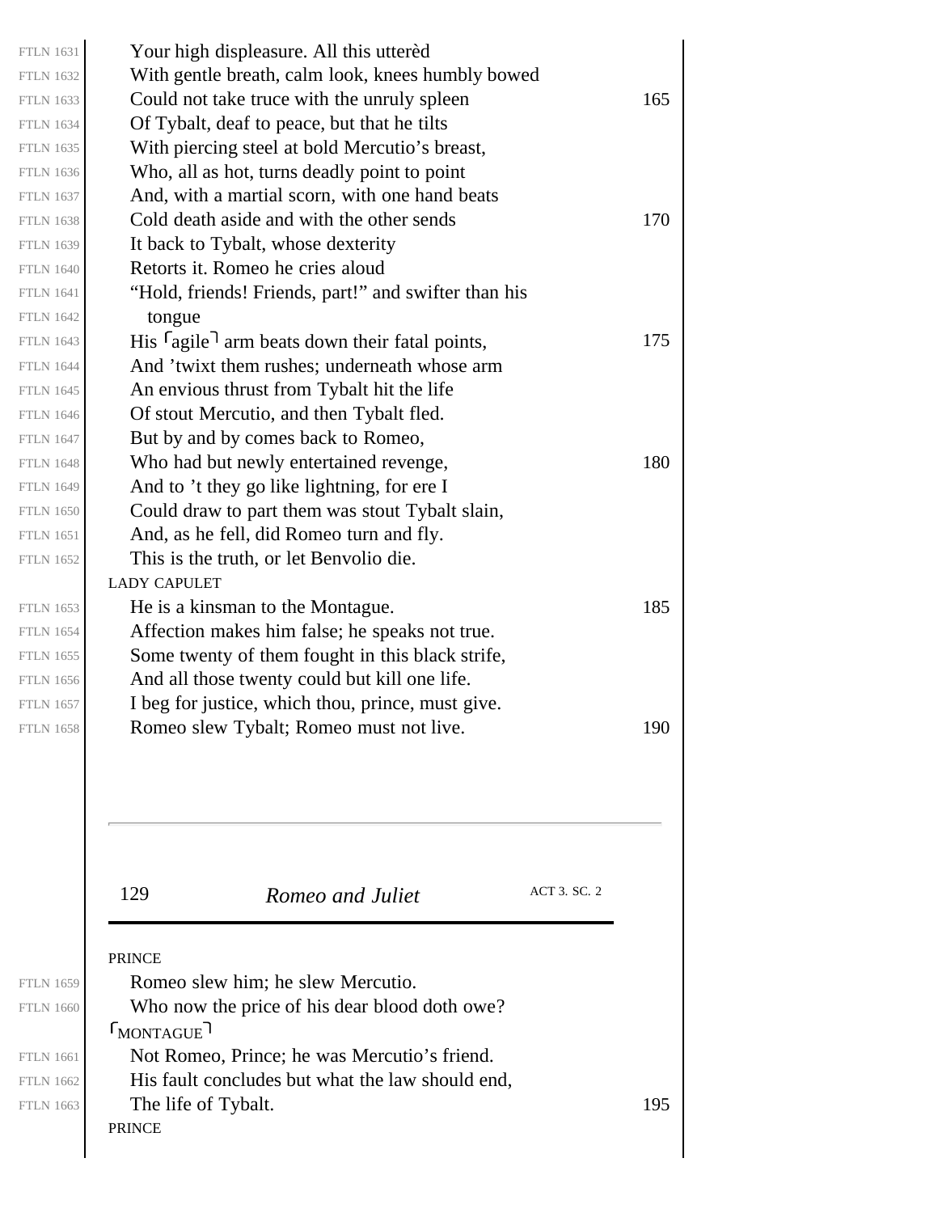Your high displeasure. All this utterèd
With gentle breath, calm look, knees humbly bowed
Could not take truce with the unruly spleen
Of Tybalt, deaf to peace, but that he tilts
With piercing steel at bold Mercutio's breast,
Who, all as hot, turns deadly point to point
And, with a martial scorn, with one hand beats
Cold death aside and with the other sends
It back to Tybalt, whose dexterity
Retorts it. Romeo he cries aloud
"Hold, friends! Friends, part!" and swifter than his
  tongue
His ⌜agile⌝ arm beats down their fatal points,
And 'twixt them rushes; underneath whose arm
An envious thrust from Tybalt hit the life
Of stout Mercutio, and then Tybalt fled.
But by and by comes back to Romeo,
Who had but newly entertained revenge,
And to 't they go like lightning, for ere I
Could draw to part them was stout Tybalt slain,
And, as he fell, did Romeo turn and fly.
This is the truth, or let Benvolio die.

LADY CAPULET

He is a kinsman to the Montague.
Affection makes him false; he speaks not true.
Some twenty of them fought in this black strife,
And all those twenty could but kill one life.
I beg for justice, which thou, prince, must give.
Romeo slew Tybalt; Romeo must not live.

PRINCE

Romeo slew him; he slew Mercutio.
Who now the price of his dear blood doth owe?

⌜MONTAGUE⌝

Not Romeo, Prince; he was Mercutio's friend.
His fault concludes but what the law should end,
The life of Tybalt.

PRINCE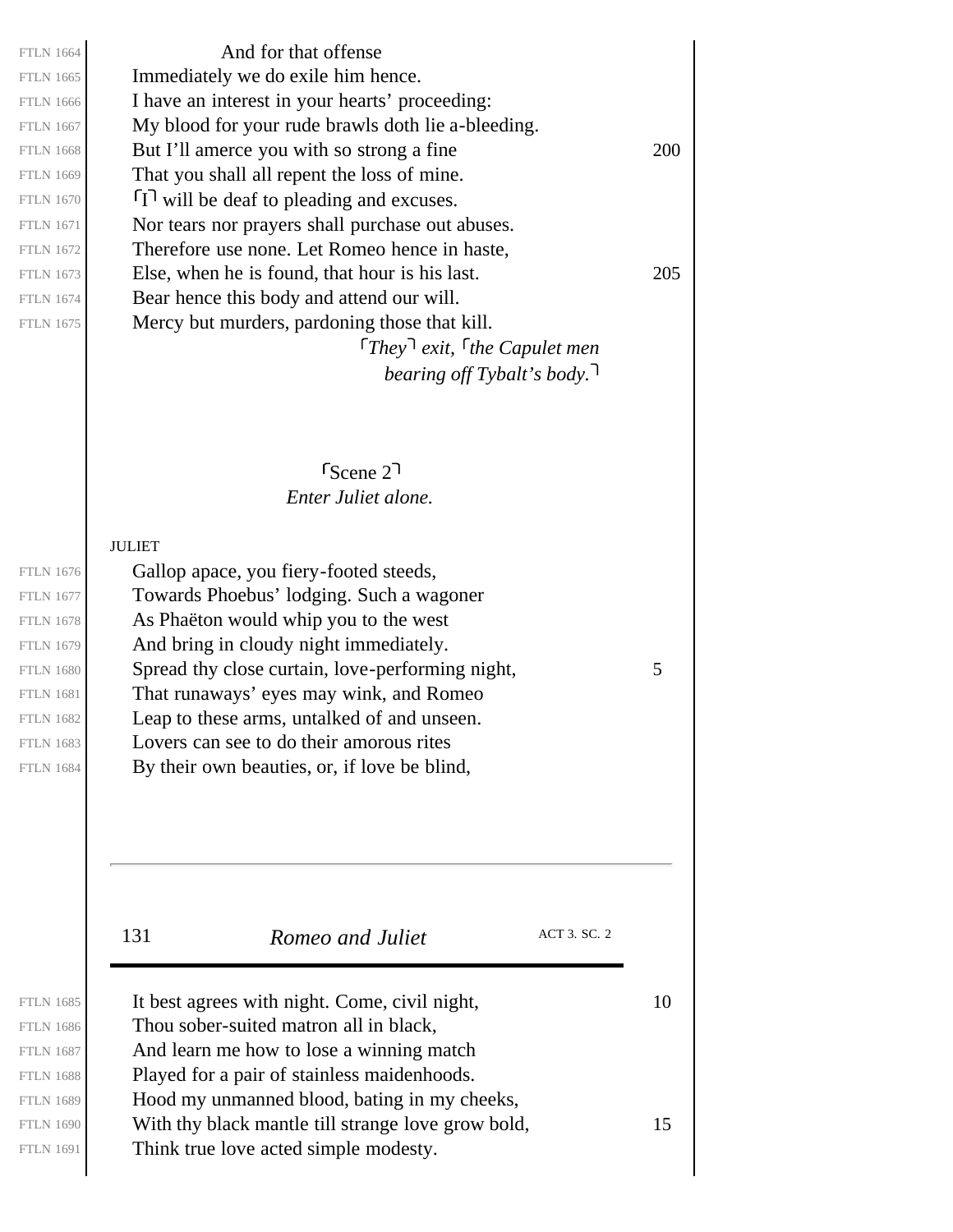And for that offense
Immediately we do exile him hence.
I have an interest in your hearts' proceeding:
My blood for your rude brawls doth lie a-bleeding.
But I'll amerce you with so strong a fine
That you shall all repent the loss of mine.
⌜I⌝ will be deaf to pleading and excuses.
Nor tears nor prayers shall purchase out abuses.
Therefore use none. Let Romeo hence in haste,
Else, when he is found, that hour is his last.
Bear hence this body and attend our will.
Mercy but murders, pardoning those that kill.

*⌜They⌝ exit, ⌜the Capulet men bearing off Tybalt's body.⌝*

## ⌜Scene 2⌝

*Enter Juliet alone.*

JULIET

Gallop apace, you fiery-footed steeds,
Towards Phoebus' lodging. Such a wagoner
As Phaëton would whip you to the west
And bring in cloudy night immediately.
Spread thy close curtain, love-performing night,
That runaways' eyes may wink, and Romeo
Leap to these arms, untalked of and unseen.
Lovers can see to do their amorous rites
By their own beauties, or, if love be blind,
It best agrees with night. Come, civil night,
Thou sober-suited matron all in black,
And learn me how to lose a winning match
Played for a pair of stainless maidenhoods.
Hood my unmanned blood, bating in my cheeks,
With thy black mantle till strange love grow bold,
Think true love acted simple modesty.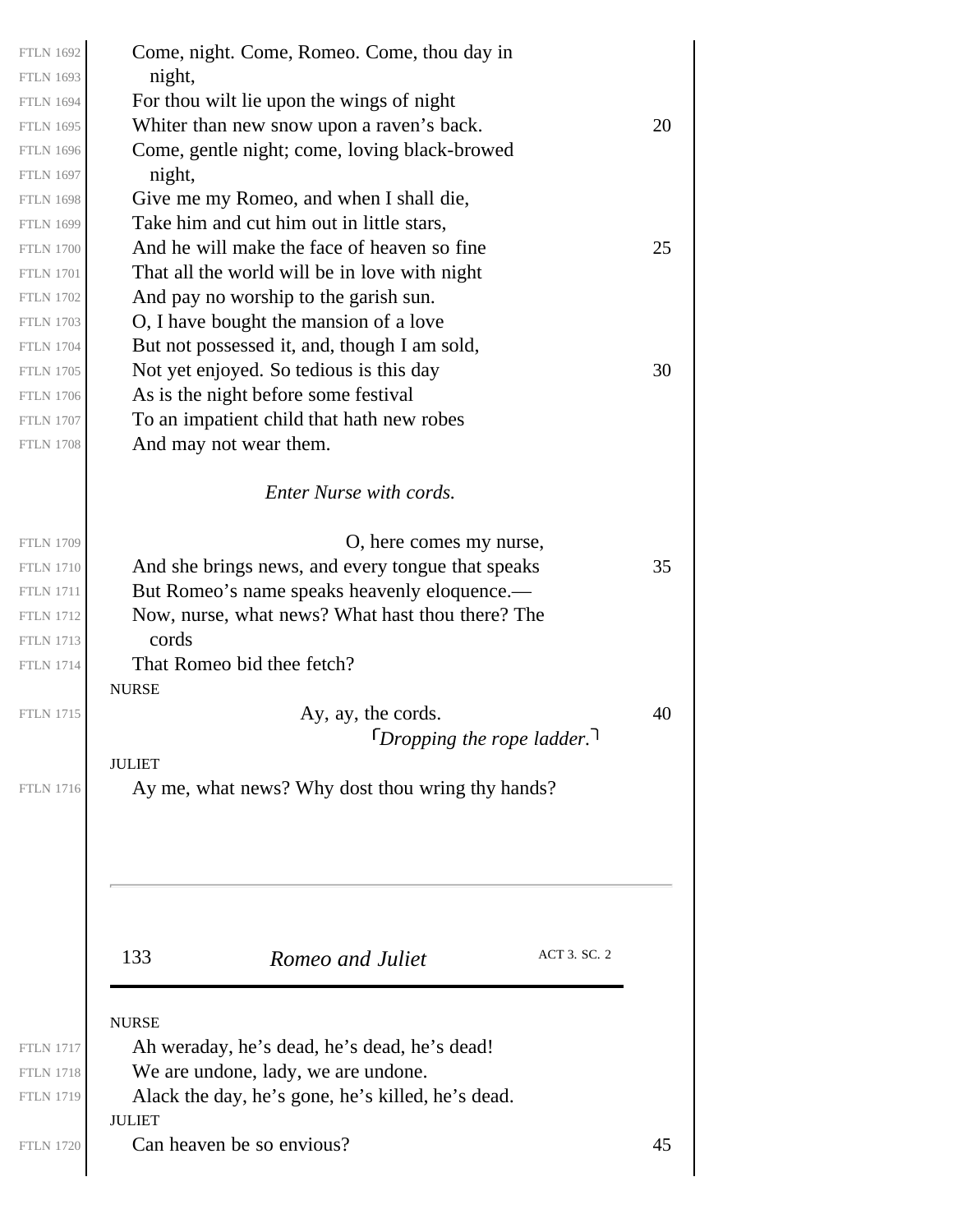Come, night. Come, Romeo. Come, thou day in
  night,
For thou wilt lie upon the wings of night
Whiter than new snow upon a raven's back.
Come, gentle night; come, loving black-browed
  night,
Give me my Romeo, and when I shall die,
Take him and cut him out in little stars,
And he will make the face of heaven so fine
That all the world will be in love with night
And pay no worship to the garish sun.
O, I have bought the mansion of a love
But not possessed it, and, though I am sold,
Not yet enjoyed. So tedious is this day
As is the night before some festival
To an impatient child that hath new robes
And may not wear them.

*Enter Nurse with cords.*

O, here comes my nurse,
And she brings news, and every tongue that speaks
But Romeo's name speaks heavenly eloquence.—
Now, nurse, what news? What hast thou there? The
  cords
That Romeo bid thee fetch?

NURSE

Ay, ay, the cords.
⌜*Dropping the rope ladder.*⌝

JULIET

Ay me, what news? Why dost thou wring thy hands?

NURSE

Ah weraday, he's dead, he's dead, he's dead!
We are undone, lady, we are undone.
Alack the day, he's gone, he's killed, he's dead.

JULIET

Can heaven be so envious?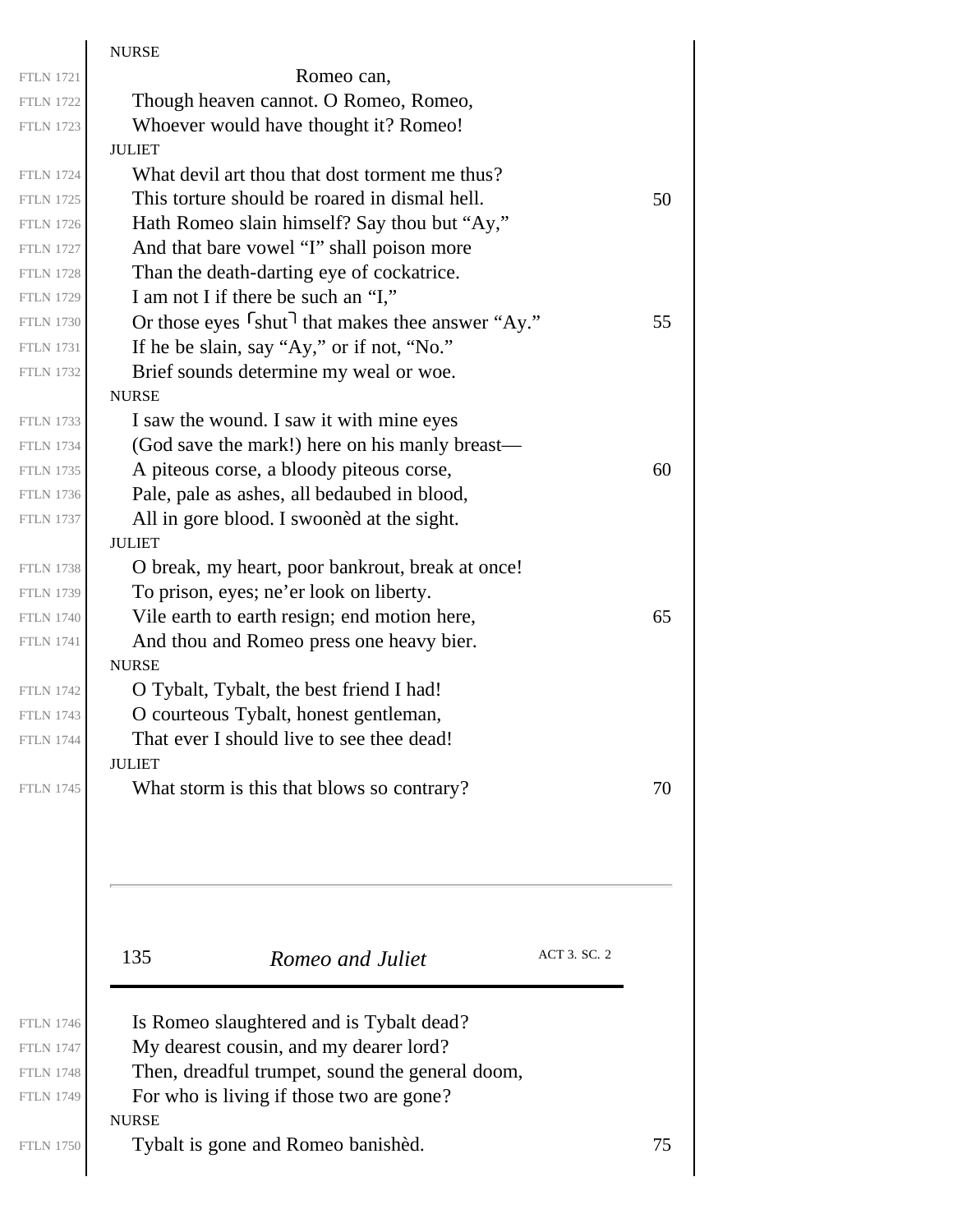NURSE

Romeo can,
Though heaven cannot. O Romeo, Romeo,
Whoever would have thought it? Romeo!

JULIET

What devil art thou that dost torment me thus?
This torture should be roared in dismal hell.
Hath Romeo slain himself? Say thou but "Ay,"
And that bare vowel "I" shall poison more
Than the death-darting eye of cockatrice.
I am not I if there be such an "I,"
Or those eyes ⌜shut⌝ that makes thee answer "Ay."
If he be slain, say "Ay," or if not, "No."
Brief sounds determine my weal or woe.

NURSE

I saw the wound. I saw it with mine eyes
(God save the mark!) here on his manly breast—
A piteous corse, a bloody piteous corse,
Pale, pale as ashes, all bedaubed in blood,
All in gore blood. I swoonèd at the sight.

JULIET

O break, my heart, poor bankrout, break at once!
To prison, eyes; ne'er look on liberty.
Vile earth to earth resign; end motion here,
And thou and Romeo press one heavy bier.

NURSE

O Tybalt, Tybalt, the best friend I had!
O courteous Tybalt, honest gentleman,
That ever I should live to see thee dead!

JULIET

What storm is this that blows so contrary?
Is Romeo slaughtered and is Tybalt dead?
My dearest cousin, and my dearer lord?
Then, dreadful trumpet, sound the general doom,
For who is living if those two are gone?

NURSE

Tybalt is gone and Romeo banishèd.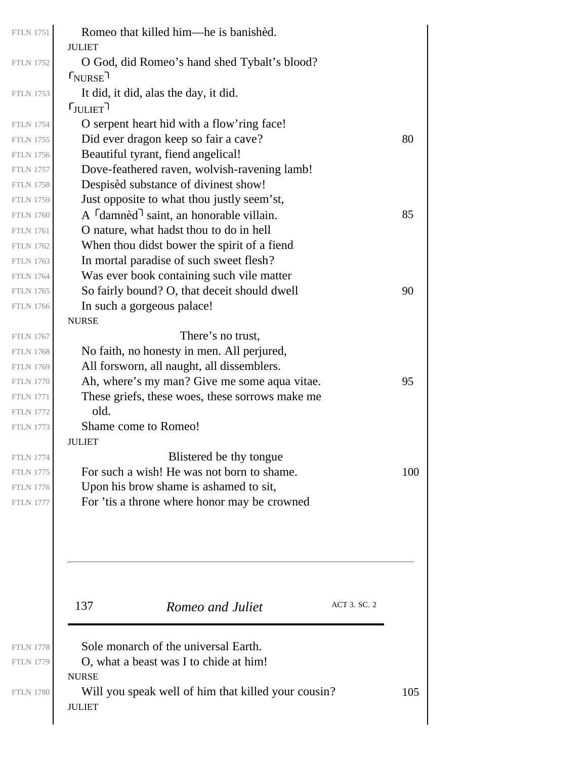Romeo that killed him—he is banishèd.

JULIET

O God, did Romeo's hand shed Tybalt's blood?

⌜NURSE⌝

It did, it did, alas the day, it did.

⌜JULIET⌝

O serpent heart hid with a flow'ring face!
Did ever dragon keep so fair a cave?
Beautiful tyrant, fiend angelical!
Dove-feathered raven, wolvish-ravening lamb!
Despisèd substance of divinest show!
Just opposite to what thou justly seem'st,
A ⌜damnèd⌝ saint, an honorable villain.
O nature, what hadst thou to do in hell
When thou didst bower the spirit of a fiend
In mortal paradise of such sweet flesh?
Was ever book containing such vile matter
So fairly bound? O, that deceit should dwell
In such a gorgeous palace!

NURSE

There's no trust,
No faith, no honesty in men. All perjured,
All forsworn, all naught, all dissemblers.
Ah, where's my man? Give me some aqua vitae.
These griefs, these woes, these sorrows make me
old.
Shame come to Romeo!

JULIET

Blistered be thy tongue
For such a wish! He was not born to shame.
Upon his brow shame is ashamed to sit,
For 'tis a throne where honor may be crowned
Sole monarch of the universal Earth.
O, what a beast was I to chide at him!

NURSE

Will you speak well of him that killed your cousin?

JULIET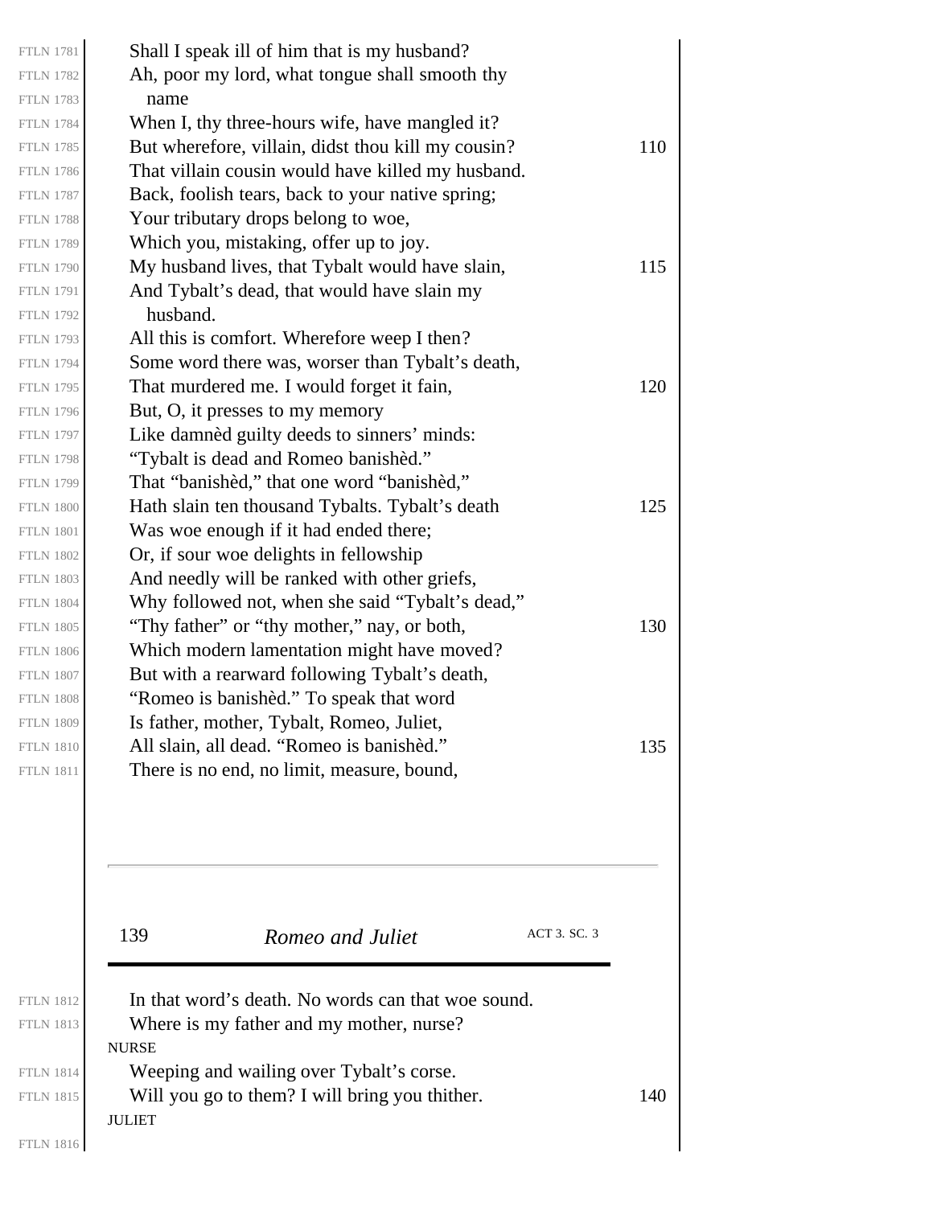Shall I speak ill of him that is my husband?
Ah, poor my lord, what tongue shall smooth thy
name
When I, thy three-hours wife, have mangled it?
But wherefore, villain, didst thou kill my cousin?
That villain cousin would have killed my husband.
Back, foolish tears, back to your native spring;
Your tributary drops belong to woe,
Which you, mistaking, offer up to joy.
My husband lives, that Tybalt would have slain,
And Tybalt's dead, that would have slain my
husband.
All this is comfort. Wherefore weep I then?
Some word there was, worser than Tybalt's death,
That murdered me. I would forget it fain,
But, O, it presses to my memory
Like damnèd guilty deeds to sinners' minds:
"Tybalt is dead and Romeo banishèd."
That "banishèd," that one word "banishèd,"
Hath slain ten thousand Tybalts. Tybalt's death
Was woe enough if it had ended there;
Or, if sour woe delights in fellowship
And needly will be ranked with other griefs,
Why followed not, when she said "Tybalt's dead,"
"Thy father" or "thy mother," nay, or both,
Which modern lamentation might have moved?
But with a rearward following Tybalt's death,
"Romeo is banishèd." To speak that word
Is father, mother, Tybalt, Romeo, Juliet,
All slain, all dead. "Romeo is banishèd."
There is no end, no limit, measure, bound,
In that word's death. No words can that woe sound.
Where is my father and my mother, nurse?

NURSE

Weeping and wailing over Tybalt's corse.
Will you go to them? I will bring you thither.

JULIET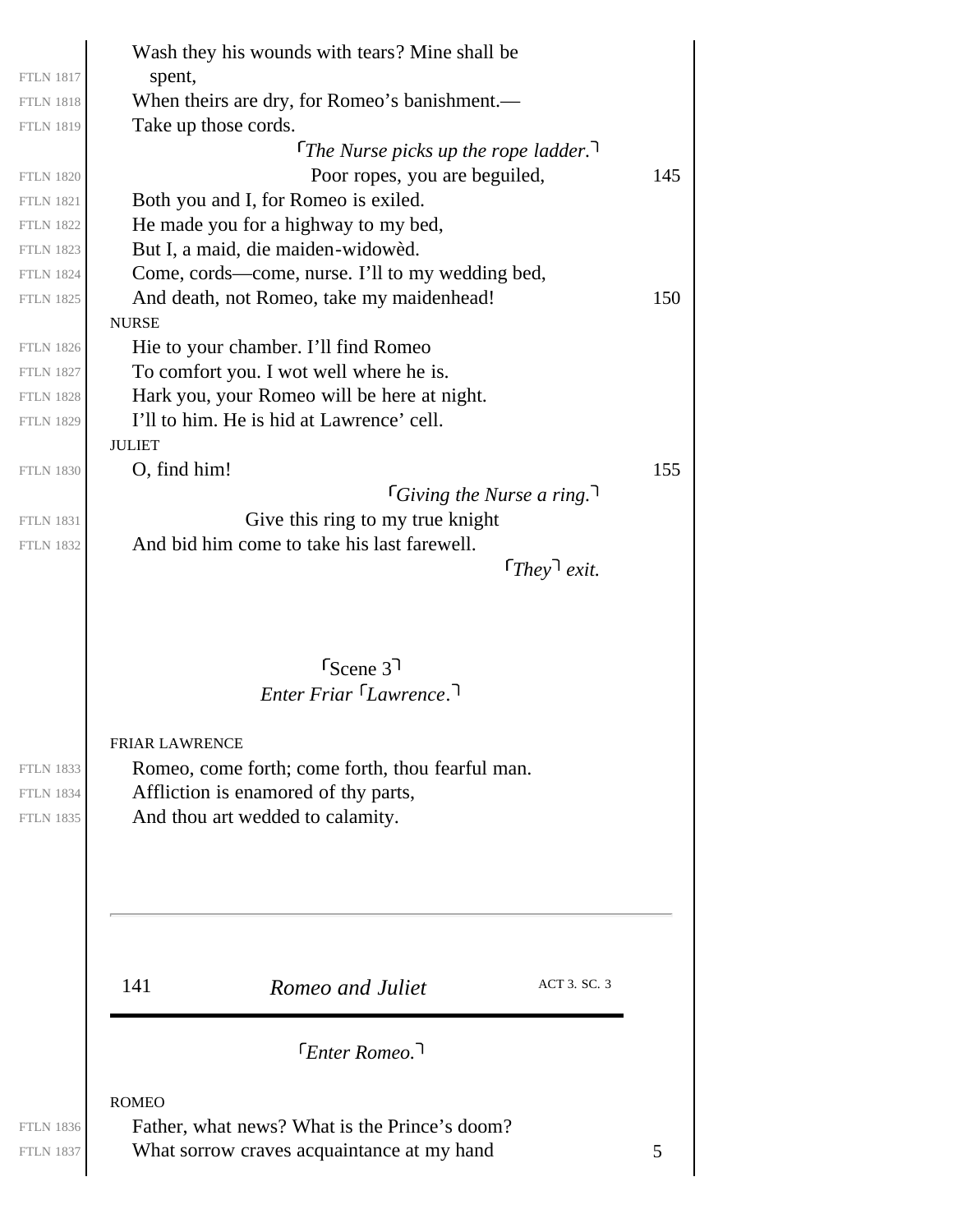Wash they his wounds with tears? Mine shall be
spent,
When theirs are dry, for Romeo's banishment.—
Take up those cords.

⌜*The Nurse picks up the rope ladder.*⌝

Poor ropes, you are beguiled,
Both you and I, for Romeo is exiled.
He made you for a highway to my bed,
But I, a maid, die maiden-widowèd.
Come, cords—come, nurse. I'll to my wedding bed,
And death, not Romeo, take my maidenhead!

NURSE

Hie to your chamber. I'll find Romeo
To comfort you. I wot well where he is.
Hark you, your Romeo will be here at night.
I'll to him. He is hid at Lawrence' cell.

JULIET

O, find him!

⌜*Giving the Nurse a ring.*⌝

Give this ring to my true knight
And bid him come to take his last farewell.

⌜*They*⌝ *exit.*

## ⌜Scene 3⌝

*Enter Friar* ⌜*Lawrence*.⌝

FRIAR LAWRENCE

Romeo, come forth; come forth, thou fearful man.
Affliction is enamored of thy parts,
And thou art wedded to calamity.

⌜*Enter Romeo.*⌝

ROMEO

Father, what news? What is the Prince's doom?
What sorrow craves acquaintance at my hand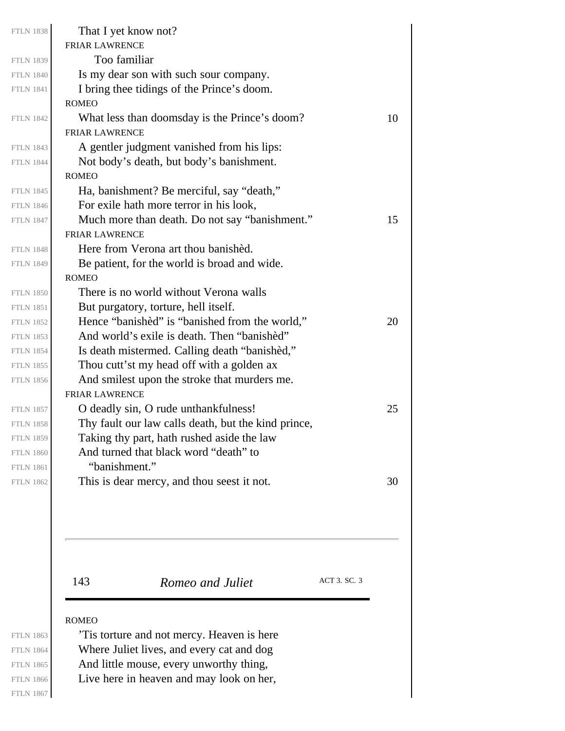That I yet know not?

FRIAR LAWRENCE

Too familiar
Is my dear son with such sour company.
I bring thee tidings of the Prince's doom.

ROMEO

What less than doomsday is the Prince's doom? 10

FRIAR LAWRENCE

A gentler judgment vanished from his lips:
Not body's death, but body's banishment.

ROMEO

Ha, banishment? Be merciful, say "death,"
For exile hath more terror in his look,
Much more than death. Do not say "banishment." 15

FRIAR LAWRENCE

Here from Verona art thou banishèd.
Be patient, for the world is broad and wide.

ROMEO

There is no world without Verona walls
But purgatory, torture, hell itself.
Hence "banishèd" is "banished from the world," 20
And world's exile is death. Then "banishèd"
Is death mistermed. Calling death "banishèd,"
Thou cutt'st my head off with a golden ax
And smilest upon the stroke that murders me.

FRIAR LAWRENCE

O deadly sin, O rude unthankfulness! 25
Thy fault our law calls death, but the kind prince,
Taking thy part, hath rushed aside the law
And turned that black word "death" to
"banishment."
This is dear mercy, and thou seest it not. 30

ROMEO

'Tis torture and not mercy. Heaven is here
Where Juliet lives, and every cat and dog
And little mouse, every unworthy thing,
Live here in heaven and may look on her,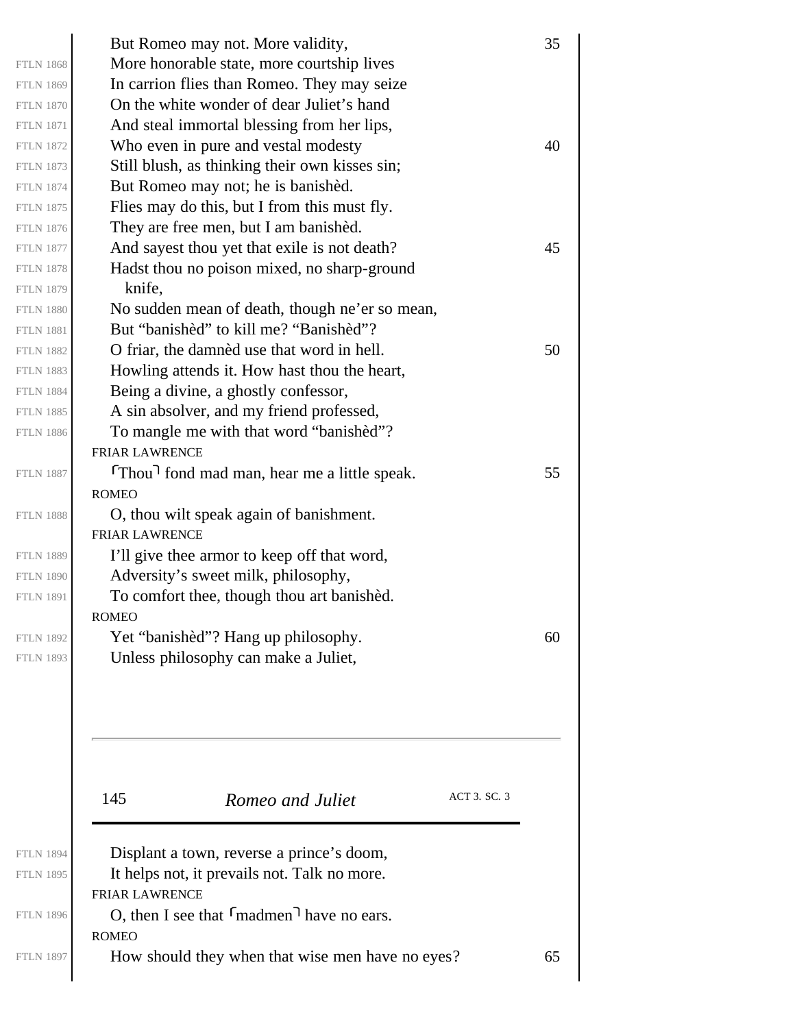But Romeo may not. More validity,
More honorable state, more courtship lives
In carrion flies than Romeo. They may seize
On the white wonder of dear Juliet's hand
And steal immortal blessing from her lips,
Who even in pure and vestal modesty
Still blush, as thinking their own kisses sin;
But Romeo may not; he is banishèd.
Flies may do this, but I from this must fly.
They are free men, but I am banishèd.
And sayest thou yet that exile is not death?
Hadst thou no poison mixed, no sharp-ground
knife,
No sudden mean of death, though ne'er so mean,
But "banishèd" to kill me? "Banishèd"?
O friar, the damnèd use that word in hell.
Howling attends it. How hast thou the heart,
Being a divine, a ghostly confessor,
A sin absolver, and my friend professed,
To mangle me with that word "banishèd"?

FRIAR LAWRENCE

⌜Thou⌝ fond mad man, hear me a little speak.

ROMEO

O, thou wilt speak again of banishment.

FRIAR LAWRENCE

I'll give thee armor to keep off that word,
Adversity's sweet milk, philosophy,
To comfort thee, though thou art banishèd.

ROMEO

Yet "banishèd"? Hang up philosophy.
Unless philosophy can make a Juliet,
Displant a town, reverse a prince's doom,
It helps not, it prevails not. Talk no more.

FRIAR LAWRENCE

O, then I see that ⌜madmen⌝ have no ears.

ROMEO

How should they when that wise men have no eyes?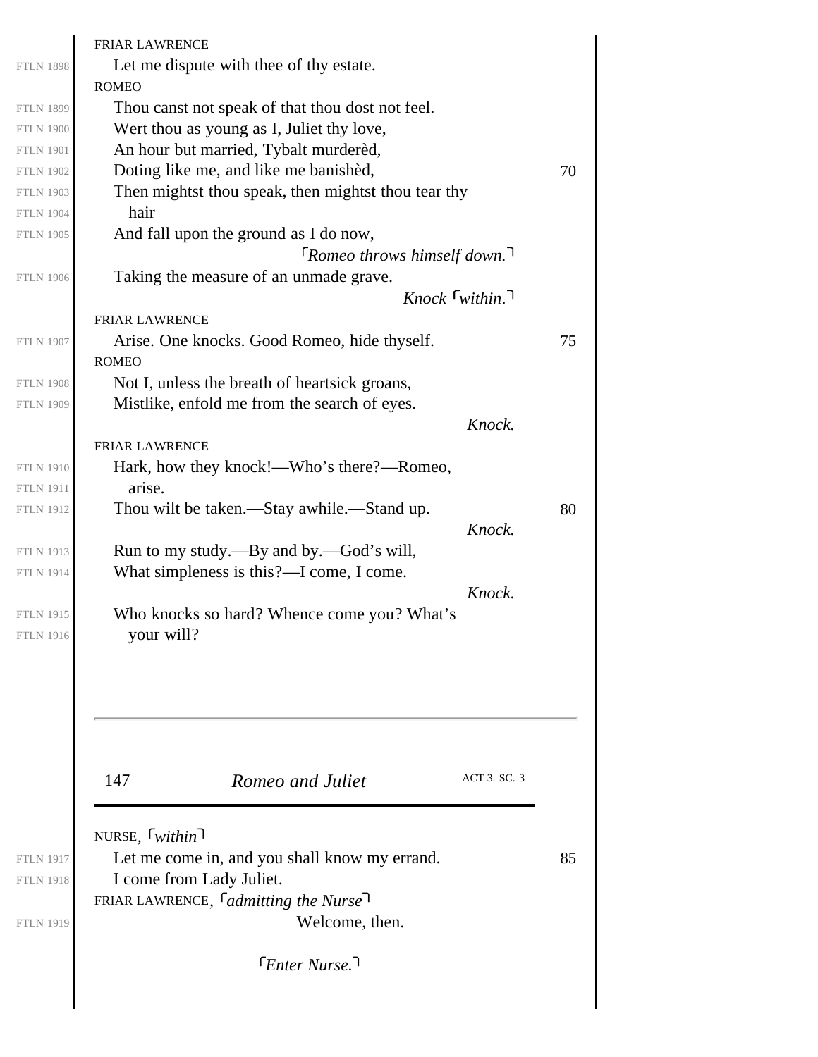FRIAR LAWRENCE

Let me dispute with thee of thy estate.

ROMEO

Thou canst not speak of that thou dost not feel.
Wert thou as young as I, Juliet thy love,
An hour but married, Tybalt murderèd,
Doting like me, and like me banishèd,
Then mightst thou speak, then mightst thou tear thy
hair
And fall upon the ground as I do now,

*⌜Romeo throws himself down.⌝*

Taking the measure of an unmade grave.

*Knock ⌜within.⌝*

FRIAR LAWRENCE

Arise. One knocks. Good Romeo, hide thyself.

ROMEO

Not I, unless the breath of heartsick groans,
Mistlike, enfold me from the search of eyes.

*Knock.*

FRIAR LAWRENCE

Hark, how they knock!—Who's there?—Romeo,
arise.
Thou wilt be taken.—Stay awhile.—Stand up.

*Knock.*

Run to my study.—By and by.—God's will,
What simpleness is this?—I come, I come.

*Knock.*

Who knocks so hard? Whence come you? What's
your will?

NURSE, *⌜within⌝*

Let me come in, and you shall know my errand.
I come from Lady Juliet.

FRIAR LAWRENCE, *⌜admitting the Nurse⌝*

Welcome, then.

*⌜Enter Nurse.⌝*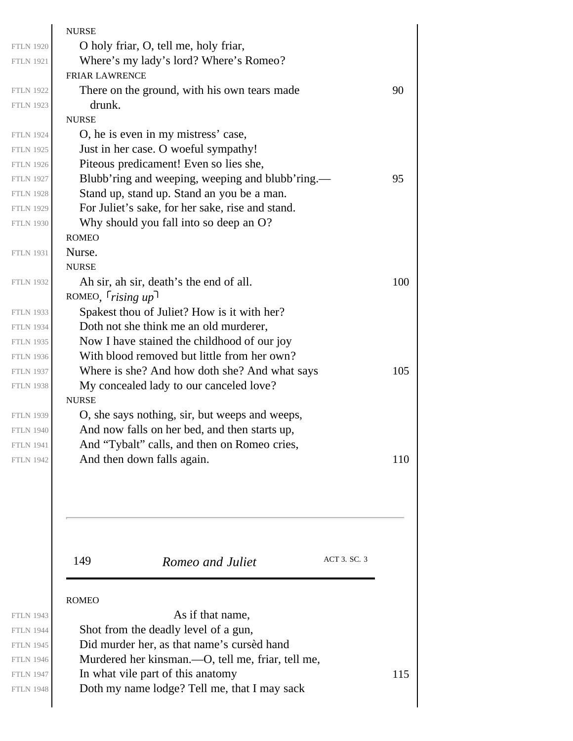NURSE

O holy friar, O, tell me, holy friar,
Where's my lady's lord? Where's Romeo?

FRIAR LAWRENCE

There on the ground, with his own tears made
drunk.

NURSE

O, he is even in my mistress' case,
Just in her case. O woeful sympathy!
Piteous predicament! Even so lies she,
Blubb'ring and weeping, weeping and blubb'ring.—
Stand up, stand up. Stand an you be a man.
For Juliet's sake, for her sake, rise and stand.
Why should you fall into so deep an O?

ROMEO

Nurse.

NURSE

Ah sir, ah sir, death's the end of all.

ROMEO, ⌜*rising up*⌝

Spakest thou of Juliet? How is it with her?
Doth not she think me an old murderer,
Now I have stained the childhood of our joy
With blood removed but little from her own?
Where is she? And how doth she? And what says
My concealed lady to our canceled love?

NURSE

O, she says nothing, sir, but weeps and weeps,
And now falls on her bed, and then starts up,
And "Tybalt" calls, and then on Romeo cries,
And then down falls again.

ROMEO

As if that name,
Shot from the deadly level of a gun,
Did murder her, as that name's cursèd hand
Murdered her kinsman.—O, tell me, friar, tell me,
In what vile part of this anatomy
Doth my name lodge? Tell me, that I may sack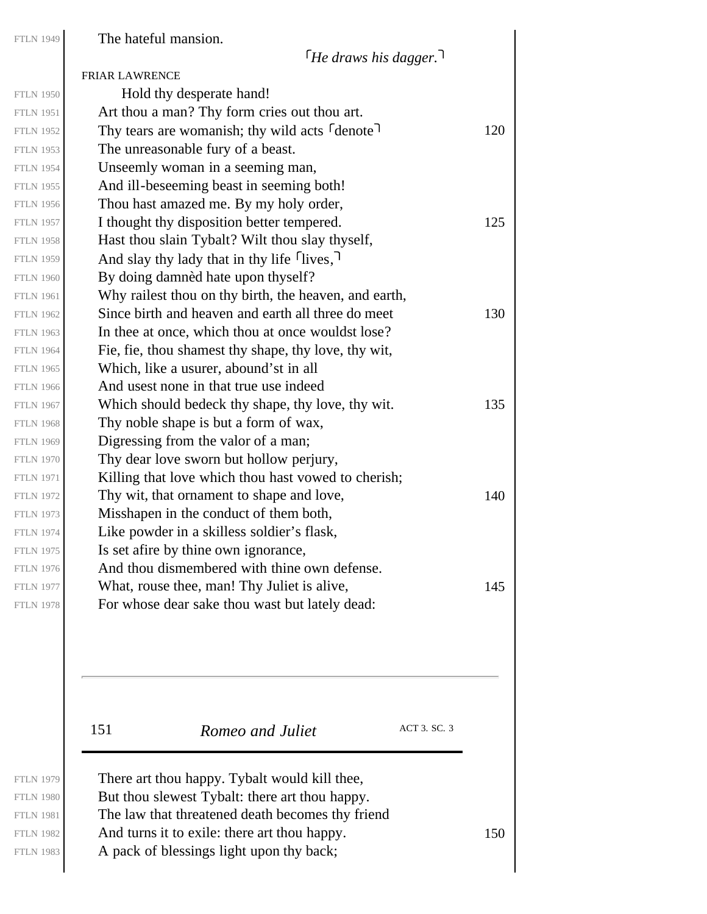The hateful mansion.

⌜*He draws his dagger.*⌝

FRIAR LAWRENCE

Hold thy desperate hand!
Art thou a man? Thy form cries out thou art.
Thy tears are womanish; thy wild acts ⌜denote⌝
The unreasonable fury of a beast.
Unseemly woman in a seeming man,
And ill-beseeming beast in seeming both!
Thou hast amazed me. By my holy order,
I thought thy disposition better tempered.
Hast thou slain Tybalt? Wilt thou slay thyself,
And slay thy lady that in thy life ⌜lives,⌝
By doing damnèd hate upon thyself?
Why railest thou on thy birth, the heaven, and earth,
Since birth and heaven and earth all three do meet
In thee at once, which thou at once wouldst lose?
Fie, fie, thou shamest thy shape, thy love, thy wit,
Which, like a usurer, abound'st in all
And usest none in that true use indeed
Which should bedeck thy shape, thy love, thy wit.
Thy noble shape is but a form of wax,
Digressing from the valor of a man;
Thy dear love sworn but hollow perjury,
Killing that love which thou hast vowed to cherish;
Thy wit, that ornament to shape and love,
Misshapen in the conduct of them both,
Like powder in a skilless soldier's flask,
Is set afire by thine own ignorance,
And thou dismembered with thine own defense.
What, rouse thee, man! Thy Juliet is alive,
For whose dear sake thou wast but lately dead:
There art thou happy. Tybalt would kill thee,
But thou slewest Tybalt: there art thou happy.
The law that threatened death becomes thy friend
And turns it to exile: there art thou happy.
A pack of blessings light upon thy back;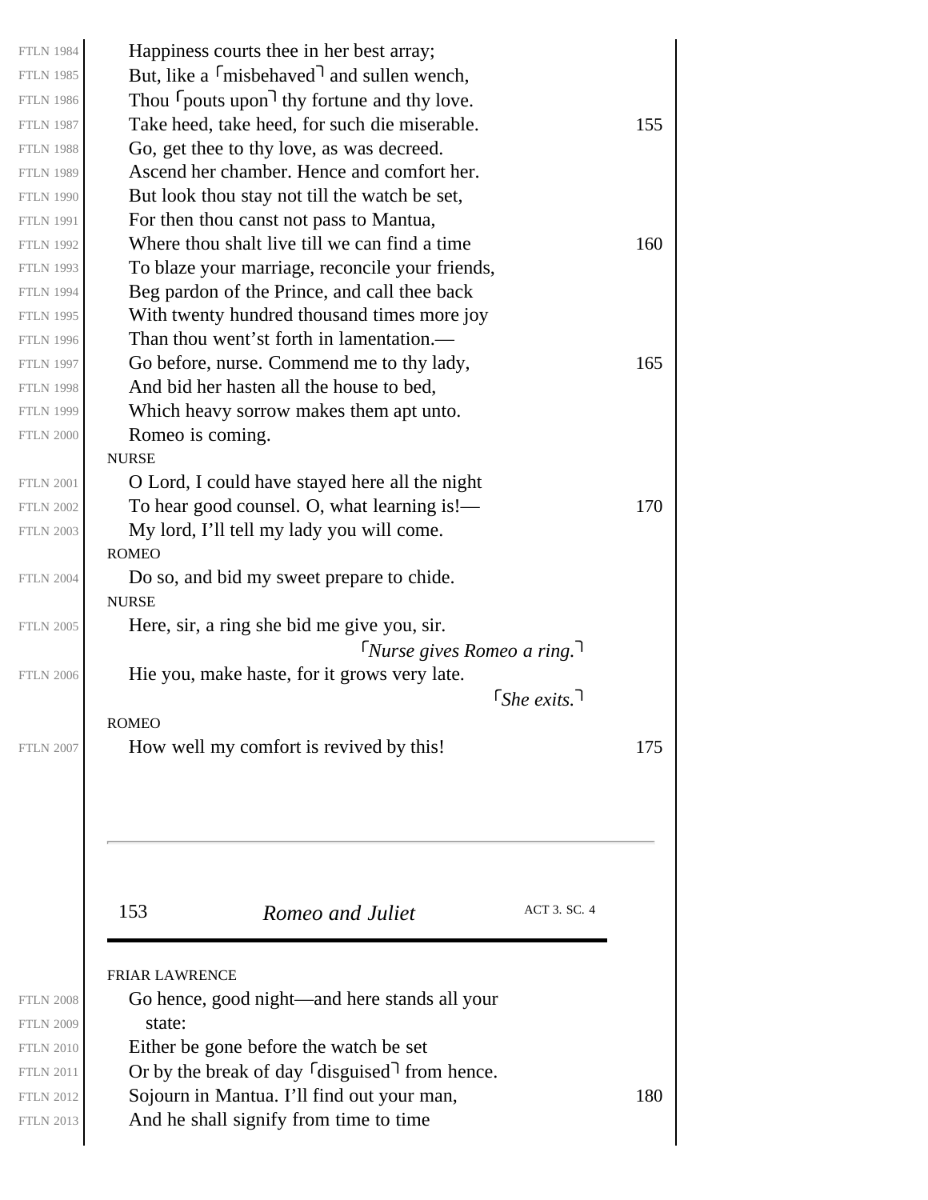FTLN 1984 Happiness courts thee in her best array;
FTLN 1985 But, like a ⌜misbehaved⌝ and sullen wench,
FTLN 1986 Thou ⌜pouts upon⌝ thy fortune and thy love.
FTLN 1987 Take heed, take heed, for such die miserable. 155
FTLN 1988 Go, get thee to thy love, as was decreed.
FTLN 1989 Ascend her chamber. Hence and comfort her.
FTLN 1990 But look thou stay not till the watch be set,
FTLN 1991 For then thou canst not pass to Mantua,
FTLN 1992 Where thou shalt live till we can find a time 160
FTLN 1993 To blaze your marriage, reconcile your friends,
FTLN 1994 Beg pardon of the Prince, and call thee back
FTLN 1995 With twenty hundred thousand times more joy
FTLN 1996 Than thou went'st forth in lamentation.—
FTLN 1997 Go before, nurse. Commend me to thy lady, 165
FTLN 1998 And bid her hasten all the house to bed,
FTLN 1999 Which heavy sorrow makes them apt unto.
FTLN 2000 Romeo is coming.

NURSE

FTLN 2001 O Lord, I could have stayed here all the night
FTLN 2002 To hear good counsel. O, what learning is!— 170
FTLN 2003 My lord, I'll tell my lady you will come.

ROMEO

FTLN 2004 Do so, and bid my sweet prepare to chide.

NURSE

FTLN 2005 Here, sir, a ring she bid me give you, sir.

⌜*Nurse gives Romeo a ring.*⌝

FTLN 2006 Hie you, make haste, for it grows very late.

⌜*She exits.*⌝

ROMEO

FTLN 2007 How well my comfort is revived by this! 175

FRIAR LAWRENCE

FTLN 2008 Go hence, good night—and here stands all your
FTLN 2009 state:
FTLN 2010 Either be gone before the watch be set
FTLN 2011 Or by the break of day ⌜disguised⌝ from hence.
FTLN 2012 Sojourn in Mantua. I'll find out your man, 180
FTLN 2013 And he shall signify from time to time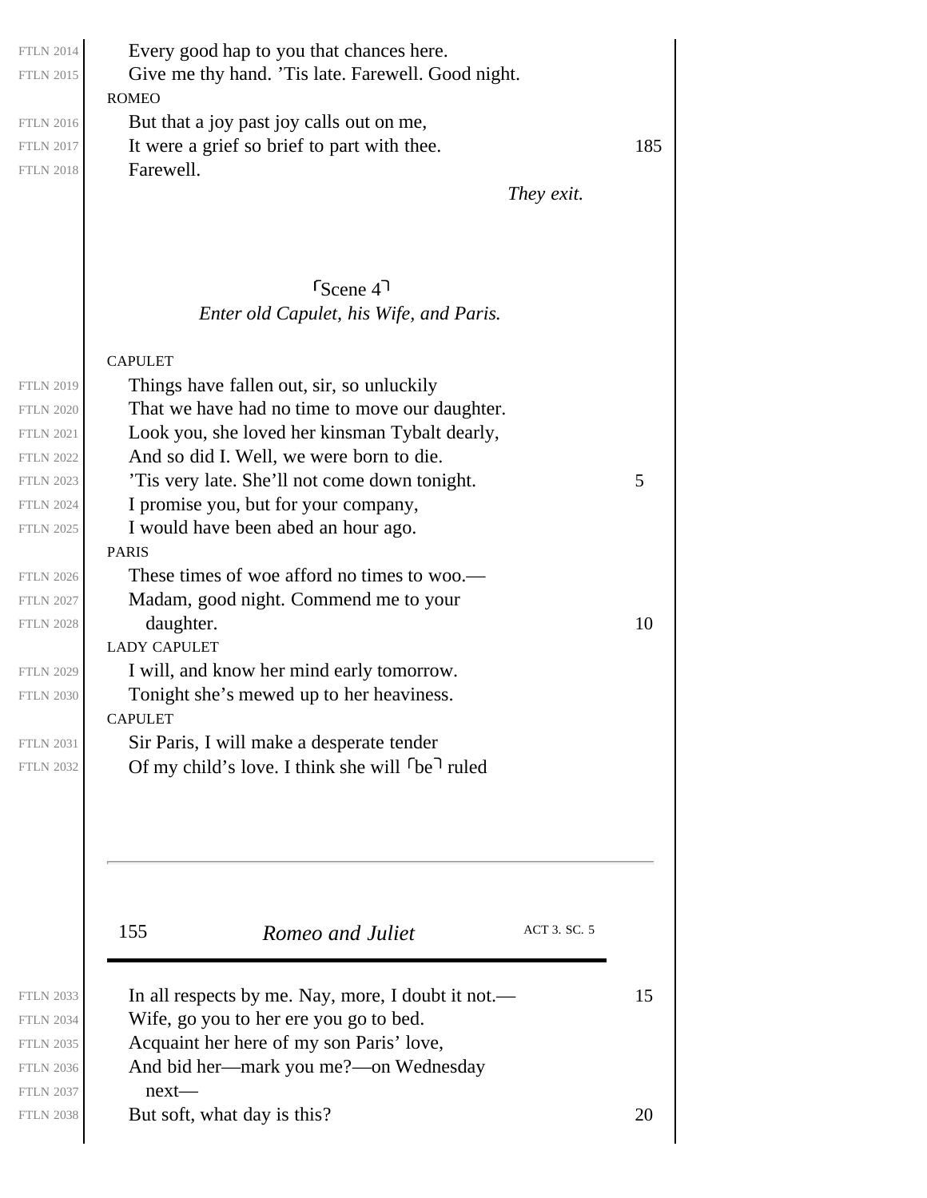FTLN 2014 Every good hap to you that chances here.
FTLN 2015 Give me thy hand. 'Tis late. Farewell. Good night.

ROMEO

FTLN 2016 But that a joy past joy calls out on me,
FTLN 2017 It were a grief so brief to part with thee. 185
FTLN 2018 Farewell.

*They exit.*

## ⌜Scene 4⌝

*Enter old Capulet, his Wife, and Paris.*

CAPULET

FTLN 2019 Things have fallen out, sir, so unluckily
FTLN 2020 That we have had no time to move our daughter.
FTLN 2021 Look you, she loved her kinsman Tybalt dearly,
FTLN 2022 And so did I. Well, we were born to die.
FTLN 2023 'Tis very late. She'll not come down tonight. 5
FTLN 2024 I promise you, but for your company,
FTLN 2025 I would have been abed an hour ago.

PARIS

FTLN 2026 These times of woe afford no times to woo.—
FTLN 2027 Madam, good night. Commend me to your
FTLN 2028 daughter. 10

LADY CAPULET

FTLN 2029 I will, and know her mind early tomorrow.
FTLN 2030 Tonight she's mewed up to her heaviness.

CAPULET

FTLN 2031 Sir Paris, I will make a desperate tender
FTLN 2032 Of my child's love. I think she will ⌜be⌝ ruled
FTLN 2033 In all respects by me. Nay, more, I doubt it not.— 15
FTLN 2034 Wife, go you to her ere you go to bed.
FTLN 2035 Acquaint her here of my son Paris' love,
FTLN 2036 And bid her—mark you me?—on Wednesday
FTLN 2037 next—
FTLN 2038 But soft, what day is this? 20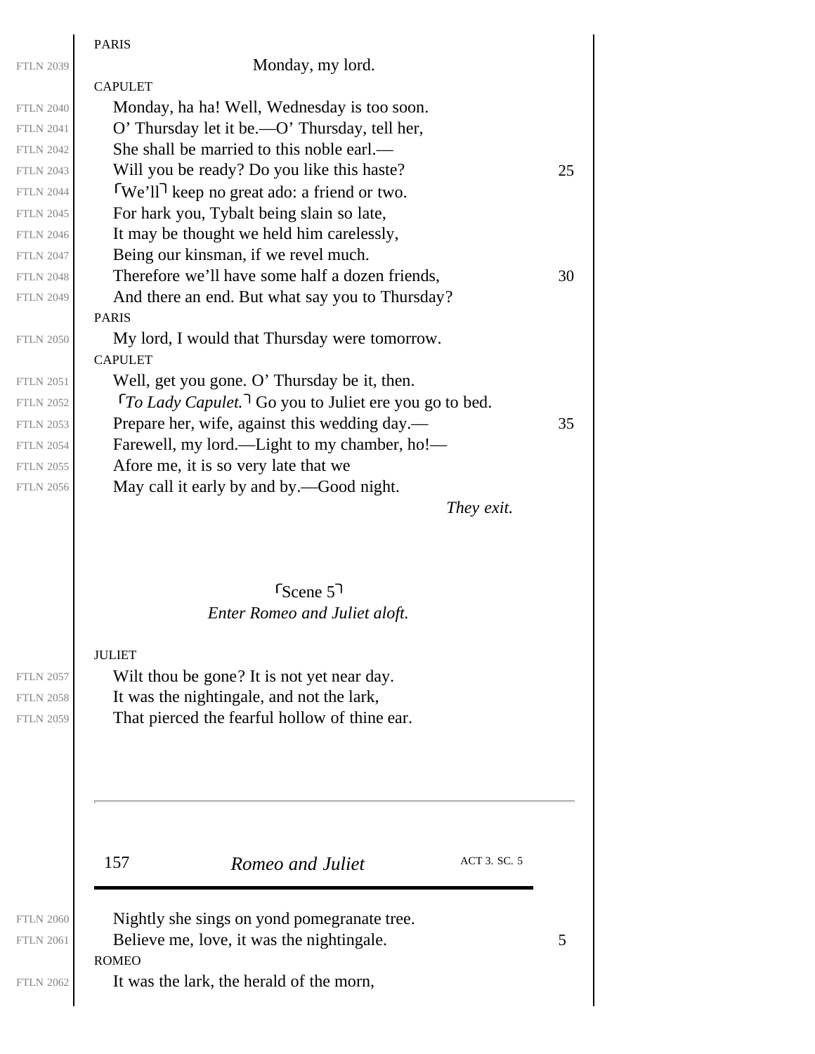PARIS

Monday, my lord.

CAPULET

Monday, ha ha! Well, Wednesday is too soon.
O' Thursday let it be.—O' Thursday, tell her,
She shall be married to this noble earl.—
Will you be ready? Do you like this haste?
⌜We'll⌝ keep no great ado: a friend or two.
For hark you, Tybalt being slain so late,
It may be thought we held him carelessly,
Being our kinsman, if we revel much.
Therefore we'll have some half a dozen friends,
And there an end. But what say you to Thursday?

PARIS

My lord, I would that Thursday were tomorrow.

CAPULET

Well, get you gone. O' Thursday be it, then.
⌜*To Lady Capulet.*⌝ Go you to Juliet ere you go to bed.
Prepare her, wife, against this wedding day.—
Farewell, my lord.—Light to my chamber, ho!—
Afore me, it is so very late that we
May call it early by and by.—Good night.

*They exit.*

## ⌜Scene 5⌝

*Enter Romeo and Juliet aloft.*

JULIET

Wilt thou be gone? It is not yet near day.
It was the nightingale, and not the lark,
That pierced the fearful hollow of thine ear.
Nightly she sings on yond pomegranate tree.
Believe me, love, it was the nightingale.

ROMEO

It was the lark, the herald of the morn,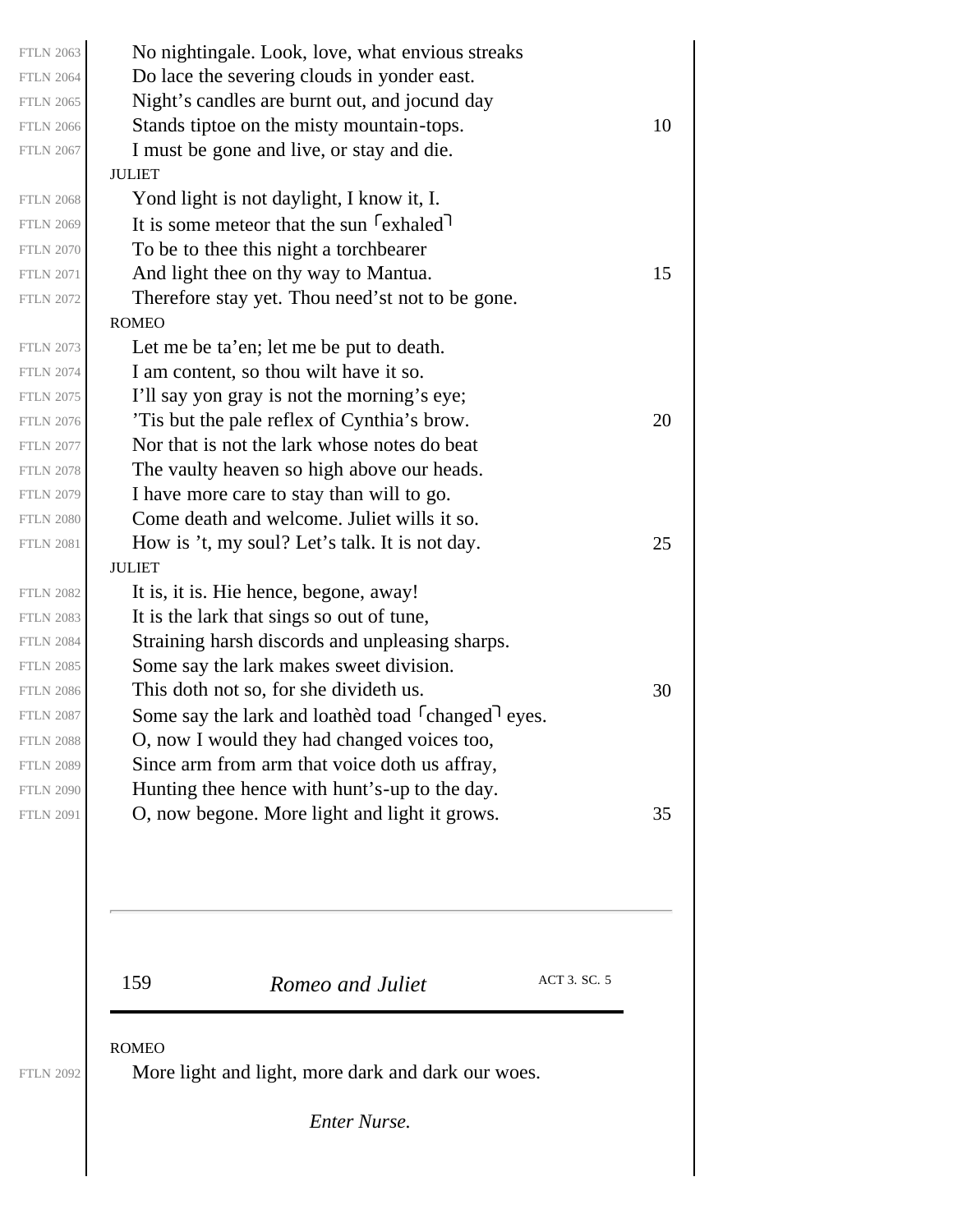No nightingale. Look, love, what envious streaks
Do lace the severing clouds in yonder east.
Night's candles are burnt out, and jocund day
Stands tiptoe on the misty mountain-tops.
I must be gone and live, or stay and die.

JULIET

Yond light is not daylight, I know it, I.
It is some meteor that the sun ⌜exhaled⌝
To be to thee this night a torchbearer
And light thee on thy way to Mantua.
Therefore stay yet. Thou need'st not to be gone.

ROMEO

Let me be ta'en; let me be put to death.
I am content, so thou wilt have it so.
I'll say yon gray is not the morning's eye;
'Tis but the pale reflex of Cynthia's brow.
Nor that is not the lark whose notes do beat
The vaulty heaven so high above our heads.
I have more care to stay than will to go.
Come death and welcome. Juliet wills it so.
How is 't, my soul? Let's talk. It is not day.

JULIET

It is, it is. Hie hence, begone, away!
It is the lark that sings so out of tune,
Straining harsh discords and unpleasing sharps.
Some say the lark makes sweet division.
This doth not so, for she divideth us.
Some say the lark and loathèd toad ⌜changed⌝ eyes.
O, now I would they had changed voices too,
Since arm from arm that voice doth us affray,
Hunting thee hence with hunt's-up to the day.
O, now begone. More light and light it grows.

ROMEO

More light and light, more dark and dark our woes.

*Enter Nurse.*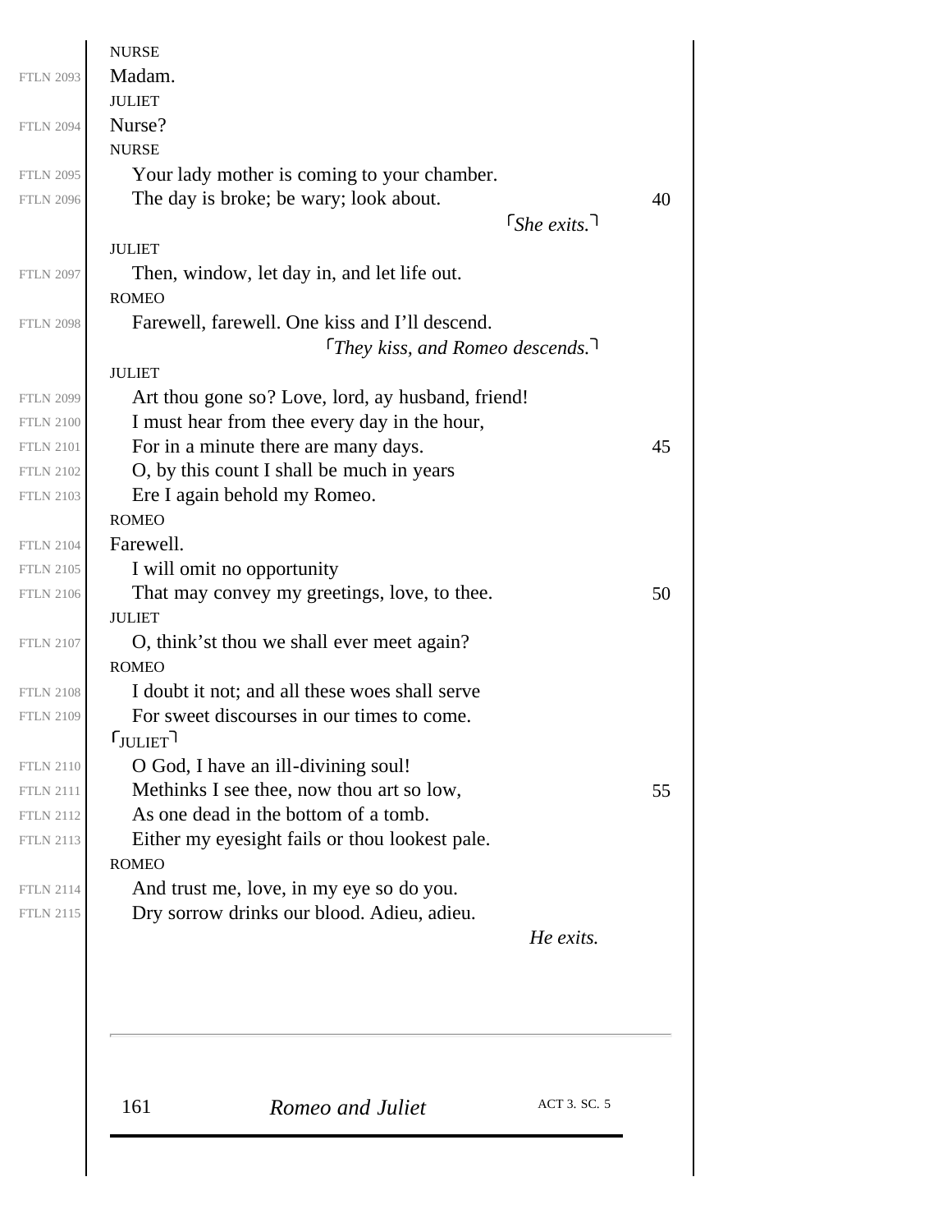NURSE

Madam.

JULIET

Nurse?

NURSE

Your lady mother is coming to your chamber.
The day is broke; be wary; look about.

⌜*She exits.*⌝

JULIET

Then, window, let day in, and let life out.

ROMEO

Farewell, farewell. One kiss and I'll descend.

⌜*They kiss, and Romeo descends.*⌝

JULIET

Art thou gone so? Love, lord, ay husband, friend!
I must hear from thee every day in the hour,
For in a minute there are many days.
O, by this count I shall be much in years
Ere I again behold my Romeo.

ROMEO

Farewell.
I will omit no opportunity
That may convey my greetings, love, to thee.

JULIET

O, think'st thou we shall ever meet again?

ROMEO

I doubt it not; and all these woes shall serve
For sweet discourses in our times to come.

⌜JULIET⌝

O God, I have an ill-divining soul!
Methinks I see thee, now thou art so low,
As one dead in the bottom of a tomb.
Either my eyesight fails or thou lookest pale.

ROMEO

And trust me, love, in my eye so do you.
Dry sorrow drinks our blood. Adieu, adieu.

*He exits.*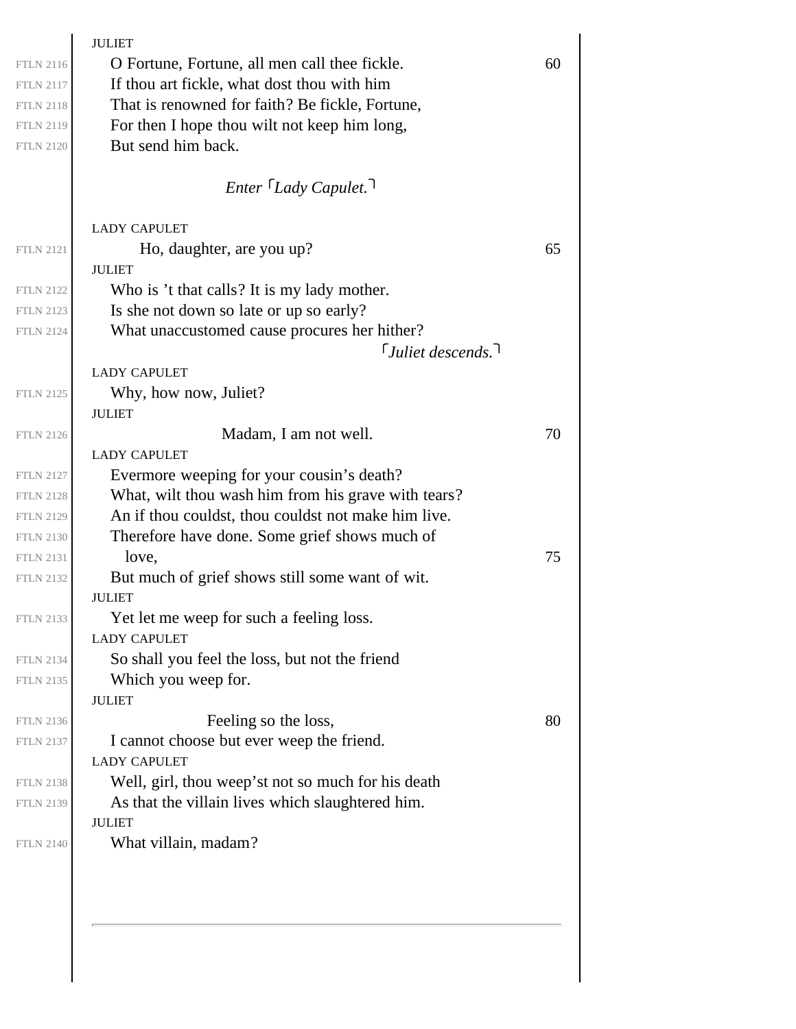JULIET

O Fortune, Fortune, all men call thee fickle.
If thou art fickle, what dost thou with him
That is renowned for faith? Be fickle, Fortune,
For then I hope thou wilt not keep him long,
But send him back.

*Enter ⌜Lady Capulet.⌝*

LADY CAPULET

Ho, daughter, are you up?

JULIET

Who is ’t that calls? It is my lady mother.
Is she not down so late or up so early?
What unaccustomed cause procures her hither?

*⌜Juliet descends.⌝*

LADY CAPULET

Why, how now, Juliet?

JULIET

Madam, I am not well.

LADY CAPULET

Evermore weeping for your cousin’s death?
What, wilt thou wash him from his grave with tears?
An if thou couldst, thou couldst not make him live.
Therefore have done. Some grief shows much of
love,
But much of grief shows still some want of wit.

JULIET

Yet let me weep for such a feeling loss.

LADY CAPULET

So shall you feel the loss, but not the friend
Which you weep for.

JULIET

Feeling so the loss,
I cannot choose but ever weep the friend.

LADY CAPULET

Well, girl, thou weep’st not so much for his death
As that the villain lives which slaughtered him.

JULIET

What villain, madam?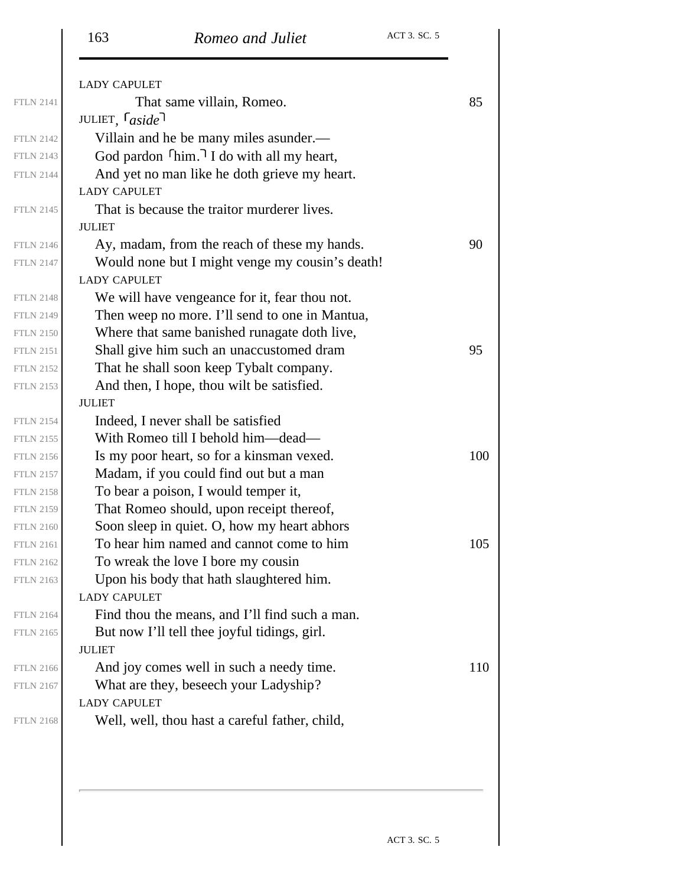LADY CAPULET

That same villain, Romeo.

JULIET, ⌜*aside*⌝

Villain and he be many miles asunder.—
God pardon ⌜him.⌝ I do with all my heart,
And yet no man like he doth grieve my heart.

LADY CAPULET

That is because the traitor murderer lives.

JULIET

Ay, madam, from the reach of these my hands.
Would none but I might venge my cousin's death!

LADY CAPULET

We will have vengeance for it, fear thou not.
Then weep no more. I'll send to one in Mantua,
Where that same banished runagate doth live,
Shall give him such an unaccustomed dram
That he shall soon keep Tybalt company.
And then, I hope, thou wilt be satisfied.

JULIET

Indeed, I never shall be satisfied
With Romeo till I behold him—dead—
Is my poor heart, so for a kinsman vexed.
Madam, if you could find out but a man
To bear a poison, I would temper it,
That Romeo should, upon receipt thereof,
Soon sleep in quiet. O, how my heart abhors
To hear him named and cannot come to him
To wreak the love I bore my cousin
Upon his body that hath slaughtered him.

LADY CAPULET

Find thou the means, and I'll find such a man.
But now I'll tell thee joyful tidings, girl.

JULIET

And joy comes well in such a needy time.
What are they, beseech your Ladyship?

LADY CAPULET

Well, well, thou hast a careful father, child,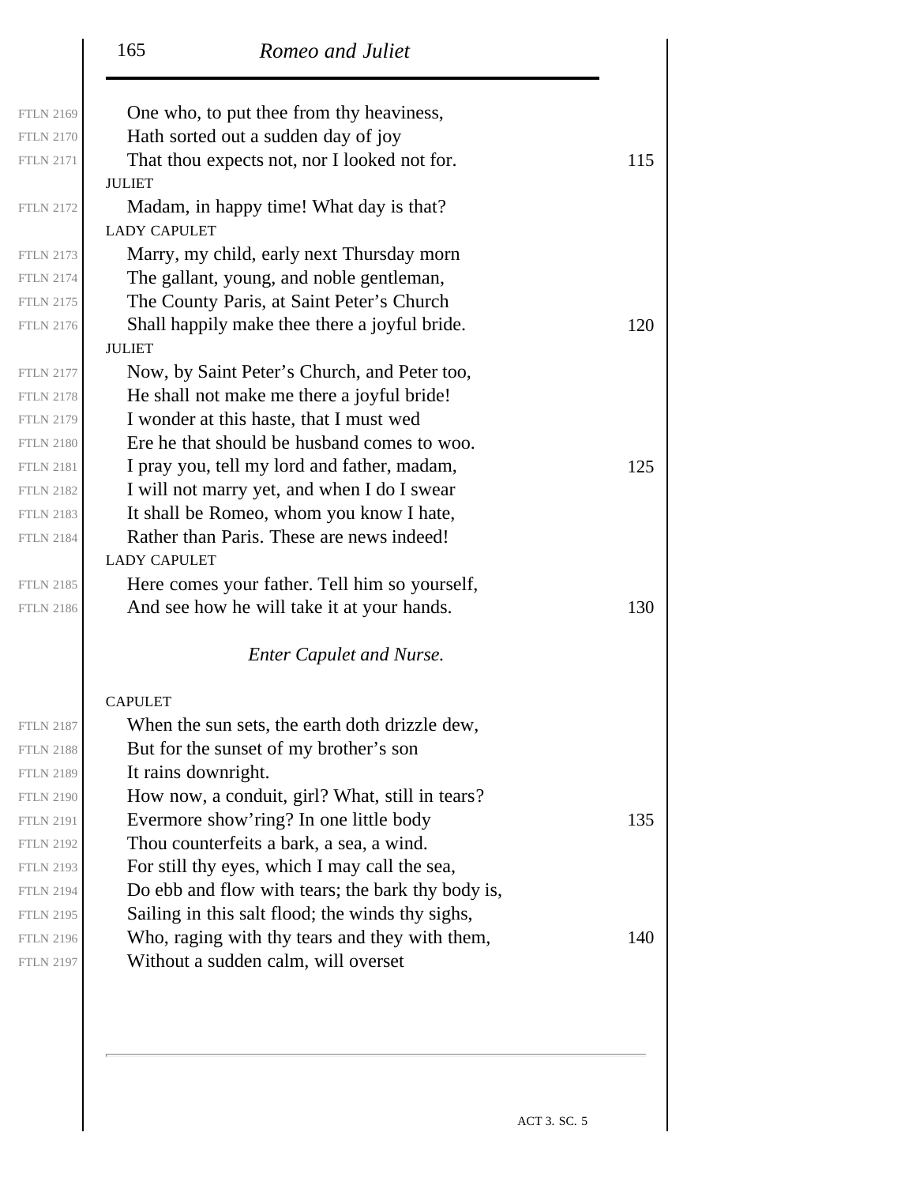One who, to put thee from thy heaviness,
Hath sorted out a sudden day of joy
That thou expects not, nor I looked not for.

JULIET

Madam, in happy time! What day is that?

LADY CAPULET

Marry, my child, early next Thursday morn
The gallant, young, and noble gentleman,
The County Paris, at Saint Peter's Church
Shall happily make thee there a joyful bride.

JULIET

Now, by Saint Peter's Church, and Peter too,
He shall not make me there a joyful bride!
I wonder at this haste, that I must wed
Ere he that should be husband comes to woo.
I pray you, tell my lord and father, madam,
I will not marry yet, and when I do I swear
It shall be Romeo, whom you know I hate,
Rather than Paris. These are news indeed!

LADY CAPULET

Here comes your father. Tell him so yourself,
And see how he will take it at your hands.

*Enter Capulet and Nurse.*

CAPULET

When the sun sets, the earth doth drizzle dew,
But for the sunset of my brother's son
It rains downright.
How now, a conduit, girl? What, still in tears?
Evermore show'ring? In one little body
Thou counterfeits a bark, a sea, a wind.
For still thy eyes, which I may call the sea,
Do ebb and flow with tears; the bark thy body is,
Sailing in this salt flood; the winds thy sighs,
Who, raging with thy tears and they with them,
Without a sudden calm, will overset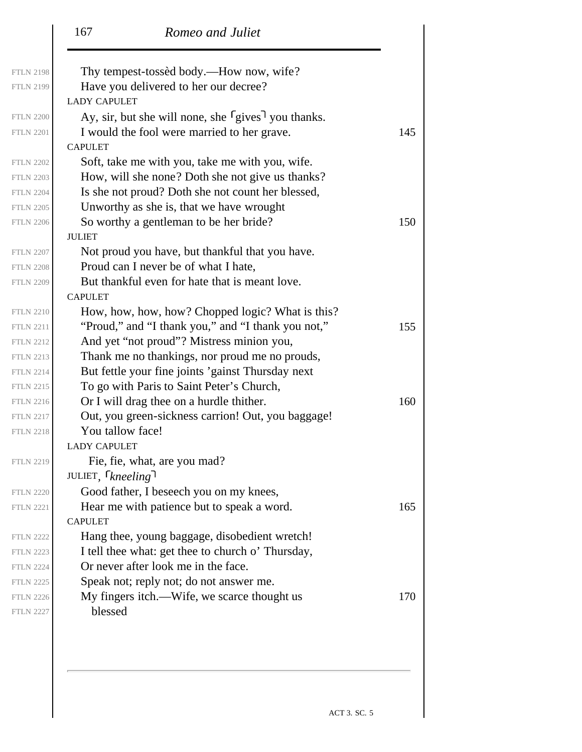Thy tempest-tossèd body.—How now, wife?
Have you delivered to her our decree?

LADY CAPULET

Ay, sir, but she will none, she ⌜gives⌝ you thanks.
I would the fool were married to her grave.

CAPULET

Soft, take me with you, take me with you, wife.
How, will she none? Doth she not give us thanks?
Is she not proud? Doth she not count her blessed,
Unworthy as she is, that we have wrought
So worthy a gentleman to be her bride?

JULIET

Not proud you have, but thankful that you have.
Proud can I never be of what I hate,
But thankful even for hate that is meant love.

CAPULET

How, how, how, how? Chopped logic? What is this?
"Proud," and "I thank you," and "I thank you not,"
And yet "not proud"? Mistress minion you,
Thank me no thankings, nor proud me no prouds,
But fettle your fine joints 'gainst Thursday next
To go with Paris to Saint Peter's Church,
Or I will drag thee on a hurdle thither.
Out, you green-sickness carrion! Out, you baggage!
You tallow face!

LADY CAPULET

Fie, fie, what, are you mad?

JULIET, ⌜*kneeling*⌝

Good father, I beseech you on my knees,
Hear me with patience but to speak a word.

CAPULET

Hang thee, young baggage, disobedient wretch!
I tell thee what: get thee to church o' Thursday,
Or never after look me in the face.
Speak not; reply not; do not answer me.
My fingers itch.—Wife, we scarce thought us
blessed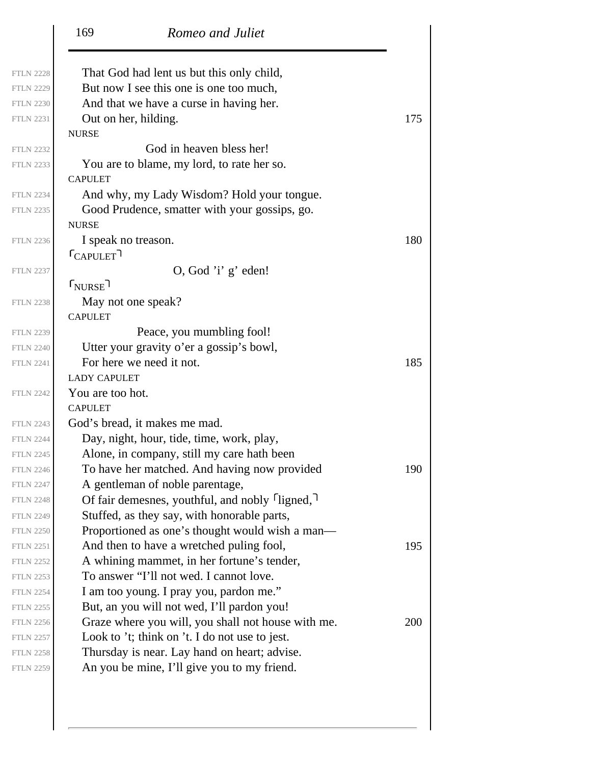That God had lent us but this only child,
But now I see this one is one too much,
And that we have a curse in having her.
Out on her, hilding.

NURSE

God in heaven bless her!
You are to blame, my lord, to rate her so.

CAPULET

And why, my Lady Wisdom? Hold your tongue.
Good Prudence, smatter with your gossips, go.

NURSE

I speak no treason.

⌜CAPULET⌝

O, God 'i' g' eden!

⌜NURSE⌝

May not one speak?

CAPULET

Peace, you mumbling fool!
Utter your gravity o'er a gossip's bowl,
For here we need it not.

LADY CAPULET

You are too hot.

CAPULET

God's bread, it makes me mad.
Day, night, hour, tide, time, work, play,
Alone, in company, still my care hath been
To have her matched. And having now provided
A gentleman of noble parentage,
Of fair demesnes, youthful, and nobly ⌜ligned,⌝
Stuffed, as they say, with honorable parts,
Proportioned as one's thought would wish a man—
And then to have a wretched puling fool,
A whining mammet, in her fortune's tender,
To answer "I'll not wed. I cannot love.
I am too young. I pray you, pardon me."
But, an you will not wed, I'll pardon you!
Graze where you will, you shall not house with me.
Look to 't; think on 't. I do not use to jest.
Thursday is near. Lay hand on heart; advise.
An you be mine, I'll give you to my friend.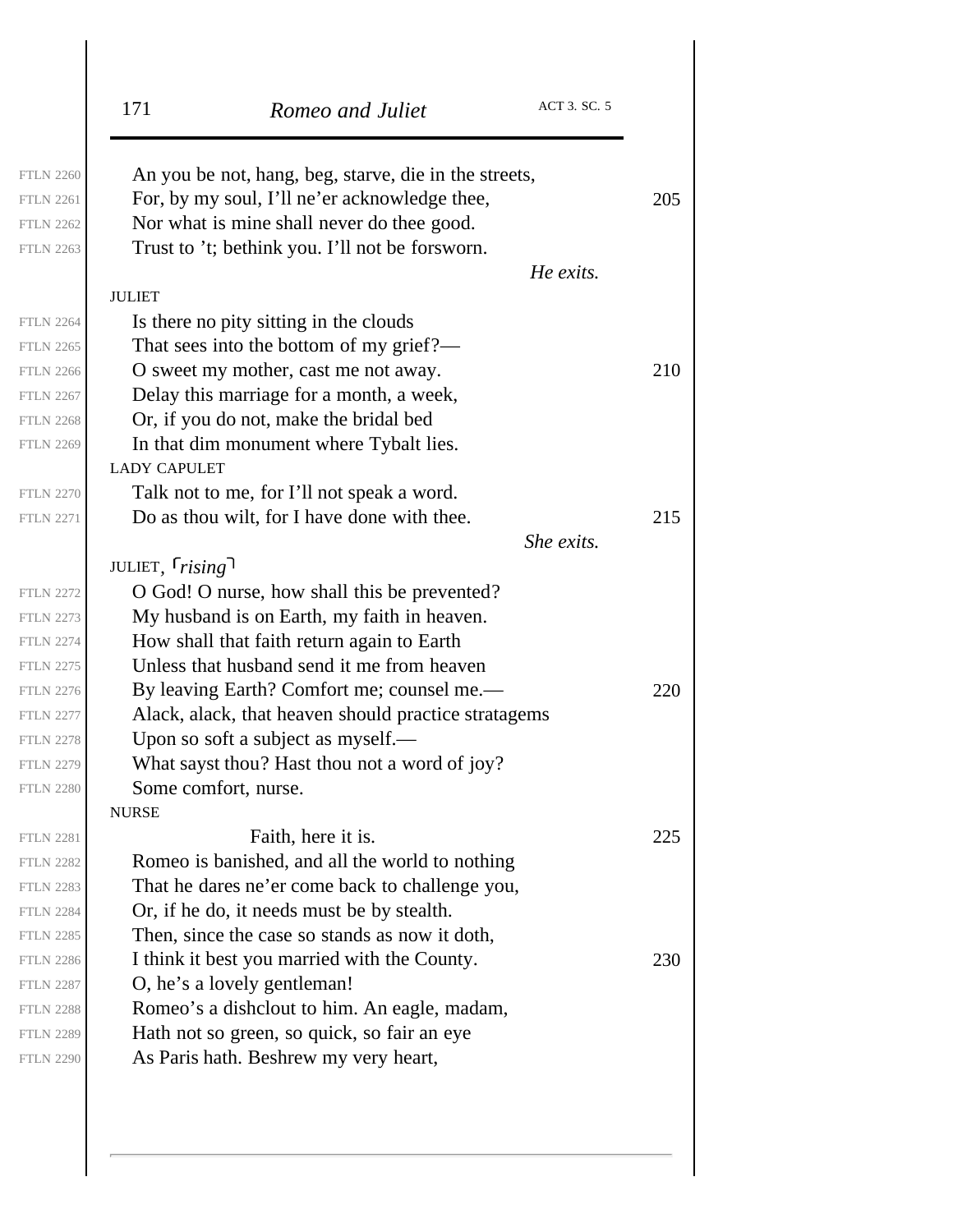An you be not, hang, beg, starve, die in the streets,
For, by my soul, I'll ne'er acknowledge thee,
Nor what is mine shall never do thee good.
Trust to 't; bethink you. I'll not be forsworn.

*He exits.*

JULIET

Is there no pity sitting in the clouds
That sees into the bottom of my grief?—
O sweet my mother, cast me not away.
Delay this marriage for a month, a week,
Or, if you do not, make the bridal bed
In that dim monument where Tybalt lies.

LADY CAPULET

Talk not to me, for I'll not speak a word.
Do as thou wilt, for I have done with thee.

*She exits.*

JULIET, ⌜*rising*⌝

O God! O nurse, how shall this be prevented?
My husband is on Earth, my faith in heaven.
How shall that faith return again to Earth
Unless that husband send it me from heaven
By leaving Earth? Comfort me; counsel me.—
Alack, alack, that heaven should practice stratagems
Upon so soft a subject as myself.—
What sayst thou? Hast thou not a word of joy?
Some comfort, nurse.

NURSE

Faith, here it is.
Romeo is banished, and all the world to nothing
That he dares ne'er come back to challenge you,
Or, if he do, it needs must be by stealth.
Then, since the case so stands as now it doth,
I think it best you married with the County.
O, he's a lovely gentleman!
Romeo's a dishclout to him. An eagle, madam,
Hath not so green, so quick, so fair an eye
As Paris hath. Beshrew my very heart,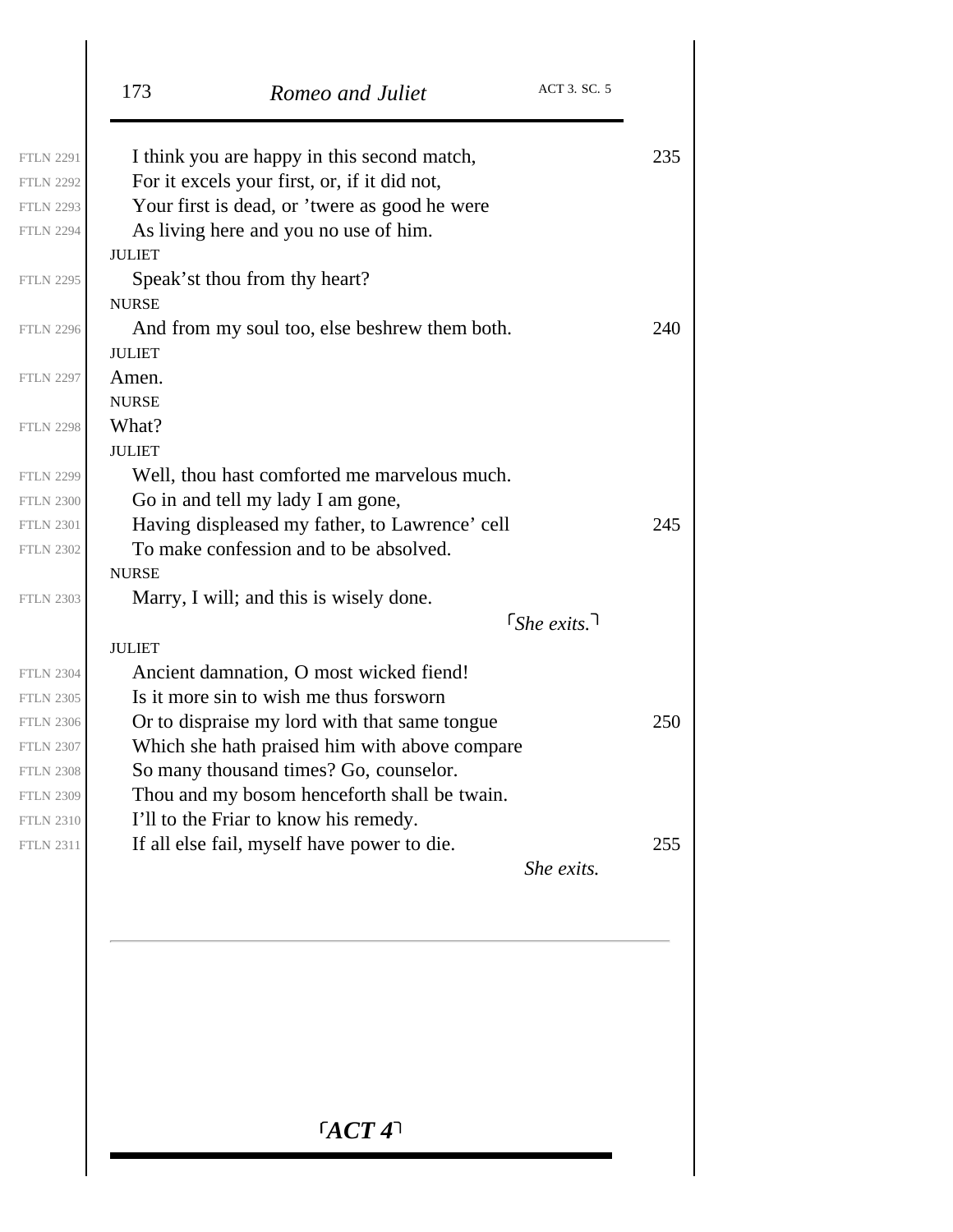FTLN 2291 I think you are happy in this second match, 235
FTLN 2292 For it excels your first, or, if it did not,
FTLN 2293 Your first is dead, or 'twere as good he were
FTLN 2294 As living here and you no use of him.

JULIET

FTLN 2295 Speak'st thou from thy heart?

NURSE

FTLN 2296 And from my soul too, else beshrew them both. 240

JULIET

FTLN 2297 Amen.

NURSE

FTLN 2298 What?

JULIET

FTLN 2299 Well, thou hast comforted me marvelous much.
FTLN 2300 Go in and tell my lady I am gone,
FTLN 2301 Having displeased my father, to Lawrence' cell 245
FTLN 2302 To make confession and to be absolved.

NURSE

FTLN 2303 Marry, I will; and this is wisely done.

⌜*She exits.*⌝

JULIET

FTLN 2304 Ancient damnation, O most wicked fiend!
FTLN 2305 Is it more sin to wish me thus forsworn
FTLN 2306 Or to dispraise my lord with that same tongue 250
FTLN 2307 Which she hath praised him with above compare
FTLN 2308 So many thousand times? Go, counselor.
FTLN 2309 Thou and my bosom henceforth shall be twain.
FTLN 2310 I'll to the Friar to know his remedy.
FTLN 2311 If all else fail, myself have power to die. 255

*She exits.*

---

# ⌜*ACT 4*⌝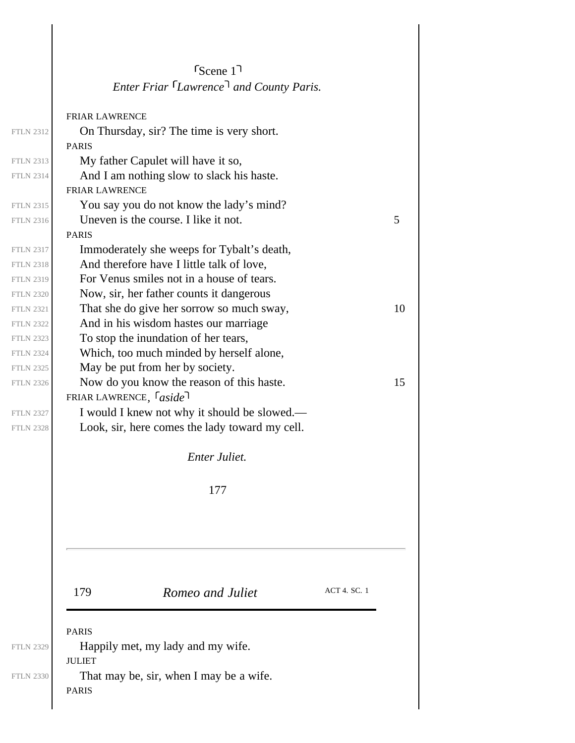⌜Scene 1⌝

*Enter Friar ⌜Lawrence⌝ and County Paris.*

FRIAR LAWRENCE

FTLN 2312 On Thursday, sir? The time is very short.

PARIS

FTLN 2313 My father Capulet will have it so,

FTLN 2314 And I am nothing slow to slack his haste.

FRIAR LAWRENCE

FTLN 2315 You say you do not know the lady's mind?

FTLN 2316 Uneven is the course. I like it not. 5

PARIS

FTLN 2317 Immoderately she weeps for Tybalt's death,

FTLN 2318 And therefore have I little talk of love,

FTLN 2319 For Venus smiles not in a house of tears.

FTLN 2320 Now, sir, her father counts it dangerous

FTLN 2321 That she do give her sorrow so much sway, 10

FTLN 2322 And in his wisdom hastes our marriage

FTLN 2323 To stop the inundation of her tears,

FTLN 2324 Which, too much minded by herself alone,

FTLN 2325 May be put from her by society.

FTLN 2326 Now do you know the reason of this haste. 15

FRIAR LAWRENCE, ⌜*aside*⌝

FTLN 2327 I would I knew not why it should be slowed.—

FTLN 2328 Look, sir, here comes the lady toward my cell.

*Enter Juliet.*

PARIS

FTLN 2329 Happily met, my lady and my wife.

JULIET

FTLN 2330 That may be, sir, when I may be a wife.

PARIS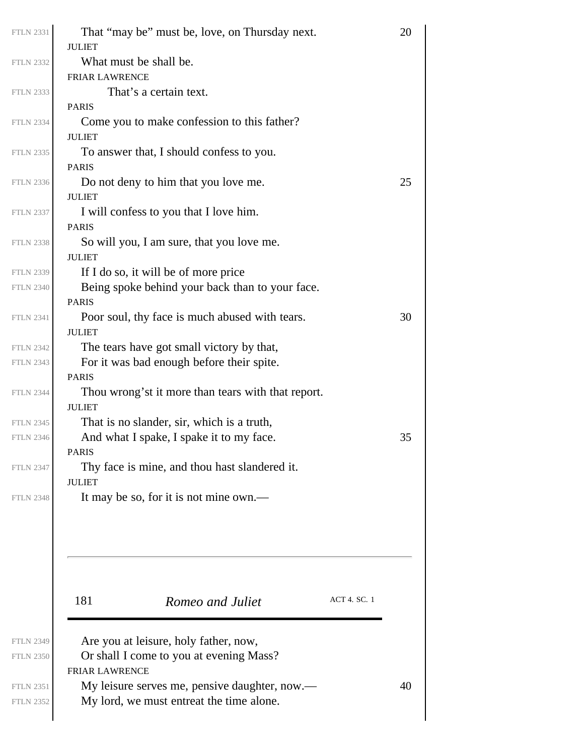That "may be" must be, love, on Thursday next.

JULIET

What must be shall be.

FRIAR LAWRENCE

That's a certain text.

PARIS

Come you to make confession to this father?

JULIET

To answer that, I should confess to you.

PARIS

Do not deny to him that you love me.

JULIET

I will confess to you that I love him.

PARIS

So will you, I am sure, that you love me.

JULIET

If I do so, it will be of more price
Being spoke behind your back than to your face.

PARIS

Poor soul, thy face is much abused with tears.

JULIET

The tears have got small victory by that,
For it was bad enough before their spite.

PARIS

Thou wrong'st it more than tears with that report.

JULIET

That is no slander, sir, which is a truth,
And what I spake, I spake it to my face.

PARIS

Thy face is mine, and thou hast slandered it.

JULIET

It may be so, for it is not mine own.—
Are you at leisure, holy father, now,
Or shall I come to you at evening Mass?

FRIAR LAWRENCE

My leisure serves me, pensive daughter, now.—
My lord, we must entreat the time alone.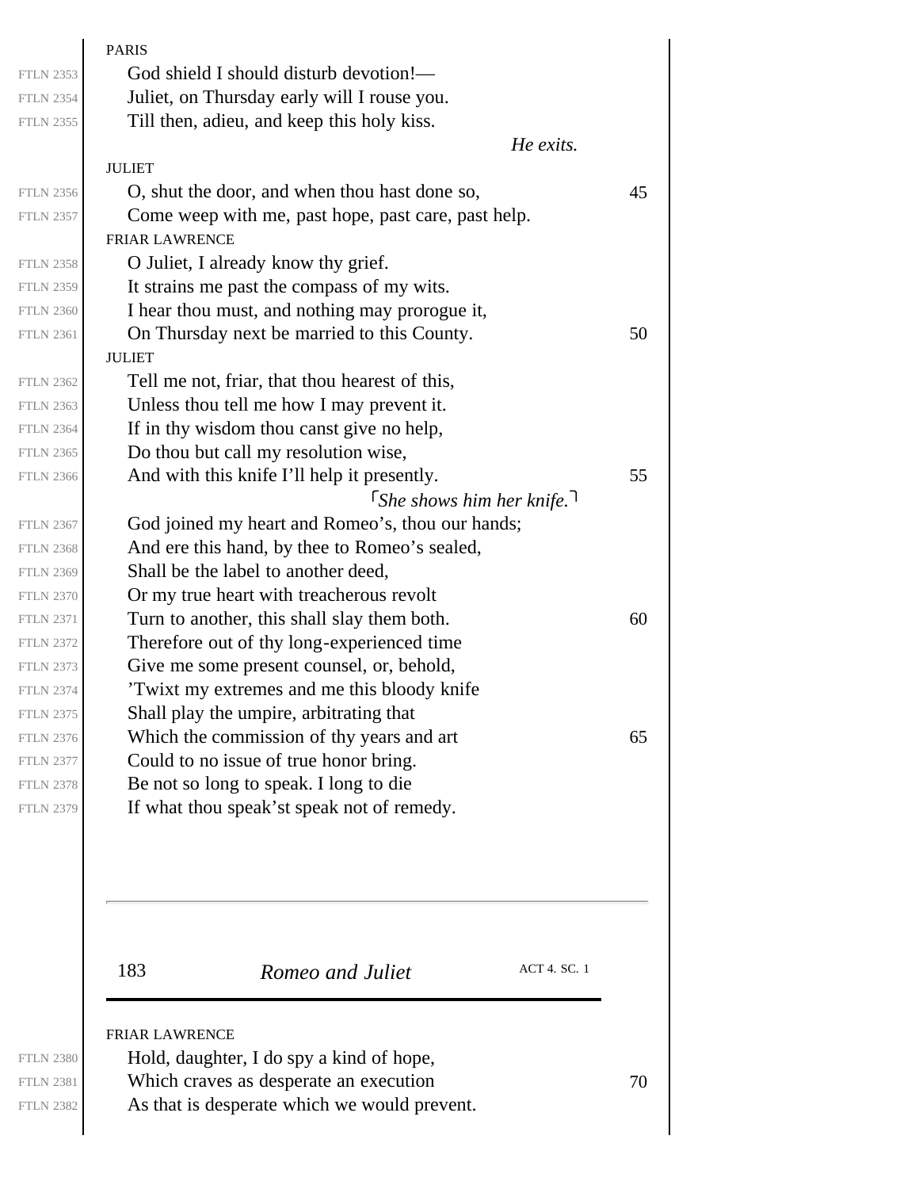PARIS

God shield I should disturb devotion!—
Juliet, on Thursday early will I rouse you.
Till then, adieu, and keep this holy kiss.

*He exits.*

JULIET

O, shut the door, and when thou hast done so,
Come weep with me, past hope, past care, past help.

FRIAR LAWRENCE

O Juliet, I already know thy grief.
It strains me past the compass of my wits.
I hear thou must, and nothing may prorogue it,
On Thursday next be married to this County.

JULIET

Tell me not, friar, that thou hearest of this,
Unless thou tell me how I may prevent it.
If in thy wisdom thou canst give no help,
Do thou but call my resolution wise,
And with this knife I'll help it presently.

⌜*She shows him her knife.*⌝

God joined my heart and Romeo's, thou our hands;
And ere this hand, by thee to Romeo's sealed,
Shall be the label to another deed,
Or my true heart with treacherous revolt
Turn to another, this shall slay them both.
Therefore out of thy long-experienced time
Give me some present counsel, or, behold,
'Twixt my extremes and me this bloody knife
Shall play the umpire, arbitrating that
Which the commission of thy years and art
Could to no issue of true honor bring.
Be not so long to speak. I long to die
If what thou speak'st speak not of remedy.

FRIAR LAWRENCE

Hold, daughter, I do spy a kind of hope,
Which craves as desperate an execution
As that is desperate which we would prevent.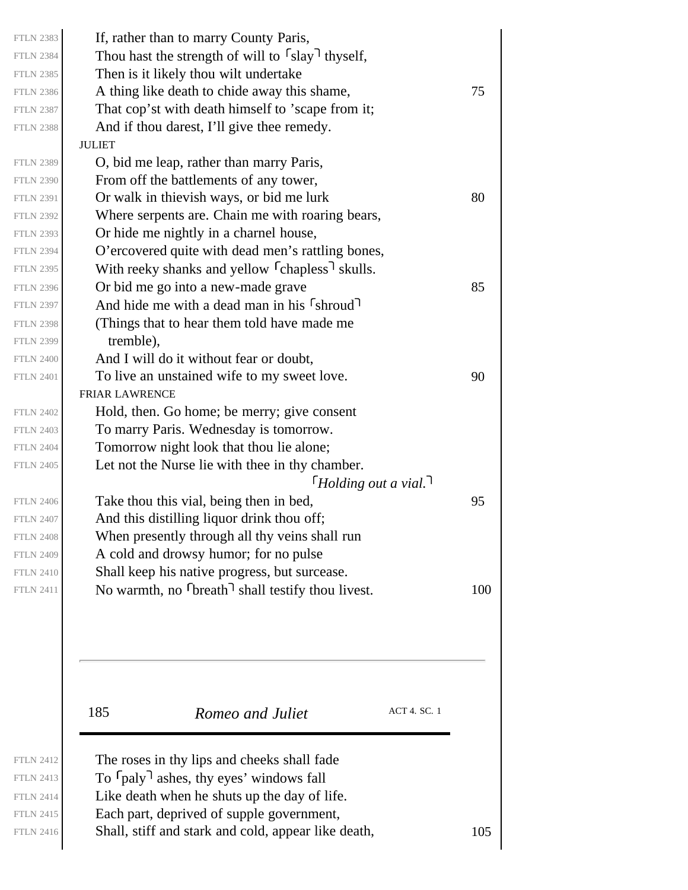If, rather than to marry County Paris,
Thou hast the strength of will to ⌜slay⌝ thyself,
Then is it likely thou wilt undertake
A thing like death to chide away this shame,
That cop'st with death himself to 'scape from it;
And if thou darest, I'll give thee remedy.

JULIET

O, bid me leap, rather than marry Paris,
From off the battlements of any tower,
Or walk in thievish ways, or bid me lurk
Where serpents are. Chain me with roaring bears,
Or hide me nightly in a charnel house,
O'ercovered quite with dead men's rattling bones,
With reeky shanks and yellow ⌜chapless⌝ skulls.
Or bid me go into a new-made grave
And hide me with a dead man in his ⌜shroud⌝
(Things that to hear them told have made me
  tremble),
And I will do it without fear or doubt,
To live an unstained wife to my sweet love.

FRIAR LAWRENCE

Hold, then. Go home; be merry; give consent
To marry Paris. Wednesday is tomorrow.
Tomorrow night look that thou lie alone;
Let not the Nurse lie with thee in thy chamber.
⌜*Holding out a vial.*⌝
Take thou this vial, being then in bed,
And this distilling liquor drink thou off;
When presently through all thy veins shall run
A cold and drowsy humor; for no pulse
Shall keep his native progress, but surcease.
No warmth, no ⌜breath⌝ shall testify thou livest.
The roses in thy lips and cheeks shall fade
To ⌜paly⌝ ashes, thy eyes' windows fall
Like death when he shuts up the day of life.
Each part, deprived of supple government,
Shall, stiff and stark and cold, appear like death,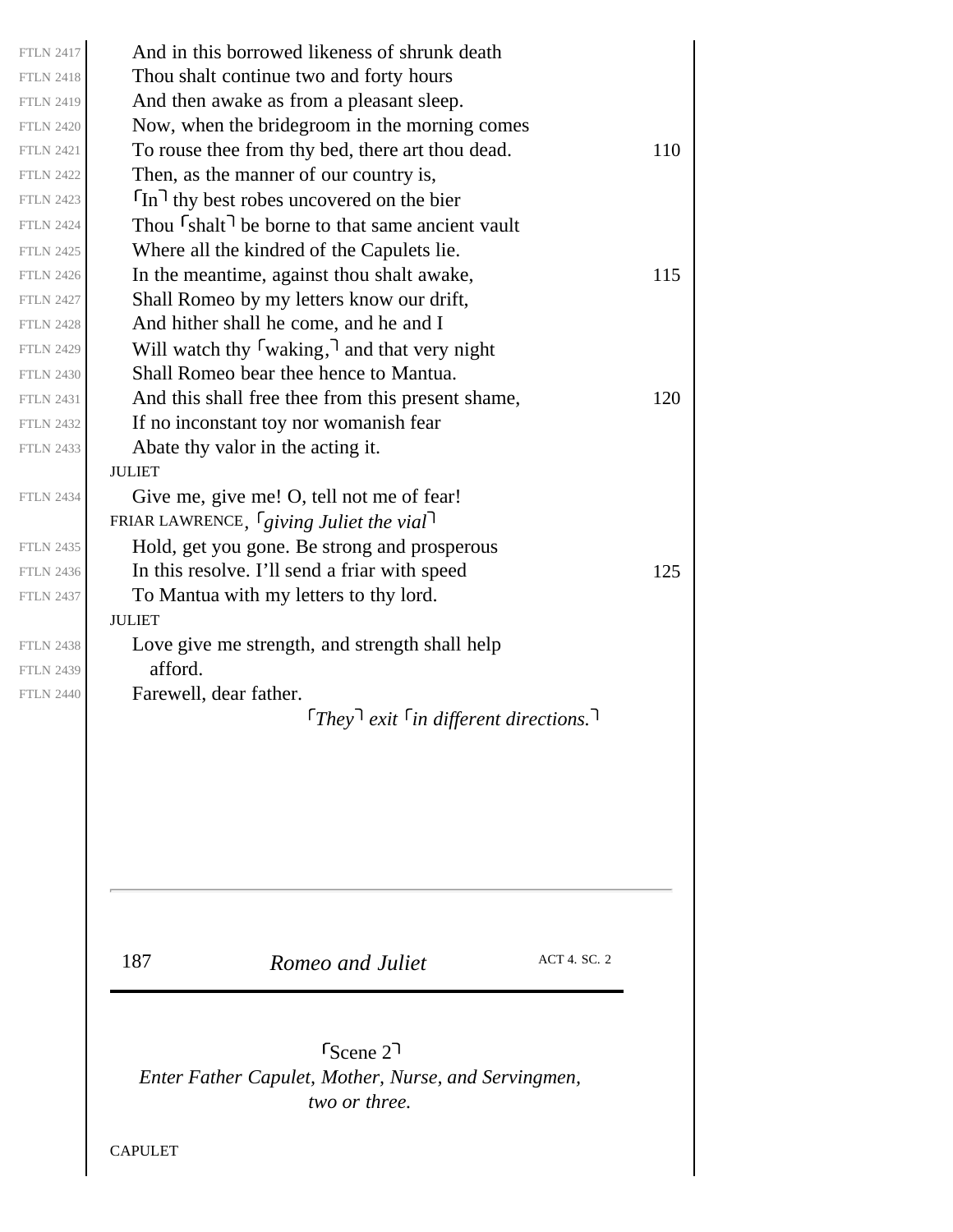FTLN 2417 And in this borrowed likeness of shrunk death
FTLN 2418 Thou shalt continue two and forty hours
FTLN 2419 And then awake as from a pleasant sleep.
FTLN 2420 Now, when the bridegroom in the morning comes
FTLN 2421 To rouse thee from thy bed, there art thou dead. 110
FTLN 2422 Then, as the manner of our country is,
FTLN 2423 ⌜In⌝ thy best robes uncovered on the bier
FTLN 2424 Thou ⌜shalt⌝ be borne to that same ancient vault
FTLN 2425 Where all the kindred of the Capulets lie.
FTLN 2426 In the meantime, against thou shalt awake, 115
FTLN 2427 Shall Romeo by my letters know our drift,
FTLN 2428 And hither shall he come, and he and I
FTLN 2429 Will watch thy ⌜waking,⌝ and that very night
FTLN 2430 Shall Romeo bear thee hence to Mantua.
FTLN 2431 And this shall free thee from this present shame, 120
FTLN 2432 If no inconstant toy nor womanish fear
FTLN 2433 Abate thy valor in the acting it.

JULIET

FTLN 2434 Give me, give me! O, tell not me of fear!

FRIAR LAWRENCE, ⌜*giving Juliet the vial*⌝

FTLN 2435 Hold, get you gone. Be strong and prosperous
FTLN 2436 In this resolve. I'll send a friar with speed 125
FTLN 2437 To Mantua with my letters to thy lord.

JULIET

FTLN 2438 Love give me strength, and strength shall help
FTLN 2439 afford.
FTLN 2440 Farewell, dear father.

⌜*They*⌝ *exit* ⌜*in different directions.*⌝

## ⌜Scene 2⌝

*Enter Father Capulet, Mother, Nurse, and Servingmen, two or three.*

CAPULET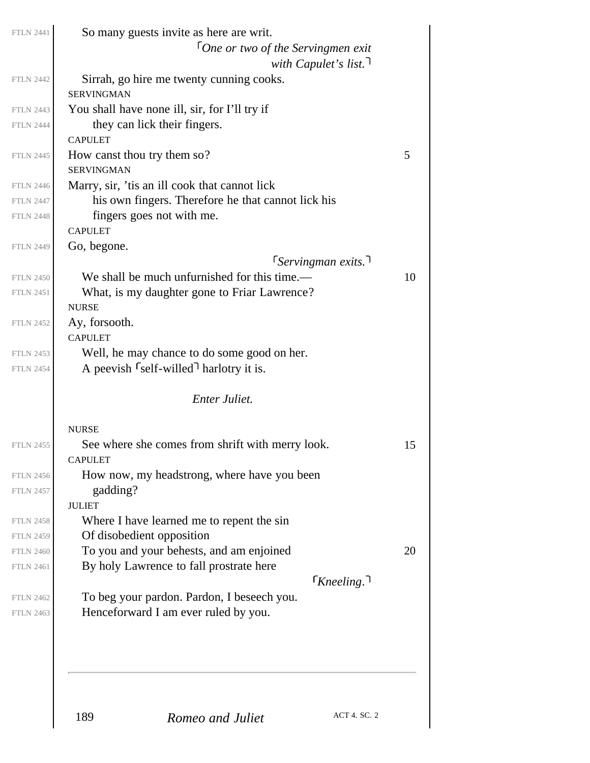So many guests invite as here are writ.

⌜*One or two of the Servingmen exit with Capulet's list.*⌝

Sirrah, go hire me twenty cunning cooks.

SERVINGMAN

You shall have none ill, sir, for I'll try if they can lick their fingers.

CAPULET

How canst thou try them so?

SERVINGMAN

Marry, sir, 'tis an ill cook that cannot lick his own fingers. Therefore he that cannot lick his fingers goes not with me.

CAPULET

Go, begone.

⌜*Servingman exits.*⌝

We shall be much unfurnished for this time.—
What, is my daughter gone to Friar Lawrence?

NURSE

Ay, forsooth.

CAPULET

Well, he may chance to do some good on her.
A peevish ⌜self-willed⌝ harlotry it is.

*Enter Juliet.*

NURSE

See where she comes from shrift with merry look.

CAPULET

How now, my headstrong, where have you been gadding?

JULIET

Where I have learned me to repent the sin
Of disobedient opposition
To you and your behests, and am enjoined
By holy Lawrence to fall prostrate here

⌜*Kneeling.*⌝

To beg your pardon. Pardon, I beseech you.
Henceforward I am ever ruled by you.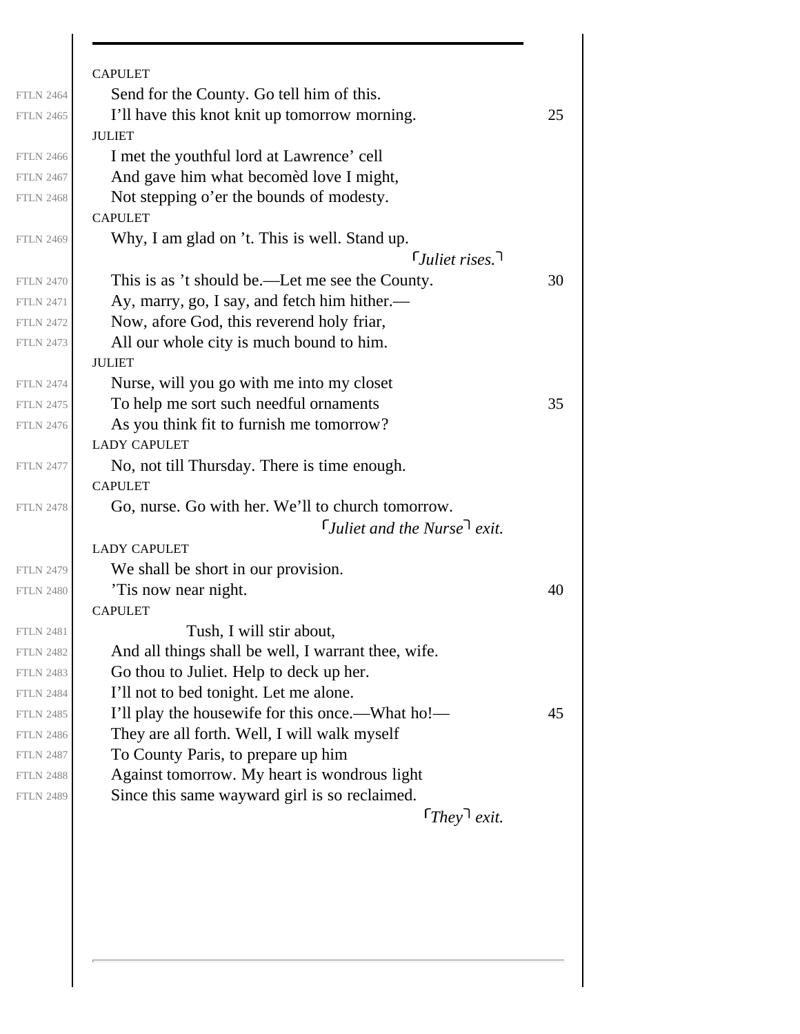CAPULET

Send for the County. Go tell him of this.
I'll have this knot knit up tomorrow morning.

JULIET

I met the youthful lord at Lawrence' cell
And gave him what becomèd love I might,
Not stepping o'er the bounds of modesty.

CAPULET

Why, I am glad on 't. This is well. Stand up.

*⌜Juliet rises.⌝*

This is as 't should be.—Let me see the County.
Ay, marry, go, I say, and fetch him hither.—
Now, afore God, this reverend holy friar,
All our whole city is much bound to him.

JULIET

Nurse, will you go with me into my closet
To help me sort such needful ornaments
As you think fit to furnish me tomorrow?

LADY CAPULET

No, not till Thursday. There is time enough.

CAPULET

Go, nurse. Go with her. We'll to church tomorrow.

*⌜Juliet and the Nurse⌝ exit.*

LADY CAPULET

We shall be short in our provision.
'Tis now near night.

CAPULET

Tush, I will stir about,
And all things shall be well, I warrant thee, wife.
Go thou to Juliet. Help to deck up her.
I'll not to bed tonight. Let me alone.
I'll play the housewife for this once.—What ho!—
They are all forth. Well, I will walk myself
To County Paris, to prepare up him
Against tomorrow. My heart is wondrous light
Since this same wayward girl is so reclaimed.

*⌜They⌝ exit.*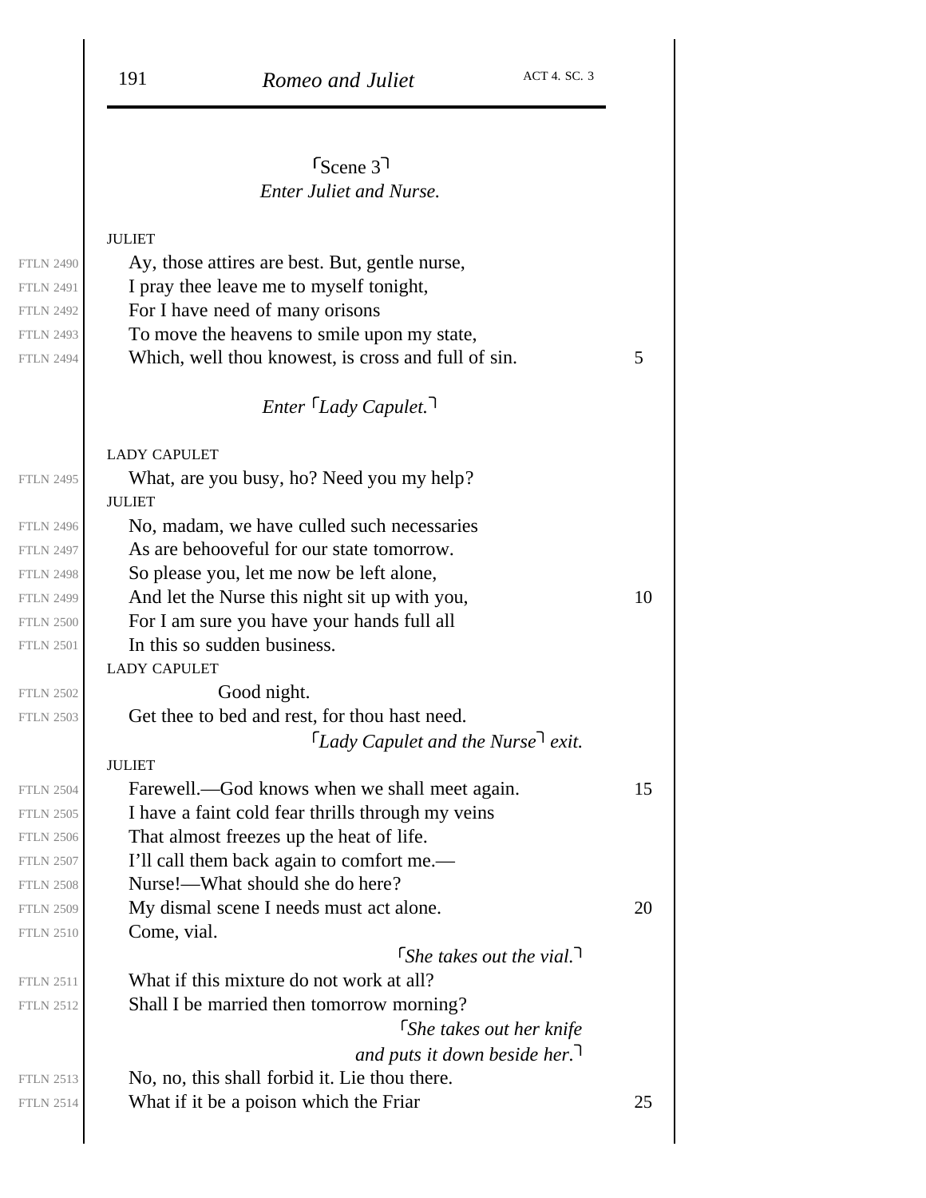## ⌜Scene 3⌝

*Enter Juliet and Nurse.*

JULIET

Ay, those attires are best. But, gentle nurse,
I pray thee leave me to myself tonight,
For I have need of many orisons
To move the heavens to smile upon my state,
Which, well thou knowest, is cross and full of sin.

*Enter ⌜Lady Capulet.⌝*

LADY CAPULET

What, are you busy, ho? Need you my help?

JULIET

No, madam, we have culled such necessaries
As are behooveful for our state tomorrow.
So please you, let me now be left alone,
And let the Nurse this night sit up with you,
For I am sure you have your hands full all
In this so sudden business.

LADY CAPULET

Good night.
Get thee to bed and rest, for thou hast need.

*⌜Lady Capulet and the Nurse⌝ exit.*

JULIET

Farewell.—God knows when we shall meet again.
I have a faint cold fear thrills through my veins
That almost freezes up the heat of life.
I'll call them back again to comfort me.—
Nurse!—What should she do here?
My dismal scene I needs must act alone.
Come, vial.

*⌜She takes out the vial.⌝*

What if this mixture do not work at all?
Shall I be married then tomorrow morning?

*⌜She takes out her knife and puts it down beside her.⌝*

No, no, this shall forbid it. Lie thou there.
What if it be a poison which the Friar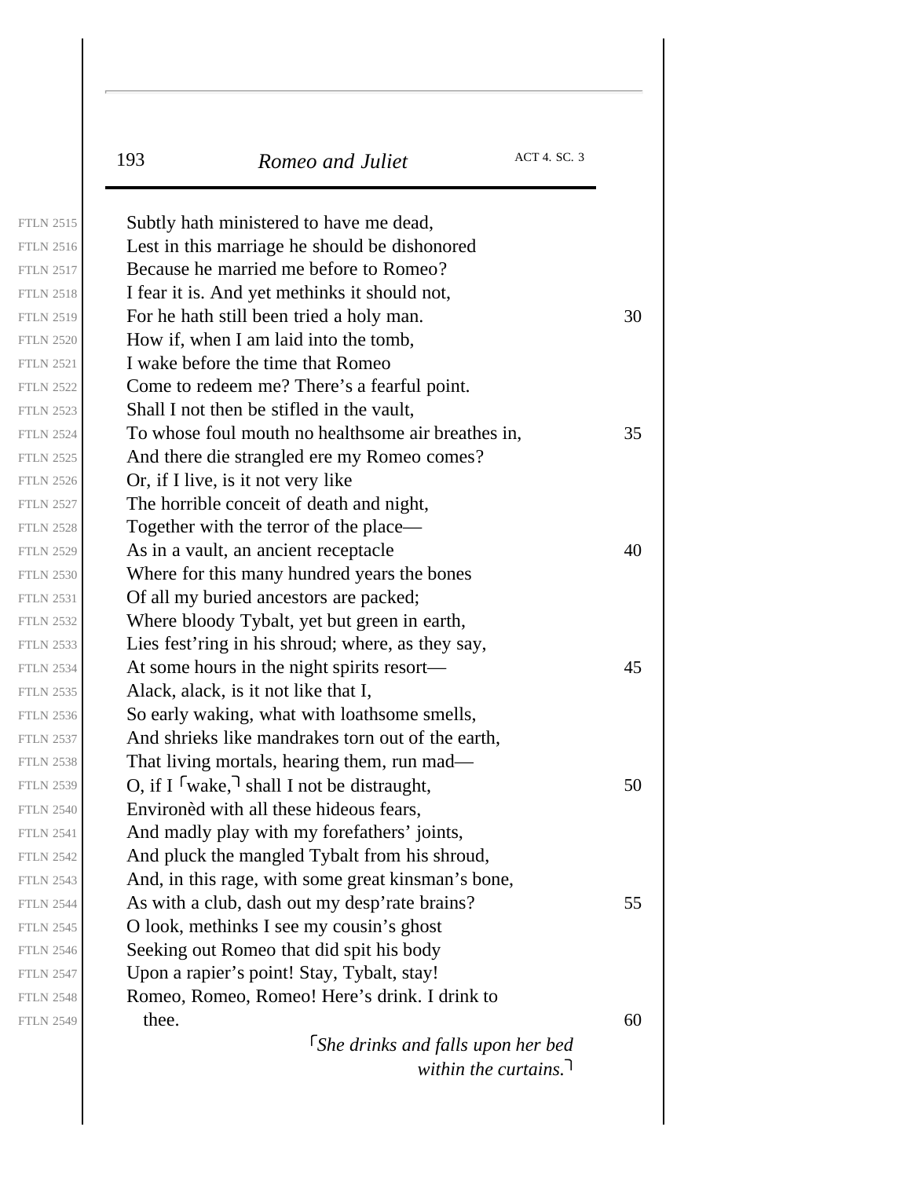Subtly hath ministered to have me dead,
Lest in this marriage he should be dishonored
Because he married me before to Romeo?
I fear it is. And yet methinks it should not,
For he hath still been tried a holy man.
How if, when I am laid into the tomb,
I wake before the time that Romeo
Come to redeem me? There's a fearful point.
Shall I not then be stifled in the vault,
To whose foul mouth no healthsome air breathes in,
And there die strangled ere my Romeo comes?
Or, if I live, is it not very like
The horrible conceit of death and night,
Together with the terror of the place—
As in a vault, an ancient receptacle
Where for this many hundred years the bones
Of all my buried ancestors are packed;
Where bloody Tybalt, yet but green in earth,
Lies fest'ring in his shroud; where, as they say,
At some hours in the night spirits resort—
Alack, alack, is it not like that I,
So early waking, what with loathsome smells,
And shrieks like mandrakes torn out of the earth,
That living mortals, hearing them, run mad—
O, if I ⌜wake,⌝ shall I not be distraught,
Environèd with all these hideous fears,
And madly play with my forefathers' joints,
And pluck the mangled Tybalt from his shroud,
And, in this rage, with some great kinsman's bone,
As with a club, dash out my desp'rate brains?
O look, methinks I see my cousin's ghost
Seeking out Romeo that did spit his body
Upon a rapier's point! Stay, Tybalt, stay!
Romeo, Romeo, Romeo! Here's drink. I drink to
thee.

*⌜She drinks and falls upon her bed within the curtains.⌝*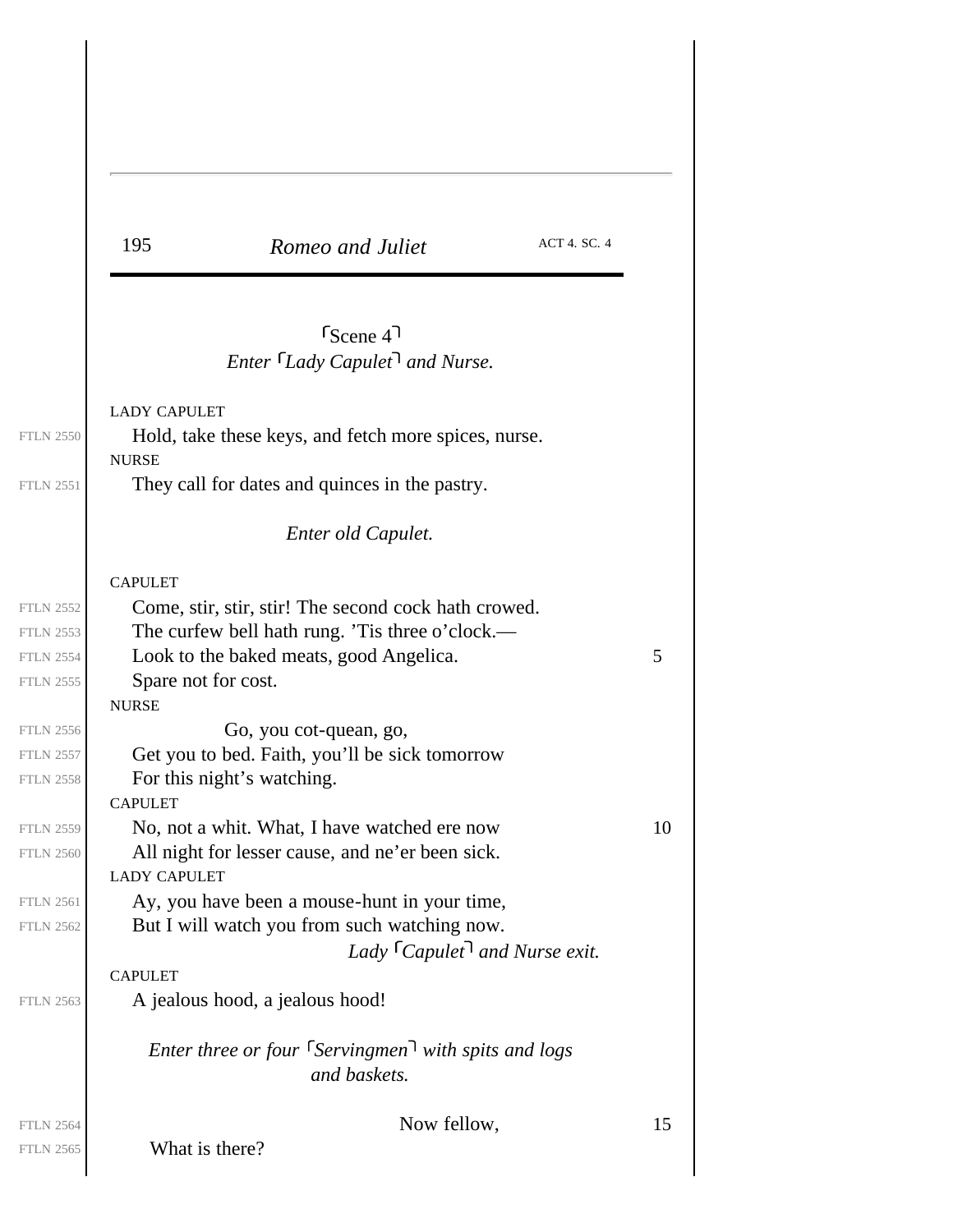## ⌜Scene 4⌝

*Enter ⌜Lady Capulet⌝ and Nurse.*

LADY CAPULET

Hold, take these keys, and fetch more spices, nurse.

NURSE

They call for dates and quinces in the pastry.

*Enter old Capulet.*

CAPULET

Come, stir, stir, stir! The second cock hath crowed.
The curfew bell hath rung. 'Tis three o'clock.—
Look to the baked meats, good Angelica.
Spare not for cost.

NURSE

Go, you cot-quean, go,
Get you to bed. Faith, you'll be sick tomorrow
For this night's watching.

CAPULET

No, not a whit. What, I have watched ere now
All night for lesser cause, and ne'er been sick.

LADY CAPULET

Ay, you have been a mouse-hunt in your time,
But I will watch you from such watching now.

*Lady ⌜Capulet⌝ and Nurse exit.*

CAPULET

A jealous hood, a jealous hood!

*Enter three or four ⌜Servingmen⌝ with spits and logs and baskets.*

Now fellow,
What is there?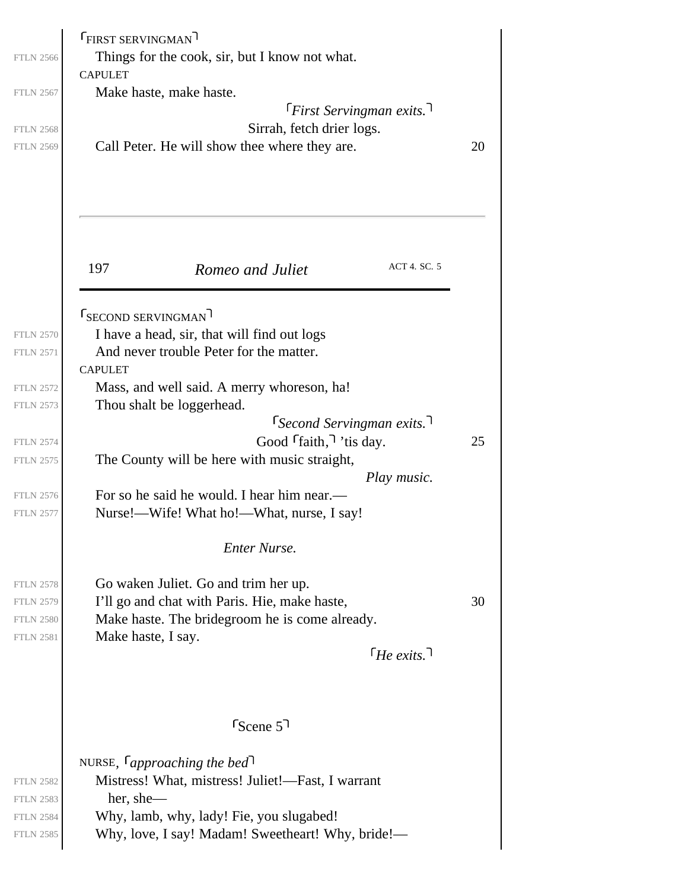⌜FIRST SERVINGMAN⌝

FTLN 2566 Things for the cook, sir, but I know not what.

CAPULET

FTLN 2567 Make haste, make haste.

*⌜First Servingman exits.⌝*

FTLN 2568 Sirrah, fetch drier logs.

FTLN 2569 Call Peter. He will show thee where they are. 20

⌜SECOND SERVINGMAN⌝

FTLN 2570 I have a head, sir, that will find out logs

FTLN 2571 And never trouble Peter for the matter.

CAPULET

FTLN 2572 Mass, and well said. A merry whoreson, ha!

FTLN 2573 Thou shalt be loggerhead.

*⌜Second Servingman exits.⌝*

FTLN 2574 Good ⌜faith,⌝ 'tis day. 25

FTLN 2575 The County will be here with music straight,

*Play music.*

FTLN 2576 For so he said he would. I hear him near.—

FTLN 2577 Nurse!—Wife! What ho!—What, nurse, I say!

*Enter Nurse.*

FTLN 2578 Go waken Juliet. Go and trim her up.

FTLN 2579 I'll go and chat with Paris. Hie, make haste, 30

FTLN 2580 Make haste. The bridegroom he is come already.

FTLN 2581 Make haste, I say.

*⌜He exits.⌝*

## ⌜Scene 5⌝

NURSE, ⌜*approaching the bed*⌝

FTLN 2582 Mistress! What, mistress! Juliet!—Fast, I warrant

FTLN 2583 her, she—

FTLN 2584 Why, lamb, why, lady! Fie, you slugabed!

FTLN 2585 Why, love, I say! Madam! Sweetheart! Why, bride!—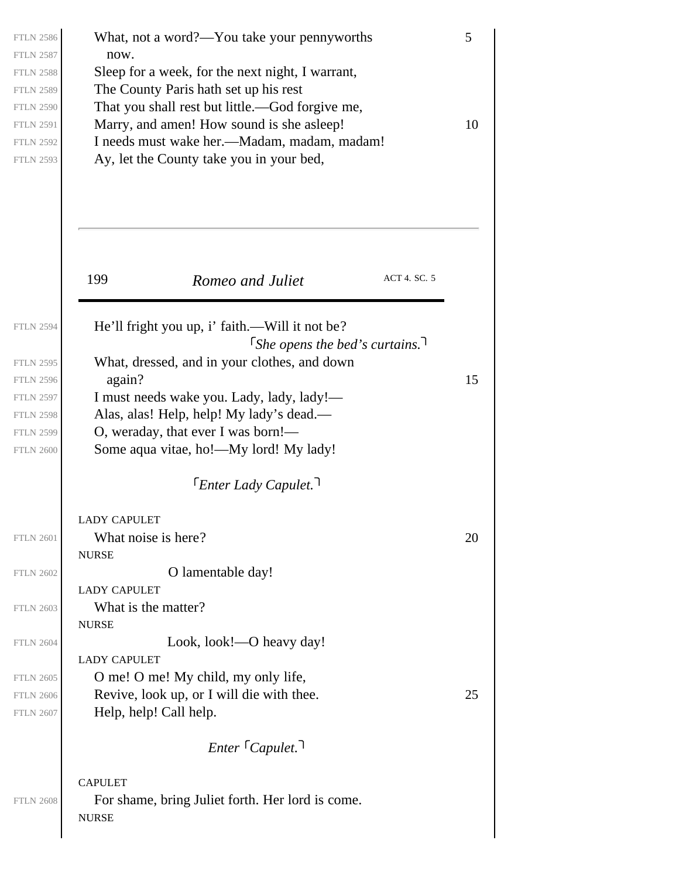What, not a word?—You take your pennyworths
now.
Sleep for a week, for the next night, I warrant,
The County Paris hath set up his rest
That you shall rest but little.—God forgive me,
Marry, and amen! How sound is she asleep!
I needs must wake her.—Madam, madam, madam!
Ay, let the County take you in your bed,

He'll fright you up, i' faith.—Will it not be?

⌜*She opens the bed's curtains.*⌝

What, dressed, and in your clothes, and down
again?
I must needs wake you. Lady, lady, lady!—
Alas, alas! Help, help! My lady's dead.—
O, weraday, that ever I was born!—
Some aqua vitae, ho!—My lord! My lady!

⌜*Enter Lady Capulet.*⌝

LADY CAPULET
What noise is here?

NURSE
O lamentable day!

LADY CAPULET
What is the matter?

NURSE
Look, look!—O heavy day!

LADY CAPULET
O me! O me! My child, my only life,
Revive, look up, or I will die with thee.
Help, help! Call help.

*Enter* ⌜*Capulet.*⌝

CAPULET
For shame, bring Juliet forth. Her lord is come.

NURSE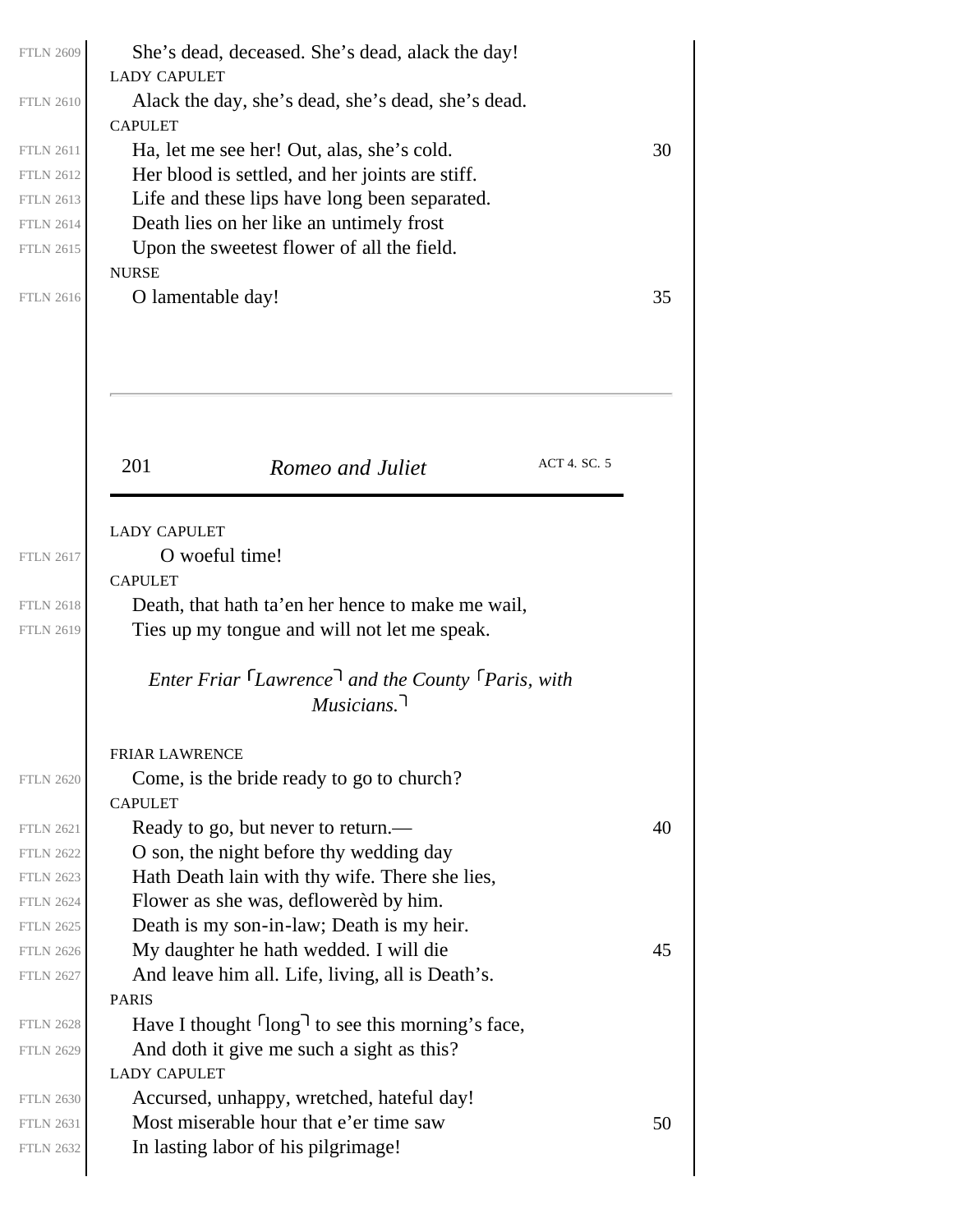She's dead, deceased. She's dead, alack the day!

LADY CAPULET

Alack the day, she's dead, she's dead, she's dead.

CAPULET

Ha, let me see her! Out, alas, she's cold.
Her blood is settled, and her joints are stiff.
Life and these lips have long been separated.
Death lies on her like an untimely frost
Upon the sweetest flower of all the field.

NURSE

O lamentable day!

LADY CAPULET

O woeful time!

CAPULET

Death, that hath ta'en her hence to make me wail,
Ties up my tongue and will not let me speak.

*Enter Friar ⌜Lawrence⌝ and the County ⌜Paris, with Musicians.⌝*

FRIAR LAWRENCE

Come, is the bride ready to go to church?

CAPULET

Ready to go, but never to return.—
O son, the night before thy wedding day
Hath Death lain with thy wife. There she lies,
Flower as she was, deflowerèd by him.
Death is my son-in-law; Death is my heir.
My daughter he hath wedded. I will die
And leave him all. Life, living, all is Death's.

PARIS

Have I thought ⌜long⌝ to see this morning's face,
And doth it give me such a sight as this?

LADY CAPULET

Accursed, unhappy, wretched, hateful day!
Most miserable hour that e'er time saw
In lasting labor of his pilgrimage!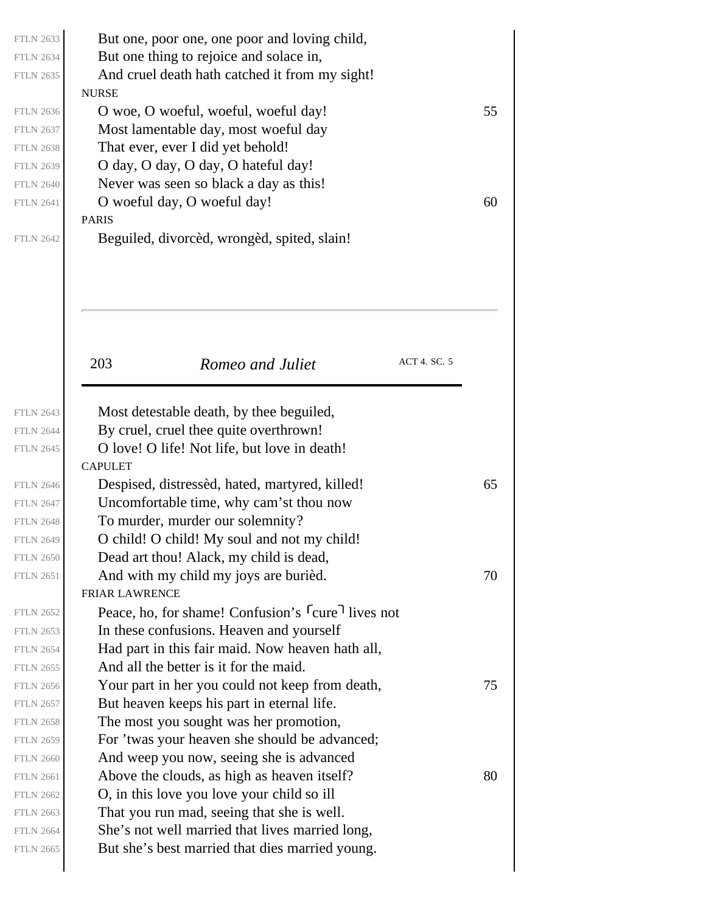But one, poor one, one poor and loving child,
But one thing to rejoice and solace in,
And cruel death hath catched it from my sight!

NURSE

O woe, O woeful, woeful, woeful day!
Most lamentable day, most woeful day
That ever, ever I did yet behold!
O day, O day, O day, O hateful day!
Never was seen so black a day as this!
O woeful day, O woeful day!

PARIS

Beguiled, divorcèd, wrongèd, spited, slain!
Most detestable death, by thee beguiled,
By cruel, cruel thee quite overthrown!
O love! O life! Not life, but love in death!

CAPULET

Despised, distressèd, hated, martyred, killed!
Uncomfortable time, why cam'st thou now
To murder, murder our solemnity?
O child! O child! My soul and not my child!
Dead art thou! Alack, my child is dead,
And with my child my joys are burièd.

FRIAR LAWRENCE

Peace, ho, for shame! Confusion's ⌜cure⌝ lives not
In these confusions. Heaven and yourself
Had part in this fair maid. Now heaven hath all,
And all the better is it for the maid.
Your part in her you could not keep from death,
But heaven keeps his part in eternal life.
The most you sought was her promotion,
For 'twas your heaven she should be advanced;
And weep you now, seeing she is advanced
Above the clouds, as high as heaven itself?
O, in this love you love your child so ill
That you run mad, seeing that she is well.
She's not well married that lives married long,
But she's best married that dies married young.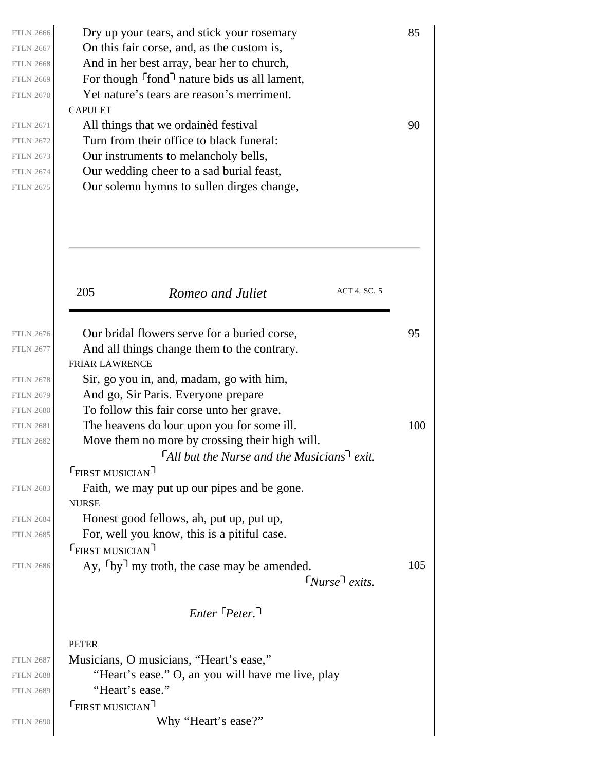Dry up your tears, and stick your rosemary
On this fair corse, and, as the custom is,
And in her best array, bear her to church,
For though ⌜fond⌝ nature bids us all lament,
Yet nature's tears are reason's merriment.

CAPULET

All things that we ordainèd festival
Turn from their office to black funeral:
Our instruments to melancholy bells,
Our wedding cheer to a sad burial feast,
Our solemn hymns to sullen dirges change,
Our bridal flowers serve for a buried corse,
And all things change them to the contrary.

FRIAR LAWRENCE

Sir, go you in, and, madam, go with him,
And go, Sir Paris. Everyone prepare
To follow this fair corse unto her grave.
The heavens do lour upon you for some ill.
Move them no more by crossing their high will.

*⌜All but the Nurse and the Musicians⌝ exit.*

⌜FIRST MUSICIAN⌝

Faith, we may put up our pipes and be gone.

NURSE

Honest good fellows, ah, put up, put up,
For, well you know, this is a pitiful case.

⌜FIRST MUSICIAN⌝

Ay, ⌜by⌝ my troth, the case may be amended.

*⌜Nurse⌝ exits.*

*Enter ⌜Peter.⌝*

PETER

Musicians, O musicians, "Heart's ease,"
"Heart's ease." O, an you will have me live, play
"Heart's ease."

⌜FIRST MUSICIAN⌝

Why "Heart's ease?"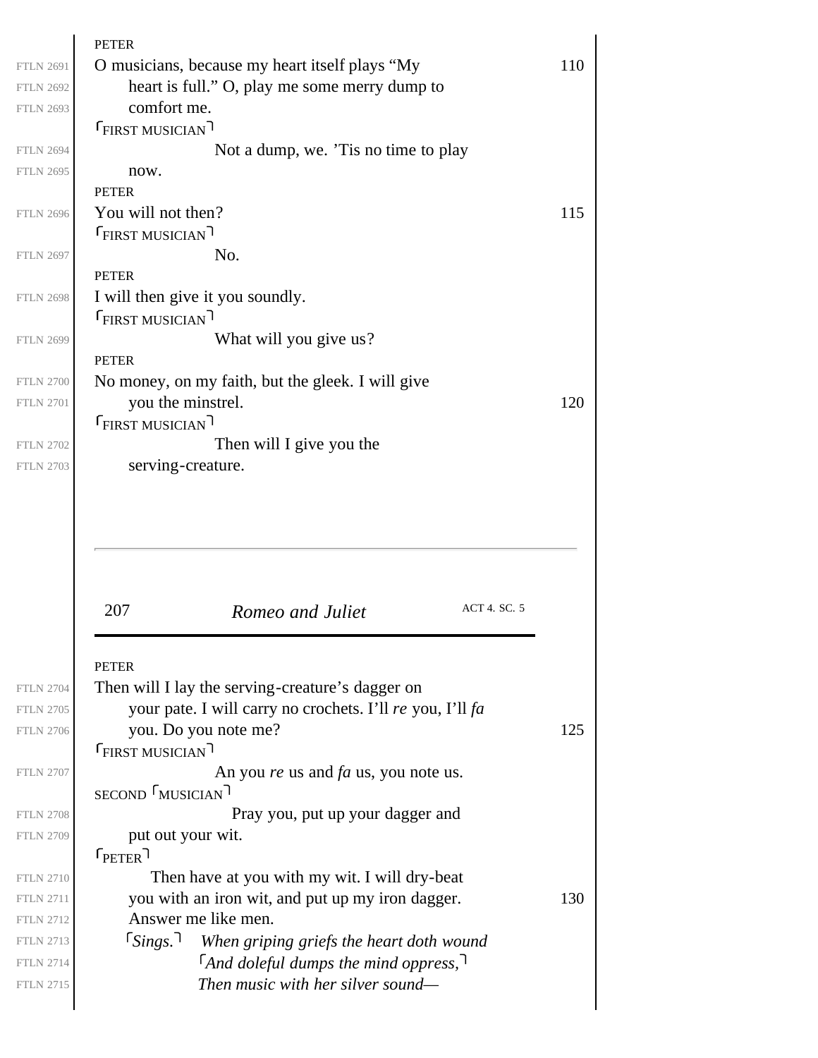PETER

O musicians, because my heart itself plays "My heart is full." O, play me some merry dump to comfort me.

⌜FIRST MUSICIAN⌝

Not a dump, we. 'Tis no time to play now.

PETER

You will not then?

⌜FIRST MUSICIAN⌝

No.

PETER

I will then give it you soundly.

⌜FIRST MUSICIAN⌝

What will you give us?

PETER

No money, on my faith, but the gleek. I will give you the minstrel.

⌜FIRST MUSICIAN⌝

Then will I give you the serving-creature.

PETER

Then will I lay the serving-creature's dagger on your pate. I will carry no crochets. I'll *re* you, I'll *fa* you. Do you note me?

⌜FIRST MUSICIAN⌝

An you *re* us and *fa* us, you note us.

SECOND ⌜MUSICIAN⌝

Pray you, put up your dagger and put out your wit.

⌜PETER⌝

Then have at you with my wit. I will dry-beat you with an iron wit, and put up my iron dagger. Answer me like men.

⌜*Sings.*⌝ *When griping griefs the heart doth wound*
*⌜And doleful dumps the mind oppress,⌝*
*Then music with her silver sound—*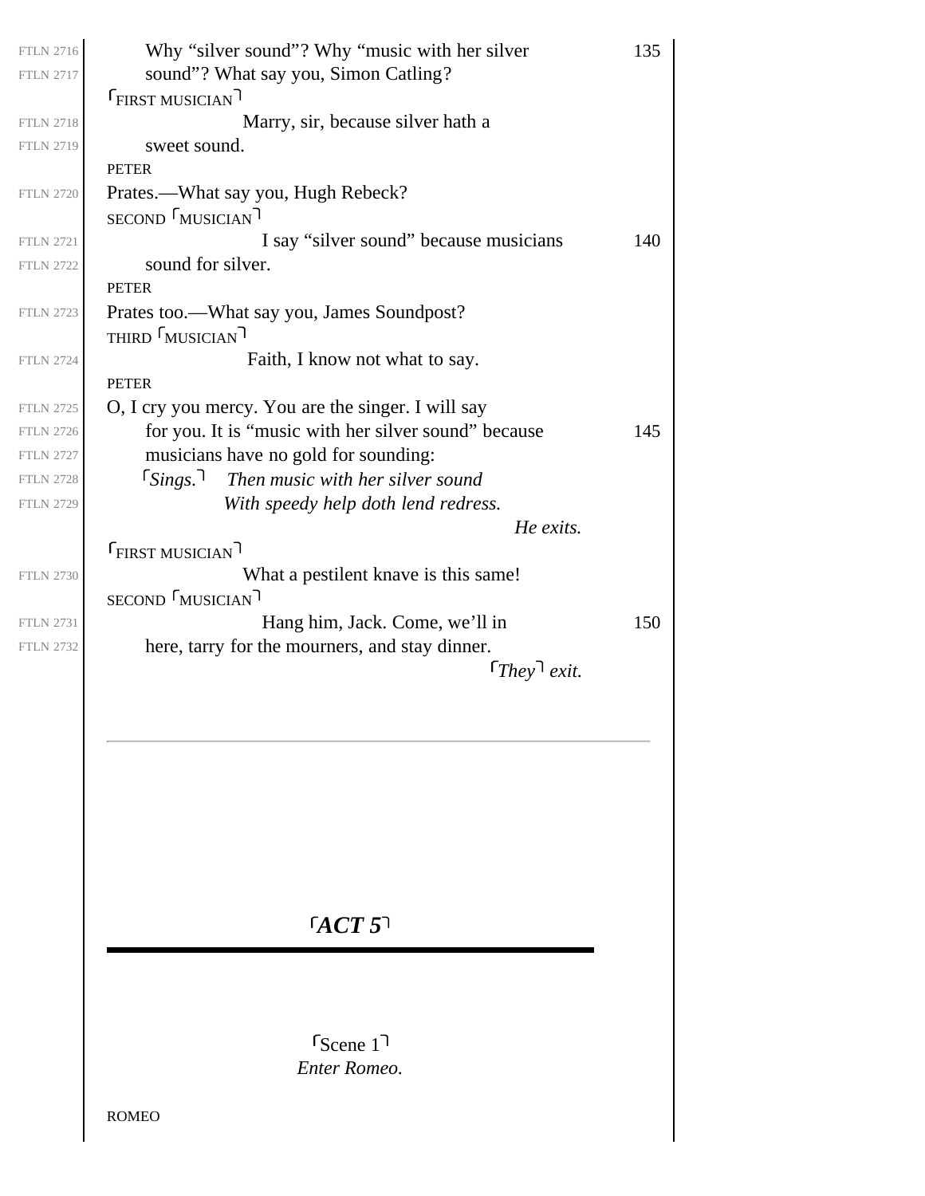Why "silver sound"? Why "music with her silver sound"? What say you, Simon Catling?

⌜FIRST MUSICIAN⌝ Marry, sir, because silver hath a sweet sound.

PETER Prates.—What say you, Hugh Rebeck?

SECOND ⌜MUSICIAN⌝ I say "silver sound" because musicians sound for silver.

PETER Prates too.—What say you, James Soundpost?

THIRD ⌜MUSICIAN⌝ Faith, I know not what to say.

PETER O, I cry you mercy. You are the singer. I will say for you. It is "music with her silver sound" because musicians have no gold for sounding:

*⌜Sings.⌝ Then music with her silver sound*
*With speedy help doth lend redress.*

*He exits.*

⌜FIRST MUSICIAN⌝ What a pestilent knave is this same!

SECOND ⌜MUSICIAN⌝ Hang him, Jack. Come, we'll in here, tarry for the mourners, and stay dinner.

*⌜They⌝ exit.*

---

# *⌜ACT 5⌝*

## ⌜Scene 1⌝

*Enter Romeo.*

ROMEO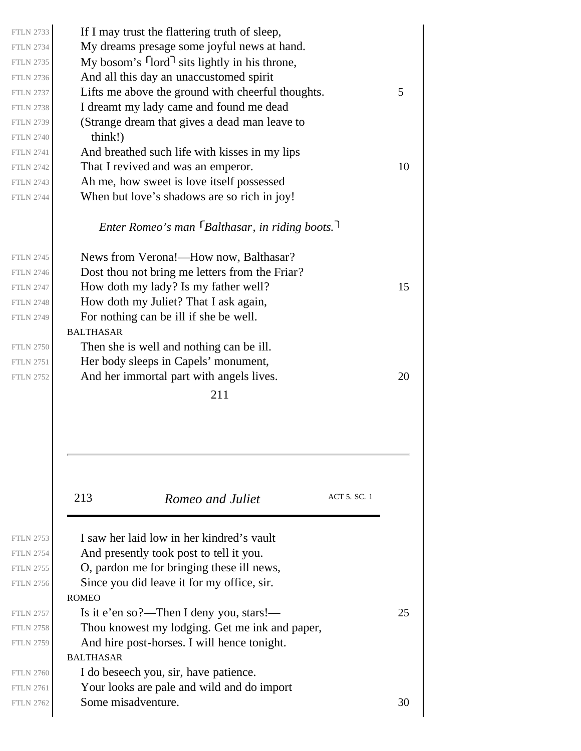If I may trust the flattering truth of sleep,
My dreams presage some joyful news at hand.
My bosom's ⌜lord⌝ sits lightly in his throne,
And all this day an unaccustomed spirit
Lifts me above the ground with cheerful thoughts.
I dreamt my lady came and found me dead
(Strange dream that gives a dead man leave to
think!)
And breathed such life with kisses in my lips
That I revived and was an emperor.
Ah me, how sweet is love itself possessed
When but love's shadows are so rich in joy!

*Enter Romeo's man ⌜Balthasar, in riding boots.⌝*

News from Verona!—How now, Balthasar?
Dost thou not bring me letters from the Friar?
How doth my lady? Is my father well?
How doth my Juliet? That I ask again,
For nothing can be ill if she be well.

BALTHASAR

Then she is well and nothing can be ill.
Her body sleeps in Capels' monument,
And her immortal part with angels lives.
I saw her laid low in her kindred's vault
And presently took post to tell it you.
O, pardon me for bringing these ill news,
Since you did leave it for my office, sir.

ROMEO

Is it e'en so?—Then I deny you, stars!—
Thou knowest my lodging. Get me ink and paper,
And hire post-horses. I will hence tonight.

BALTHASAR

I do beseech you, sir, have patience.
Your looks are pale and wild and do import
Some misadventure.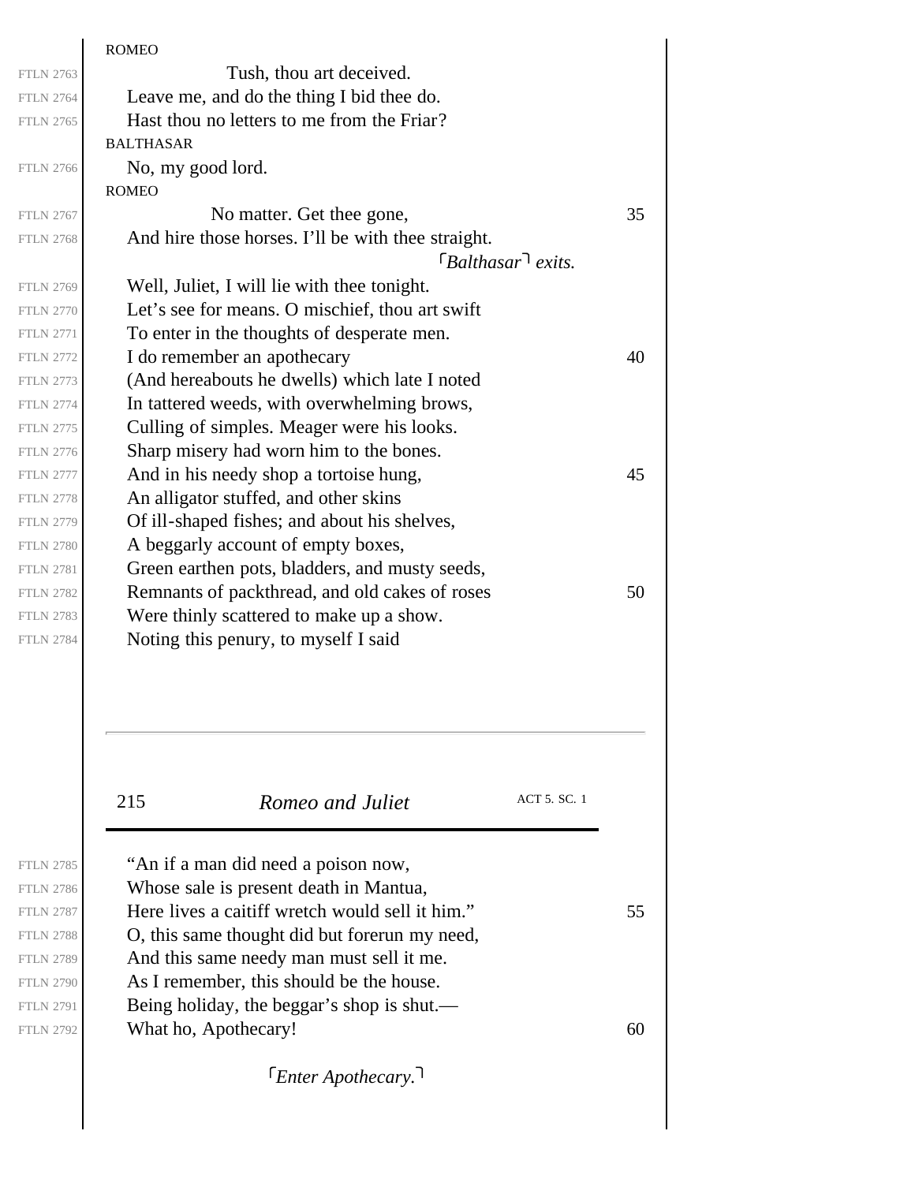ROMEO

Tush, thou art deceived.
Leave me, and do the thing I bid thee do.
Hast thou no letters to me from the Friar?

BALTHASAR

No, my good lord.

ROMEO

No matter. Get thee gone,
And hire those horses. I'll be with thee straight.

⌜Balthasar⌝ *exits.*

Well, Juliet, I will lie with thee tonight.
Let's see for means. O mischief, thou art swift
To enter in the thoughts of desperate men.
I do remember an apothecary
(And hereabouts he dwells) which late I noted
In tattered weeds, with overwhelming brows,
Culling of simples. Meager were his looks.
Sharp misery had worn him to the bones.
And in his needy shop a tortoise hung,
An alligator stuffed, and other skins
Of ill-shaped fishes; and about his shelves,
A beggarly account of empty boxes,
Green earthen pots, bladders, and musty seeds,
Remnants of packthread, and old cakes of roses
Were thinly scattered to make up a show.
Noting this penury, to myself I said
"An if a man did need a poison now,
Whose sale is present death in Mantua,
Here lives a caitiff wretch would sell it him."
O, this same thought did but forerun my need,
And this same needy man must sell it me.
As I remember, this should be the house.
Being holiday, the beggar's shop is shut.—
What ho, Apothecary!

⌜*Enter Apothecary.*⌝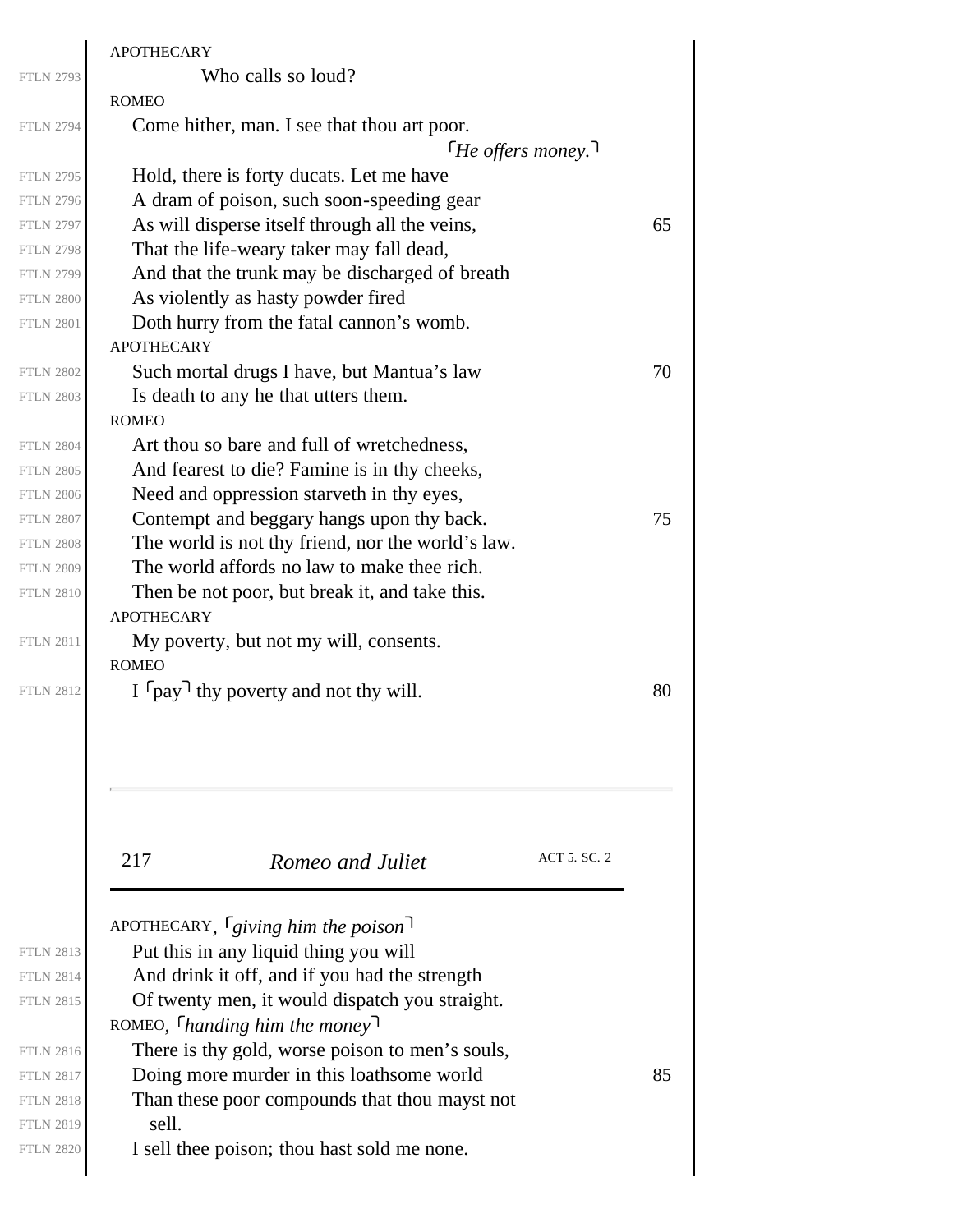APOTHECARY

Who calls so loud?

ROMEO

Come hither, man. I see that thou art poor.

⌜*He offers money.*⌝

Hold, there is forty ducats. Let me have
A dram of poison, such soon-speeding gear
As will disperse itself through all the veins,
That the life-weary taker may fall dead,
And that the trunk may be discharged of breath
As violently as hasty powder fired
Doth hurry from the fatal cannon's womb.

APOTHECARY

Such mortal drugs I have, but Mantua's law
Is death to any he that utters them.

ROMEO

Art thou so bare and full of wretchedness,
And fearest to die? Famine is in thy cheeks,
Need and oppression starveth in thy eyes,
Contempt and beggary hangs upon thy back.
The world is not thy friend, nor the world's law.
The world affords no law to make thee rich.
Then be not poor, but break it, and take this.

APOTHECARY

My poverty, but not my will, consents.

ROMEO

I ⌜pay⌝ thy poverty and not thy will.

APOTHECARY, ⌜*giving him the poison*⌝

Put this in any liquid thing you will
And drink it off, and if you had the strength
Of twenty men, it would dispatch you straight.

ROMEO, ⌜*handing him the money*⌝

There is thy gold, worse poison to men's souls,
Doing more murder in this loathsome world
Than these poor compounds that thou mayst not
sell.
I sell thee poison; thou hast sold me none.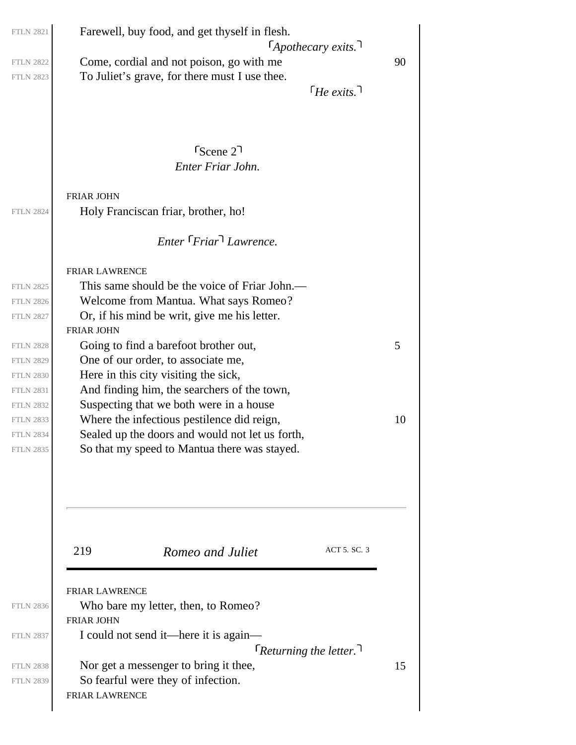Farewell, buy food, and get thyself in flesh.

⌜*Apothecary exits.*⌝

Come, cordial and not poison, go with me

To Juliet's grave, for there must I use thee.

⌜*He exits.*⌝

## ⌜Scene 2⌝

*Enter Friar John.*

FRIAR JOHN

Holy Franciscan friar, brother, ho!

*Enter* ⌜*Friar*⌝ *Lawrence.*

FRIAR LAWRENCE

This same should be the voice of Friar John.—

Welcome from Mantua. What says Romeo?

Or, if his mind be writ, give me his letter.

FRIAR JOHN

Going to find a barefoot brother out,

One of our order, to associate me,

Here in this city visiting the sick,

And finding him, the searchers of the town,

Suspecting that we both were in a house

Where the infectious pestilence did reign,

Sealed up the doors and would not let us forth,

So that my speed to Mantua there was stayed.

FRIAR LAWRENCE

Who bare my letter, then, to Romeo?

FRIAR JOHN

I could not send it—here it is again—

⌜*Returning the letter.*⌝

Nor get a messenger to bring it thee,

So fearful were they of infection.

FRIAR LAWRENCE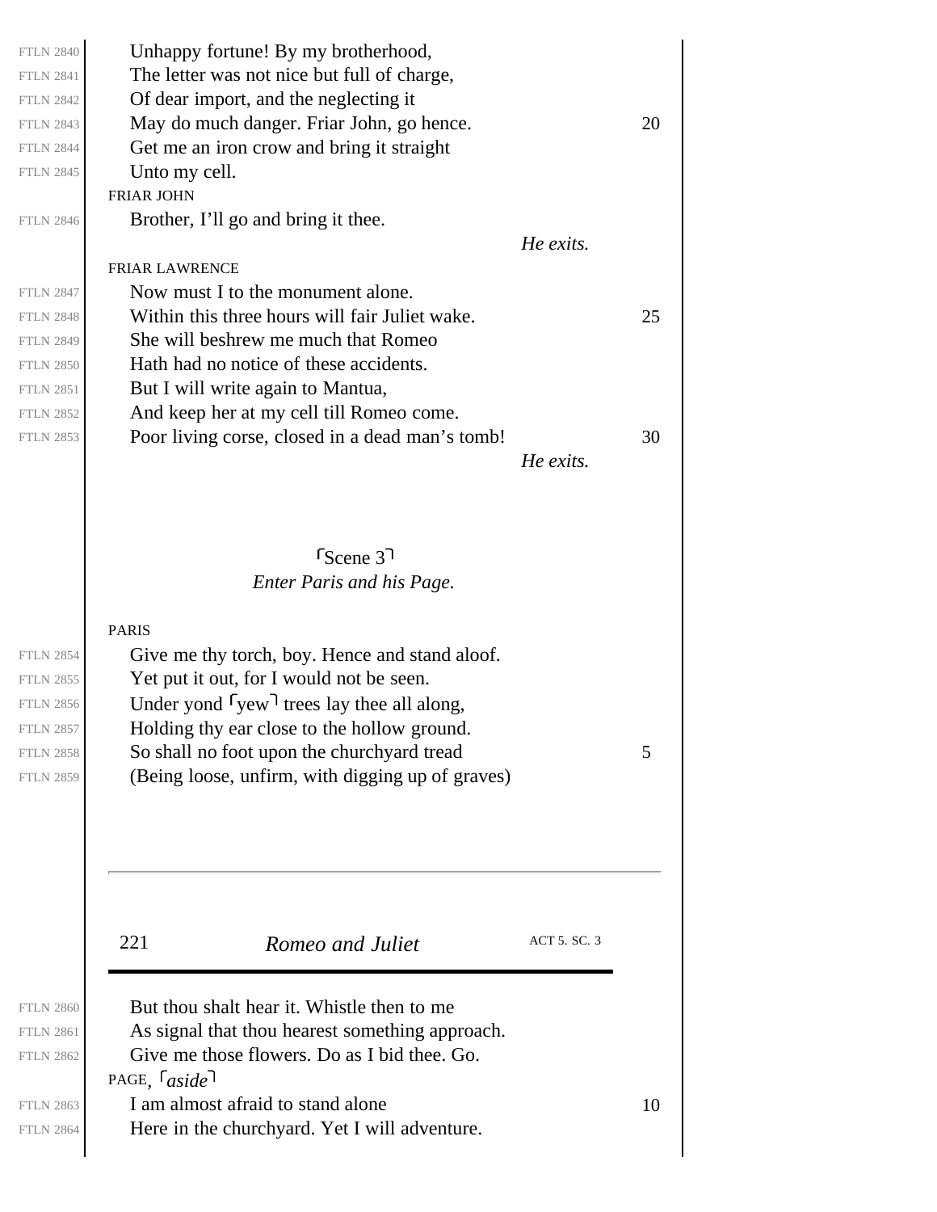Unhappy fortune! By my brotherhood,
The letter was not nice but full of charge,
Of dear import, and the neglecting it
May do much danger. Friar John, go hence.
Get me an iron crow and bring it straight
Unto my cell.

FRIAR JOHN

Brother, I'll go and bring it thee.

*He exits.*

FRIAR LAWRENCE

Now must I to the monument alone.
Within this three hours will fair Juliet wake.
She will beshrew me much that Romeo
Hath had no notice of these accidents.
But I will write again to Mantua,
And keep her at my cell till Romeo come.
Poor living corse, closed in a dead man's tomb!

*He exits.*

## ⌜Scene 3⌝

*Enter Paris and his Page.*

PARIS

Give me thy torch, boy. Hence and stand aloof.
Yet put it out, for I would not be seen.
Under yond ⌜yew⌝ trees lay thee all along,
Holding thy ear close to the hollow ground.
So shall no foot upon the churchyard tread
(Being loose, unfirm, with digging up of graves)
But thou shalt hear it. Whistle then to me
As signal that thou hearest something approach.
Give me those flowers. Do as I bid thee. Go.

PAGE, ⌜*aside*⌝

I am almost afraid to stand alone
Here in the churchyard. Yet I will adventure.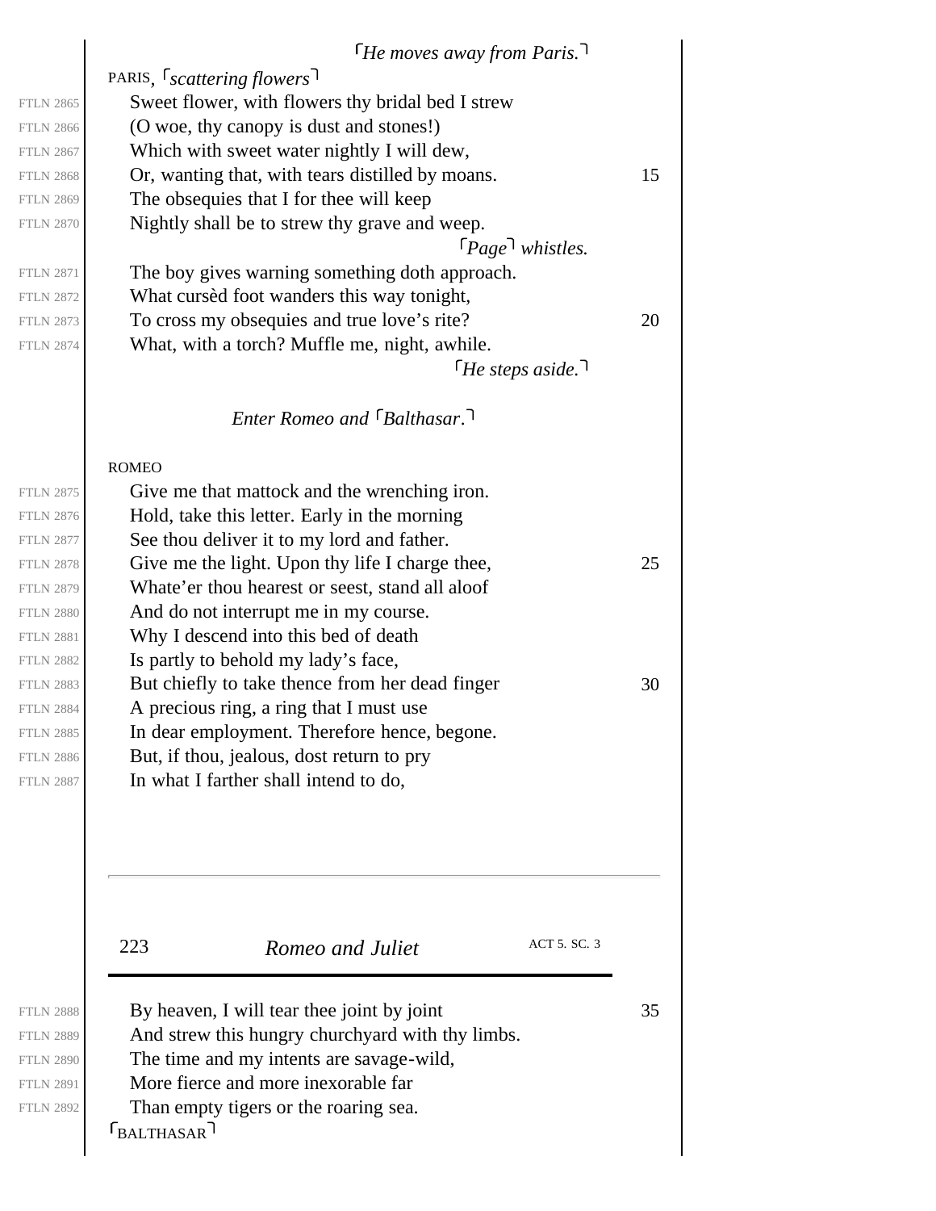⌜*He moves away from Paris.*⌝

PARIS, ⌜*scattering flowers*⌝

Sweet flower, with flowers thy bridal bed I strew
(O woe, thy canopy is dust and stones!)
Which with sweet water nightly I will dew,
Or, wanting that, with tears distilled by moans.
The obsequies that I for thee will keep
Nightly shall be to strew thy grave and weep.

⌜*Page*⌝ *whistles.*

The boy gives warning something doth approach.
What cursèd foot wanders this way tonight,
To cross my obsequies and true love's rite?
What, with a torch? Muffle me, night, awhile.

⌜*He steps aside.*⌝

*Enter Romeo and* ⌜*Balthasar*.⌝

ROMEO

Give me that mattock and the wrenching iron.
Hold, take this letter. Early in the morning
See thou deliver it to my lord and father.
Give me the light. Upon thy life I charge thee,
Whate'er thou hearest or seest, stand all aloof
And do not interrupt me in my course.
Why I descend into this bed of death
Is partly to behold my lady's face,
But chiefly to take thence from her dead finger
A precious ring, a ring that I must use
In dear employment. Therefore hence, begone.
But, if thou, jealous, dost return to pry
In what I farther shall intend to do,
By heaven, I will tear thee joint by joint
And strew this hungry churchyard with thy limbs.
The time and my intents are savage-wild,
More fierce and more inexorable far
Than empty tigers or the roaring sea.

⌜BALTHASAR⌝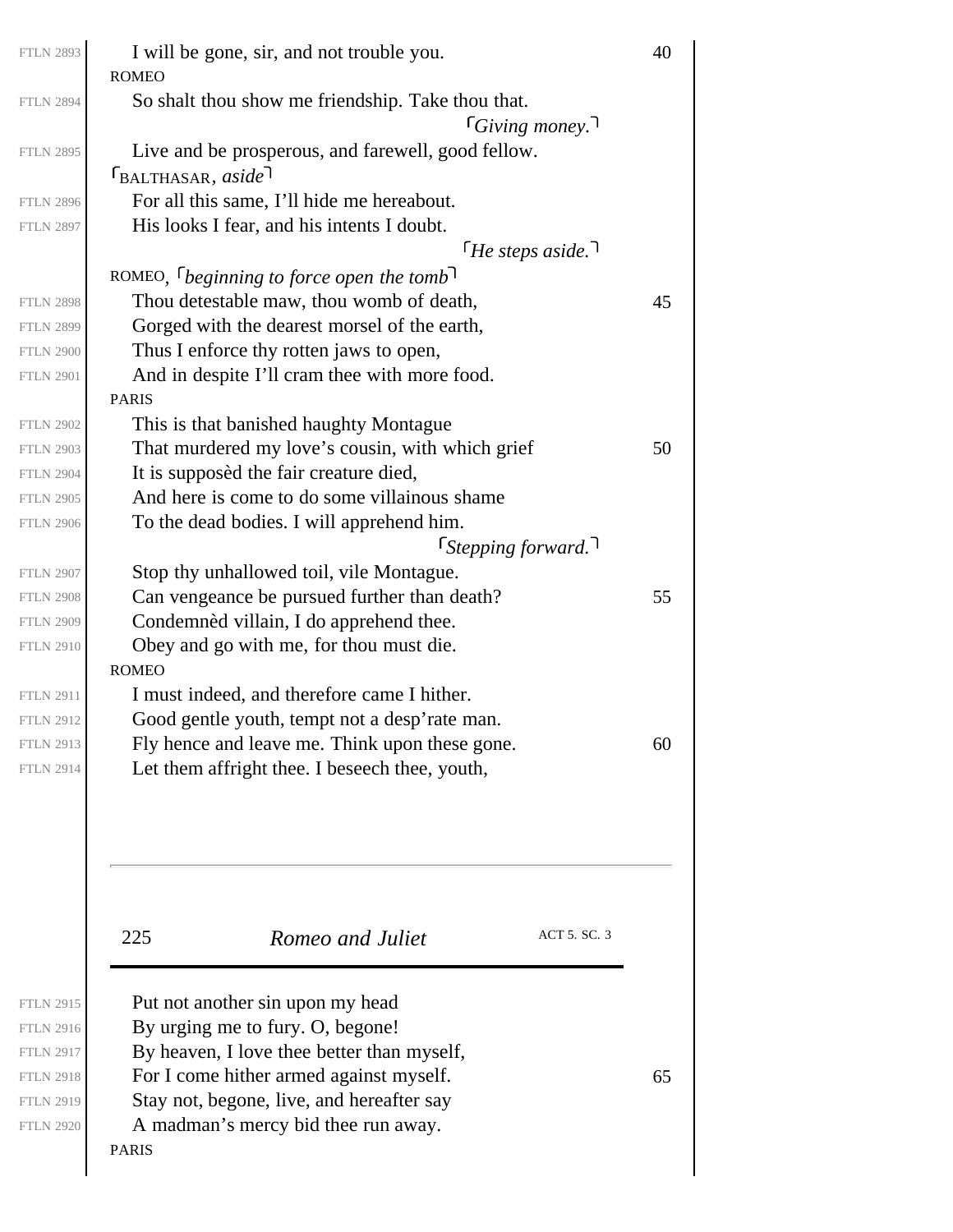I will be gone, sir, and not trouble you.

ROMEO

So shalt thou show me friendship. Take thou that.

⌜*Giving money.*⌝

Live and be prosperous, and farewell, good fellow.

⌜BALTHASAR, *aside*⌝

For all this same, I'll hide me hereabout.
His looks I fear, and his intents I doubt.

⌜*He steps aside.*⌝

ROMEO, ⌜*beginning to force open the tomb*⌝

Thou detestable maw, thou womb of death,
Gorged with the dearest morsel of the earth,
Thus I enforce thy rotten jaws to open,
And in despite I'll cram thee with more food.

PARIS

This is that banished haughty Montague
That murdered my love's cousin, with which grief
It is supposèd the fair creature died,
And here is come to do some villainous shame
To the dead bodies. I will apprehend him.

⌜*Stepping forward.*⌝

Stop thy unhallowed toil, vile Montague.
Can vengeance be pursued further than death?
Condemnèd villain, I do apprehend thee.
Obey and go with me, for thou must die.

ROMEO

I must indeed, and therefore came I hither.
Good gentle youth, tempt not a desp'rate man.
Fly hence and leave me. Think upon these gone.
Let them affright thee. I beseech thee, youth,
Put not another sin upon my head
By urging me to fury. O, begone!
By heaven, I love thee better than myself,
For I come hither armed against myself.
Stay not, begone, live, and hereafter say
A madman's mercy bid thee run away.

PARIS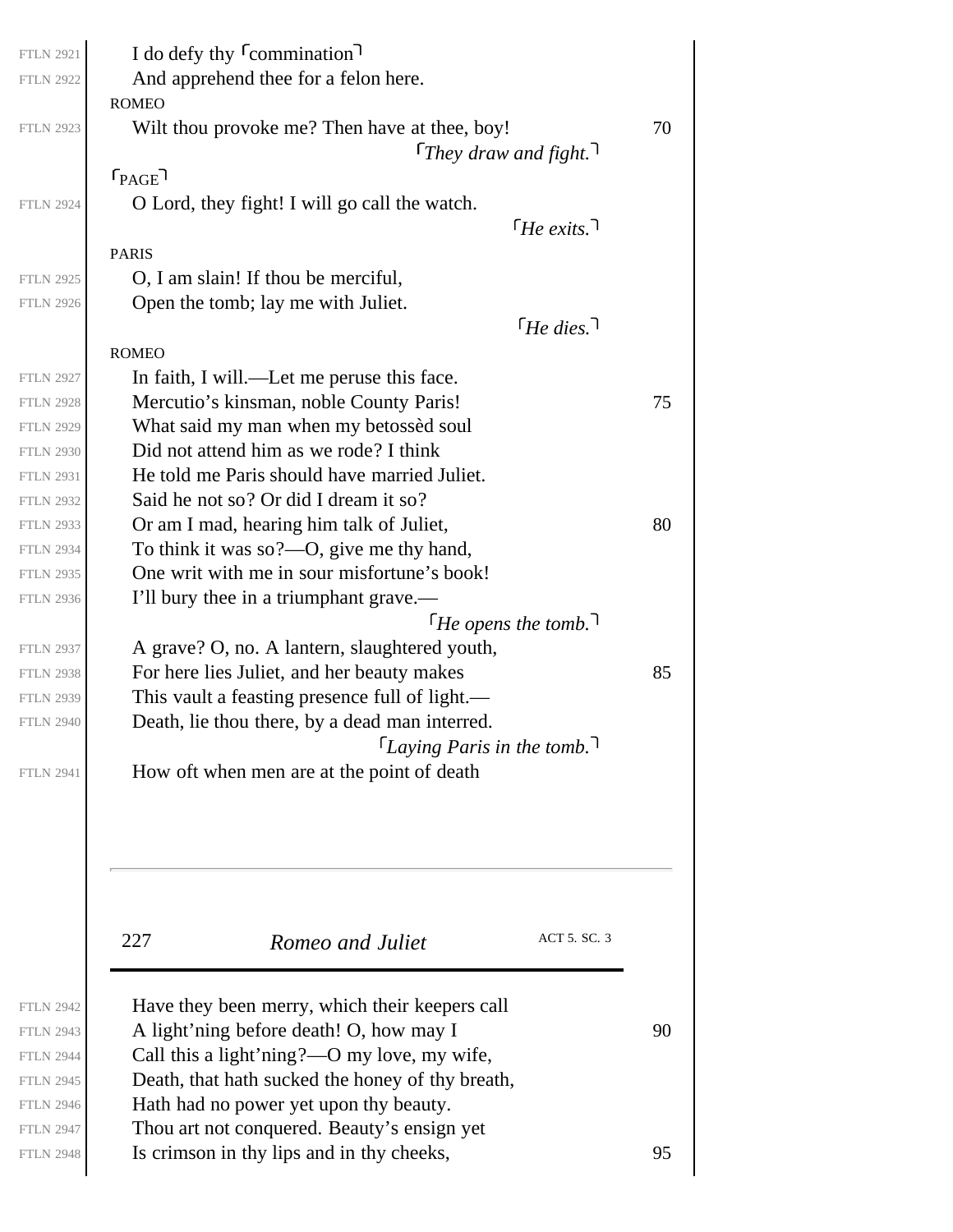I do defy thy ⌜commination⌝
And apprehend thee for a felon here.

ROMEO

Wilt thou provoke me? Then have at thee, boy!

*⌜They draw and fight.⌝*

⌜PAGE⌝

O Lord, they fight! I will go call the watch.

*⌜He exits.⌝*

PARIS

O, I am slain! If thou be merciful,
Open the tomb; lay me with Juliet.

*⌜He dies.⌝*

ROMEO

In faith, I will.—Let me peruse this face.
Mercutio's kinsman, noble County Paris!
What said my man when my betossèd soul
Did not attend him as we rode? I think
He told me Paris should have married Juliet.
Said he not so? Or did I dream it so?
Or am I mad, hearing him talk of Juliet,
To think it was so?—O, give me thy hand,
One writ with me in sour misfortune's book!
I'll bury thee in a triumphant grave.—

*⌜He opens the tomb.⌝*

A grave? O, no. A lantern, slaughtered youth,
For here lies Juliet, and her beauty makes
This vault a feasting presence full of light.—
Death, lie thou there, by a dead man interred.

*⌜Laying Paris in the tomb.⌝*

How oft when men are at the point of death
Have they been merry, which their keepers call
A light'ning before death! O, how may I
Call this a light'ning?—O my love, my wife,
Death, that hath sucked the honey of thy breath,
Hath had no power yet upon thy beauty.
Thou art not conquered. Beauty's ensign yet
Is crimson in thy lips and in thy cheeks,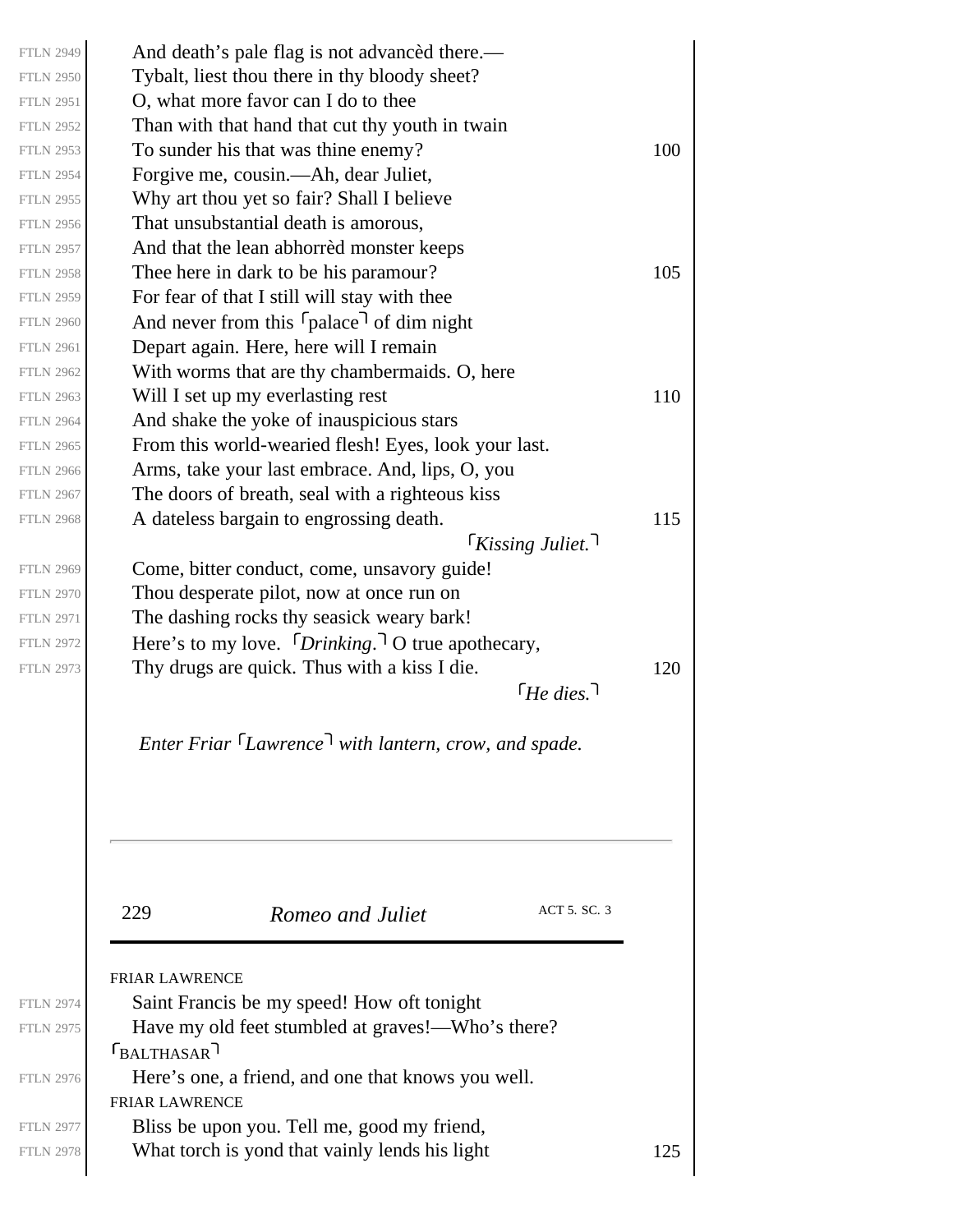And death's pale flag is not advancèd there.—
Tybalt, liest thou there in thy bloody sheet?
O, what more favor can I do to thee
Than with that hand that cut thy youth in twain
To sunder his that was thine enemy?
Forgive me, cousin.—Ah, dear Juliet,
Why art thou yet so fair? Shall I believe
That unsubstantial death is amorous,
And that the lean abhorrèd monster keeps
Thee here in dark to be his paramour?
For fear of that I still will stay with thee
And never from this ⌜palace⌝ of dim night
Depart again. Here, here will I remain
With worms that are thy chambermaids. O, here
Will I set up my everlasting rest
And shake the yoke of inauspicious stars
From this world-wearied flesh! Eyes, look your last.
Arms, take your last embrace. And, lips, O, you
The doors of breath, seal with a righteous kiss
A dateless bargain to engrossing death.

*⌜Kissing Juliet.⌝*

Come, bitter conduct, come, unsavory guide!
Thou desperate pilot, now at once run on
The dashing rocks thy seasick weary bark!
Here's to my love. ⌜*Drinking.*⌝ O true apothecary,
Thy drugs are quick. Thus with a kiss I die.

*⌜He dies.⌝*

*Enter Friar ⌜Lawrence⌝ with lantern, crow, and spade.*

FRIAR LAWRENCE

Saint Francis be my speed! How oft tonight
Have my old feet stumbled at graves!—Who's there?

⌜BALTHASAR⌝

Here's one, a friend, and one that knows you well.

FRIAR LAWRENCE

Bliss be upon you. Tell me, good my friend,
What torch is yond that vainly lends his light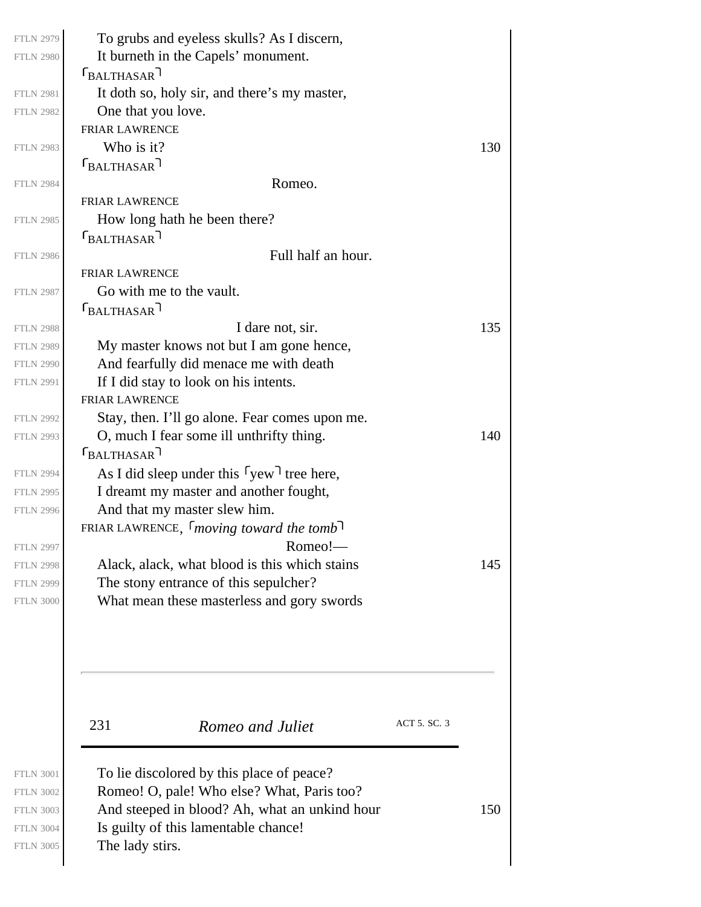To grubs and eyeless skulls? As I discern,
It burneth in the Capels' monument.

⌜BALTHASAR⌝
It doth so, holy sir, and there's my master,
One that you love.

FRIAR LAWRENCE
Who is it?

⌜BALTHASAR⌝
Romeo.

FRIAR LAWRENCE
How long hath he been there?

⌜BALTHASAR⌝
Full half an hour.

FRIAR LAWRENCE
Go with me to the vault.

⌜BALTHASAR⌝
I dare not, sir.
My master knows not but I am gone hence,
And fearfully did menace me with death
If I did stay to look on his intents.

FRIAR LAWRENCE
Stay, then. I'll go alone. Fear comes upon me.
O, much I fear some ill unthrifty thing.

⌜BALTHASAR⌝
As I did sleep under this ⌜yew⌝ tree here,
I dreamt my master and another fought,
And that my master slew him.

FRIAR LAWRENCE, ⌜*moving toward the tomb*⌝
Romeo!—
Alack, alack, what blood is this which stains
The stony entrance of this sepulcher?
What mean these masterless and gory swords
To lie discolored by this place of peace?
Romeo! O, pale! Who else? What, Paris too?
And steeped in blood? Ah, what an unkind hour
Is guilty of this lamentable chance!
The lady stirs.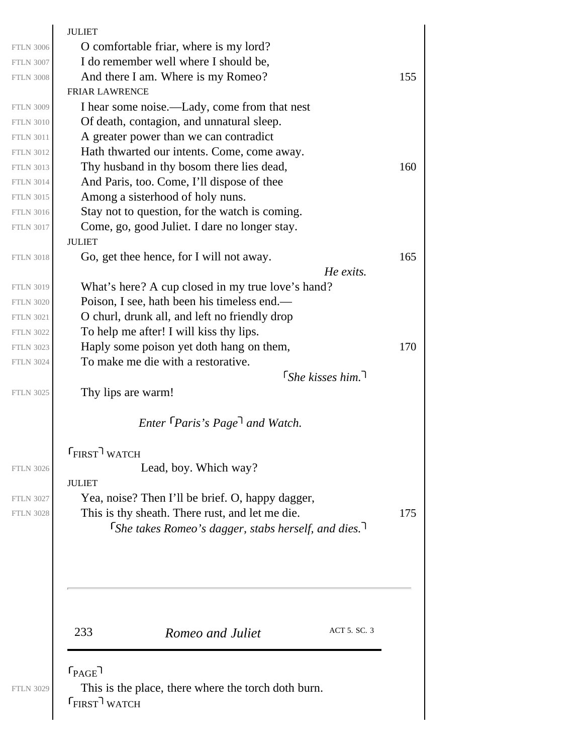JULIET

O comfortable friar, where is my lord?
I do remember well where I should be,
And there I am. Where is my Romeo?

FRIAR LAWRENCE

I hear some noise.—Lady, come from that nest
Of death, contagion, and unnatural sleep.
A greater power than we can contradict
Hath thwarted our intents. Come, come away.
Thy husband in thy bosom there lies dead,
And Paris, too. Come, I'll dispose of thee
Among a sisterhood of holy nuns.
Stay not to question, for the watch is coming.
Come, go, good Juliet. I dare no longer stay.

JULIET

Go, get thee hence, for I will not away.

*He exits.*

What's here? A cup closed in my true love's hand?
Poison, I see, hath been his timeless end.—
O churl, drunk all, and left no friendly drop
To help me after! I will kiss thy lips.
Haply some poison yet doth hang on them,
To make me die with a restorative.

⌜*She kisses him.*⌝

Thy lips are warm!

*Enter ⌜Paris's Page⌝ and Watch.*

⌜FIRST⌝ WATCH

Lead, boy. Which way?

JULIET

Yea, noise? Then I'll be brief. O, happy dagger,
This is thy sheath. There rust, and let me die.

⌜*She takes Romeo's dagger, stabs herself, and dies.*⌝

⌜PAGE⌝

This is the place, there where the torch doth burn.

⌜FIRST⌝ WATCH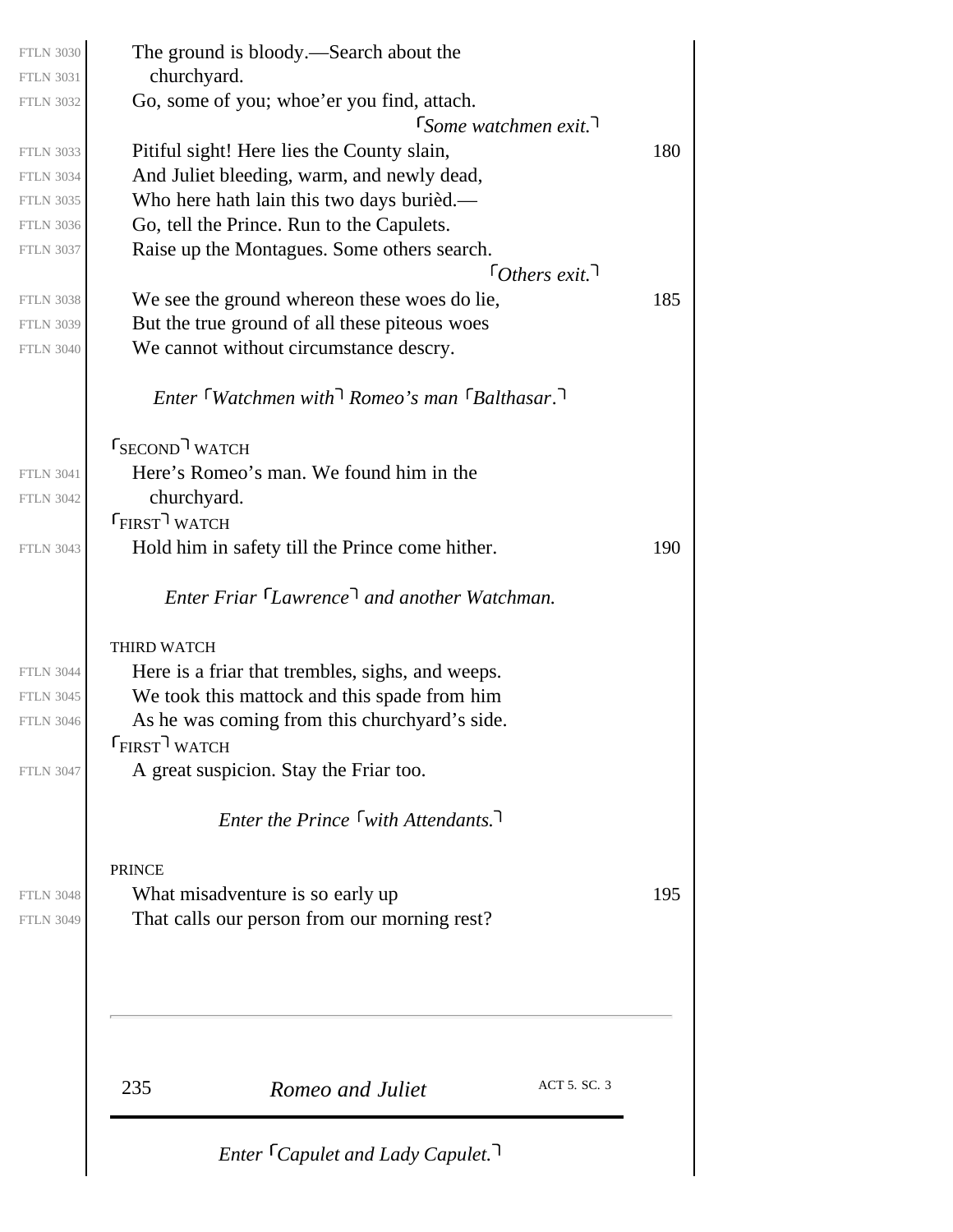The ground is bloody.—Search about the
churchyard.
Go, some of you; whoe'er you find, attach.

⌜*Some watchmen exit.*⌝

Pitiful sight! Here lies the County slain,
And Juliet bleeding, warm, and newly dead,
Who here hath lain this two days burièd.—
Go, tell the Prince. Run to the Capulets.
Raise up the Montagues. Some others search.

⌜*Others exit.*⌝

We see the ground whereon these woes do lie,
But the true ground of all these piteous woes
We cannot without circumstance descry.

*Enter* ⌜*Watchmen with*⌝ *Romeo's man* ⌜*Balthasar*.⌝

⌜SECOND⌝ WATCH

Here's Romeo's man. We found him in the
churchyard.

⌜FIRST⌝ WATCH

Hold him in safety till the Prince come hither.

*Enter Friar* ⌜*Lawrence*⌝ *and another Watchman.*

THIRD WATCH

Here is a friar that trembles, sighs, and weeps.
We took this mattock and this spade from him
As he was coming from this churchyard's side.

⌜FIRST⌝ WATCH

A great suspicion. Stay the Friar too.

*Enter the Prince* ⌜*with Attendants.*⌝

PRINCE

What misadventure is so early up
That calls our person from our morning rest?

*Enter* ⌜*Capulet and Lady Capulet.*⌝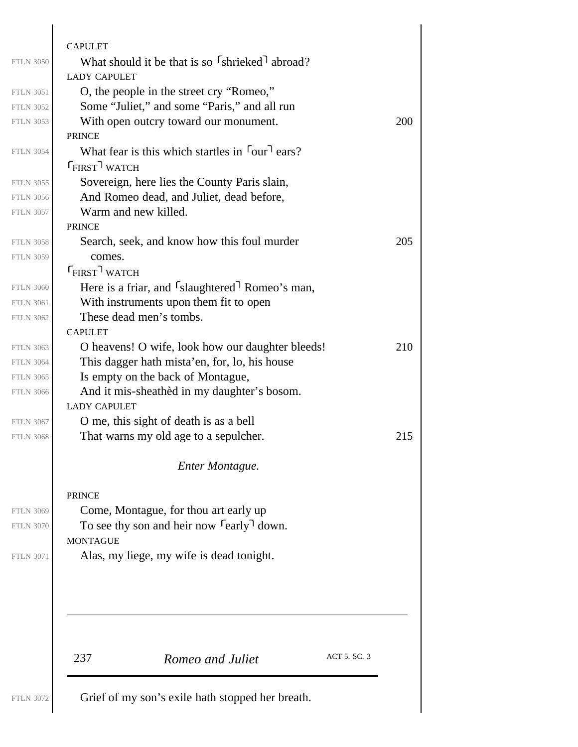CAPULET

FTLN 3050 What should it be that is so ⌜shrieked⌝ abroad?

LADY CAPULET

FTLN 3051 O, the people in the street cry "Romeo,"
FTLN 3052 Some "Juliet," and some "Paris," and all run
FTLN 3053 With open outcry toward our monument. 200

PRINCE

FTLN 3054 What fear is this which startles in ⌜our⌝ ears?

⌜FIRST⌝ WATCH

FTLN 3055 Sovereign, here lies the County Paris slain,
FTLN 3056 And Romeo dead, and Juliet, dead before,
FTLN 3057 Warm and new killed.

PRINCE

FTLN 3058 Search, seek, and know how this foul murder 205
FTLN 3059 comes.

⌜FIRST⌝ WATCH

FTLN 3060 Here is a friar, and ⌜slaughtered⌝ Romeo's man,
FTLN 3061 With instruments upon them fit to open
FTLN 3062 These dead men's tombs.

CAPULET

FTLN 3063 O heavens! O wife, look how our daughter bleeds! 210
FTLN 3064 This dagger hath mista'en, for, lo, his house
FTLN 3065 Is empty on the back of Montague,
FTLN 3066 And it mis-sheathèd in my daughter's bosom.

LADY CAPULET

FTLN 3067 O me, this sight of death is as a bell
FTLN 3068 That warns my old age to a sepulcher. 215

*Enter Montague.*

PRINCE

FTLN 3069 Come, Montague, for thou art early up
FTLN 3070 To see thy son and heir now ⌜early⌝ down.

MONTAGUE

FTLN 3071 Alas, my liege, my wife is dead tonight.
FTLN 3072 Grief of my son's exile hath stopped her breath.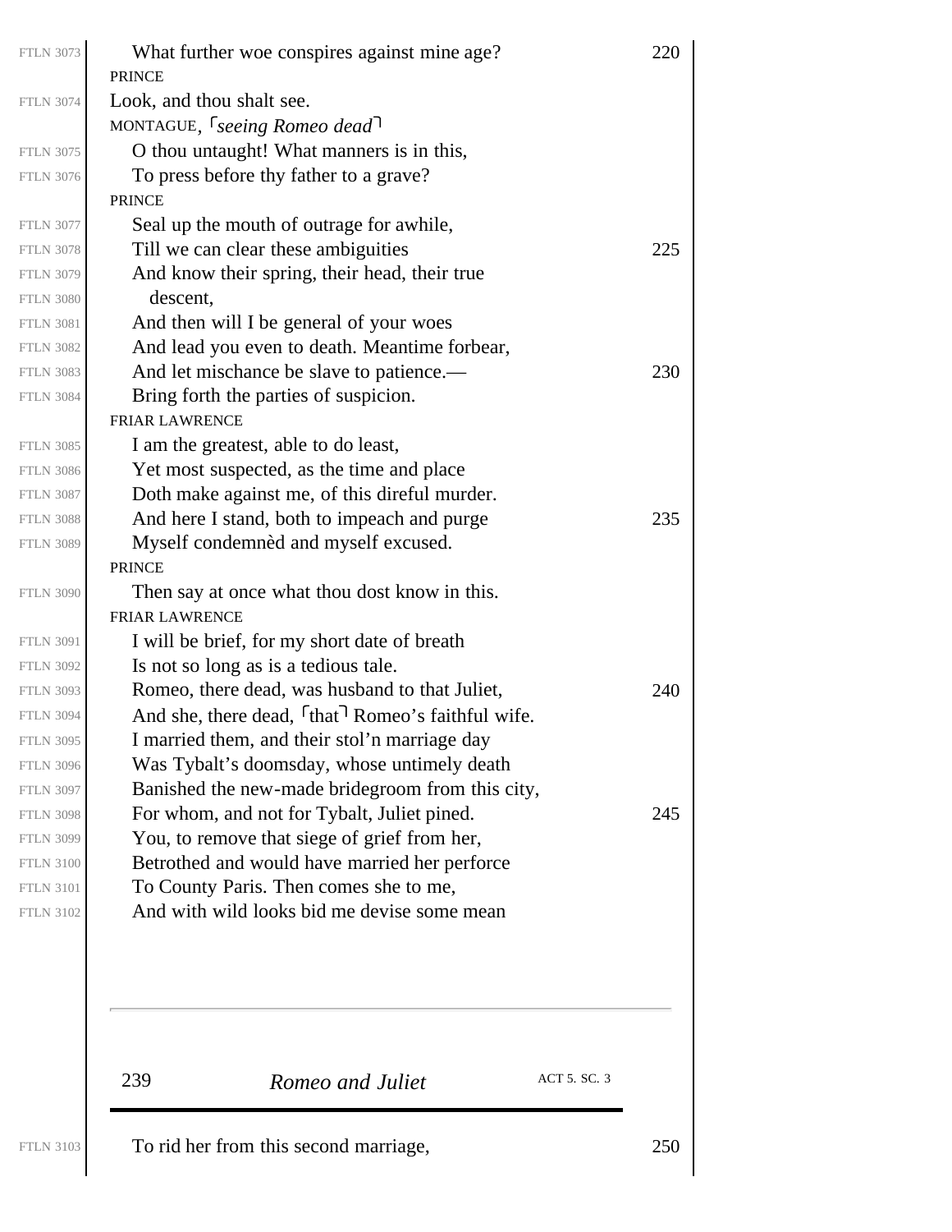What further woe conspires against mine age?

PRINCE

Look, and thou shalt see.

MONTAGUE, ⌜*seeing Romeo dead*⌝

O thou untaught! What manners is in this,
To press before thy father to a grave?

PRINCE

Seal up the mouth of outrage for awhile,
Till we can clear these ambiguities
And know their spring, their head, their true
descent,
And then will I be general of your woes
And lead you even to death. Meantime forbear,
And let mischance be slave to patience.—
Bring forth the parties of suspicion.

FRIAR LAWRENCE

I am the greatest, able to do least,
Yet most suspected, as the time and place
Doth make against me, of this direful murder.
And here I stand, both to impeach and purge
Myself condemnèd and myself excused.

PRINCE

Then say at once what thou dost know in this.

FRIAR LAWRENCE

I will be brief, for my short date of breath
Is not so long as is a tedious tale.
Romeo, there dead, was husband to that Juliet,
And she, there dead, ⌜that⌝ Romeo's faithful wife.
I married them, and their stol'n marriage day
Was Tybalt's doomsday, whose untimely death
Banished the new-made bridegroom from this city,
For whom, and not for Tybalt, Juliet pined.
You, to remove that siege of grief from her,
Betrothed and would have married her perforce
To County Paris. Then comes she to me,
And with wild looks bid me devise some mean
To rid her from this second marriage,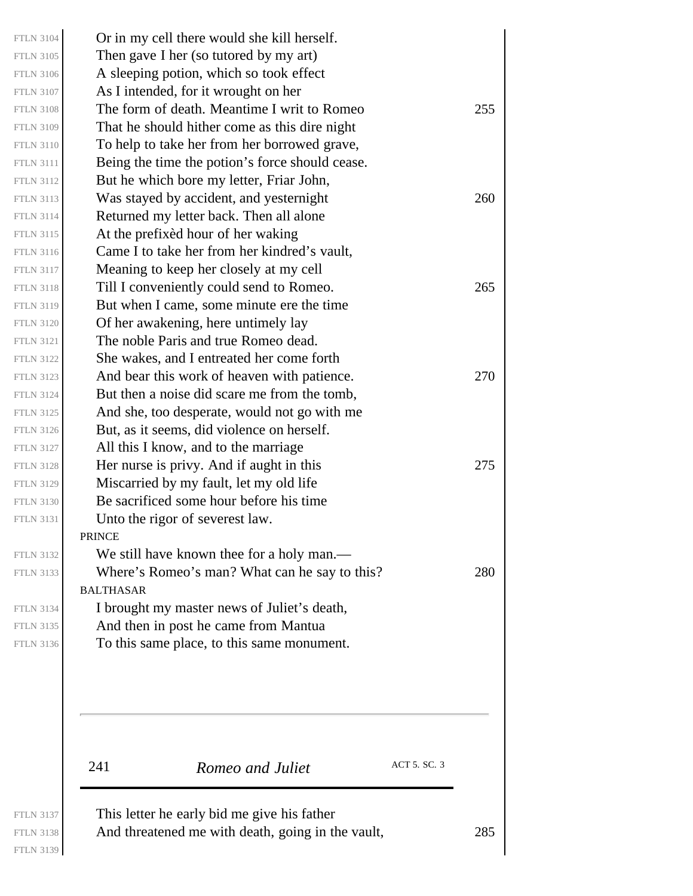Or in my cell there would she kill herself.
Then gave I her (so tutored by my art)
A sleeping potion, which so took effect
As I intended, for it wrought on her
The form of death. Meantime I writ to Romeo
That he should hither come as this dire night
To help to take her from her borrowed grave,
Being the time the potion's force should cease.
But he which bore my letter, Friar John,
Was stayed by accident, and yesternight
Returned my letter back. Then all alone
At the prefixèd hour of her waking
Came I to take her from her kindred's vault,
Meaning to keep her closely at my cell
Till I conveniently could send to Romeo.
But when I came, some minute ere the time
Of her awakening, here untimely lay
The noble Paris and true Romeo dead.
She wakes, and I entreated her come forth
And bear this work of heaven with patience.
But then a noise did scare me from the tomb,
And she, too desperate, would not go with me
But, as it seems, did violence on herself.
All this I know, and to the marriage
Her nurse is privy. And if aught in this
Miscarried by my fault, let my old life
Be sacrificed some hour before his time
Unto the rigor of severest law.

PRINCE

We still have known thee for a holy man.—
Where's Romeo's man? What can he say to this?

BALTHASAR

I brought my master news of Juliet's death,
And then in post he came from Mantua
To this same place, to this same monument.
This letter he early bid me give his father
And threatened me with death, going in the vault,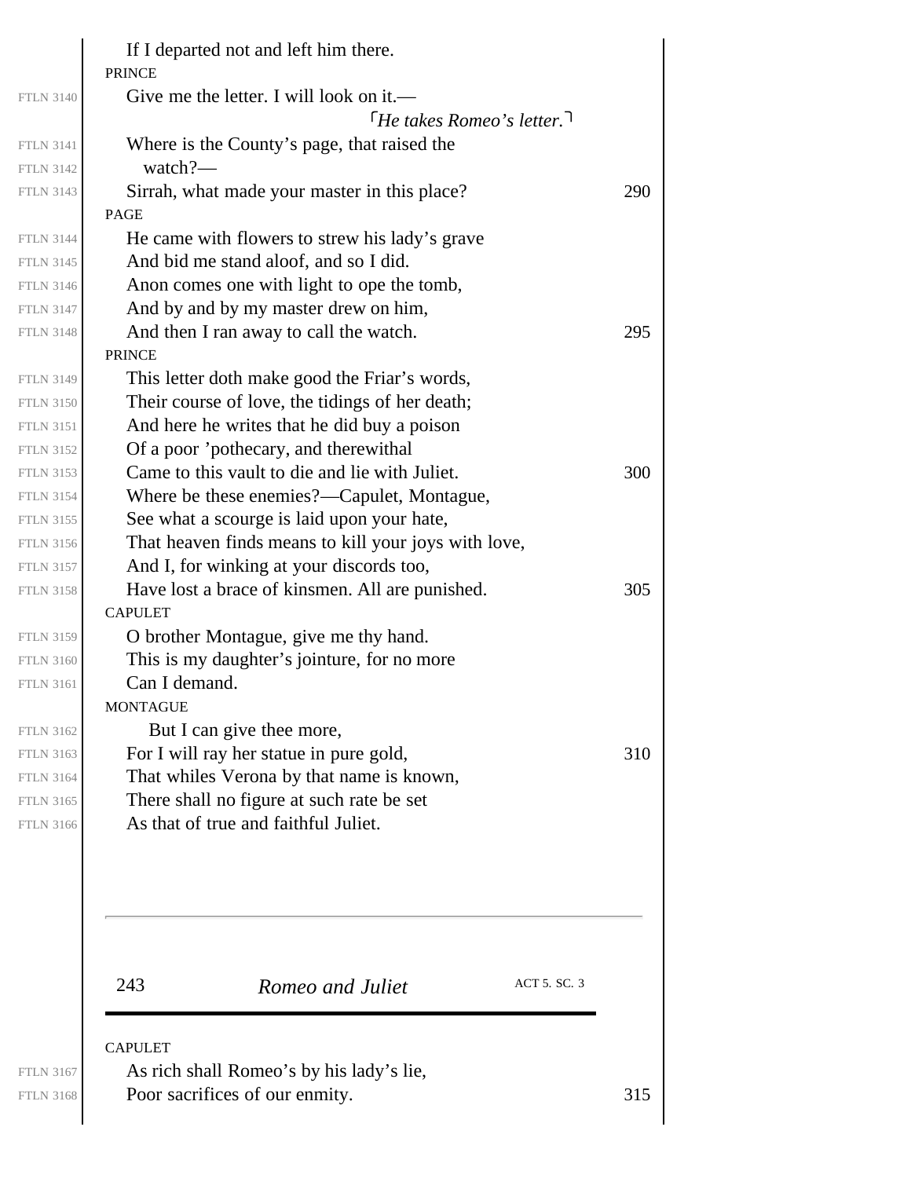If I departed not and left him there.

PRINCE

Give me the letter. I will look on it.—

⌜*He takes Romeo's letter.*⌝

Where is the County's page, that raised the
watch?—

Sirrah, what made your master in this place?

PAGE

He came with flowers to strew his lady's grave
And bid me stand aloof, and so I did.
Anon comes one with light to ope the tomb,
And by and by my master drew on him,
And then I ran away to call the watch.

PRINCE

This letter doth make good the Friar's words,
Their course of love, the tidings of her death;
And here he writes that he did buy a poison
Of a poor 'pothecary, and therewithal
Came to this vault to die and lie with Juliet.
Where be these enemies?—Capulet, Montague,
See what a scourge is laid upon your hate,
That heaven finds means to kill your joys with love,
And I, for winking at your discords too,
Have lost a brace of kinsmen. All are punished.

CAPULET

O brother Montague, give me thy hand.
This is my daughter's jointure, for no more
Can I demand.

MONTAGUE

But I can give thee more,
For I will ray her statue in pure gold,
That whiles Verona by that name is known,
There shall no figure at such rate be set
As that of true and faithful Juliet.

CAPULET

As rich shall Romeo's by his lady's lie,
Poor sacrifices of our enmity.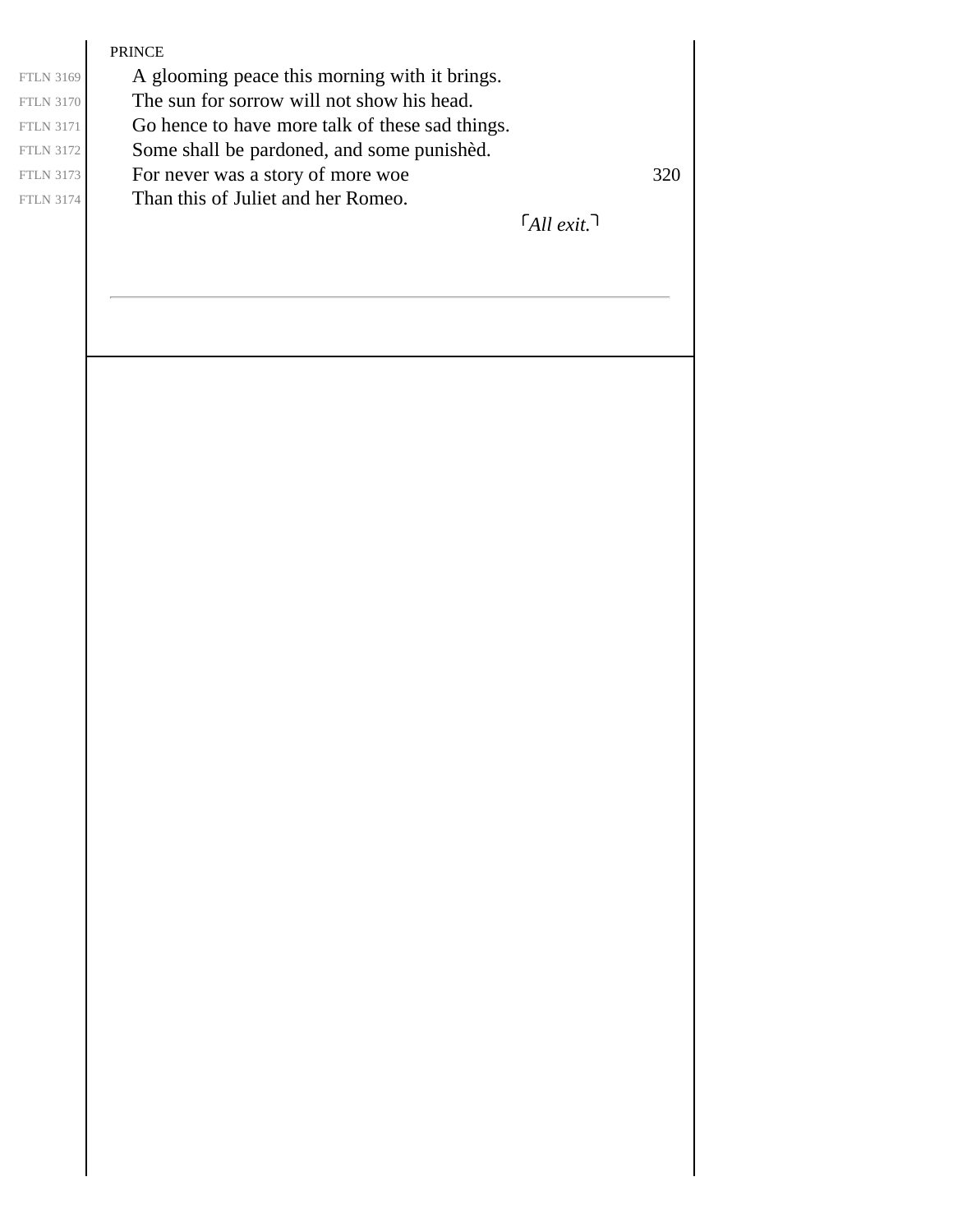PRINCE

A glooming peace this morning with it brings.
The sun for sorrow will not show his head.
Go hence to have more talk of these sad things.
Some shall be pardoned, and some punishèd.
For never was a story of more woe
Than this of Juliet and her Romeo.

⌜*All exit.*⌝